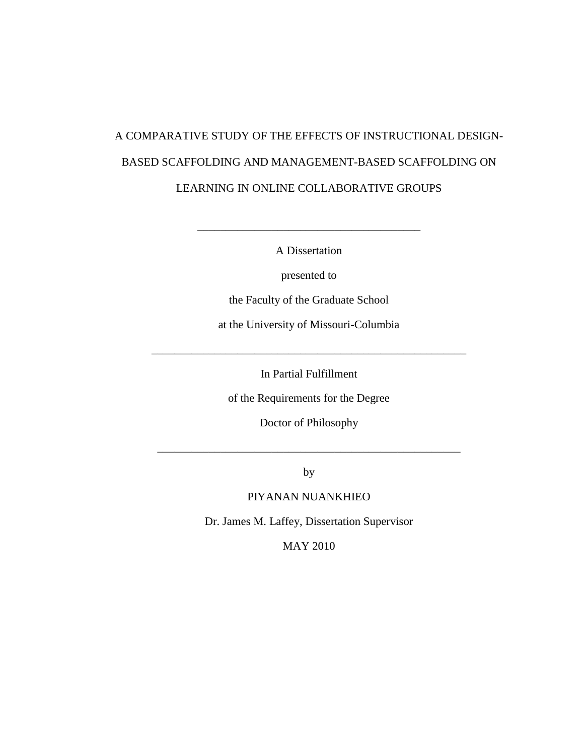# A COMPARATIVE STUDY OF THE EFFECTS OF INSTRUCTIONAL DESIGN-BASED SCAFFOLDING AND MANAGEMENT-BASED SCAFFOLDING ON LEARNING IN ONLINE COLLABORATIVE GROUPS

---

A Dissertation

presented to

the Faculty of the Graduate School

at the University of Missouri-Columbia

---

In Partial Fulfillment

of the Requirements for the Degree

Doctor of Philosophy

---

by

PIYANAN NUANKHIEO

Dr. James M. Laffey, Dissertation Supervisor

MAY 2010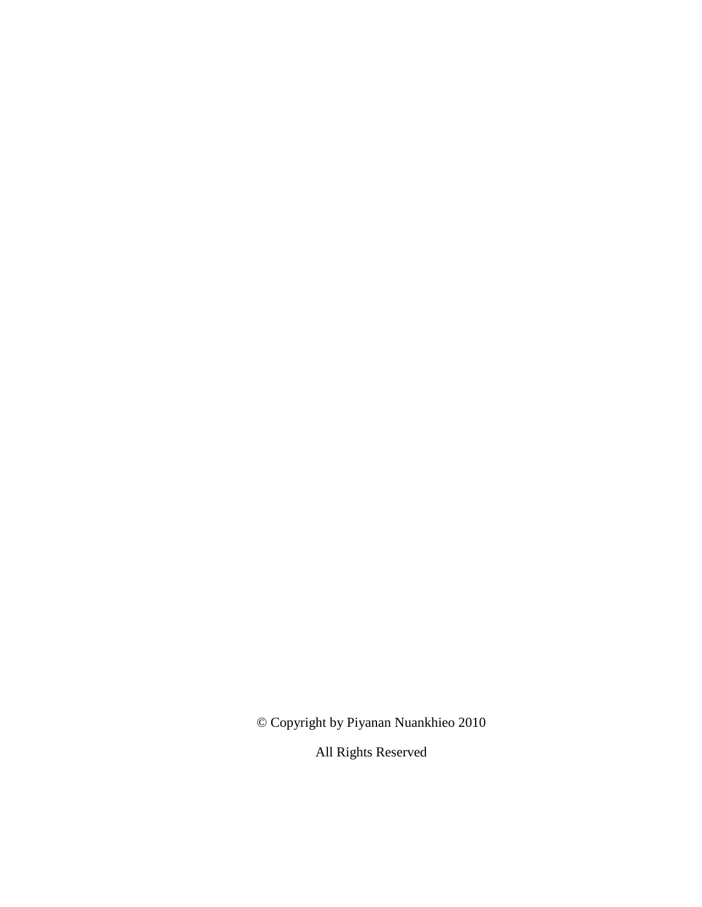© Copyright by Piyanan Nuankhieo 2010

All Rights Reserved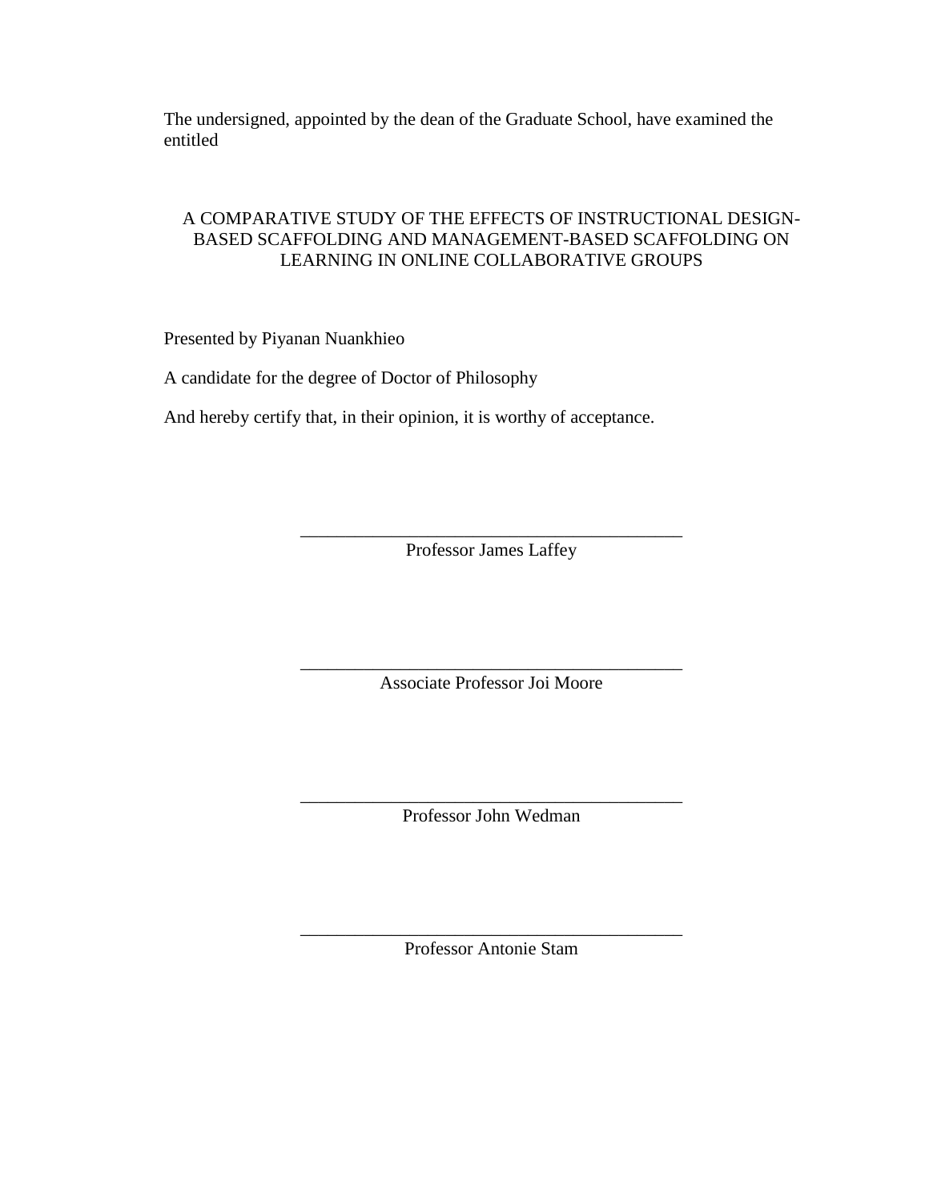The undersigned, appointed by the dean of the Graduate School, have examined the entitled

A COMPARATIVE STUDY OF THE EFFECTS OF INSTRUCTIONAL DESIGN-BASED SCAFFOLDING AND MANAGEMENT-BASED SCAFFOLDING ON LEARNING IN ONLINE COLLABORATIVE GROUPS

Presented by Piyanan Nuankhieo

A candidate for the degree of Doctor of Philosophy

And hereby certify that, in their opinion, it is worthy of acceptance.

\_\_\_\_\_\_\_\_\_\_\_\_\_\_\_\_\_\_\_\_\_\_\_\_\_\_\_\_\_\_\_\_\_\_\_\_\_\_\_\_\_\_

Professor James Laffey

\_\_\_\_\_\_\_\_\_\_\_\_\_\_\_\_\_\_\_\_\_\_\_\_\_\_\_\_\_\_\_\_\_\_\_\_\_\_\_\_\_\_

Associate Professor Joi Moore

\_\_\_\_\_\_\_\_\_\_\_\_\_\_\_\_\_\_\_\_\_\_\_\_\_\_\_\_\_\_\_\_\_\_\_\_\_\_\_\_\_\_

Professor John Wedman

\_\_\_\_\_\_\_\_\_\_\_\_\_\_\_\_\_\_\_\_\_\_\_\_\_\_\_\_\_\_\_\_\_\_\_\_\_\_\_\_\_\_

Professor Antonie Stam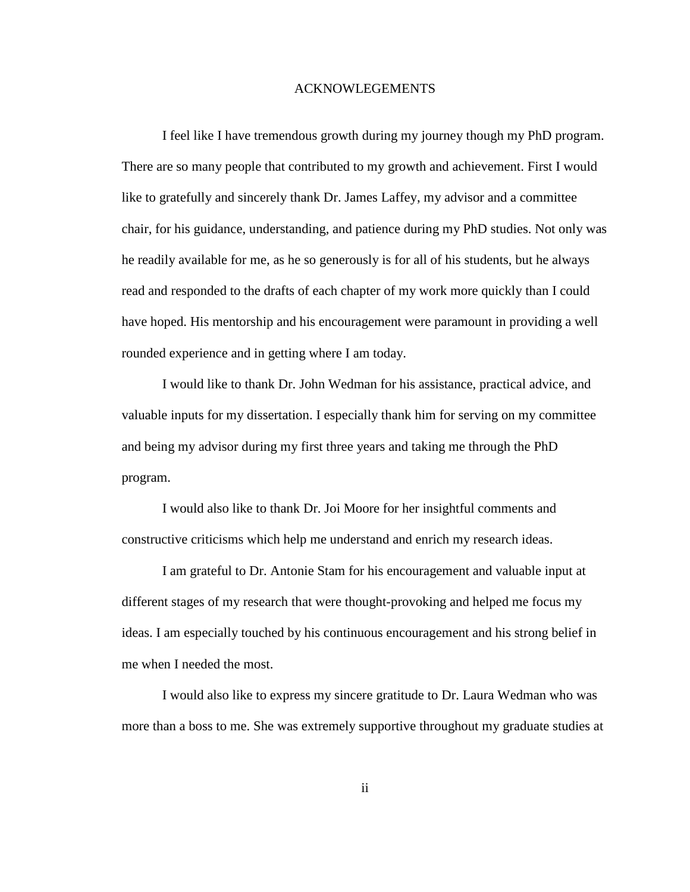# ACKNOWLEGEMENTS

I feel like I have tremendous growth during my journey though my PhD program. There are so many people that contributed to my growth and achievement. First I would like to gratefully and sincerely thank Dr. James Laffey, my advisor and a committee chair, for his guidance, understanding, and patience during my PhD studies. Not only was he readily available for me, as he so generously is for all of his students, but he always read and responded to the drafts of each chapter of my work more quickly than I could have hoped. His mentorship and his encouragement were paramount in providing a well rounded experience and in getting where I am today.

I would like to thank Dr. John Wedman for his assistance, practical advice, and valuable inputs for my dissertation. I especially thank him for serving on my committee and being my advisor during my first three years and taking me through the PhD program.

I would also like to thank Dr. Joi Moore for her insightful comments and constructive criticisms which help me understand and enrich my research ideas.

I am grateful to Dr. Antonie Stam for his encouragement and valuable input at different stages of my research that were thought-provoking and helped me focus my ideas. I am especially touched by his continuous encouragement and his strong belief in me when I needed the most.

I would also like to express my sincere gratitude to Dr. Laura Wedman who was more than a boss to me. She was extremely supportive throughout my graduate studies at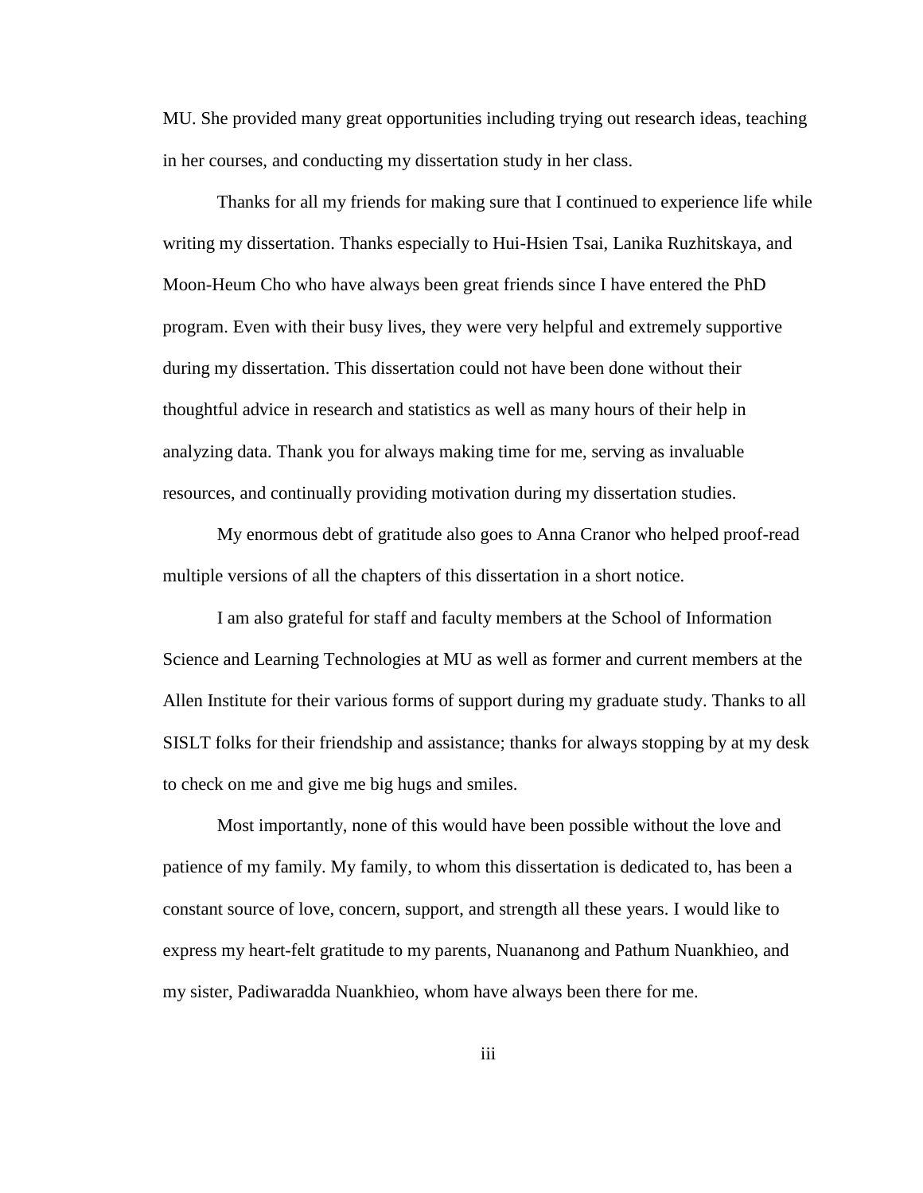MU. She provided many great opportunities including trying out research ideas, teaching in her courses, and conducting my dissertation study in her class.

Thanks for all my friends for making sure that I continued to experience life while writing my dissertation. Thanks especially to Hui-Hsien Tsai, Lanika Ruzhitskaya, and Moon-Heum Cho who have always been great friends since I have entered the PhD program. Even with their busy lives, they were very helpful and extremely supportive during my dissertation. This dissertation could not have been done without their thoughtful advice in research and statistics as well as many hours of their help in analyzing data. Thank you for always making time for me, serving as invaluable resources, and continually providing motivation during my dissertation studies.

My enormous debt of gratitude also goes to Anna Cranor who helped proof-read multiple versions of all the chapters of this dissertation in a short notice.

I am also grateful for staff and faculty members at the School of Information Science and Learning Technologies at MU as well as former and current members at the Allen Institute for their various forms of support during my graduate study. Thanks to all SISLT folks for their friendship and assistance; thanks for always stopping by at my desk to check on me and give me big hugs and smiles.

Most importantly, none of this would have been possible without the love and patience of my family. My family, to whom this dissertation is dedicated to, has been a constant source of love, concern, support, and strength all these years. I would like to express my heart-felt gratitude to my parents, Nuananong and Pathum Nuankhieo, and my sister, Padiwaradda Nuankhieo, whom have always been there for me.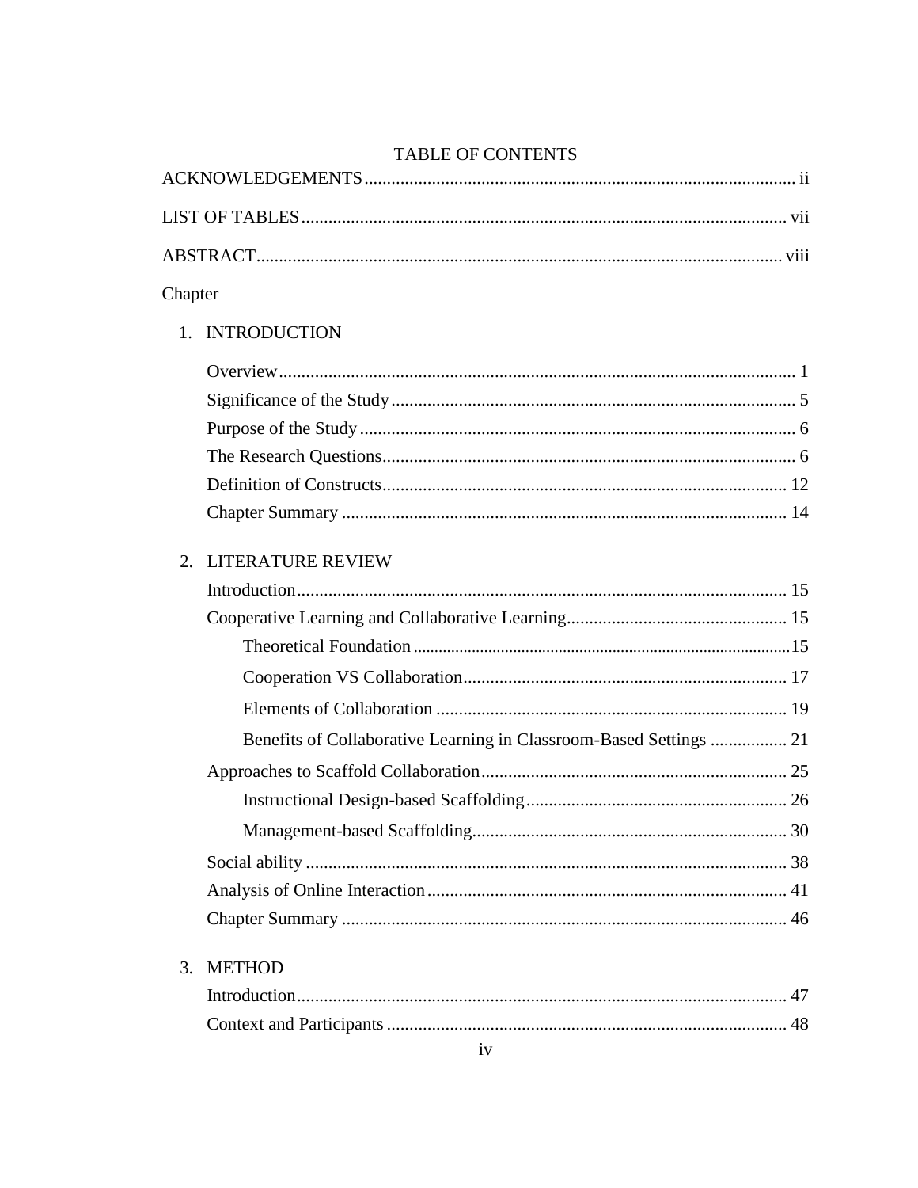# TABLE OF CONTENTS

ACKNOWLEDGEMENTS ............................................................................................ ii

LIST OF TABLES ........................................................................................................ vii

ABSTRACT ................................................................................................................. viii

Chapter

1. INTRODUCTION

   Overview ................................................................................................................ 1
   
   Significance of the Study ........................................................................................ 5
   
   Purpose of the Study ............................................................................................... 6
   
   The Research Questions .......................................................................................... 6
   
   Definition of Constructs ......................................................................................... 12
   
   Chapter Summary .................................................................................................. 14

2. LITERATURE REVIEW

   Introduction ........................................................................................................... 15
   
   Cooperative Learning and Collaborative Learning ................................................ 15
   
      Theoretical Foundation ..................................................................................... 15
      
      Cooperation VS Collaboration ........................................................................... 17
      
      Elements of Collaboration ................................................................................. 19
      
      Benefits of Collaborative Learning in Classroom-Based Settings ................. 21
      
   Approaches to Scaffold Collaboration .................................................................... 25
   
      Instructional Design-based Scaffolding ............................................................. 26
      
      Management-based Scaffolding ........................................................................ 30
      
   Social ability .......................................................................................................... 38
   
   Analysis of Online Interaction ............................................................................... 41
   
   Chapter Summary .................................................................................................. 46

3. METHOD

   Introduction ........................................................................................................... 47
   
   Context and Participants ........................................................................................ 48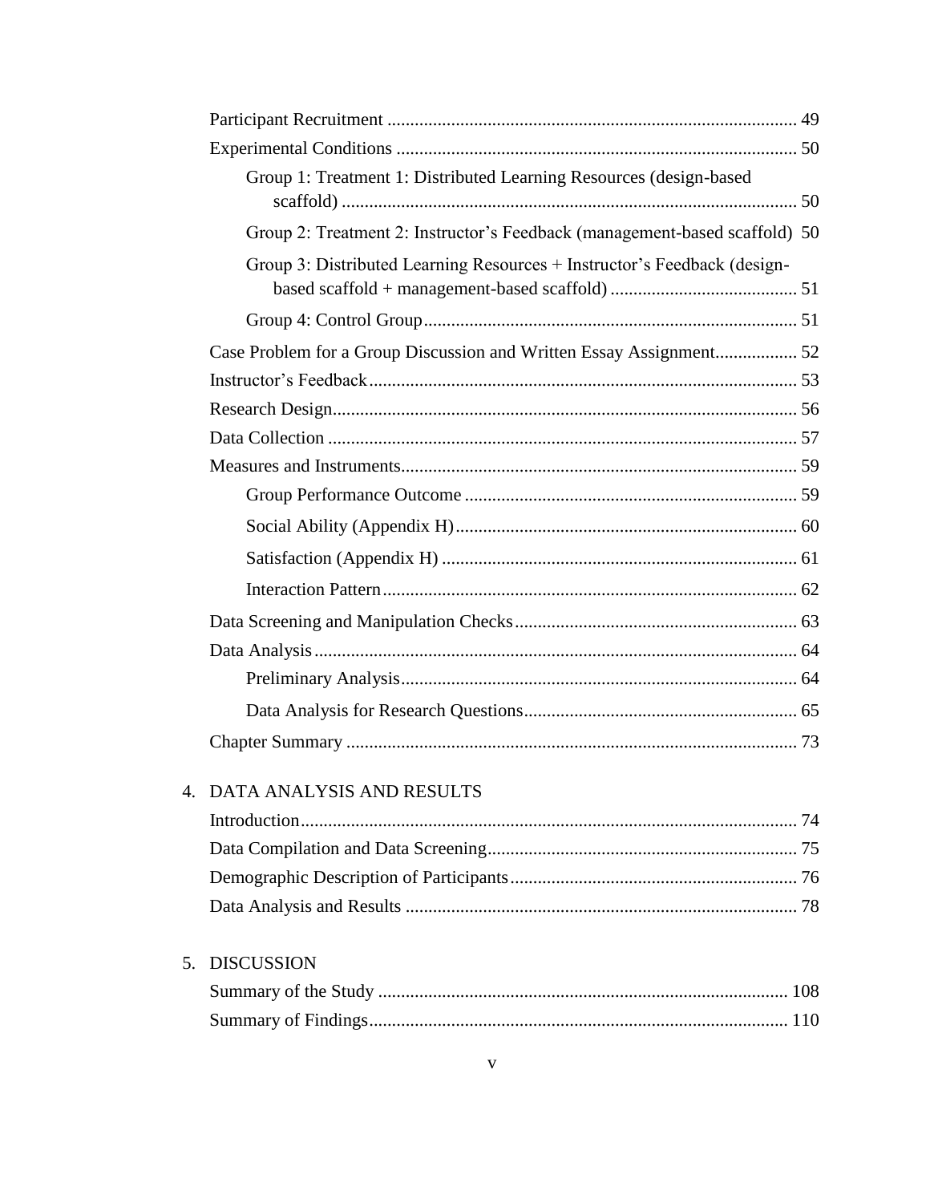Participant Recruitment ........................................................................................ 49

Experimental Conditions ...................................................................................... 50

Group 1: Treatment 1: Distributed Learning Resources (design-based scaffold) .................................................................................................. 50

Group 2: Treatment 2: Instructor's Feedback (management-based scaffold) 50

Group 3: Distributed Learning Resources + Instructor's Feedback (design-based scaffold + management-based scaffold) ........................................ 51

Group 4: Control Group................................................................................ 51

Case Problem for a Group Discussion and Written Essay Assignment.................. 52

Instructor's Feedback............................................................................................ 53

Research Design.................................................................................................... 56

Data Collection ..................................................................................................... 57

Measures and Instruments..................................................................................... 59

Group Performance Outcome ....................................................................... 59

Social Ability (Appendix H).......................................................................... 60

Satisfaction (Appendix H) ............................................................................ 61

Interaction Pattern......................................................................................... 62

Data Screening and Manipulation Checks............................................................ 63

Data Analysis........................................................................................................ 64

Preliminary Analysis..................................................................................... 64

Data Analysis for Research Questions.......................................................... 65

Chapter Summary ................................................................................................. 73

4. DATA ANALYSIS AND RESULTS

Introduction........................................................................................................... 74

Data Compilation and Data Screening................................................................... 75

Demographic Description of Participants.............................................................. 76

Data Analysis and Results .................................................................................... 78

5. DISCUSSION

Summary of the Study ......................................................................................... 108

Summary of Findings........................................................................................... 110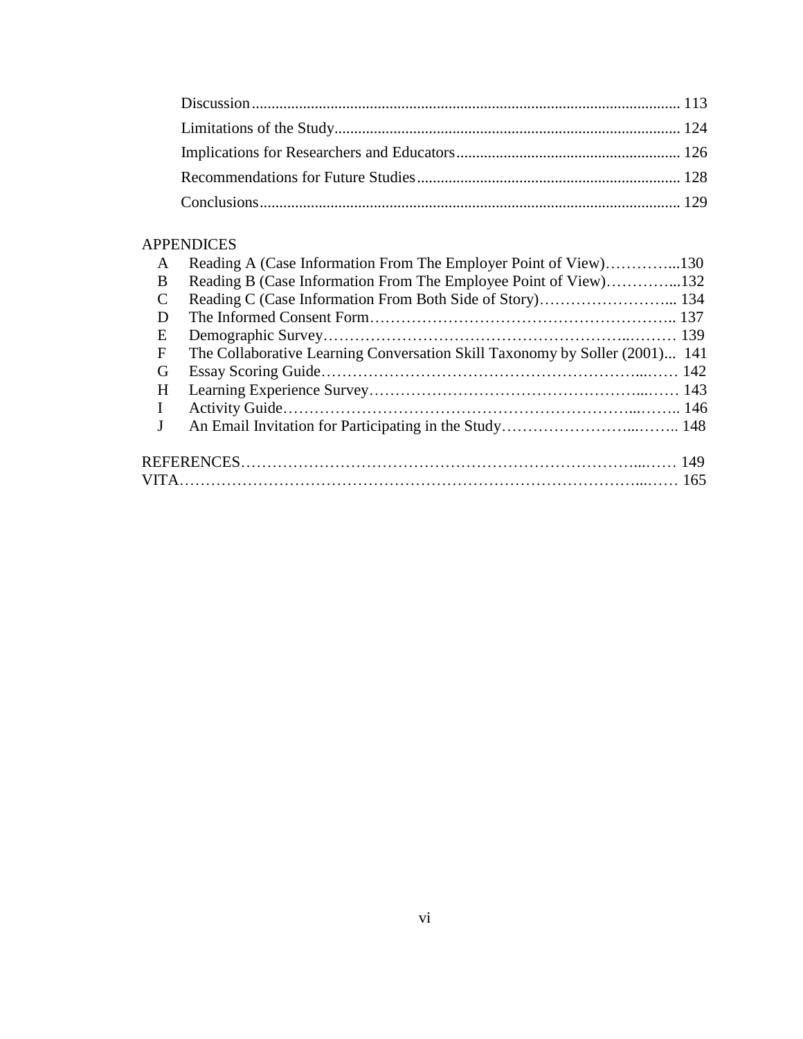Discussion ........................................................................................................... 113
Limitations of the Study ....................................................................................... 124
Implications for Researchers and Educators ........................................................ 126
Recommendations for Future Studies .................................................................. 128
Conclusions .......................................................................................................... 129

APPENDICES

A Reading A (Case Information From The Employer Point of View)…………...130
B Reading B (Case Information From The Employee Point of View)…………...132
C Reading C (Case Information From Both Side of Story)……………………... 134
D The Informed Consent Form………………………………………………….. 137
E Demographic Survey……………………………………………….………. 139
F The Collaborative Learning Conversation Skill Taxonomy by Soller (2001)... 141
G Essay Scoring Guide……………………………………………………...…. 142
H Learning Experience Survey…………………………………………...…. 143
I Activity Guide………………………………………………………...…….. 146
J An Email Invitation for Participating in the Study…………………...…….. 148

REFERENCES…………………………………………………………………...…. 149
VITA…………………………………………………………………………...…. 165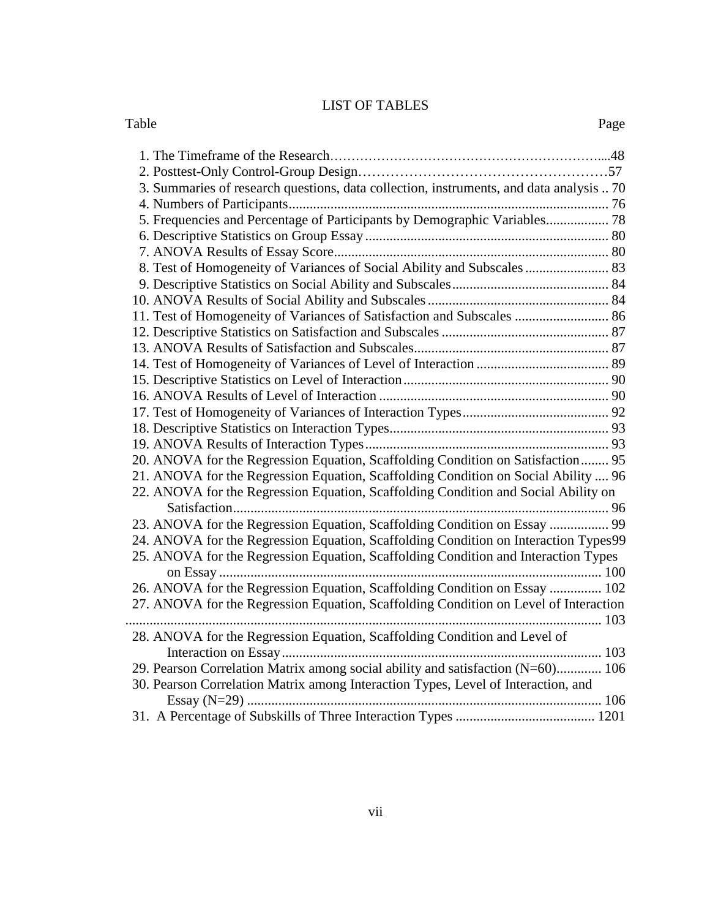# LIST OF TABLES

| Table | Page |
|---|---|
| 1. The Timeframe of the Research | 48 |
| 2. Posttest-Only Control-Group Design | 57 |
| 3. Summaries of research questions, data collection, instruments, and data analysis | 70 |
| 4. Numbers of Participants | 76 |
| 5. Frequencies and Percentage of Participants by Demographic Variables | 78 |
| 6. Descriptive Statistics on Group Essay | 80 |
| 7. ANOVA Results of Essay Score | 80 |
| 8. Test of Homogeneity of Variances of Social Ability and Subscales | 83 |
| 9. Descriptive Statistics on Social Ability and Subscales | 84 |
| 10. ANOVA Results of Social Ability and Subscales | 84 |
| 11. Test of Homogeneity of Variances of Satisfaction and Subscales | 86 |
| 12. Descriptive Statistics on Satisfaction and Subscales | 87 |
| 13. ANOVA Results of Satisfaction and Subscales | 87 |
| 14. Test of Homogeneity of Variances of Level of Interaction | 89 |
| 15. Descriptive Statistics on Level of Interaction | 90 |
| 16. ANOVA Results of Level of Interaction | 90 |
| 17. Test of Homogeneity of Variances of Interaction Types | 92 |
| 18. Descriptive Statistics on Interaction Types | 93 |
| 19. ANOVA Results of Interaction Types | 93 |
| 20. ANOVA for the Regression Equation, Scaffolding Condition on Satisfaction | 95 |
| 21. ANOVA for the Regression Equation, Scaffolding Condition on Social Ability | 96 |
| 22. ANOVA for the Regression Equation, Scaffolding Condition and Social Ability on Satisfaction | 96 |
| 23. ANOVA for the Regression Equation, Scaffolding Condition on Essay | 99 |
| 24. ANOVA for the Regression Equation, Scaffolding Condition on Interaction Types | 99 |
| 25. ANOVA for the Regression Equation, Scaffolding Condition and Interaction Types on Essay | 100 |
| 26. ANOVA for the Regression Equation, Scaffolding Condition on Essay | 102 |
| 27. ANOVA for the Regression Equation, Scaffolding Condition on Level of Interaction | 103 |
| 28. ANOVA for the Regression Equation, Scaffolding Condition and Level of Interaction on Essay | 103 |
| 29. Pearson Correlation Matrix among social ability and satisfaction (N=60) | 106 |
| 30. Pearson Correlation Matrix among Interaction Types, Level of Interaction, and Essay (N=29) | 106 |
| 31. A Percentage of Subskills of Three Interaction Types | 1201 |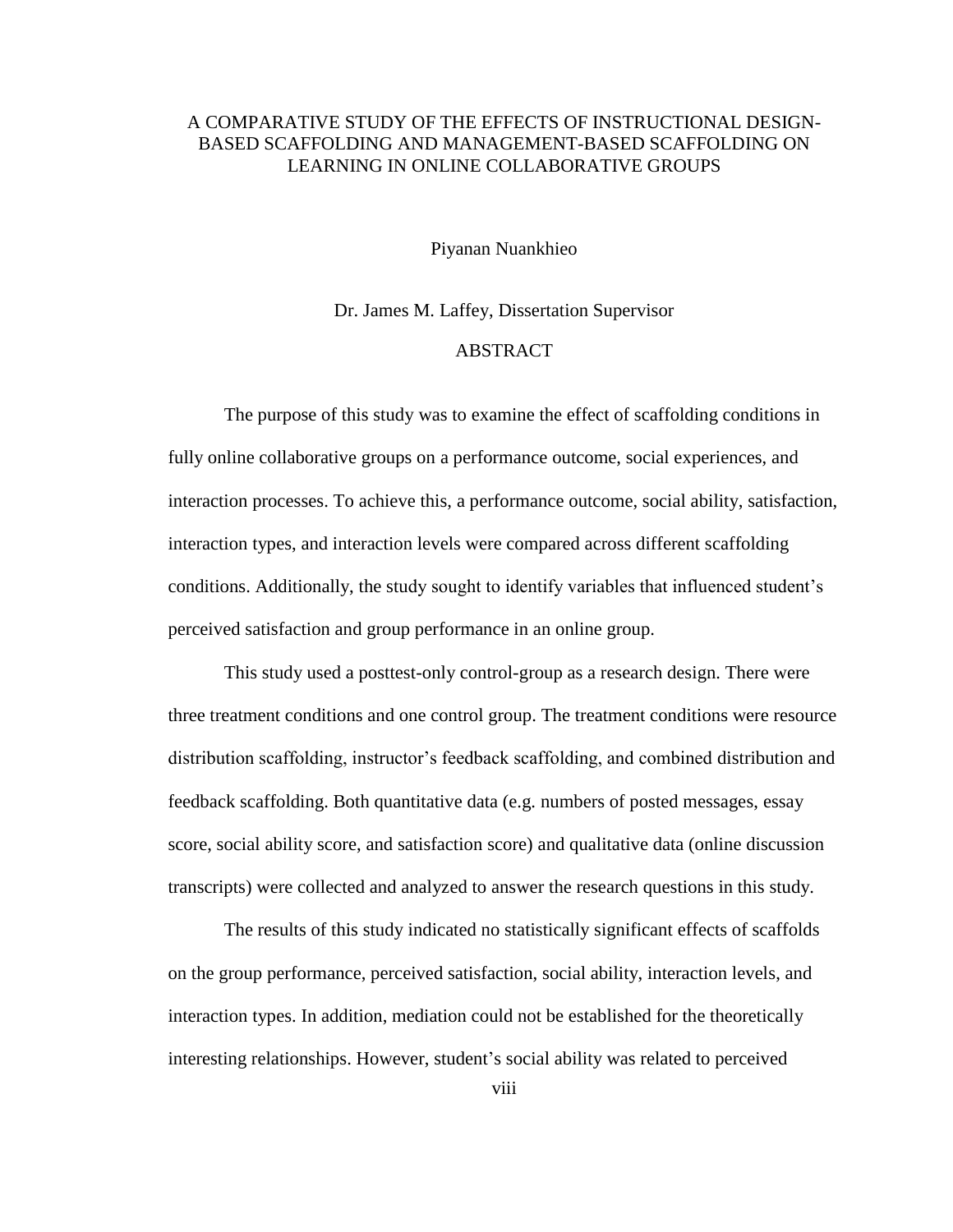A COMPARATIVE STUDY OF THE EFFECTS OF INSTRUCTIONAL DESIGN-BASED SCAFFOLDING AND MANAGEMENT-BASED SCAFFOLDING ON LEARNING IN ONLINE COLLABORATIVE GROUPS

Piyanan Nuankhieo

Dr. James M. Laffey, Dissertation Supervisor

ABSTRACT

The purpose of this study was to examine the effect of scaffolding conditions in fully online collaborative groups on a performance outcome, social experiences, and interaction processes. To achieve this, a performance outcome, social ability, satisfaction, interaction types, and interaction levels were compared across different scaffolding conditions. Additionally, the study sought to identify variables that influenced student's perceived satisfaction and group performance in an online group.

This study used a posttest-only control-group as a research design. There were three treatment conditions and one control group. The treatment conditions were resource distribution scaffolding, instructor's feedback scaffolding, and combined distribution and feedback scaffolding. Both quantitative data (e.g. numbers of posted messages, essay score, social ability score, and satisfaction score) and qualitative data (online discussion transcripts) were collected and analyzed to answer the research questions in this study.

The results of this study indicated no statistically significant effects of scaffolds on the group performance, perceived satisfaction, social ability, interaction levels, and interaction types. In addition, mediation could not be established for the theoretically interesting relationships. However, student's social ability was related to perceived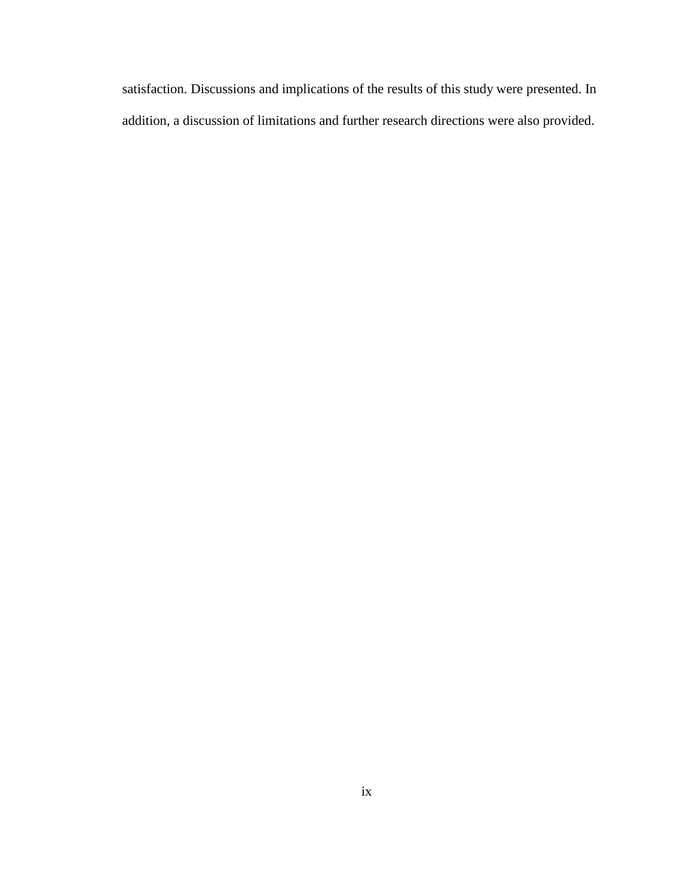satisfaction. Discussions and implications of the results of this study were presented. In addition, a discussion of limitations and further research directions were also provided.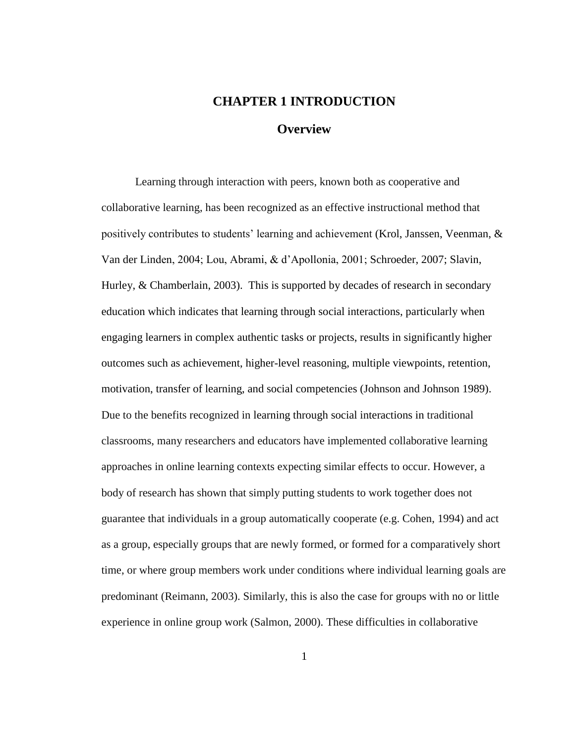# CHAPTER 1 INTRODUCTION

## Overview

Learning through interaction with peers, known both as cooperative and collaborative learning, has been recognized as an effective instructional method that positively contributes to students' learning and achievement (Krol, Janssen, Veenman, & Van der Linden, 2004; Lou, Abrami, & d'Apollonia, 2001; Schroeder, 2007; Slavin, Hurley, & Chamberlain, 2003). This is supported by decades of research in secondary education which indicates that learning through social interactions, particularly when engaging learners in complex authentic tasks or projects, results in significantly higher outcomes such as achievement, higher-level reasoning, multiple viewpoints, retention, motivation, transfer of learning, and social competencies (Johnson and Johnson 1989). Due to the benefits recognized in learning through social interactions in traditional classrooms, many researchers and educators have implemented collaborative learning approaches in online learning contexts expecting similar effects to occur. However, a body of research has shown that simply putting students to work together does not guarantee that individuals in a group automatically cooperate (e.g. Cohen, 1994) and act as a group, especially groups that are newly formed, or formed for a comparatively short time, or where group members work under conditions where individual learning goals are predominant (Reimann, 2003). Similarly, this is also the case for groups with no or little experience in online group work (Salmon, 2000). These difficulties in collaborative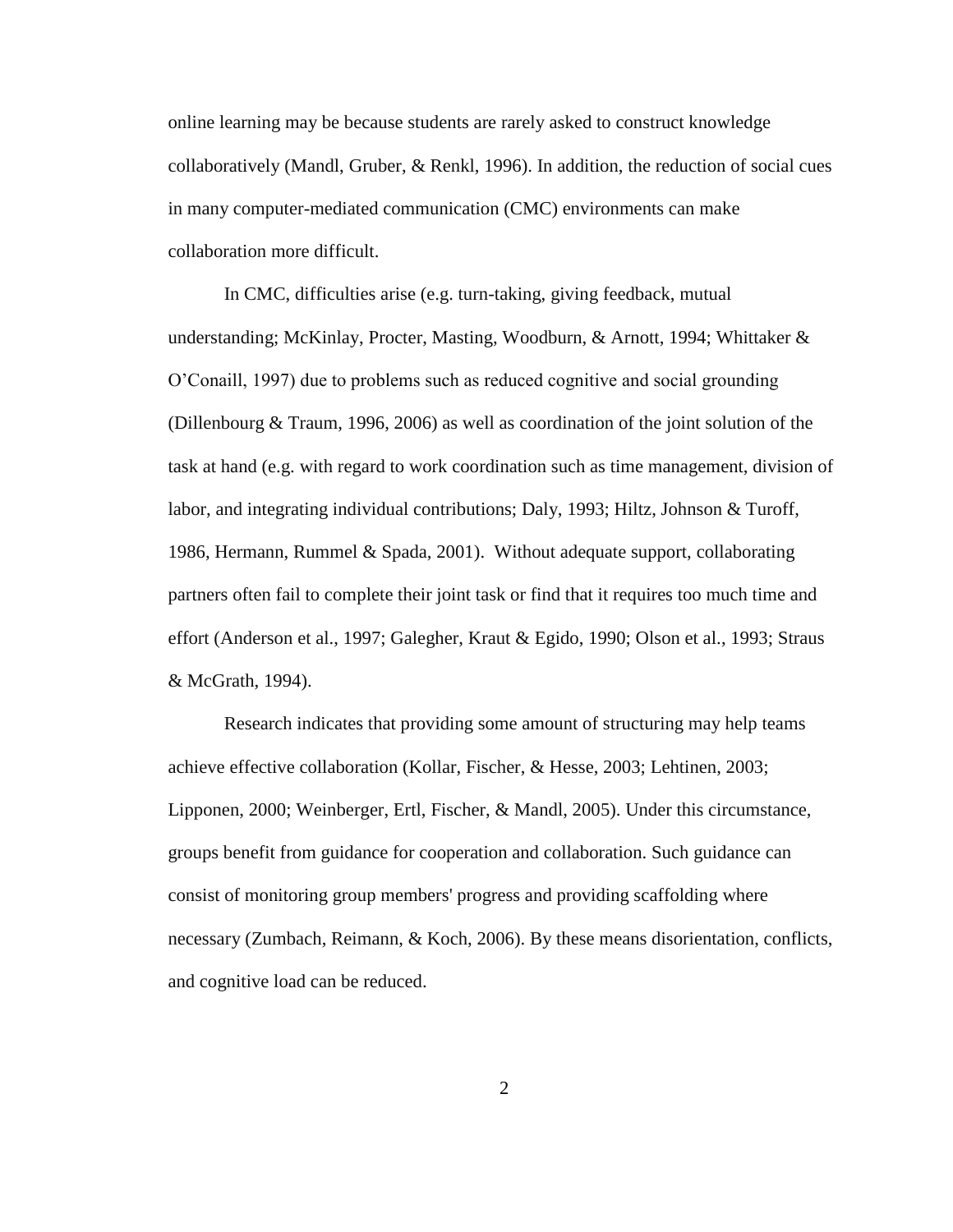online learning may be because students are rarely asked to construct knowledge collaboratively (Mandl, Gruber, & Renkl, 1996). In addition, the reduction of social cues in many computer-mediated communication (CMC) environments can make collaboration more difficult.

In CMC, difficulties arise (e.g. turn-taking, giving feedback, mutual understanding; McKinlay, Procter, Masting, Woodburn, & Arnott, 1994; Whittaker & O'Conaill, 1997) due to problems such as reduced cognitive and social grounding (Dillenbourg & Traum, 1996, 2006) as well as coordination of the joint solution of the task at hand (e.g. with regard to work coordination such as time management, division of labor, and integrating individual contributions; Daly, 1993; Hiltz, Johnson & Turoff, 1986, Hermann, Rummel & Spada, 2001). Without adequate support, collaborating partners often fail to complete their joint task or find that it requires too much time and effort (Anderson et al., 1997; Galegher, Kraut & Egido, 1990; Olson et al., 1993; Straus & McGrath, 1994).

Research indicates that providing some amount of structuring may help teams achieve effective collaboration (Kollar, Fischer, & Hesse, 2003; Lehtinen, 2003; Lipponen, 2000; Weinberger, Ertl, Fischer, & Mandl, 2005). Under this circumstance, groups benefit from guidance for cooperation and collaboration. Such guidance can consist of monitoring group members' progress and providing scaffolding where necessary (Zumbach, Reimann, & Koch, 2006). By these means disorientation, conflicts, and cognitive load can be reduced.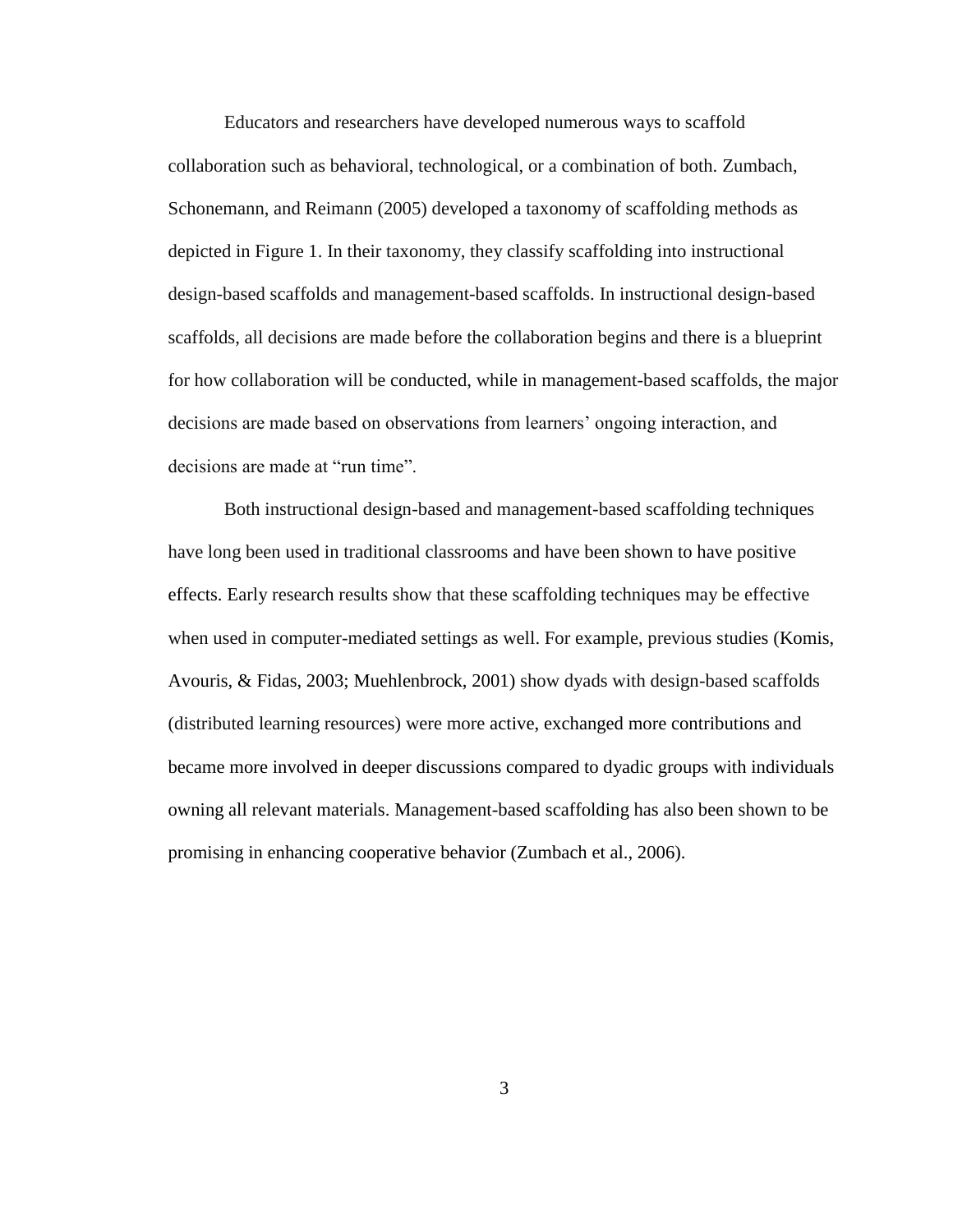Educators and researchers have developed numerous ways to scaffold collaboration such as behavioral, technological, or a combination of both. Zumbach, Schonemann, and Reimann (2005) developed a taxonomy of scaffolding methods as depicted in Figure 1. In their taxonomy, they classify scaffolding into instructional design-based scaffolds and management-based scaffolds. In instructional design-based scaffolds, all decisions are made before the collaboration begins and there is a blueprint for how collaboration will be conducted, while in management-based scaffolds, the major decisions are made based on observations from learners' ongoing interaction, and decisions are made at "run time".

Both instructional design-based and management-based scaffolding techniques have long been used in traditional classrooms and have been shown to have positive effects. Early research results show that these scaffolding techniques may be effective when used in computer-mediated settings as well. For example, previous studies (Komis, Avouris, & Fidas, 2003; Muehlenbrock, 2001) show dyads with design-based scaffolds (distributed learning resources) were more active, exchanged more contributions and became more involved in deeper discussions compared to dyadic groups with individuals owning all relevant materials. Management-based scaffolding has also been shown to be promising in enhancing cooperative behavior (Zumbach et al., 2006).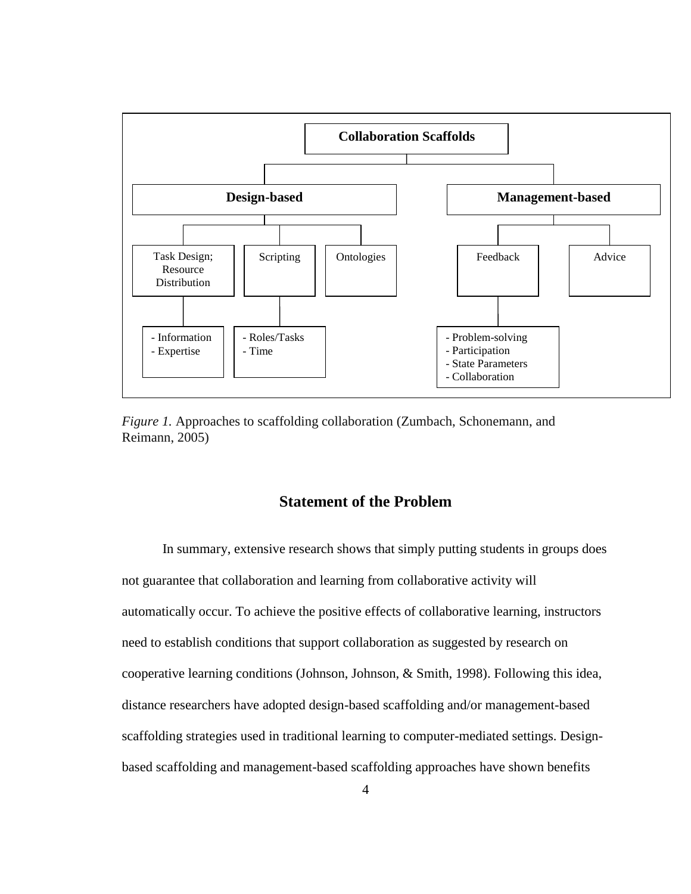Collaboration Scaffolds

- Design-based
  - Task Design; Resource Distribution
    - Information
    - Expertise
  - Scripting
    - Roles/Tasks
    - Time
  - Ontologies
- Management-based
  - Feedback
    - Problem-solving
    - Participation
    - State Parameters
    - Collaboration
  - Advice

*Figure 1.* Approaches to scaffolding collaboration (Zumbach, Schonemann, and Reimann, 2005)

## Statement of the Problem

In summary, extensive research shows that simply putting students in groups does not guarantee that collaboration and learning from collaborative activity will automatically occur. To achieve the positive effects of collaborative learning, instructors need to establish conditions that support collaboration as suggested by research on cooperative learning conditions (Johnson, Johnson, & Smith, 1998). Following this idea, distance researchers have adopted design-based scaffolding and/or management-based scaffolding strategies used in traditional learning to computer-mediated settings. Design-based scaffolding and management-based scaffolding approaches have shown benefits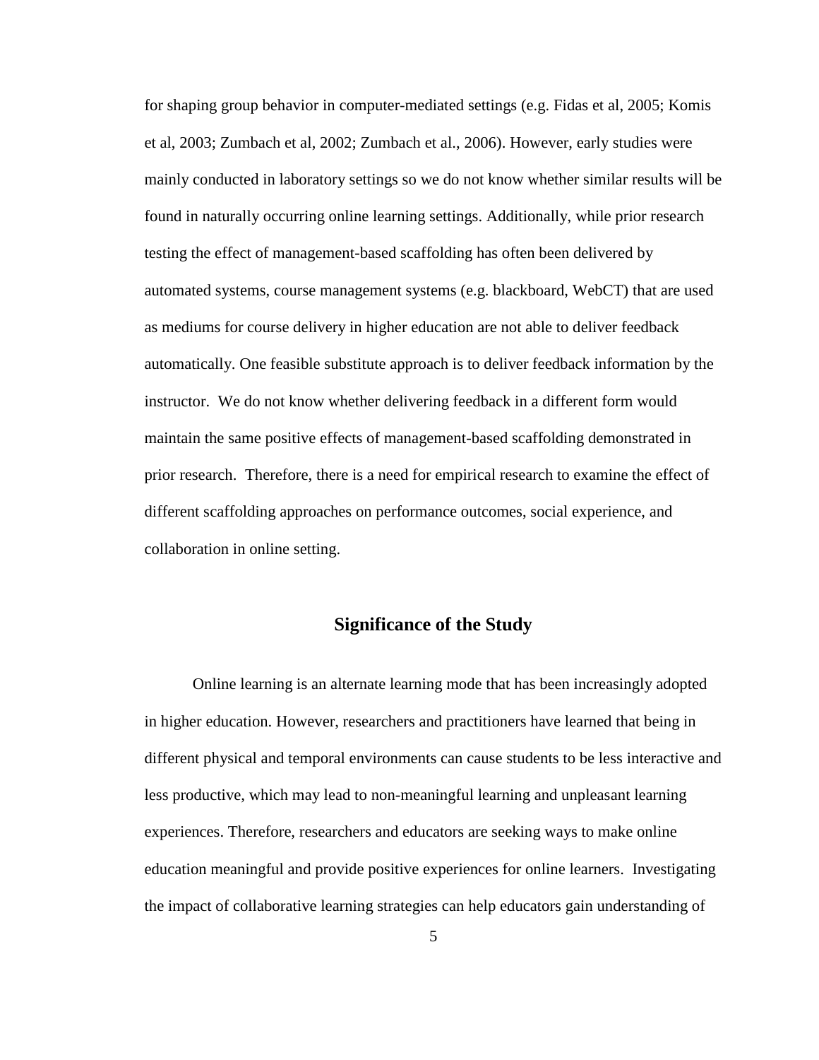for shaping group behavior in computer-mediated settings (e.g. Fidas et al, 2005; Komis et al, 2003; Zumbach et al, 2002; Zumbach et al., 2006). However, early studies were mainly conducted in laboratory settings so we do not know whether similar results will be found in naturally occurring online learning settings. Additionally, while prior research testing the effect of management-based scaffolding has often been delivered by automated systems, course management systems (e.g. blackboard, WebCT) that are used as mediums for course delivery in higher education are not able to deliver feedback automatically. One feasible substitute approach is to deliver feedback information by the instructor. We do not know whether delivering feedback in a different form would maintain the same positive effects of management-based scaffolding demonstrated in prior research. Therefore, there is a need for empirical research to examine the effect of different scaffolding approaches on performance outcomes, social experience, and collaboration in online setting.

## Significance of the Study

Online learning is an alternate learning mode that has been increasingly adopted in higher education. However, researchers and practitioners have learned that being in different physical and temporal environments can cause students to be less interactive and less productive, which may lead to non-meaningful learning and unpleasant learning experiences. Therefore, researchers and educators are seeking ways to make online education meaningful and provide positive experiences for online learners. Investigating the impact of collaborative learning strategies can help educators gain understanding of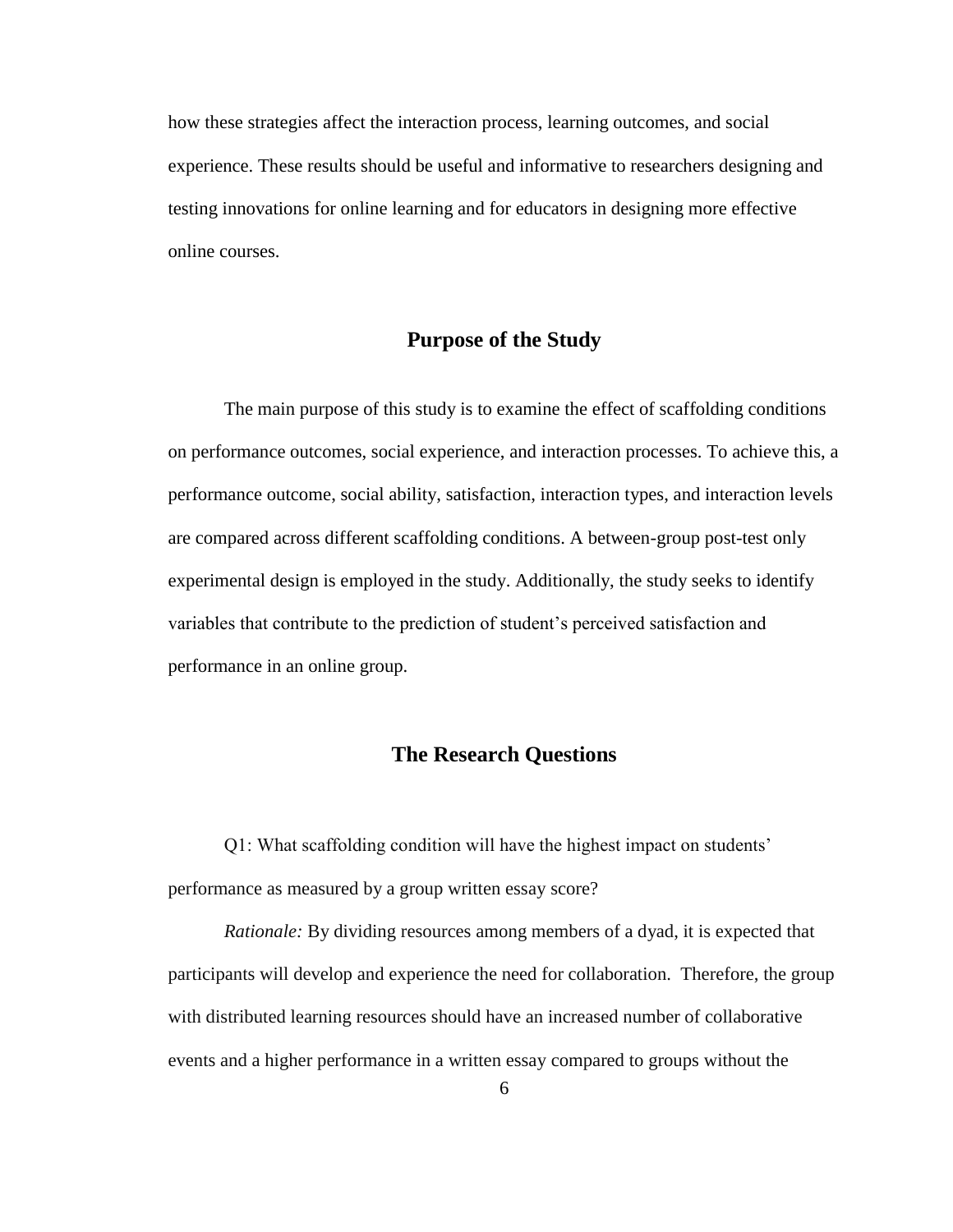how these strategies affect the interaction process, learning outcomes, and social experience. These results should be useful and informative to researchers designing and testing innovations for online learning and for educators in designing more effective online courses.

## Purpose of the Study

The main purpose of this study is to examine the effect of scaffolding conditions on performance outcomes, social experience, and interaction processes. To achieve this, a performance outcome, social ability, satisfaction, interaction types, and interaction levels are compared across different scaffolding conditions. A between-group post-test only experimental design is employed in the study. Additionally, the study seeks to identify variables that contribute to the prediction of student's perceived satisfaction and performance in an online group.

## The Research Questions

Q1: What scaffolding condition will have the highest impact on students' performance as measured by a group written essay score?

*Rationale:* By dividing resources among members of a dyad, it is expected that participants will develop and experience the need for collaboration. Therefore, the group with distributed learning resources should have an increased number of collaborative events and a higher performance in a written essay compared to groups without the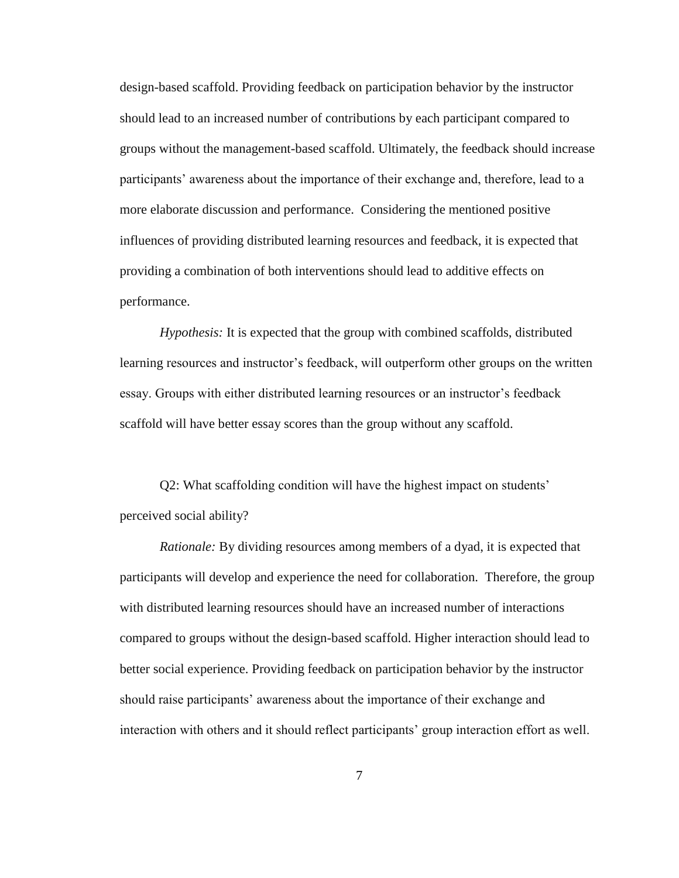design-based scaffold. Providing feedback on participation behavior by the instructor should lead to an increased number of contributions by each participant compared to groups without the management-based scaffold. Ultimately, the feedback should increase participants' awareness about the importance of their exchange and, therefore, lead to a more elaborate discussion and performance. Considering the mentioned positive influences of providing distributed learning resources and feedback, it is expected that providing a combination of both interventions should lead to additive effects on performance.

*Hypothesis:* It is expected that the group with combined scaffolds, distributed learning resources and instructor's feedback, will outperform other groups on the written essay. Groups with either distributed learning resources or an instructor's feedback scaffold will have better essay scores than the group without any scaffold.

Q2: What scaffolding condition will have the highest impact on students' perceived social ability?

*Rationale:* By dividing resources among members of a dyad, it is expected that participants will develop and experience the need for collaboration. Therefore, the group with distributed learning resources should have an increased number of interactions compared to groups without the design-based scaffold. Higher interaction should lead to better social experience. Providing feedback on participation behavior by the instructor should raise participants' awareness about the importance of their exchange and interaction with others and it should reflect participants' group interaction effort as well.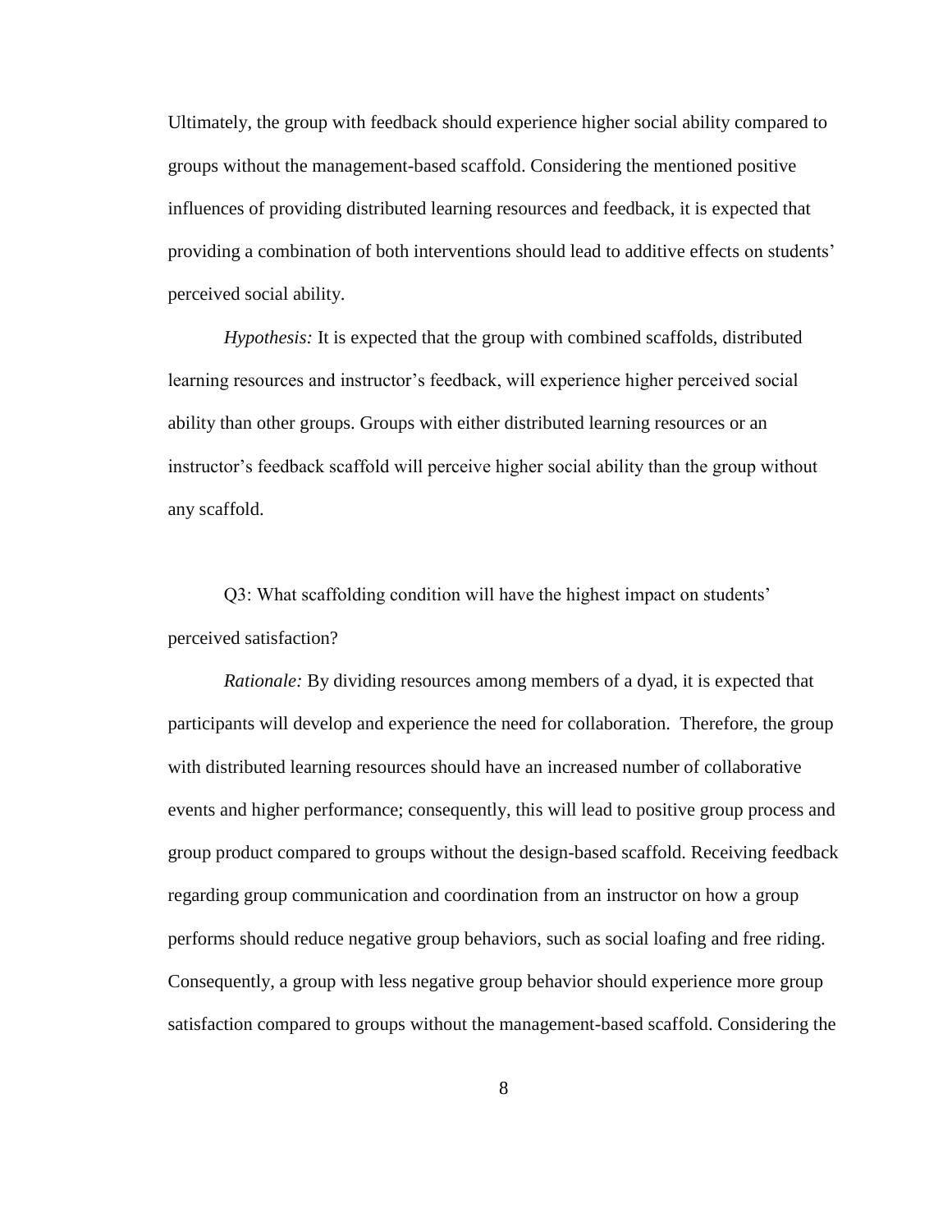Ultimately, the group with feedback should experience higher social ability compared to groups without the management-based scaffold. Considering the mentioned positive influences of providing distributed learning resources and feedback, it is expected that providing a combination of both interventions should lead to additive effects on students' perceived social ability.

*Hypothesis:* It is expected that the group with combined scaffolds, distributed learning resources and instructor's feedback, will experience higher perceived social ability than other groups. Groups with either distributed learning resources or an instructor's feedback scaffold will perceive higher social ability than the group without any scaffold.

Q3: What scaffolding condition will have the highest impact on students' perceived satisfaction?

*Rationale:* By dividing resources among members of a dyad, it is expected that participants will develop and experience the need for collaboration. Therefore, the group with distributed learning resources should have an increased number of collaborative events and higher performance; consequently, this will lead to positive group process and group product compared to groups without the design-based scaffold. Receiving feedback regarding group communication and coordination from an instructor on how a group performs should reduce negative group behaviors, such as social loafing and free riding. Consequently, a group with less negative group behavior should experience more group satisfaction compared to groups without the management-based scaffold. Considering the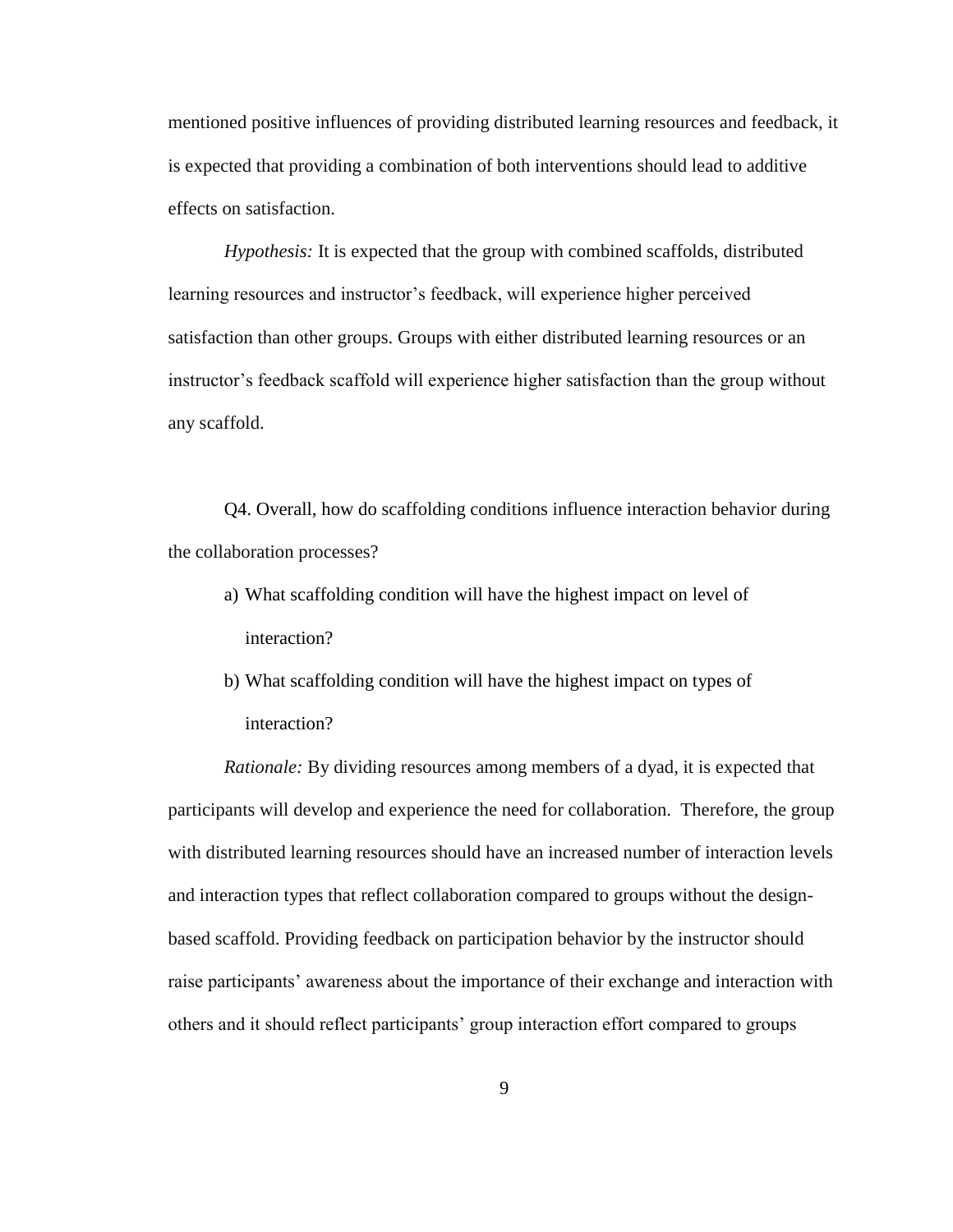mentioned positive influences of providing distributed learning resources and feedback, it is expected that providing a combination of both interventions should lead to additive effects on satisfaction.

*Hypothesis:* It is expected that the group with combined scaffolds, distributed learning resources and instructor's feedback, will experience higher perceived satisfaction than other groups. Groups with either distributed learning resources or an instructor's feedback scaffold will experience higher satisfaction than the group without any scaffold.

Q4. Overall, how do scaffolding conditions influence interaction behavior during the collaboration processes?

a) What scaffolding condition will have the highest impact on level of interaction?

b) What scaffolding condition will have the highest impact on types of interaction?

*Rationale:* By dividing resources among members of a dyad, it is expected that participants will develop and experience the need for collaboration. Therefore, the group with distributed learning resources should have an increased number of interaction levels and interaction types that reflect collaboration compared to groups without the design-based scaffold. Providing feedback on participation behavior by the instructor should raise participants' awareness about the importance of their exchange and interaction with others and it should reflect participants' group interaction effort compared to groups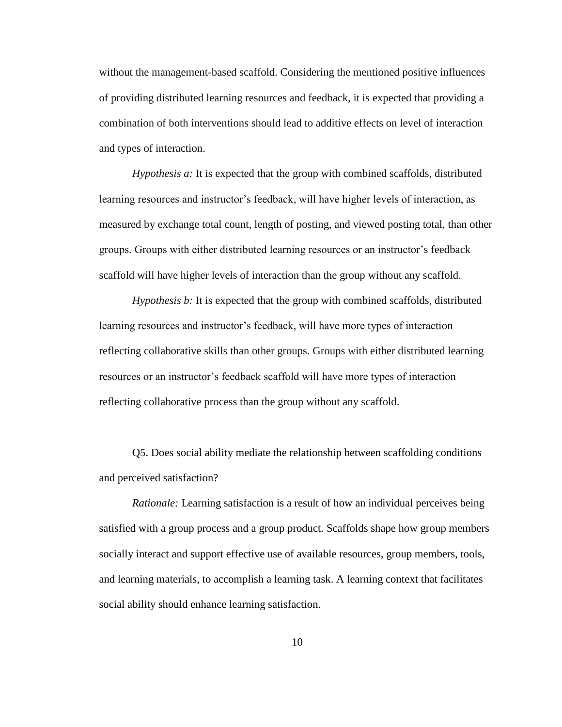without the management-based scaffold. Considering the mentioned positive influences of providing distributed learning resources and feedback, it is expected that providing a combination of both interventions should lead to additive effects on level of interaction and types of interaction.

*Hypothesis a:* It is expected that the group with combined scaffolds, distributed learning resources and instructor's feedback, will have higher levels of interaction, as measured by exchange total count, length of posting, and viewed posting total, than other groups. Groups with either distributed learning resources or an instructor's feedback scaffold will have higher levels of interaction than the group without any scaffold.

*Hypothesis b:* It is expected that the group with combined scaffolds, distributed learning resources and instructor's feedback, will have more types of interaction reflecting collaborative skills than other groups. Groups with either distributed learning resources or an instructor's feedback scaffold will have more types of interaction reflecting collaborative process than the group without any scaffold.

Q5. Does social ability mediate the relationship between scaffolding conditions and perceived satisfaction?

*Rationale:* Learning satisfaction is a result of how an individual perceives being satisfied with a group process and a group product. Scaffolds shape how group members socially interact and support effective use of available resources, group members, tools, and learning materials, to accomplish a learning task. A learning context that facilitates social ability should enhance learning satisfaction.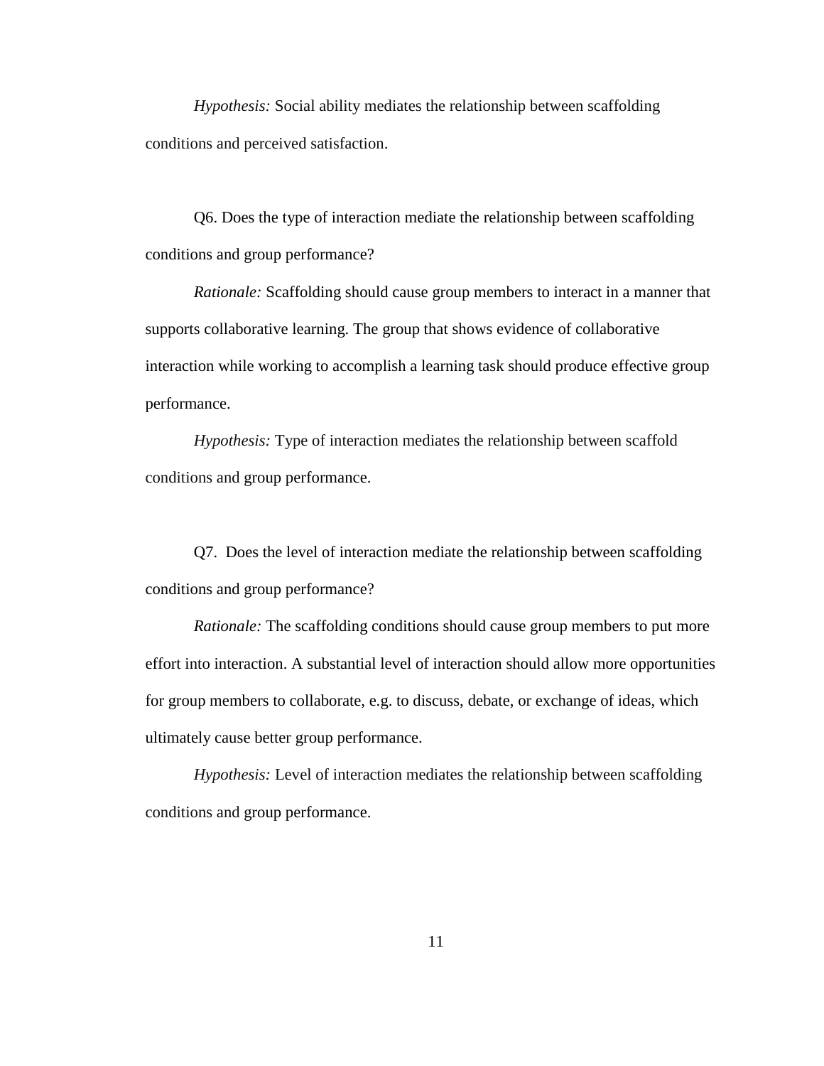*Hypothesis:* Social ability mediates the relationship between scaffolding conditions and perceived satisfaction.

Q6. Does the type of interaction mediate the relationship between scaffolding conditions and group performance?

*Rationale:* Scaffolding should cause group members to interact in a manner that supports collaborative learning. The group that shows evidence of collaborative interaction while working to accomplish a learning task should produce effective group performance.

*Hypothesis:* Type of interaction mediates the relationship between scaffold conditions and group performance.

Q7. Does the level of interaction mediate the relationship between scaffolding conditions and group performance?

*Rationale:* The scaffolding conditions should cause group members to put more effort into interaction. A substantial level of interaction should allow more opportunities for group members to collaborate, e.g. to discuss, debate, or exchange of ideas, which ultimately cause better group performance.

*Hypothesis:* Level of interaction mediates the relationship between scaffolding conditions and group performance.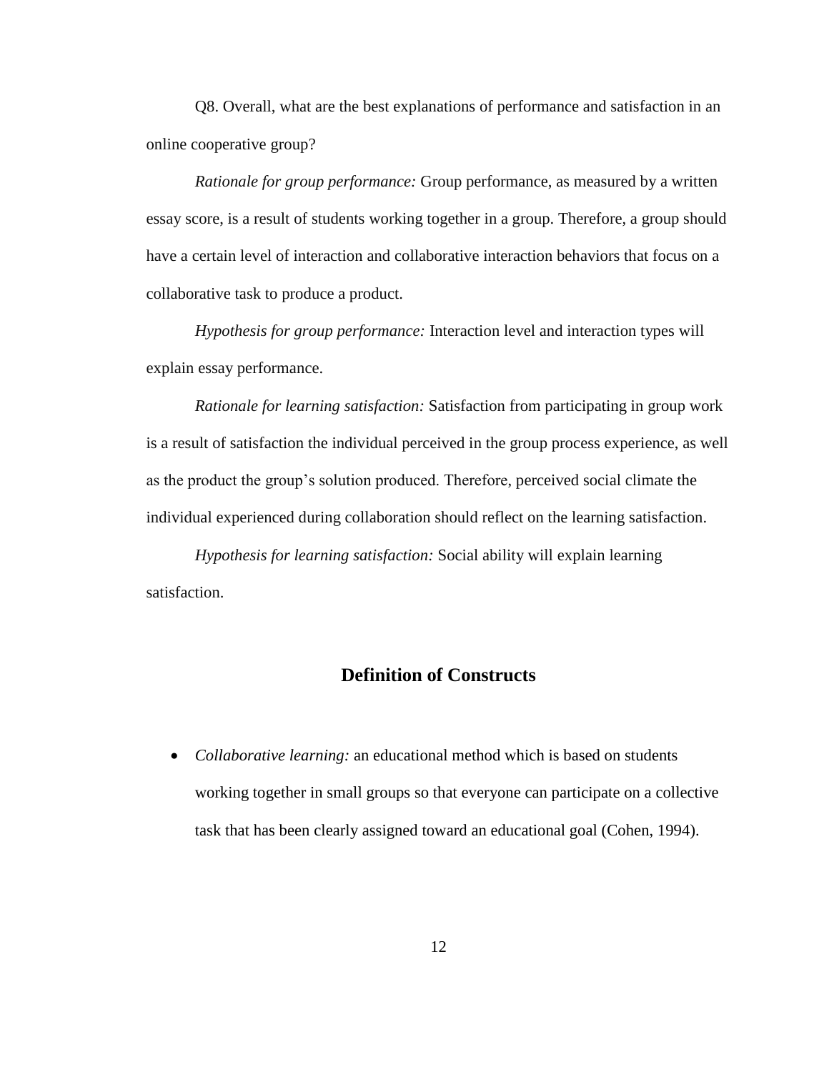Q8. Overall, what are the best explanations of performance and satisfaction in an online cooperative group?

*Rationale for group performance:* Group performance, as measured by a written essay score, is a result of students working together in a group. Therefore, a group should have a certain level of interaction and collaborative interaction behaviors that focus on a collaborative task to produce a product.

*Hypothesis for group performance:* Interaction level and interaction types will explain essay performance.

*Rationale for learning satisfaction:* Satisfaction from participating in group work is a result of satisfaction the individual perceived in the group process experience, as well as the product the group's solution produced. Therefore, perceived social climate the individual experienced during collaboration should reflect on the learning satisfaction.

*Hypothesis for learning satisfaction:* Social ability will explain learning satisfaction.

## Definition of Constructs

- *Collaborative learning:* an educational method which is based on students working together in small groups so that everyone can participate on a collective task that has been clearly assigned toward an educational goal (Cohen, 1994).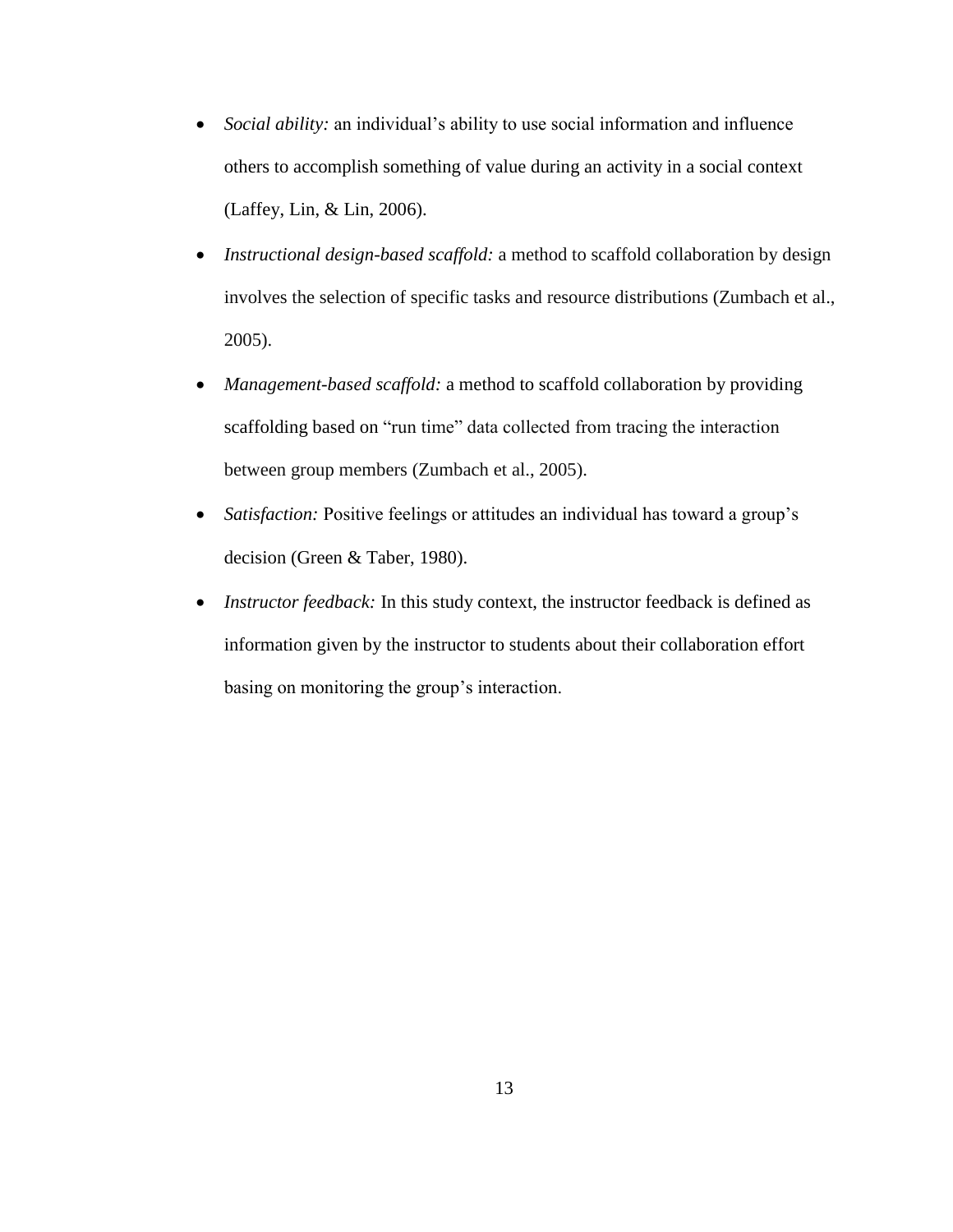- *Social ability:* an individual's ability to use social information and influence others to accomplish something of value during an activity in a social context (Laffey, Lin, & Lin, 2006).
- *Instructional design-based scaffold:* a method to scaffold collaboration by design involves the selection of specific tasks and resource distributions (Zumbach et al., 2005).
- *Management-based scaffold:* a method to scaffold collaboration by providing scaffolding based on "run time" data collected from tracing the interaction between group members (Zumbach et al., 2005).
- *Satisfaction:* Positive feelings or attitudes an individual has toward a group's decision (Green & Taber, 1980).
- *Instructor feedback:* In this study context, the instructor feedback is defined as information given by the instructor to students about their collaboration effort basing on monitoring the group's interaction.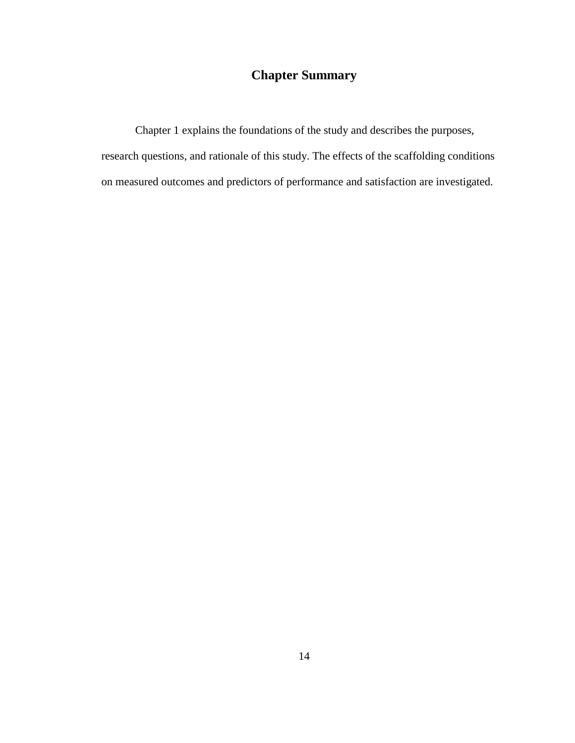## Chapter Summary

Chapter 1 explains the foundations of the study and describes the purposes, research questions, and rationale of this study. The effects of the scaffolding conditions on measured outcomes and predictors of performance and satisfaction are investigated.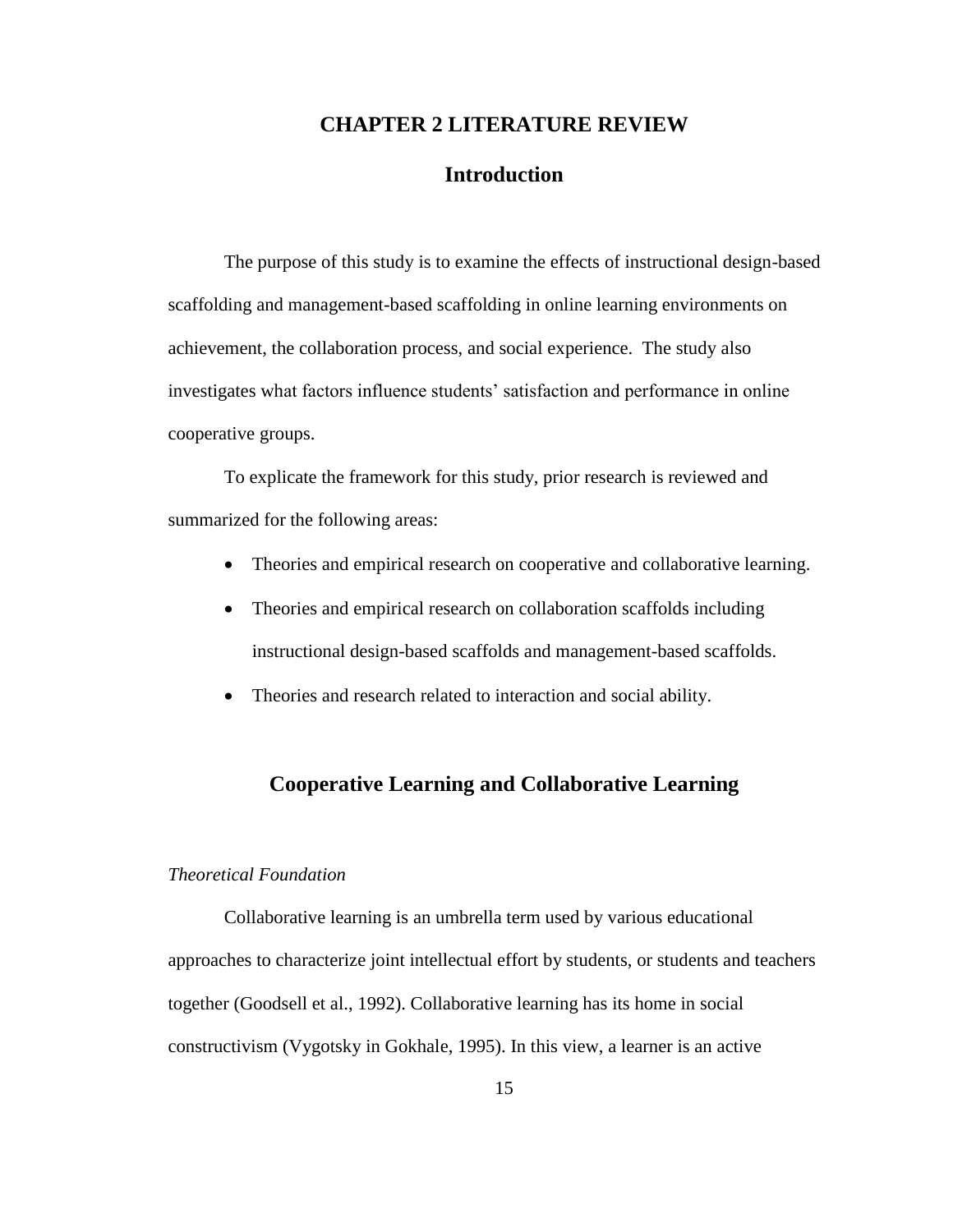# CHAPTER 2 LITERATURE REVIEW

## Introduction

The purpose of this study is to examine the effects of instructional design-based scaffolding and management-based scaffolding in online learning environments on achievement, the collaboration process, and social experience. The study also investigates what factors influence students' satisfaction and performance in online cooperative groups.

To explicate the framework for this study, prior research is reviewed and summarized for the following areas:

- Theories and empirical research on cooperative and collaborative learning.
- Theories and empirical research on collaboration scaffolds including instructional design-based scaffolds and management-based scaffolds.
- Theories and research related to interaction and social ability.

## Cooperative Learning and Collaborative Learning

### *Theoretical Foundation*

Collaborative learning is an umbrella term used by various educational approaches to characterize joint intellectual effort by students, or students and teachers together (Goodsell et al., 1992). Collaborative learning has its home in social constructivism (Vygotsky in Gokhale, 1995). In this view, a learner is an active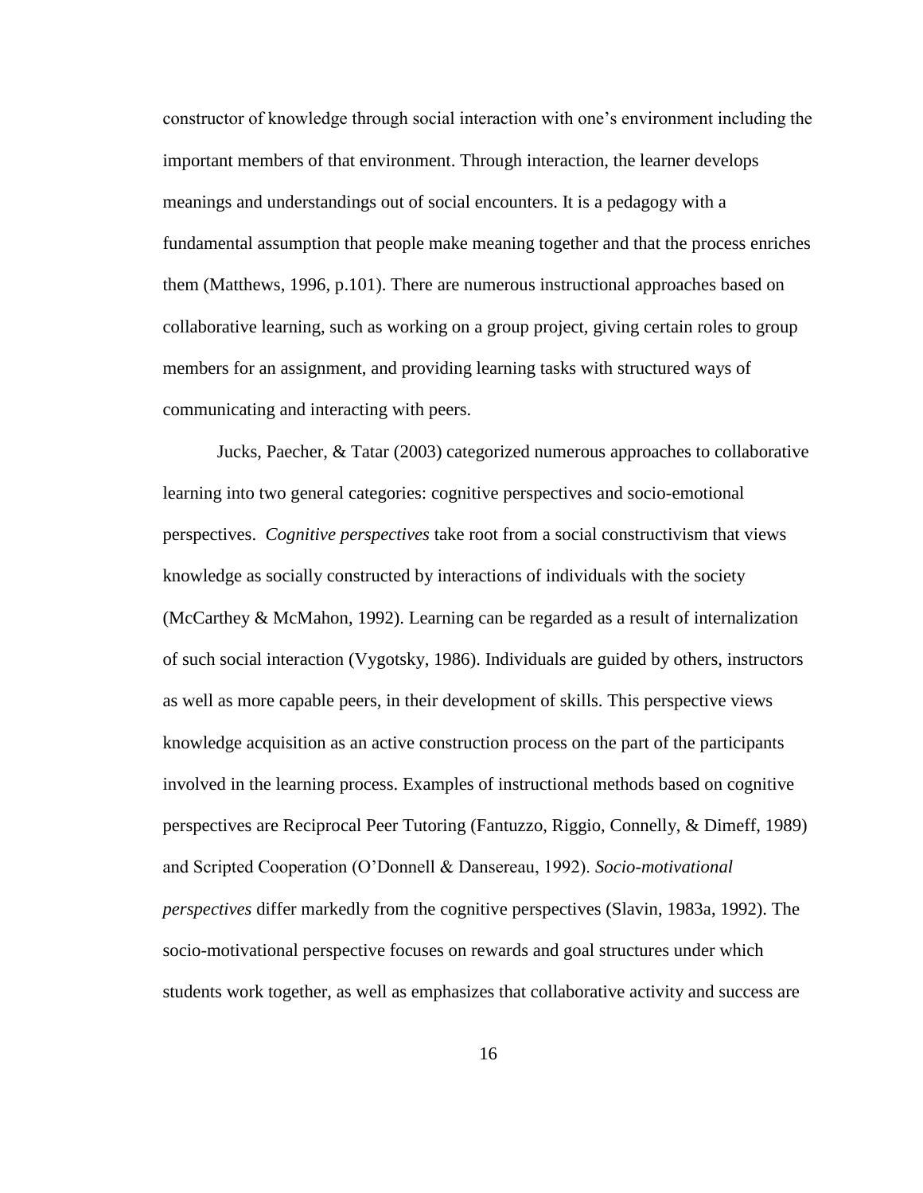constructor of knowledge through social interaction with one's environment including the important members of that environment. Through interaction, the learner develops meanings and understandings out of social encounters. It is a pedagogy with a fundamental assumption that people make meaning together and that the process enriches them (Matthews, 1996, p.101). There are numerous instructional approaches based on collaborative learning, such as working on a group project, giving certain roles to group members for an assignment, and providing learning tasks with structured ways of communicating and interacting with peers.

Jucks, Paecher, & Tatar (2003) categorized numerous approaches to collaborative learning into two general categories: cognitive perspectives and socio-emotional perspectives. *Cognitive perspectives* take root from a social constructivism that views knowledge as socially constructed by interactions of individuals with the society (McCarthey & McMahon, 1992). Learning can be regarded as a result of internalization of such social interaction (Vygotsky, 1986). Individuals are guided by others, instructors as well as more capable peers, in their development of skills. This perspective views knowledge acquisition as an active construction process on the part of the participants involved in the learning process. Examples of instructional methods based on cognitive perspectives are Reciprocal Peer Tutoring (Fantuzzo, Riggio, Connelly, & Dimeff, 1989) and Scripted Cooperation (O'Donnell & Dansereau, 1992). *Socio-motivational perspectives* differ markedly from the cognitive perspectives (Slavin, 1983a, 1992). The socio-motivational perspective focuses on rewards and goal structures under which students work together, as well as emphasizes that collaborative activity and success are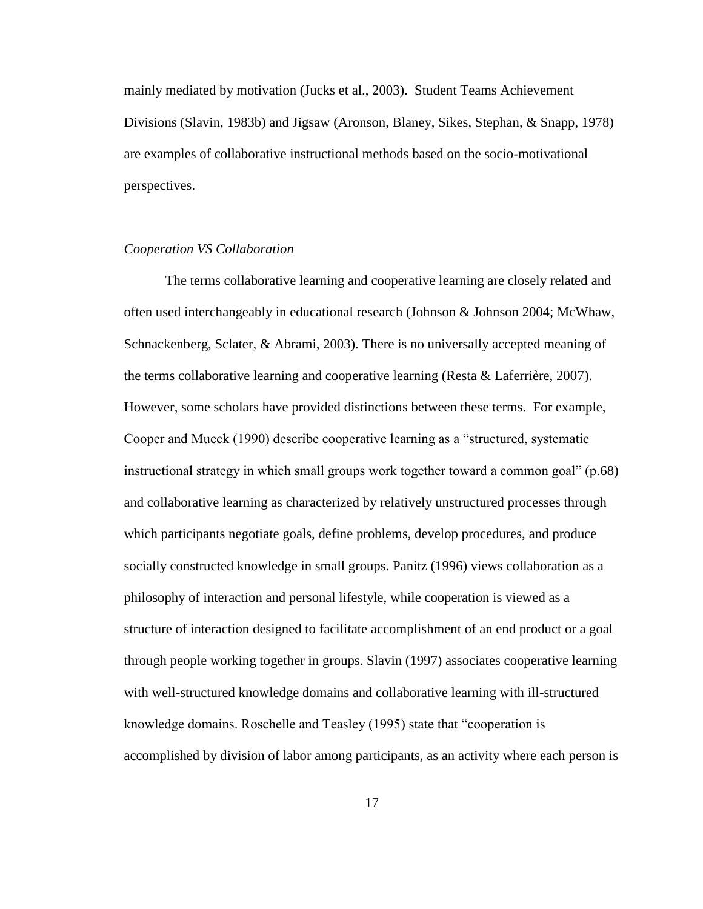mainly mediated by motivation (Jucks et al., 2003). Student Teams Achievement Divisions (Slavin, 1983b) and Jigsaw (Aronson, Blaney, Sikes, Stephan, & Snapp, 1978) are examples of collaborative instructional methods based on the socio-motivational perspectives.

*Cooperation VS Collaboration*

The terms collaborative learning and cooperative learning are closely related and often used interchangeably in educational research (Johnson & Johnson 2004; McWhaw, Schnackenberg, Sclater, & Abrami, 2003). There is no universally accepted meaning of the terms collaborative learning and cooperative learning (Resta & Laferrière, 2007). However, some scholars have provided distinctions between these terms. For example, Cooper and Mueck (1990) describe cooperative learning as a "structured, systematic instructional strategy in which small groups work together toward a common goal" (p.68) and collaborative learning as characterized by relatively unstructured processes through which participants negotiate goals, define problems, develop procedures, and produce socially constructed knowledge in small groups. Panitz (1996) views collaboration as a philosophy of interaction and personal lifestyle, while cooperation is viewed as a structure of interaction designed to facilitate accomplishment of an end product or a goal through people working together in groups. Slavin (1997) associates cooperative learning with well-structured knowledge domains and collaborative learning with ill-structured knowledge domains. Roschelle and Teasley (1995) state that "cooperation is accomplished by division of labor among participants, as an activity where each person is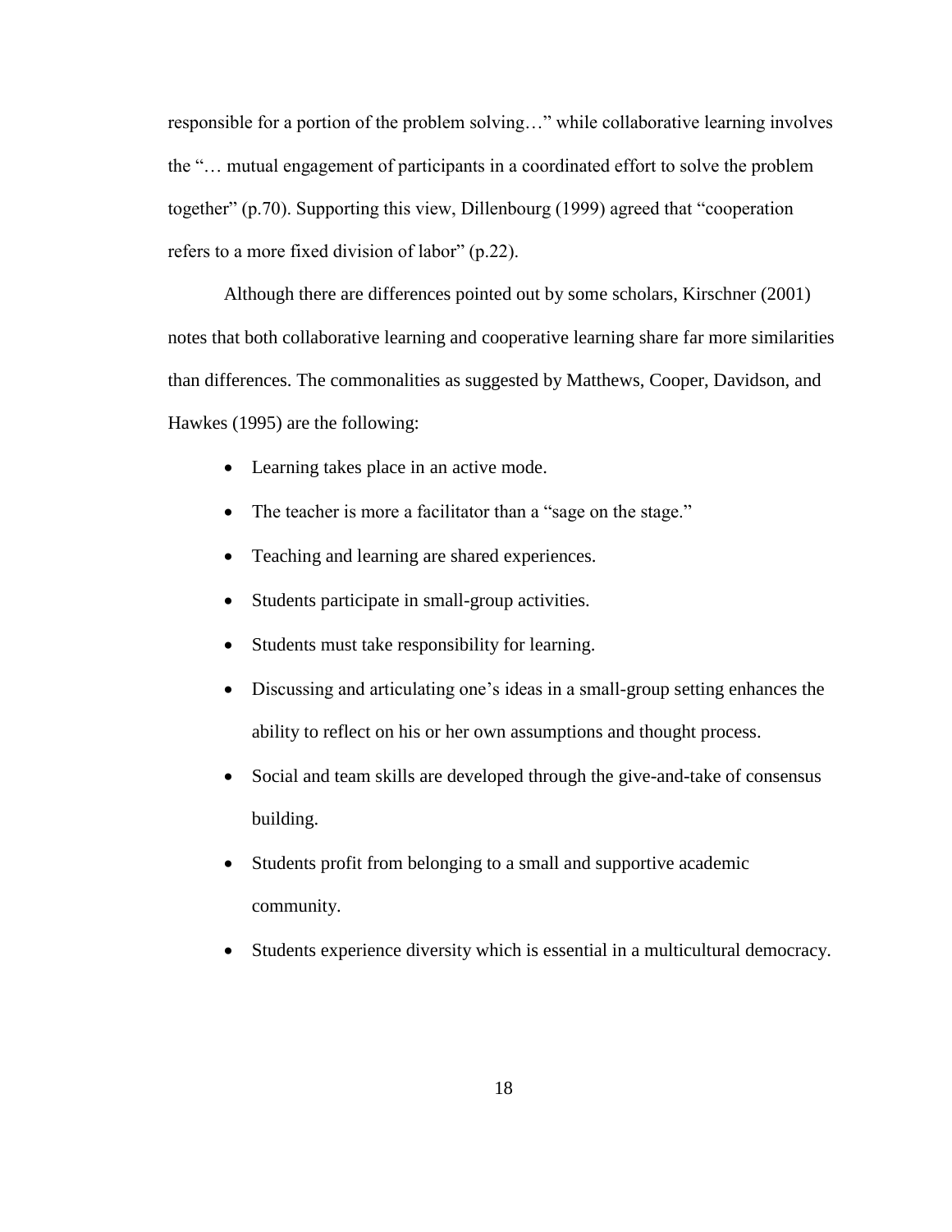responsible for a portion of the problem solving…" while collaborative learning involves the "… mutual engagement of participants in a coordinated effort to solve the problem together" (p.70). Supporting this view, Dillenbourg (1999) agreed that "cooperation refers to a more fixed division of labor" (p.22).

Although there are differences pointed out by some scholars, Kirschner (2001) notes that both collaborative learning and cooperative learning share far more similarities than differences. The commonalities as suggested by Matthews, Cooper, Davidson, and Hawkes (1995) are the following:

- Learning takes place in an active mode.
- The teacher is more a facilitator than a "sage on the stage."
- Teaching and learning are shared experiences.
- Students participate in small-group activities.
- Students must take responsibility for learning.
- Discussing and articulating one's ideas in a small-group setting enhances the ability to reflect on his or her own assumptions and thought process.
- Social and team skills are developed through the give-and-take of consensus building.
- Students profit from belonging to a small and supportive academic community.
- Students experience diversity which is essential in a multicultural democracy.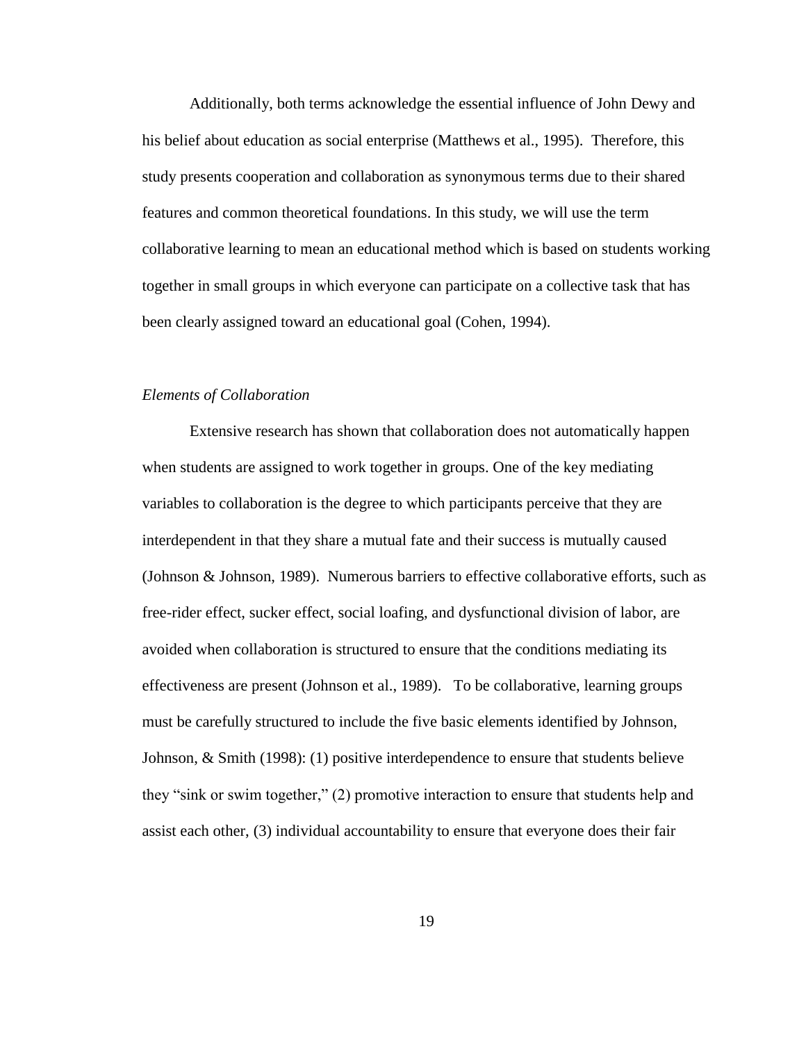Additionally, both terms acknowledge the essential influence of John Dewey and his belief about education as social enterprise (Matthews et al., 1995). Therefore, this study presents cooperation and collaboration as synonymous terms due to their shared features and common theoretical foundations. In this study, we will use the term collaborative learning to mean an educational method which is based on students working together in small groups in which everyone can participate on a collective task that has been clearly assigned toward an educational goal (Cohen, 1994).

*Elements of Collaboration*

Extensive research has shown that collaboration does not automatically happen when students are assigned to work together in groups. One of the key mediating variables to collaboration is the degree to which participants perceive that they are interdependent in that they share a mutual fate and their success is mutually caused (Johnson & Johnson, 1989). Numerous barriers to effective collaborative efforts, such as free-rider effect, sucker effect, social loafing, and dysfunctional division of labor, are avoided when collaboration is structured to ensure that the conditions mediating its effectiveness are present (Johnson et al., 1989). To be collaborative, learning groups must be carefully structured to include the five basic elements identified by Johnson, Johnson, & Smith (1998): (1) positive interdependence to ensure that students believe they "sink or swim together," (2) promotive interaction to ensure that students help and assist each other, (3) individual accountability to ensure that everyone does their fair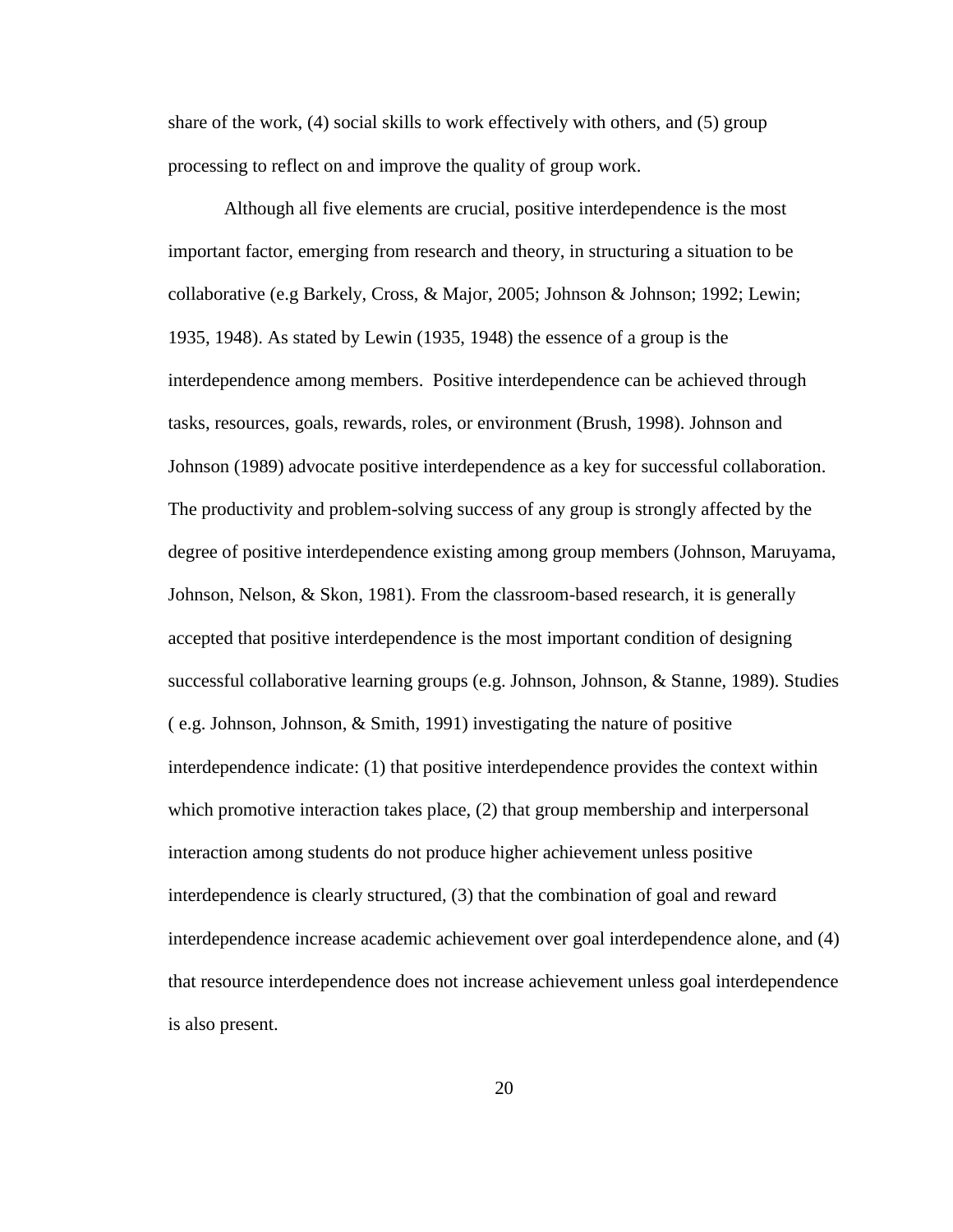share of the work, (4) social skills to work effectively with others, and (5) group processing to reflect on and improve the quality of group work.

Although all five elements are crucial, positive interdependence is the most important factor, emerging from research and theory, in structuring a situation to be collaborative (e.g Barkely, Cross, & Major, 2005; Johnson & Johnson; 1992; Lewin; 1935, 1948). As stated by Lewin (1935, 1948) the essence of a group is the interdependence among members.  Positive interdependence can be achieved through tasks, resources, goals, rewards, roles, or environment (Brush, 1998). Johnson and Johnson (1989) advocate positive interdependence as a key for successful collaboration. The productivity and problem-solving success of any group is strongly affected by the degree of positive interdependence existing among group members (Johnson, Maruyama, Johnson, Nelson, & Skon, 1981). From the classroom-based research, it is generally accepted that positive interdependence is the most important condition of designing successful collaborative learning groups (e.g. Johnson, Johnson, & Stanne, 1989). Studies ( e.g. Johnson, Johnson, & Smith, 1991) investigating the nature of positive interdependence indicate: (1) that positive interdependence provides the context within which promotive interaction takes place, (2) that group membership and interpersonal interaction among students do not produce higher achievement unless positive interdependence is clearly structured, (3) that the combination of goal and reward interdependence increase academic achievement over goal interdependence alone, and (4) that resource interdependence does not increase achievement unless goal interdependence is also present.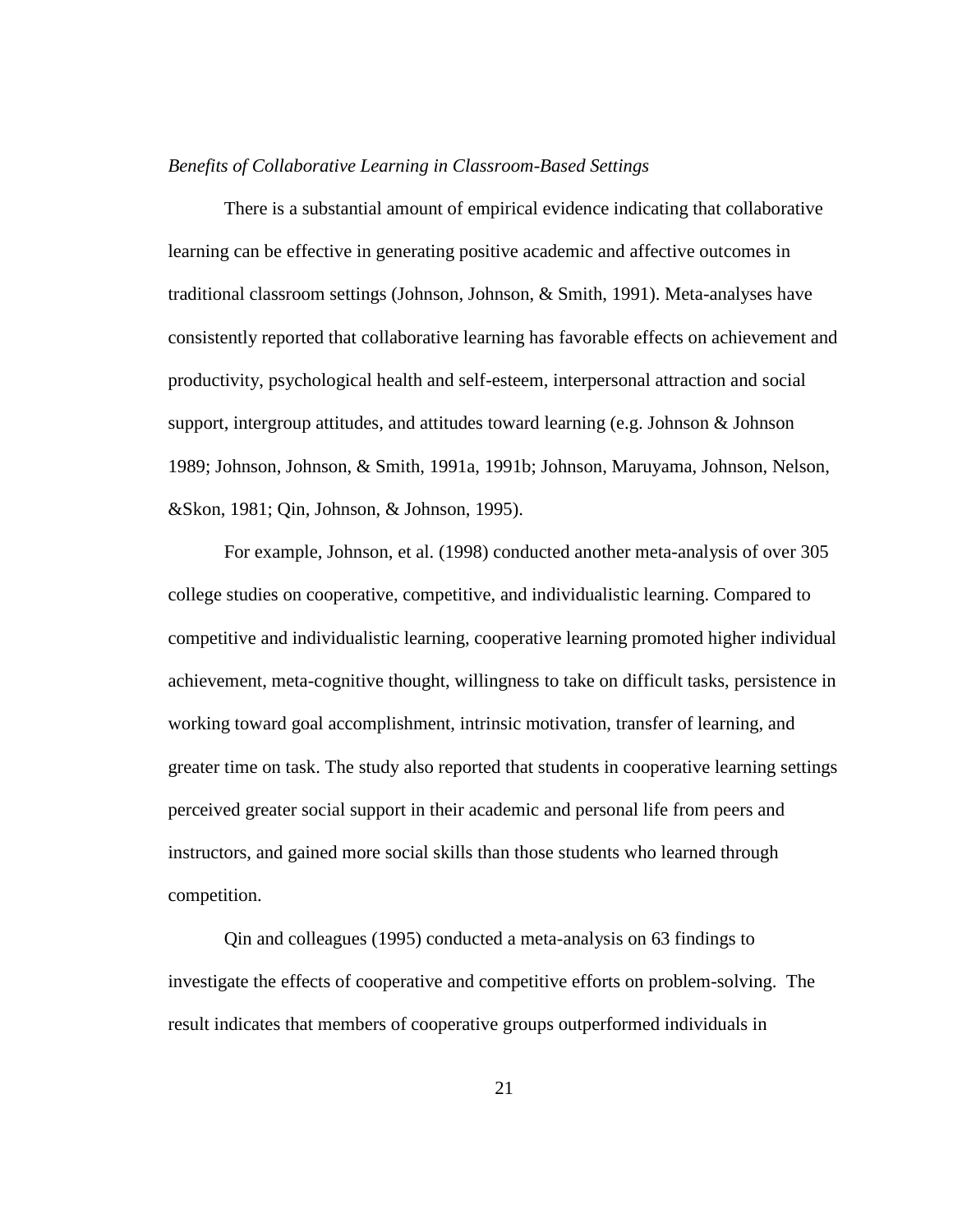*Benefits of Collaborative Learning in Classroom-Based Settings*

There is a substantial amount of empirical evidence indicating that collaborative learning can be effective in generating positive academic and affective outcomes in traditional classroom settings (Johnson, Johnson, & Smith, 1991). Meta-analyses have consistently reported that collaborative learning has favorable effects on achievement and productivity, psychological health and self-esteem, interpersonal attraction and social support, intergroup attitudes, and attitudes toward learning (e.g. Johnson & Johnson 1989; Johnson, Johnson, & Smith, 1991a, 1991b; Johnson, Maruyama, Johnson, Nelson, &Skon, 1981; Qin, Johnson, & Johnson, 1995).

For example, Johnson, et al. (1998) conducted another meta-analysis of over 305 college studies on cooperative, competitive, and individualistic learning. Compared to competitive and individualistic learning, cooperative learning promoted higher individual achievement, meta-cognitive thought, willingness to take on difficult tasks, persistence in working toward goal accomplishment, intrinsic motivation, transfer of learning, and greater time on task. The study also reported that students in cooperative learning settings perceived greater social support in their academic and personal life from peers and instructors, and gained more social skills than those students who learned through competition.

Qin and colleagues (1995) conducted a meta-analysis on 63 findings to investigate the effects of cooperative and competitive efforts on problem-solving. The result indicates that members of cooperative groups outperformed individuals in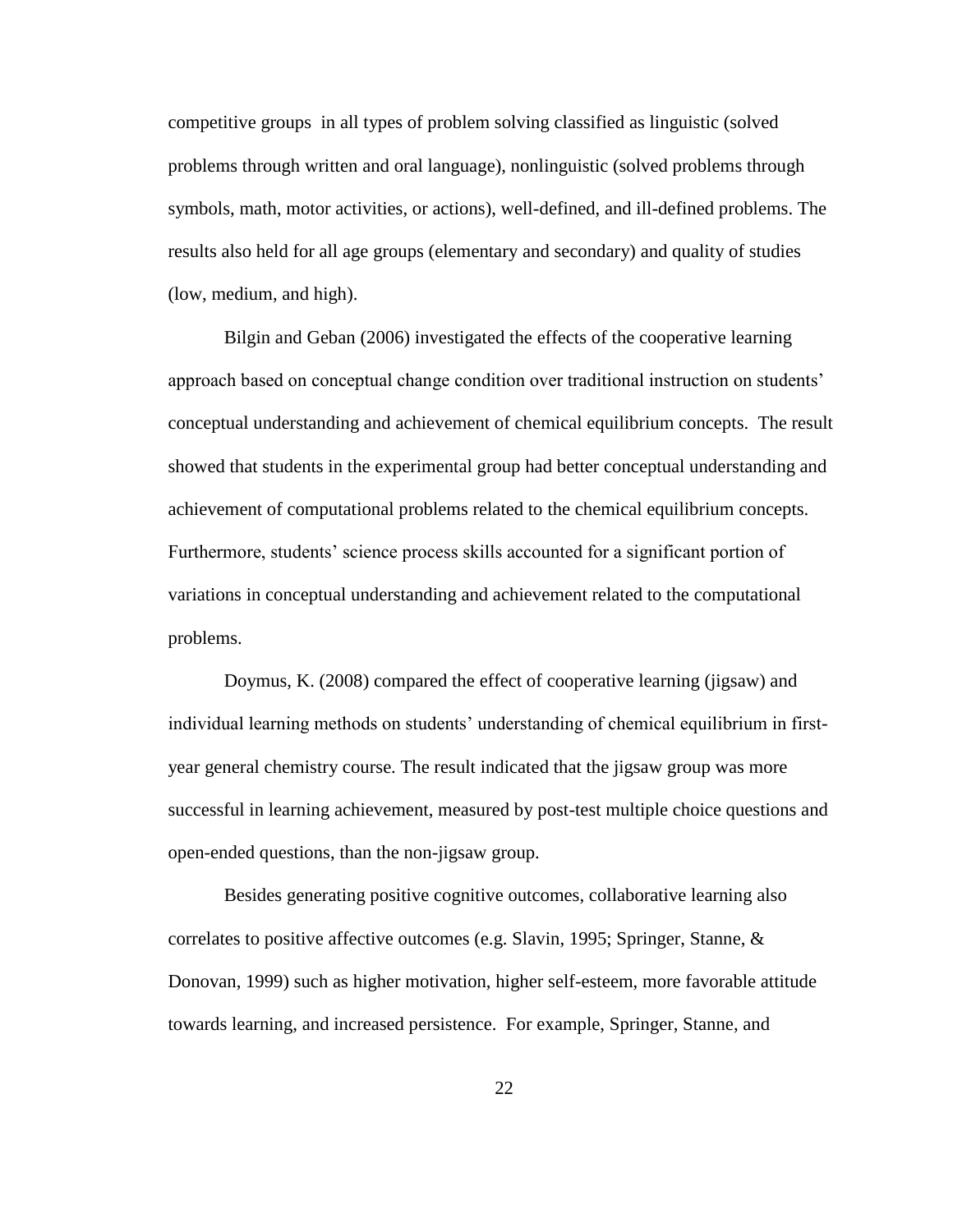competitive groups in all types of problem solving classified as linguistic (solved problems through written and oral language), nonlinguistic (solved problems through symbols, math, motor activities, or actions), well-defined, and ill-defined problems. The results also held for all age groups (elementary and secondary) and quality of studies (low, medium, and high).

Bilgin and Geban (2006) investigated the effects of the cooperative learning approach based on conceptual change condition over traditional instruction on students' conceptual understanding and achievement of chemical equilibrium concepts. The result showed that students in the experimental group had better conceptual understanding and achievement of computational problems related to the chemical equilibrium concepts. Furthermore, students' science process skills accounted for a significant portion of variations in conceptual understanding and achievement related to the computational problems.

Doymus, K. (2008) compared the effect of cooperative learning (jigsaw) and individual learning methods on students' understanding of chemical equilibrium in first-year general chemistry course. The result indicated that the jigsaw group was more successful in learning achievement, measured by post-test multiple choice questions and open-ended questions, than the non-jigsaw group.

Besides generating positive cognitive outcomes, collaborative learning also correlates to positive affective outcomes (e.g. Slavin, 1995; Springer, Stanne, & Donovan, 1999) such as higher motivation, higher self-esteem, more favorable attitude towards learning, and increased persistence. For example, Springer, Stanne, and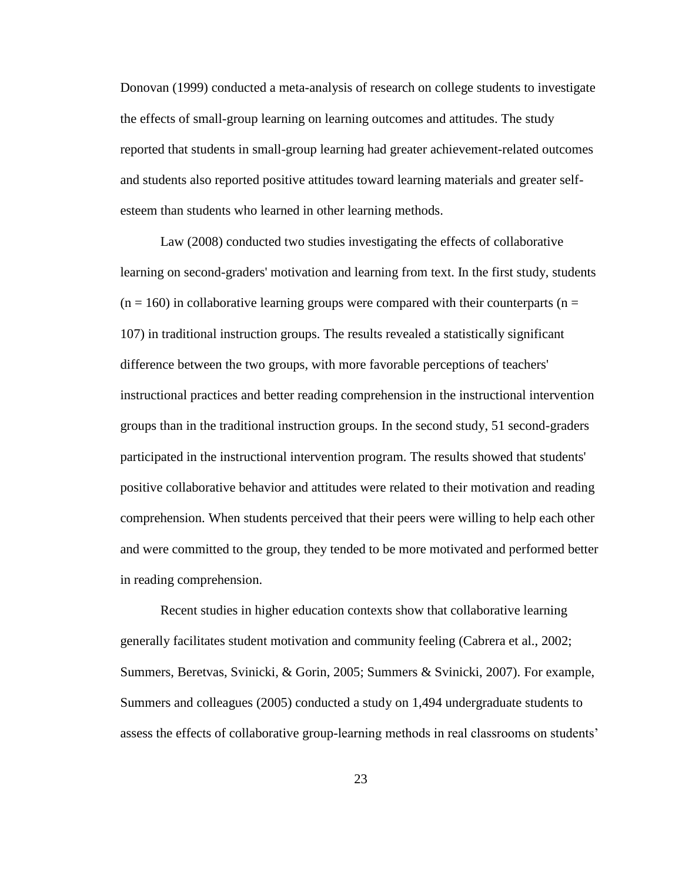Donovan (1999) conducted a meta-analysis of research on college students to investigate the effects of small-group learning on learning outcomes and attitudes. The study reported that students in small-group learning had greater achievement-related outcomes and students also reported positive attitudes toward learning materials and greater self-esteem than students who learned in other learning methods.

Law (2008) conducted two studies investigating the effects of collaborative learning on second-graders' motivation and learning from text. In the first study, students ($n = 160$) in collaborative learning groups were compared with their counterparts ($n = 107$) in traditional instruction groups. The results revealed a statistically significant difference between the two groups, with more favorable perceptions of teachers' instructional practices and better reading comprehension in the instructional intervention groups than in the traditional instruction groups. In the second study, 51 second-graders participated in the instructional intervention program. The results showed that students' positive collaborative behavior and attitudes were related to their motivation and reading comprehension. When students perceived that their peers were willing to help each other and were committed to the group, they tended to be more motivated and performed better in reading comprehension.

Recent studies in higher education contexts show that collaborative learning generally facilitates student motivation and community feeling (Cabrera et al., 2002; Summers, Beretvas, Svinicki, & Gorin, 2005; Summers & Svinicki, 2007). For example, Summers and colleagues (2005) conducted a study on 1,494 undergraduate students to assess the effects of collaborative group-learning methods in real classrooms on students'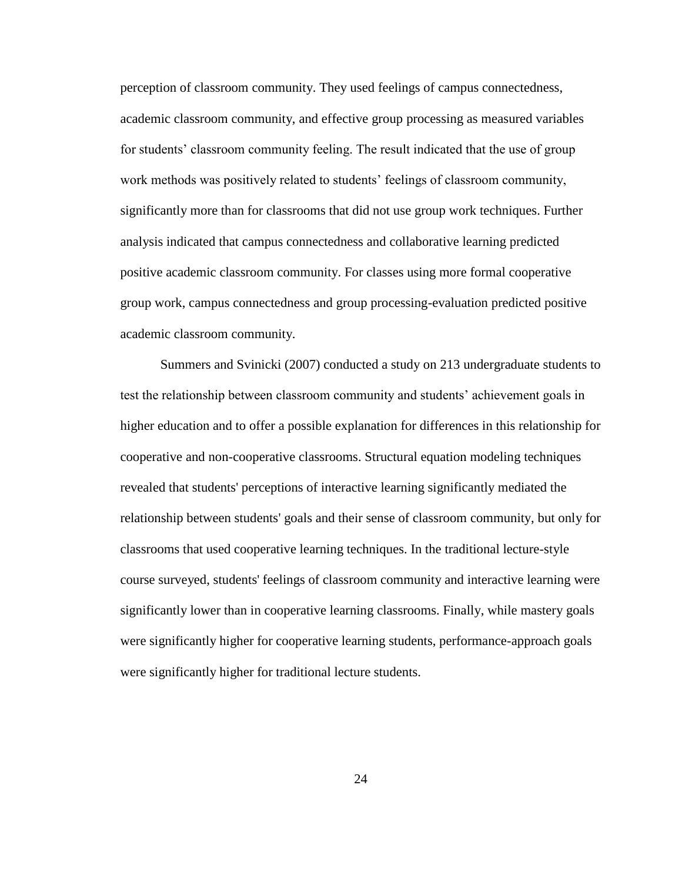perception of classroom community. They used feelings of campus connectedness, academic classroom community, and effective group processing as measured variables for students' classroom community feeling. The result indicated that the use of group work methods was positively related to students' feelings of classroom community, significantly more than for classrooms that did not use group work techniques. Further analysis indicated that campus connectedness and collaborative learning predicted positive academic classroom community. For classes using more formal cooperative group work, campus connectedness and group processing-evaluation predicted positive academic classroom community.

Summers and Svinicki (2007) conducted a study on 213 undergraduate students to test the relationship between classroom community and students' achievement goals in higher education and to offer a possible explanation for differences in this relationship for cooperative and non-cooperative classrooms. Structural equation modeling techniques revealed that students' perceptions of interactive learning significantly mediated the relationship between students' goals and their sense of classroom community, but only for classrooms that used cooperative learning techniques. In the traditional lecture-style course surveyed, students' feelings of classroom community and interactive learning were significantly lower than in cooperative learning classrooms. Finally, while mastery goals were significantly higher for cooperative learning students, performance-approach goals were significantly higher for traditional lecture students.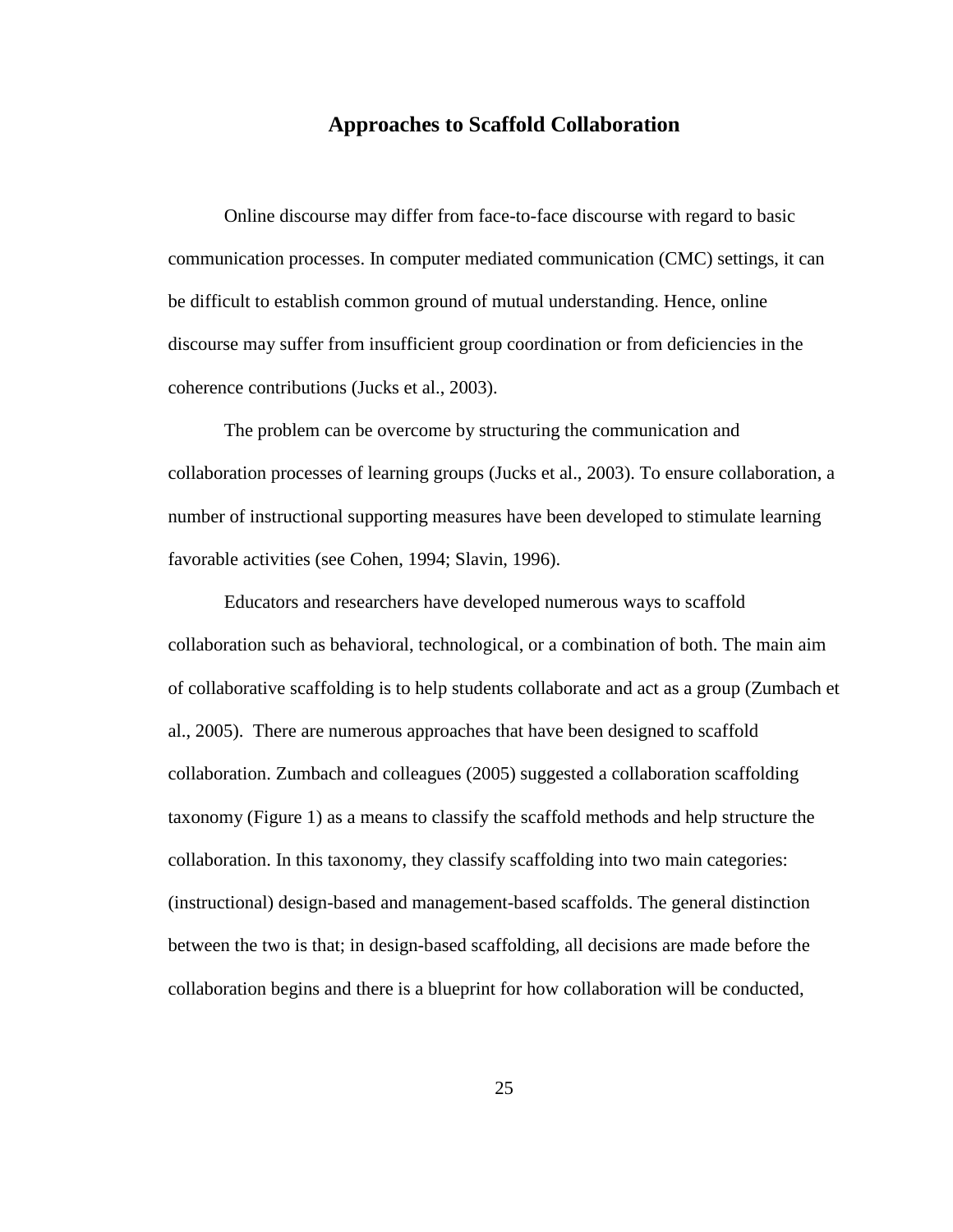## Approaches to Scaffold Collaboration

Online discourse may differ from face-to-face discourse with regard to basic communication processes. In computer mediated communication (CMC) settings, it can be difficult to establish common ground of mutual understanding. Hence, online discourse may suffer from insufficient group coordination or from deficiencies in the coherence contributions (Jucks et al., 2003).

The problem can be overcome by structuring the communication and collaboration processes of learning groups (Jucks et al., 2003). To ensure collaboration, a number of instructional supporting measures have been developed to stimulate learning favorable activities (see Cohen, 1994; Slavin, 1996).

Educators and researchers have developed numerous ways to scaffold collaboration such as behavioral, technological, or a combination of both. The main aim of collaborative scaffolding is to help students collaborate and act as a group (Zumbach et al., 2005). There are numerous approaches that have been designed to scaffold collaboration. Zumbach and colleagues (2005) suggested a collaboration scaffolding taxonomy (Figure 1) as a means to classify the scaffold methods and help structure the collaboration. In this taxonomy, they classify scaffolding into two main categories: (instructional) design-based and management-based scaffolds. The general distinction between the two is that; in design-based scaffolding, all decisions are made before the collaboration begins and there is a blueprint for how collaboration will be conducted,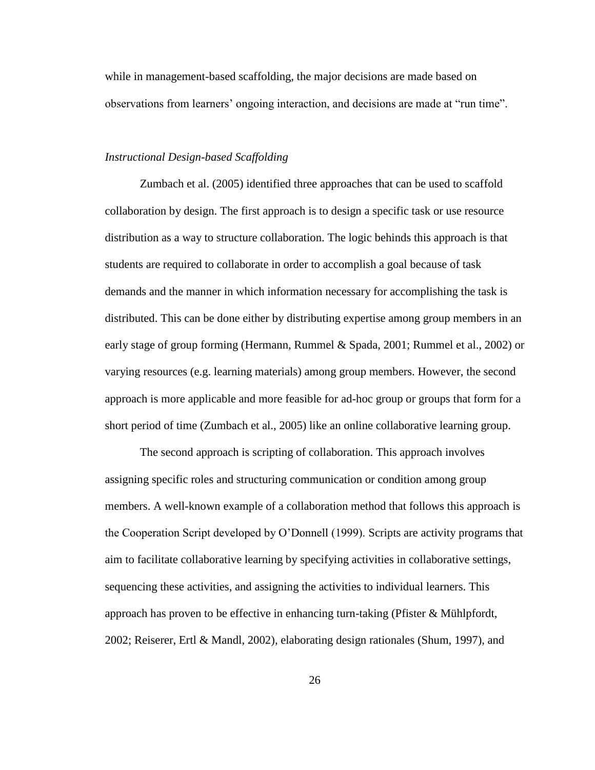while in management-based scaffolding, the major decisions are made based on observations from learners' ongoing interaction, and decisions are made at "run time".

*Instructional Design-based Scaffolding*

Zumbach et al. (2005) identified three approaches that can be used to scaffold collaboration by design. The first approach is to design a specific task or use resource distribution as a way to structure collaboration. The logic behinds this approach is that students are required to collaborate in order to accomplish a goal because of task demands and the manner in which information necessary for accomplishing the task is distributed. This can be done either by distributing expertise among group members in an early stage of group forming (Hermann, Rummel & Spada, 2001; Rummel et al., 2002) or varying resources (e.g. learning materials) among group members. However, the second approach is more applicable and more feasible for ad-hoc group or groups that form for a short period of time (Zumbach et al., 2005) like an online collaborative learning group.

The second approach is scripting of collaboration. This approach involves assigning specific roles and structuring communication or condition among group members. A well-known example of a collaboration method that follows this approach is the Cooperation Script developed by O'Donnell (1999). Scripts are activity programs that aim to facilitate collaborative learning by specifying activities in collaborative settings, sequencing these activities, and assigning the activities to individual learners. This approach has proven to be effective in enhancing turn-taking (Pfister & Mühlpfordt, 2002; Reiserer, Ertl & Mandl, 2002), elaborating design rationales (Shum, 1997), and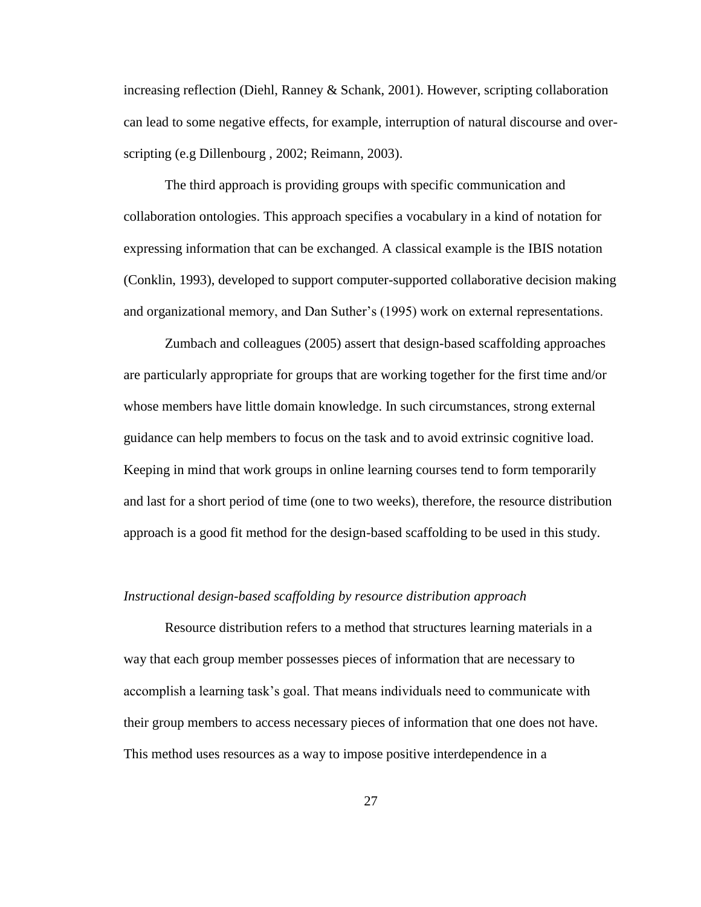increasing reflection (Diehl, Ranney & Schank, 2001). However, scripting collaboration can lead to some negative effects, for example, interruption of natural discourse and over-scripting (e.g Dillenbourg , 2002; Reimann, 2003).

The third approach is providing groups with specific communication and collaboration ontologies. This approach specifies a vocabulary in a kind of notation for expressing information that can be exchanged. A classical example is the IBIS notation (Conklin, 1993), developed to support computer-supported collaborative decision making and organizational memory, and Dan Suther's (1995) work on external representations.

Zumbach and colleagues (2005) assert that design-based scaffolding approaches are particularly appropriate for groups that are working together for the first time and/or whose members have little domain knowledge. In such circumstances, strong external guidance can help members to focus on the task and to avoid extrinsic cognitive load. Keeping in mind that work groups in online learning courses tend to form temporarily and last for a short period of time (one to two weeks), therefore, the resource distribution approach is a good fit method for the design-based scaffolding to be used in this study.

*Instructional design-based scaffolding by resource distribution approach*

Resource distribution refers to a method that structures learning materials in a way that each group member possesses pieces of information that are necessary to accomplish a learning task's goal. That means individuals need to communicate with their group members to access necessary pieces of information that one does not have. This method uses resources as a way to impose positive interdependence in a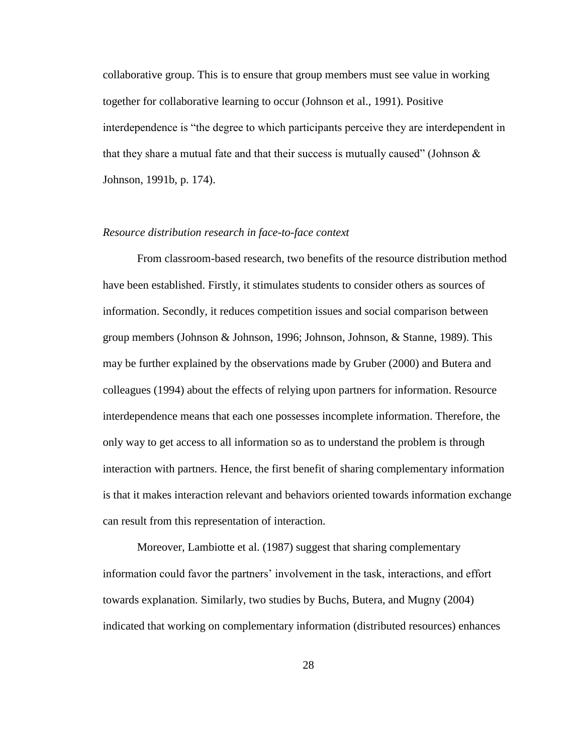collaborative group. This is to ensure that group members must see value in working together for collaborative learning to occur (Johnson et al., 1991). Positive interdependence is "the degree to which participants perceive they are interdependent in that they share a mutual fate and that their success is mutually caused" (Johnson & Johnson, 1991b, p. 174).

*Resource distribution research in face-to-face context*

From classroom-based research, two benefits of the resource distribution method have been established. Firstly, it stimulates students to consider others as sources of information. Secondly, it reduces competition issues and social comparison between group members (Johnson & Johnson, 1996; Johnson, Johnson, & Stanne, 1989). This may be further explained by the observations made by Gruber (2000) and Butera and colleagues (1994) about the effects of relying upon partners for information. Resource interdependence means that each one possesses incomplete information. Therefore, the only way to get access to all information so as to understand the problem is through interaction with partners. Hence, the first benefit of sharing complementary information is that it makes interaction relevant and behaviors oriented towards information exchange can result from this representation of interaction.

Moreover, Lambiotte et al. (1987) suggest that sharing complementary information could favor the partners' involvement in the task, interactions, and effort towards explanation. Similarly, two studies by Buchs, Butera, and Mugny (2004) indicated that working on complementary information (distributed resources) enhances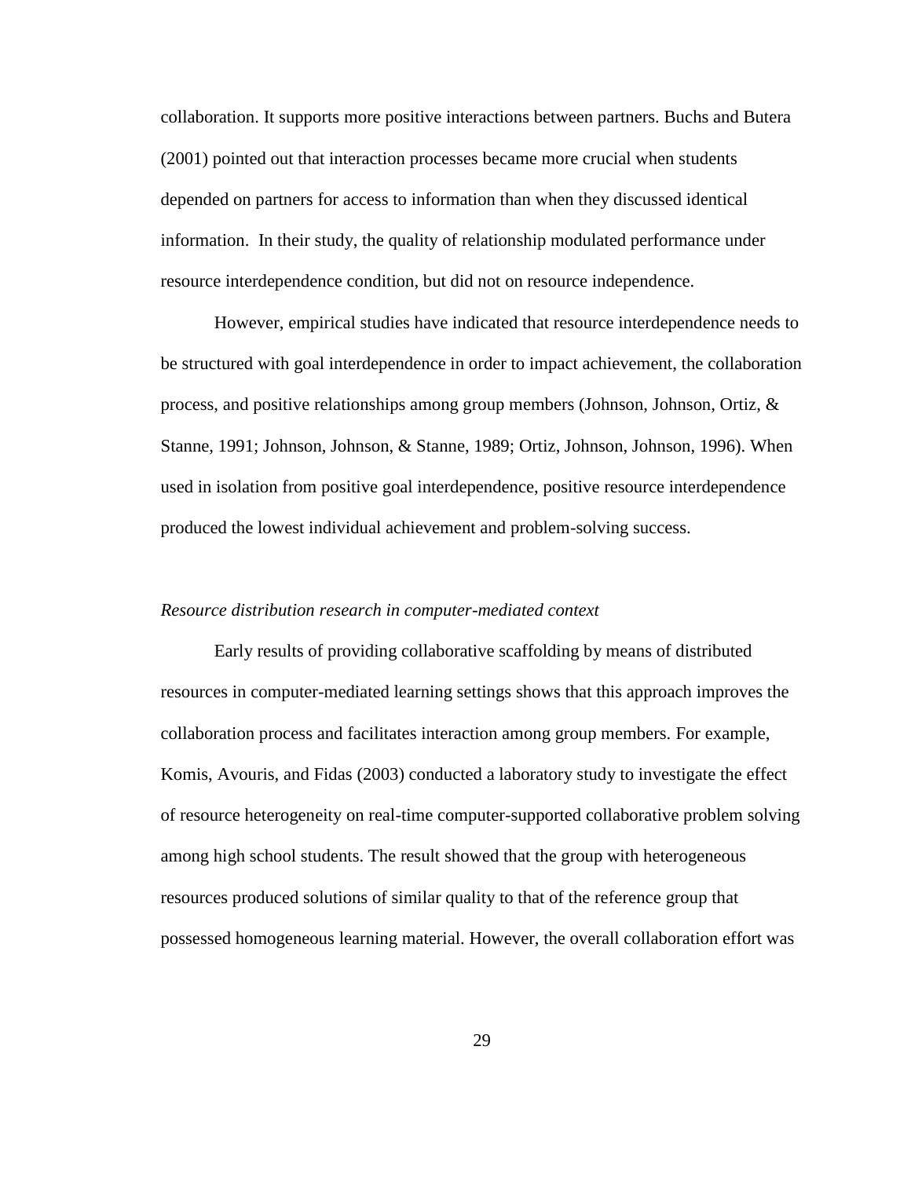collaboration. It supports more positive interactions between partners. Buchs and Butera (2001) pointed out that interaction processes became more crucial when students depended on partners for access to information than when they discussed identical information. In their study, the quality of relationship modulated performance under resource interdependence condition, but did not on resource independence.

However, empirical studies have indicated that resource interdependence needs to be structured with goal interdependence in order to impact achievement, the collaboration process, and positive relationships among group members (Johnson, Johnson, Ortiz, & Stanne, 1991; Johnson, Johnson, & Stanne, 1989; Ortiz, Johnson, Johnson, 1996). When used in isolation from positive goal interdependence, positive resource interdependence produced the lowest individual achievement and problem-solving success.

*Resource distribution research in computer-mediated context*

Early results of providing collaborative scaffolding by means of distributed resources in computer-mediated learning settings shows that this approach improves the collaboration process and facilitates interaction among group members. For example, Komis, Avouris, and Fidas (2003) conducted a laboratory study to investigate the effect of resource heterogeneity on real-time computer-supported collaborative problem solving among high school students. The result showed that the group with heterogeneous resources produced solutions of similar quality to that of the reference group that possessed homogeneous learning material. However, the overall collaboration effort was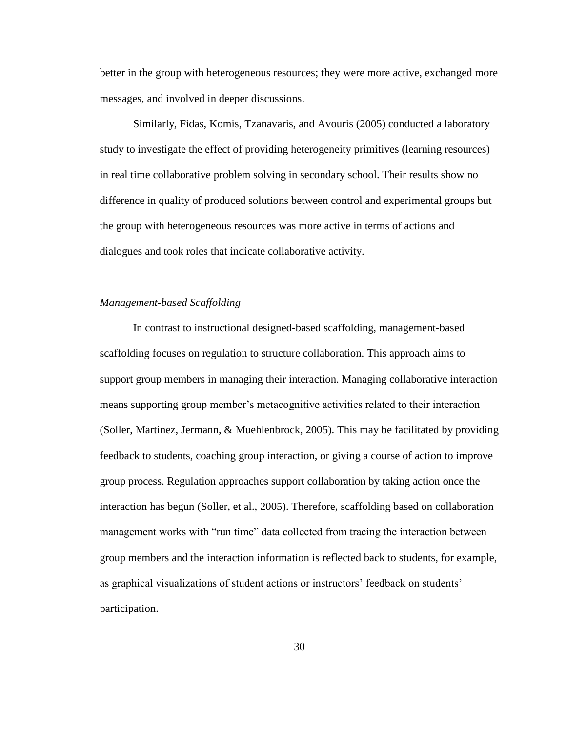better in the group with heterogeneous resources; they were more active, exchanged more messages, and involved in deeper discussions.

Similarly, Fidas, Komis, Tzanavaris, and Avouris (2005) conducted a laboratory study to investigate the effect of providing heterogeneity primitives (learning resources) in real time collaborative problem solving in secondary school. Their results show no difference in quality of produced solutions between control and experimental groups but the group with heterogeneous resources was more active in terms of actions and dialogues and took roles that indicate collaborative activity.

*Management-based Scaffolding*

In contrast to instructional designed-based scaffolding, management-based scaffolding focuses on regulation to structure collaboration. This approach aims to support group members in managing their interaction. Managing collaborative interaction means supporting group member's metacognitive activities related to their interaction (Soller, Martinez, Jermann, & Muehlenbrock, 2005). This may be facilitated by providing feedback to students, coaching group interaction, or giving a course of action to improve group process. Regulation approaches support collaboration by taking action once the interaction has begun (Soller, et al., 2005). Therefore, scaffolding based on collaboration management works with "run time" data collected from tracing the interaction between group members and the interaction information is reflected back to students, for example, as graphical visualizations of student actions or instructors' feedback on students' participation.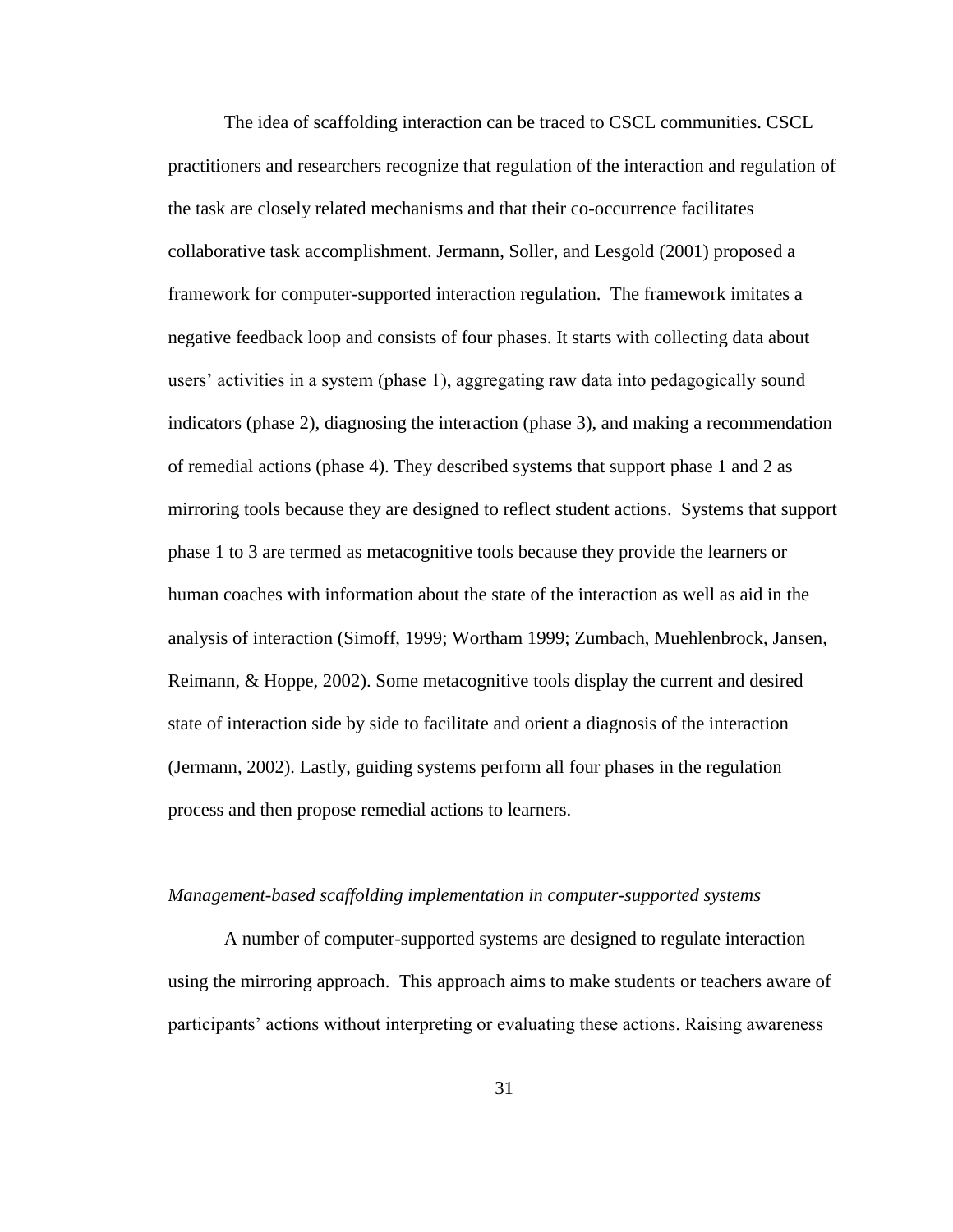The idea of scaffolding interaction can be traced to CSCL communities. CSCL practitioners and researchers recognize that regulation of the interaction and regulation of the task are closely related mechanisms and that their co-occurrence facilitates collaborative task accomplishment. Jermann, Soller, and Lesgold (2001) proposed a framework for computer-supported interaction regulation. The framework imitates a negative feedback loop and consists of four phases. It starts with collecting data about users' activities in a system (phase 1), aggregating raw data into pedagogically sound indicators (phase 2), diagnosing the interaction (phase 3), and making a recommendation of remedial actions (phase 4). They described systems that support phase 1 and 2 as mirroring tools because they are designed to reflect student actions. Systems that support phase 1 to 3 are termed as metacognitive tools because they provide the learners or human coaches with information about the state of the interaction as well as aid in the analysis of interaction (Simoff, 1999; Wortham 1999; Zumbach, Muehlenbrock, Jansen, Reimann, & Hoppe, 2002). Some metacognitive tools display the current and desired state of interaction side by side to facilitate and orient a diagnosis of the interaction (Jermann, 2002). Lastly, guiding systems perform all four phases in the regulation process and then propose remedial actions to learners.

*Management-based scaffolding implementation in computer-supported systems*

A number of computer-supported systems are designed to regulate interaction using the mirroring approach. This approach aims to make students or teachers aware of participants' actions without interpreting or evaluating these actions. Raising awareness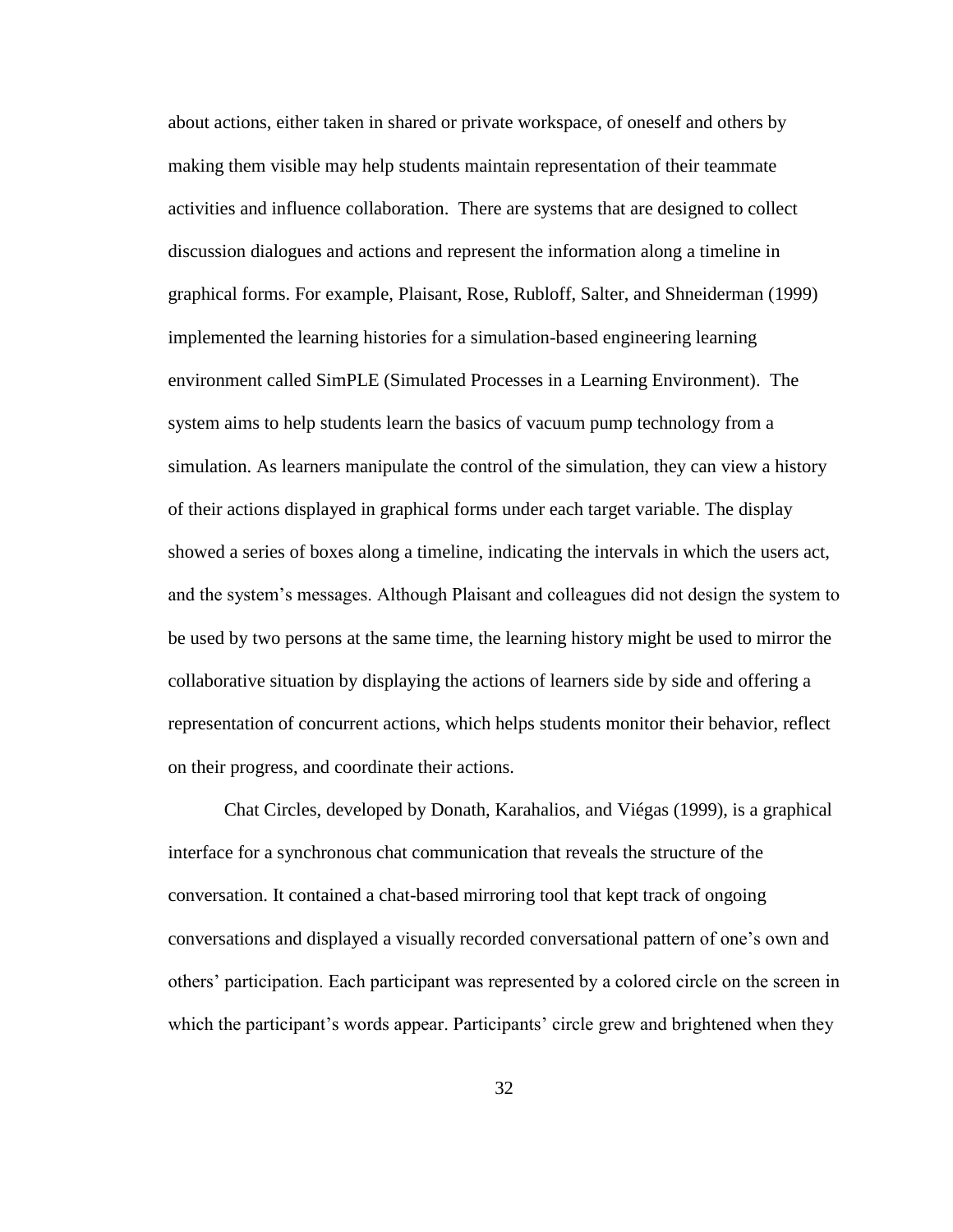about actions, either taken in shared or private workspace, of oneself and others by making them visible may help students maintain representation of their teammate activities and influence collaboration. There are systems that are designed to collect discussion dialogues and actions and represent the information along a timeline in graphical forms. For example, Plaisant, Rose, Rubloff, Salter, and Shneiderman (1999) implemented the learning histories for a simulation-based engineering learning environment called SimPLE (Simulated Processes in a Learning Environment). The system aims to help students learn the basics of vacuum pump technology from a simulation. As learners manipulate the control of the simulation, they can view a history of their actions displayed in graphical forms under each target variable. The display showed a series of boxes along a timeline, indicating the intervals in which the users act, and the system's messages. Although Plaisant and colleagues did not design the system to be used by two persons at the same time, the learning history might be used to mirror the collaborative situation by displaying the actions of learners side by side and offering a representation of concurrent actions, which helps students monitor their behavior, reflect on their progress, and coordinate their actions.

Chat Circles, developed by Donath, Karahalios, and Viégas (1999), is a graphical interface for a synchronous chat communication that reveals the structure of the conversation. It contained a chat-based mirroring tool that kept track of ongoing conversations and displayed a visually recorded conversational pattern of one's own and others' participation. Each participant was represented by a colored circle on the screen in which the participant's words appear. Participants' circle grew and brightened when they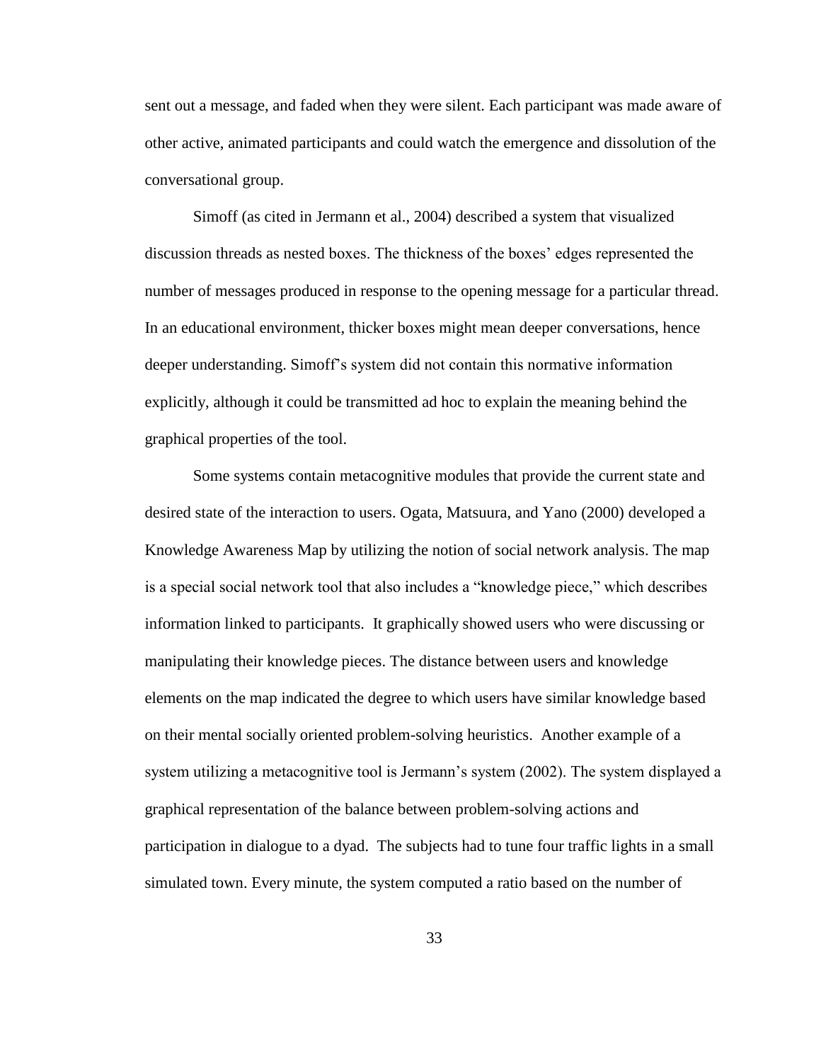sent out a message, and faded when they were silent. Each participant was made aware of other active, animated participants and could watch the emergence and dissolution of the conversational group.

Simoff (as cited in Jermann et al., 2004) described a system that visualized discussion threads as nested boxes. The thickness of the boxes' edges represented the number of messages produced in response to the opening message for a particular thread. In an educational environment, thicker boxes might mean deeper conversations, hence deeper understanding. Simoff's system did not contain this normative information explicitly, although it could be transmitted ad hoc to explain the meaning behind the graphical properties of the tool.

Some systems contain metacognitive modules that provide the current state and desired state of the interaction to users. Ogata, Matsuura, and Yano (2000) developed a Knowledge Awareness Map by utilizing the notion of social network analysis. The map is a special social network tool that also includes a "knowledge piece," which describes information linked to participants. It graphically showed users who were discussing or manipulating their knowledge pieces. The distance between users and knowledge elements on the map indicated the degree to which users have similar knowledge based on their mental socially oriented problem-solving heuristics. Another example of a system utilizing a metacognitive tool is Jermann's system (2002). The system displayed a graphical representation of the balance between problem-solving actions and participation in dialogue to a dyad. The subjects had to tune four traffic lights in a small simulated town. Every minute, the system computed a ratio based on the number of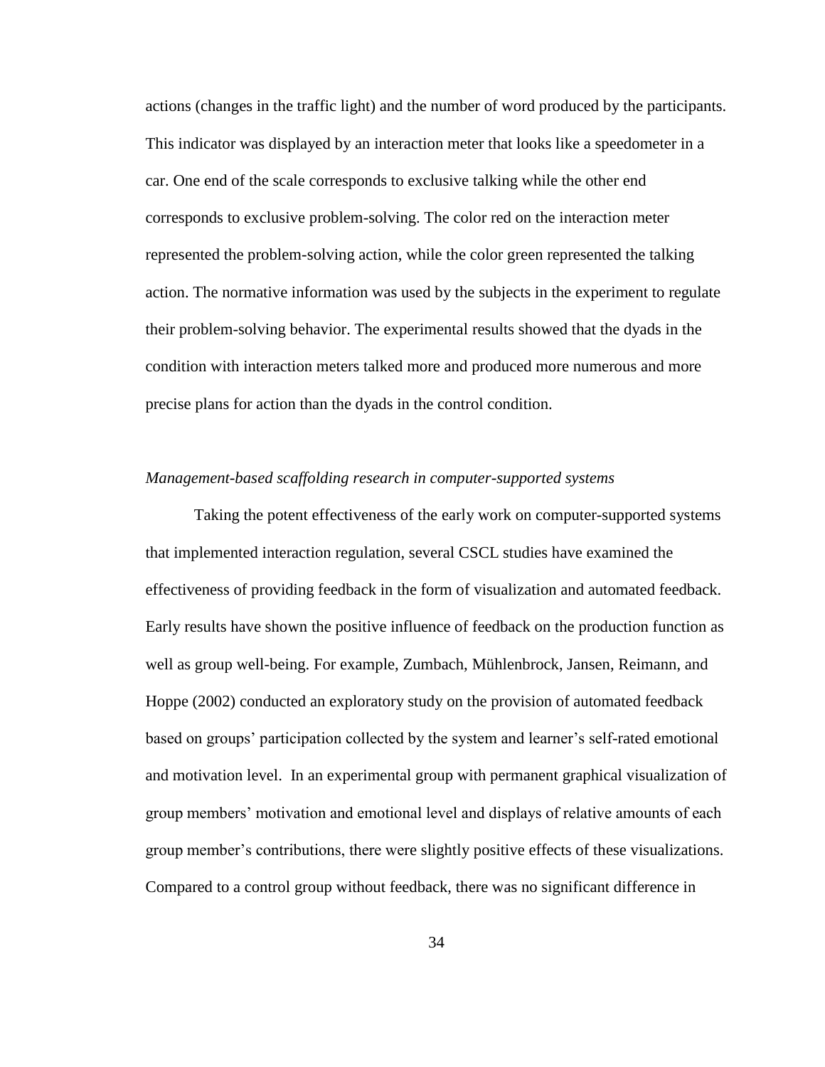actions (changes in the traffic light) and the number of word produced by the participants. This indicator was displayed by an interaction meter that looks like a speedometer in a car. One end of the scale corresponds to exclusive talking while the other end corresponds to exclusive problem-solving. The color red on the interaction meter represented the problem-solving action, while the color green represented the talking action. The normative information was used by the subjects in the experiment to regulate their problem-solving behavior. The experimental results showed that the dyads in the condition with interaction meters talked more and produced more numerous and more precise plans for action than the dyads in the control condition.

*Management-based scaffolding research in computer-supported systems*

Taking the potent effectiveness of the early work on computer-supported systems that implemented interaction regulation, several CSCL studies have examined the effectiveness of providing feedback in the form of visualization and automated feedback. Early results have shown the positive influence of feedback on the production function as well as group well-being. For example, Zumbach, Mühlenbrock, Jansen, Reimann, and Hoppe (2002) conducted an exploratory study on the provision of automated feedback based on groups' participation collected by the system and learner's self-rated emotional and motivation level. In an experimental group with permanent graphical visualization of group members' motivation and emotional level and displays of relative amounts of each group member's contributions, there were slightly positive effects of these visualizations. Compared to a control group without feedback, there was no significant difference in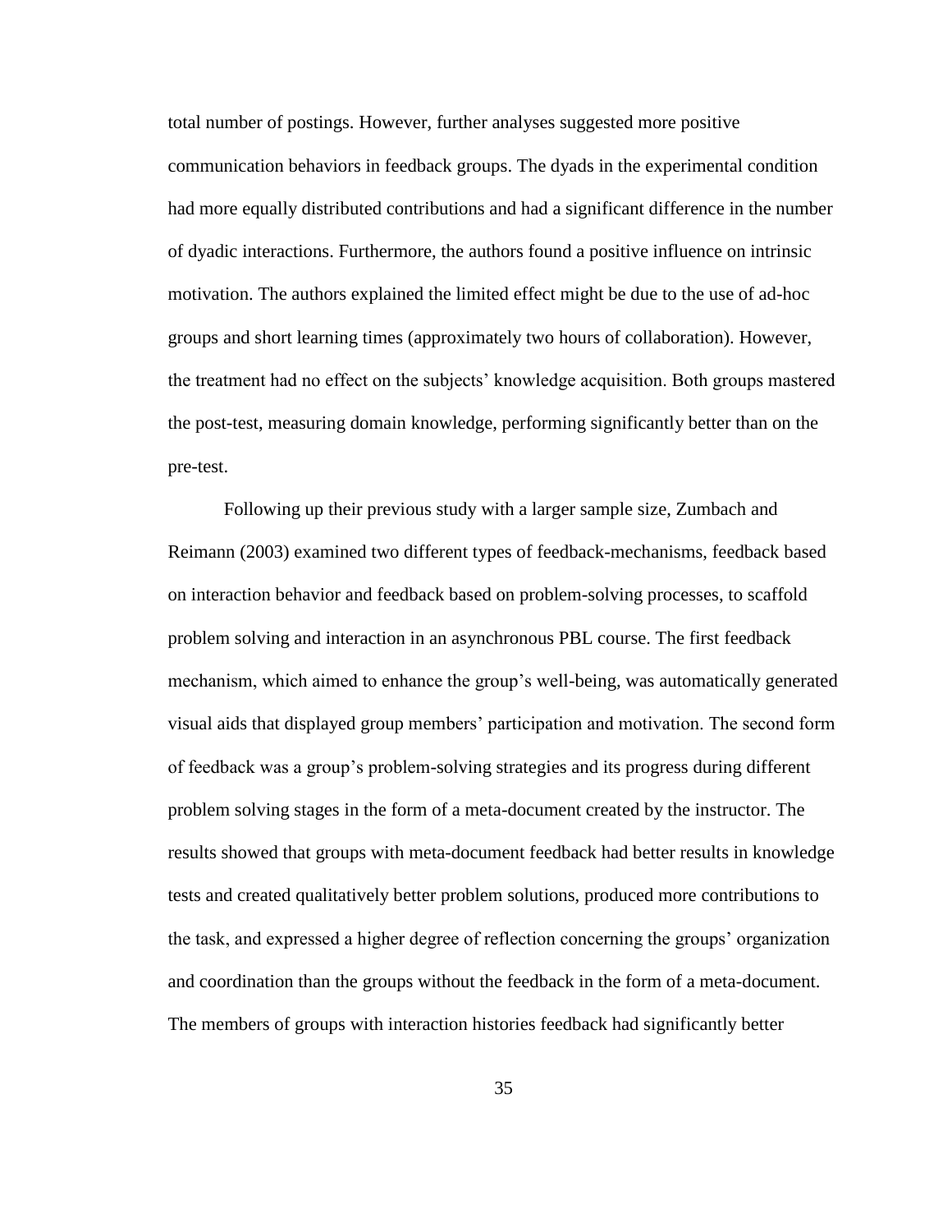total number of postings. However, further analyses suggested more positive communication behaviors in feedback groups. The dyads in the experimental condition had more equally distributed contributions and had a significant difference in the number of dyadic interactions. Furthermore, the authors found a positive influence on intrinsic motivation. The authors explained the limited effect might be due to the use of ad-hoc groups and short learning times (approximately two hours of collaboration). However, the treatment had no effect on the subjects' knowledge acquisition. Both groups mastered the post-test, measuring domain knowledge, performing significantly better than on the pre-test.

Following up their previous study with a larger sample size, Zumbach and Reimann (2003) examined two different types of feedback-mechanisms, feedback based on interaction behavior and feedback based on problem-solving processes, to scaffold problem solving and interaction in an asynchronous PBL course. The first feedback mechanism, which aimed to enhance the group's well-being, was automatically generated visual aids that displayed group members' participation and motivation. The second form of feedback was a group's problem-solving strategies and its progress during different problem solving stages in the form of a meta-document created by the instructor. The results showed that groups with meta-document feedback had better results in knowledge tests and created qualitatively better problem solutions, produced more contributions to the task, and expressed a higher degree of reflection concerning the groups' organization and coordination than the groups without the feedback in the form of a meta-document. The members of groups with interaction histories feedback had significantly better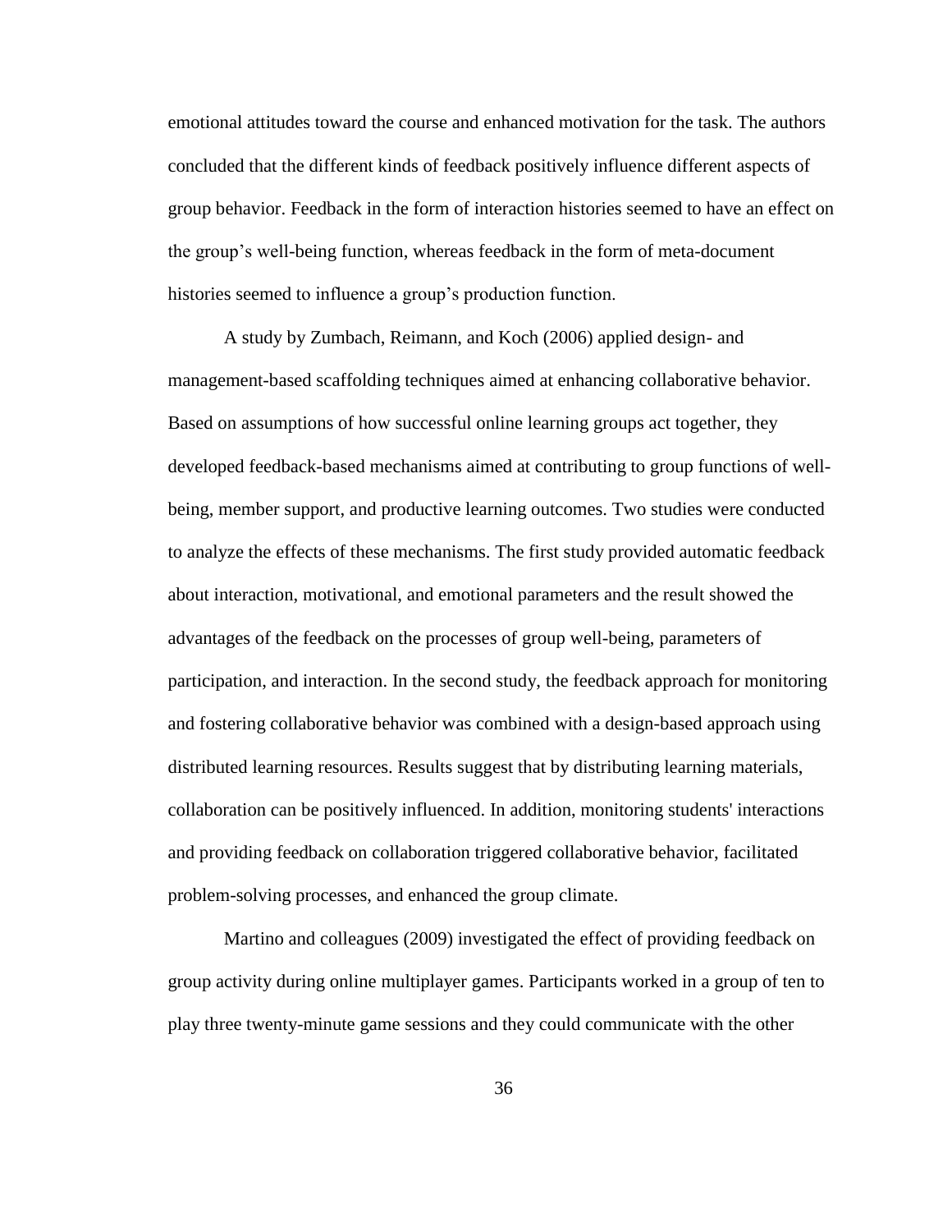emotional attitudes toward the course and enhanced motivation for the task. The authors concluded that the different kinds of feedback positively influence different aspects of group behavior. Feedback in the form of interaction histories seemed to have an effect on the group's well-being function, whereas feedback in the form of meta-document histories seemed to influence a group's production function.

A study by Zumbach, Reimann, and Koch (2006) applied design- and management-based scaffolding techniques aimed at enhancing collaborative behavior. Based on assumptions of how successful online learning groups act together, they developed feedback-based mechanisms aimed at contributing to group functions of well-being, member support, and productive learning outcomes. Two studies were conducted to analyze the effects of these mechanisms. The first study provided automatic feedback about interaction, motivational, and emotional parameters and the result showed the advantages of the feedback on the processes of group well-being, parameters of participation, and interaction. In the second study, the feedback approach for monitoring and fostering collaborative behavior was combined with a design-based approach using distributed learning resources. Results suggest that by distributing learning materials, collaboration can be positively influenced. In addition, monitoring students' interactions and providing feedback on collaboration triggered collaborative behavior, facilitated problem-solving processes, and enhanced the group climate.

Martino and colleagues (2009) investigated the effect of providing feedback on group activity during online multiplayer games. Participants worked in a group of ten to play three twenty-minute game sessions and they could communicate with the other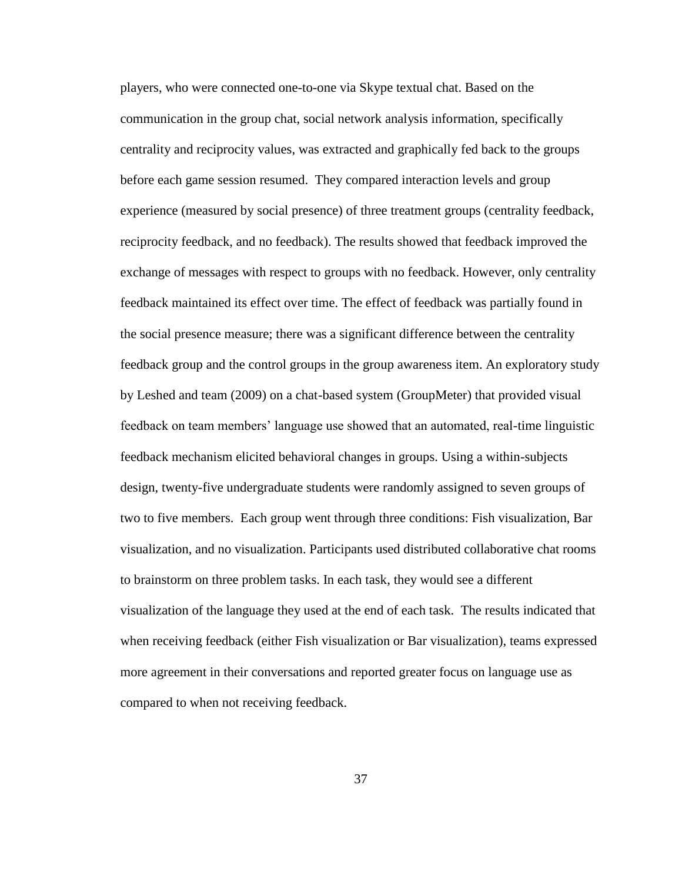players, who were connected one-to-one via Skype textual chat. Based on the communication in the group chat, social network analysis information, specifically centrality and reciprocity values, was extracted and graphically fed back to the groups before each game session resumed. They compared interaction levels and group experience (measured by social presence) of three treatment groups (centrality feedback, reciprocity feedback, and no feedback). The results showed that feedback improved the exchange of messages with respect to groups with no feedback. However, only centrality feedback maintained its effect over time. The effect of feedback was partially found in the social presence measure; there was a significant difference between the centrality feedback group and the control groups in the group awareness item. An exploratory study by Leshed and team (2009) on a chat-based system (GroupMeter) that provided visual feedback on team members' language use showed that an automated, real-time linguistic feedback mechanism elicited behavioral changes in groups. Using a within-subjects design, twenty-five undergraduate students were randomly assigned to seven groups of two to five members. Each group went through three conditions: Fish visualization, Bar visualization, and no visualization. Participants used distributed collaborative chat rooms to brainstorm on three problem tasks. In each task, they would see a different visualization of the language they used at the end of each task. The results indicated that when receiving feedback (either Fish visualization or Bar visualization), teams expressed more agreement in their conversations and reported greater focus on language use as compared to when not receiving feedback.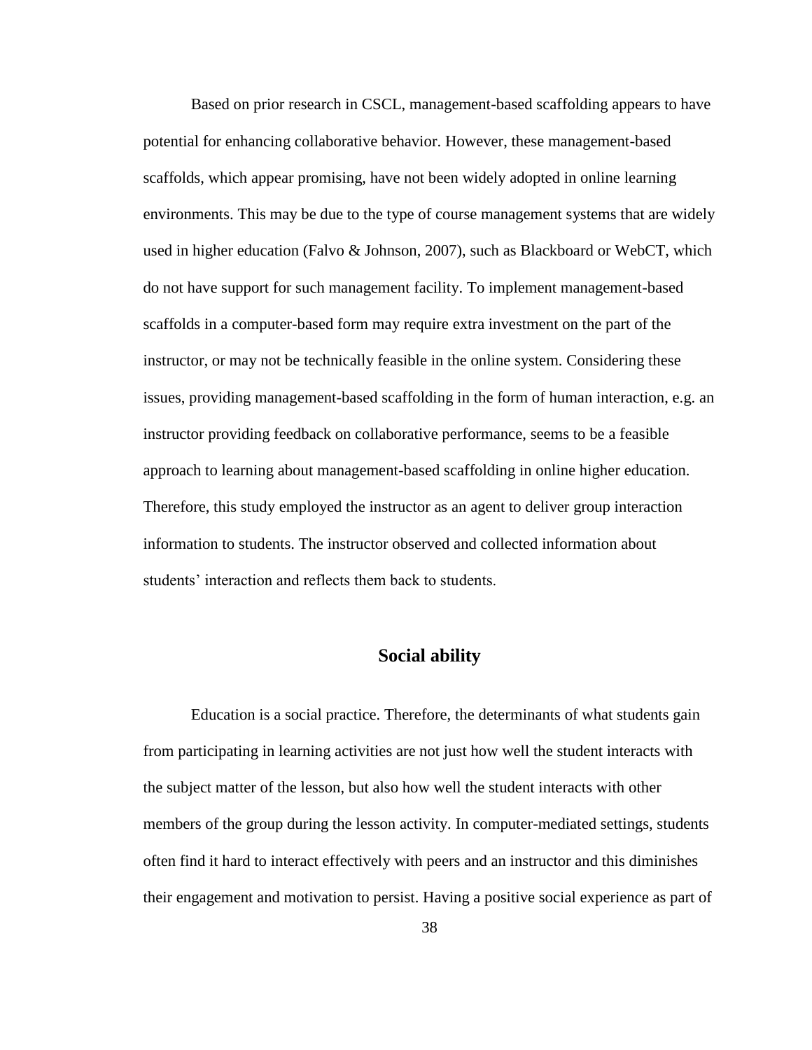Based on prior research in CSCL, management-based scaffolding appears to have potential for enhancing collaborative behavior. However, these management-based scaffolds, which appear promising, have not been widely adopted in online learning environments. This may be due to the type of course management systems that are widely used in higher education (Falvo & Johnson, 2007), such as Blackboard or WebCT, which do not have support for such management facility. To implement management-based scaffolds in a computer-based form may require extra investment on the part of the instructor, or may not be technically feasible in the online system. Considering these issues, providing management-based scaffolding in the form of human interaction, e.g. an instructor providing feedback on collaborative performance, seems to be a feasible approach to learning about management-based scaffolding in online higher education. Therefore, this study employed the instructor as an agent to deliver group interaction information to students. The instructor observed and collected information about students' interaction and reflects them back to students.

## Social ability

Education is a social practice. Therefore, the determinants of what students gain from participating in learning activities are not just how well the student interacts with the subject matter of the lesson, but also how well the student interacts with other members of the group during the lesson activity. In computer-mediated settings, students often find it hard to interact effectively with peers and an instructor and this diminishes their engagement and motivation to persist. Having a positive social experience as part of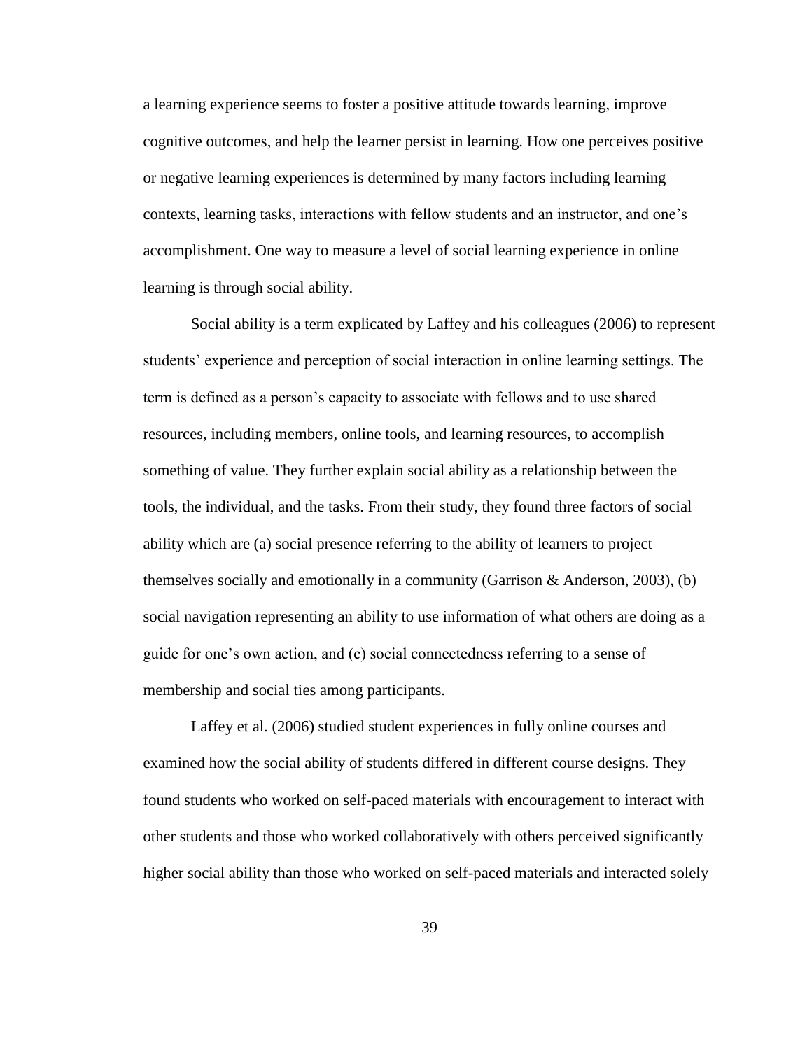a learning experience seems to foster a positive attitude towards learning, improve cognitive outcomes, and help the learner persist in learning. How one perceives positive or negative learning experiences is determined by many factors including learning contexts, learning tasks, interactions with fellow students and an instructor, and one's accomplishment. One way to measure a level of social learning experience in online learning is through social ability.

Social ability is a term explicated by Laffey and his colleagues (2006) to represent students' experience and perception of social interaction in online learning settings. The term is defined as a person's capacity to associate with fellows and to use shared resources, including members, online tools, and learning resources, to accomplish something of value. They further explain social ability as a relationship between the tools, the individual, and the tasks. From their study, they found three factors of social ability which are (a) social presence referring to the ability of learners to project themselves socially and emotionally in a community (Garrison & Anderson, 2003), (b) social navigation representing an ability to use information of what others are doing as a guide for one's own action, and (c) social connectedness referring to a sense of membership and social ties among participants.

Laffey et al. (2006) studied student experiences in fully online courses and examined how the social ability of students differed in different course designs. They found students who worked on self-paced materials with encouragement to interact with other students and those who worked collaboratively with others perceived significantly higher social ability than those who worked on self-paced materials and interacted solely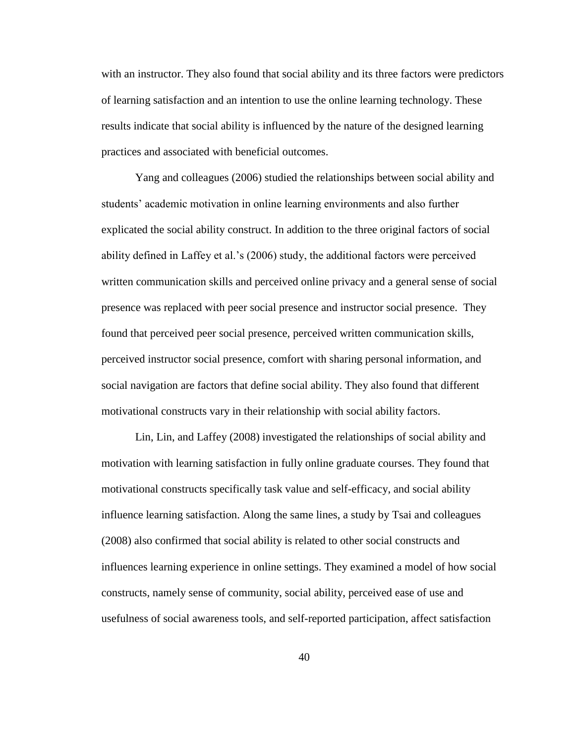with an instructor. They also found that social ability and its three factors were predictors of learning satisfaction and an intention to use the online learning technology. These results indicate that social ability is influenced by the nature of the designed learning practices and associated with beneficial outcomes.

Yang and colleagues (2006) studied the relationships between social ability and students' academic motivation in online learning environments and also further explicated the social ability construct. In addition to the three original factors of social ability defined in Laffey et al.'s (2006) study, the additional factors were perceived written communication skills and perceived online privacy and a general sense of social presence was replaced with peer social presence and instructor social presence. They found that perceived peer social presence, perceived written communication skills, perceived instructor social presence, comfort with sharing personal information, and social navigation are factors that define social ability. They also found that different motivational constructs vary in their relationship with social ability factors.

Lin, Lin, and Laffey (2008) investigated the relationships of social ability and motivation with learning satisfaction in fully online graduate courses. They found that motivational constructs specifically task value and self-efficacy, and social ability influence learning satisfaction. Along the same lines, a study by Tsai and colleagues (2008) also confirmed that social ability is related to other social constructs and influences learning experience in online settings. They examined a model of how social constructs, namely sense of community, social ability, perceived ease of use and usefulness of social awareness tools, and self-reported participation, affect satisfaction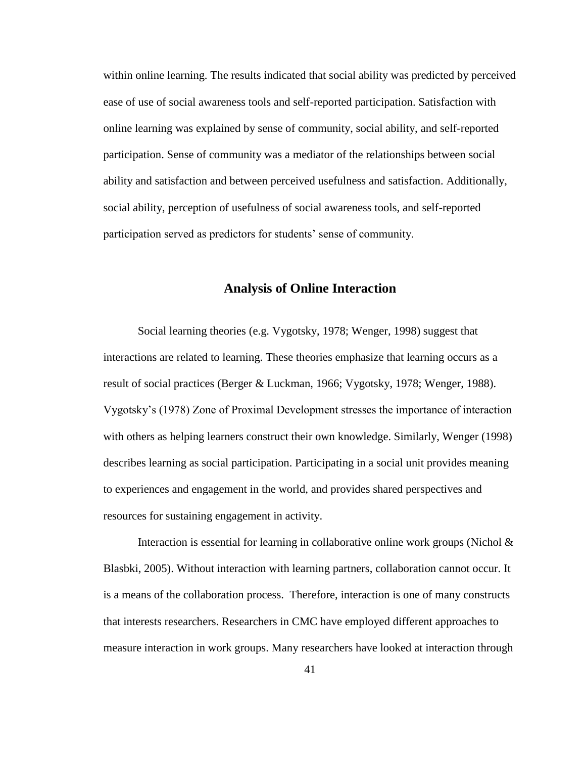within online learning. The results indicated that social ability was predicted by perceived ease of use of social awareness tools and self-reported participation. Satisfaction with online learning was explained by sense of community, social ability, and self-reported participation. Sense of community was a mediator of the relationships between social ability and satisfaction and between perceived usefulness and satisfaction. Additionally, social ability, perception of usefulness of social awareness tools, and self-reported participation served as predictors for students' sense of community.

## Analysis of Online Interaction

Social learning theories (e.g. Vygotsky, 1978; Wenger, 1998) suggest that interactions are related to learning. These theories emphasize that learning occurs as a result of social practices (Berger & Luckman, 1966; Vygotsky, 1978; Wenger, 1988). Vygotsky's (1978) Zone of Proximal Development stresses the importance of interaction with others as helping learners construct their own knowledge. Similarly, Wenger (1998) describes learning as social participation. Participating in a social unit provides meaning to experiences and engagement in the world, and provides shared perspectives and resources for sustaining engagement in activity.

Interaction is essential for learning in collaborative online work groups (Nichol & Blasbki, 2005). Without interaction with learning partners, collaboration cannot occur. It is a means of the collaboration process. Therefore, interaction is one of many constructs that interests researchers. Researchers in CMC have employed different approaches to measure interaction in work groups. Many researchers have looked at interaction through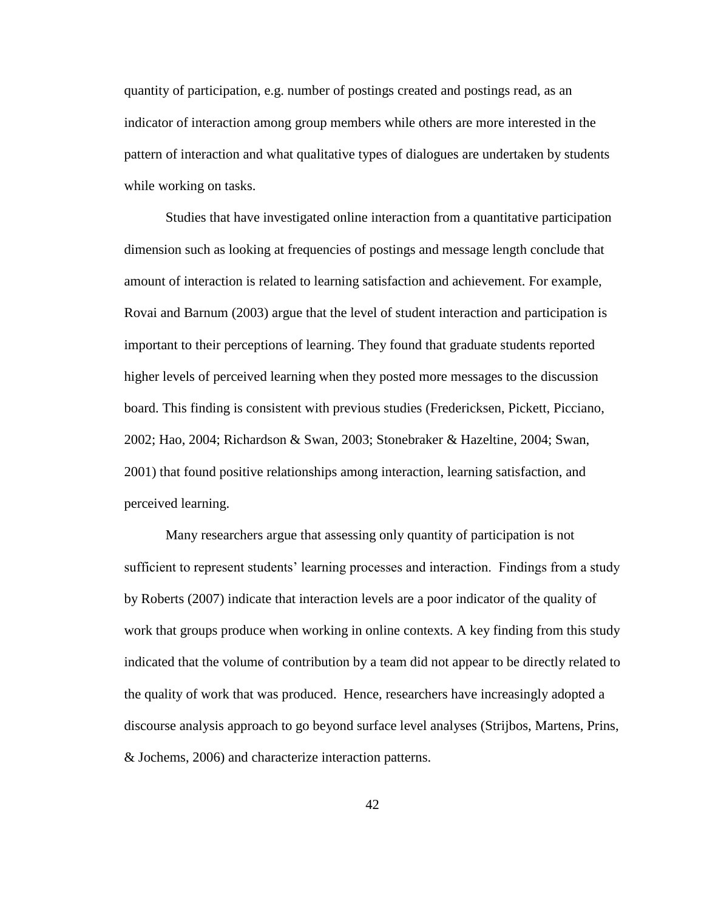quantity of participation, e.g. number of postings created and postings read, as an indicator of interaction among group members while others are more interested in the pattern of interaction and what qualitative types of dialogues are undertaken by students while working on tasks.

Studies that have investigated online interaction from a quantitative participation dimension such as looking at frequencies of postings and message length conclude that amount of interaction is related to learning satisfaction and achievement. For example, Rovai and Barnum (2003) argue that the level of student interaction and participation is important to their perceptions of learning. They found that graduate students reported higher levels of perceived learning when they posted more messages to the discussion board. This finding is consistent with previous studies (Fredericksen, Pickett, Picciano, 2002; Hao, 2004; Richardson & Swan, 2003; Stonebraker & Hazeltine, 2004; Swan, 2001) that found positive relationships among interaction, learning satisfaction, and perceived learning.

Many researchers argue that assessing only quantity of participation is not sufficient to represent students' learning processes and interaction. Findings from a study by Roberts (2007) indicate that interaction levels are a poor indicator of the quality of work that groups produce when working in online contexts. A key finding from this study indicated that the volume of contribution by a team did not appear to be directly related to the quality of work that was produced. Hence, researchers have increasingly adopted a discourse analysis approach to go beyond surface level analyses (Strijbos, Martens, Prins, & Jochems, 2006) and characterize interaction patterns.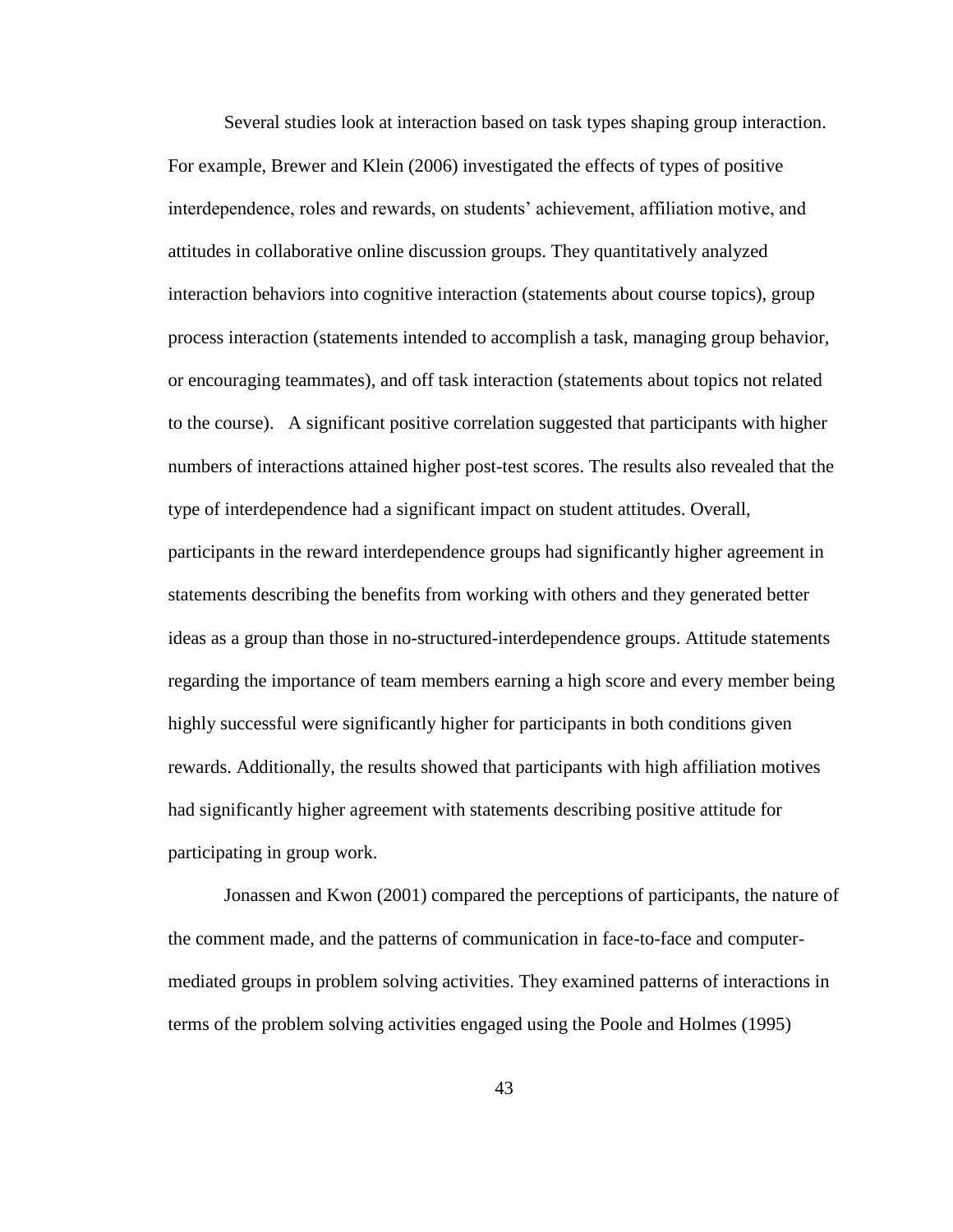Several studies look at interaction based on task types shaping group interaction. For example, Brewer and Klein (2006) investigated the effects of types of positive interdependence, roles and rewards, on students' achievement, affiliation motive, and attitudes in collaborative online discussion groups. They quantitatively analyzed interaction behaviors into cognitive interaction (statements about course topics), group process interaction (statements intended to accomplish a task, managing group behavior, or encouraging teammates), and off task interaction (statements about topics not related to the course). A significant positive correlation suggested that participants with higher numbers of interactions attained higher post-test scores. The results also revealed that the type of interdependence had a significant impact on student attitudes. Overall, participants in the reward interdependence groups had significantly higher agreement in statements describing the benefits from working with others and they generated better ideas as a group than those in no-structured-interdependence groups. Attitude statements regarding the importance of team members earning a high score and every member being highly successful were significantly higher for participants in both conditions given rewards. Additionally, the results showed that participants with high affiliation motives had significantly higher agreement with statements describing positive attitude for participating in group work.

Jonassen and Kwon (2001) compared the perceptions of participants, the nature of the comment made, and the patterns of communication in face-to-face and computer-mediated groups in problem solving activities. They examined patterns of interactions in terms of the problem solving activities engaged using the Poole and Holmes (1995)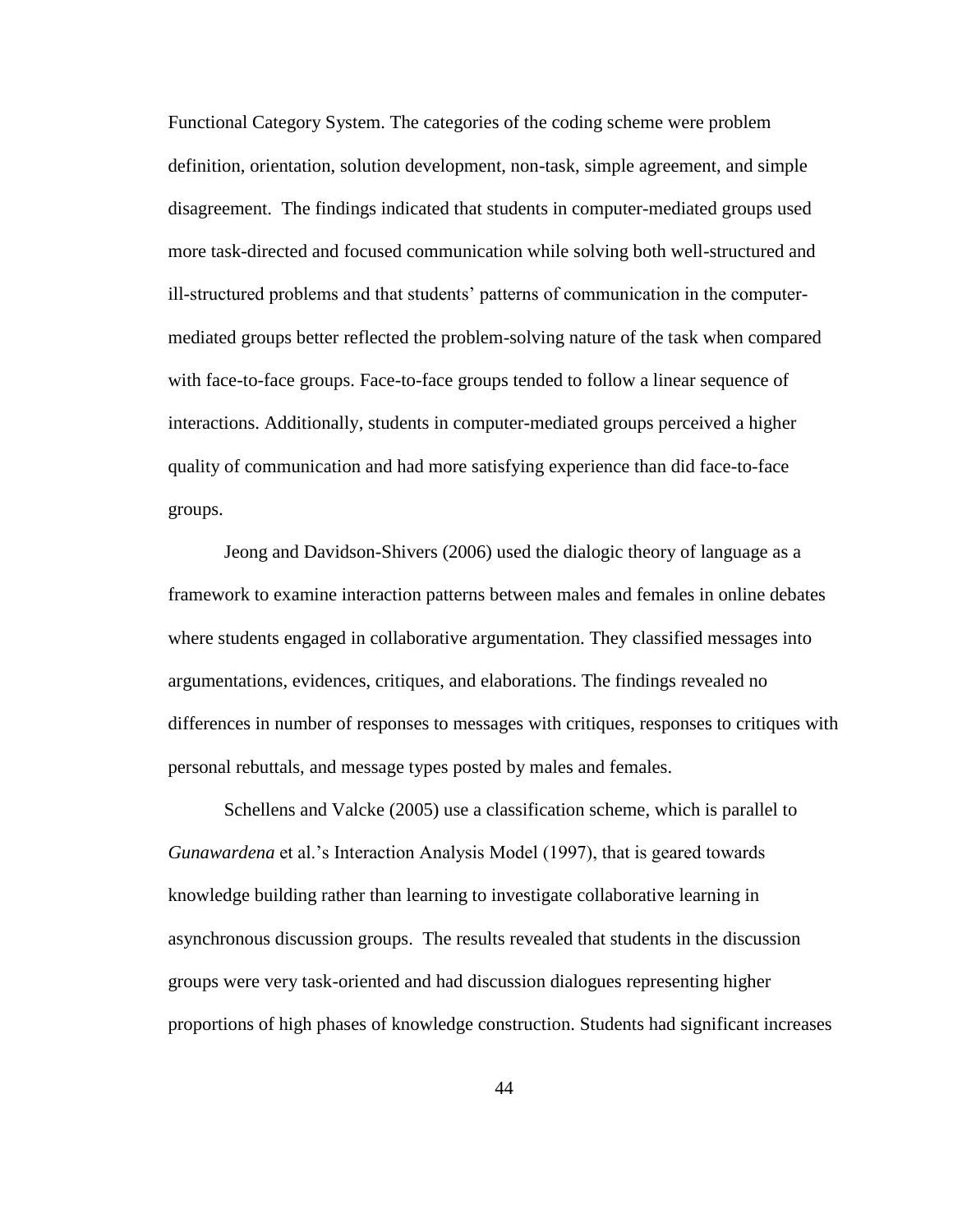Functional Category System. The categories of the coding scheme were problem definition, orientation, solution development, non-task, simple agreement, and simple disagreement. The findings indicated that students in computer-mediated groups used more task-directed and focused communication while solving both well-structured and ill-structured problems and that students' patterns of communication in the computer-mediated groups better reflected the problem-solving nature of the task when compared with face-to-face groups. Face-to-face groups tended to follow a linear sequence of interactions. Additionally, students in computer-mediated groups perceived a higher quality of communication and had more satisfying experience than did face-to-face groups.

Jeong and Davidson-Shivers (2006) used the dialogic theory of language as a framework to examine interaction patterns between males and females in online debates where students engaged in collaborative argumentation. They classified messages into argumentations, evidences, critiques, and elaborations. The findings revealed no differences in number of responses to messages with critiques, responses to critiques with personal rebuttals, and message types posted by males and females.

Schellens and Valcke (2005) use a classification scheme, which is parallel to *Gunawardena* et al.'s Interaction Analysis Model (1997), that is geared towards knowledge building rather than learning to investigate collaborative learning in asynchronous discussion groups. The results revealed that students in the discussion groups were very task-oriented and had discussion dialogues representing higher proportions of high phases of knowledge construction. Students had significant increases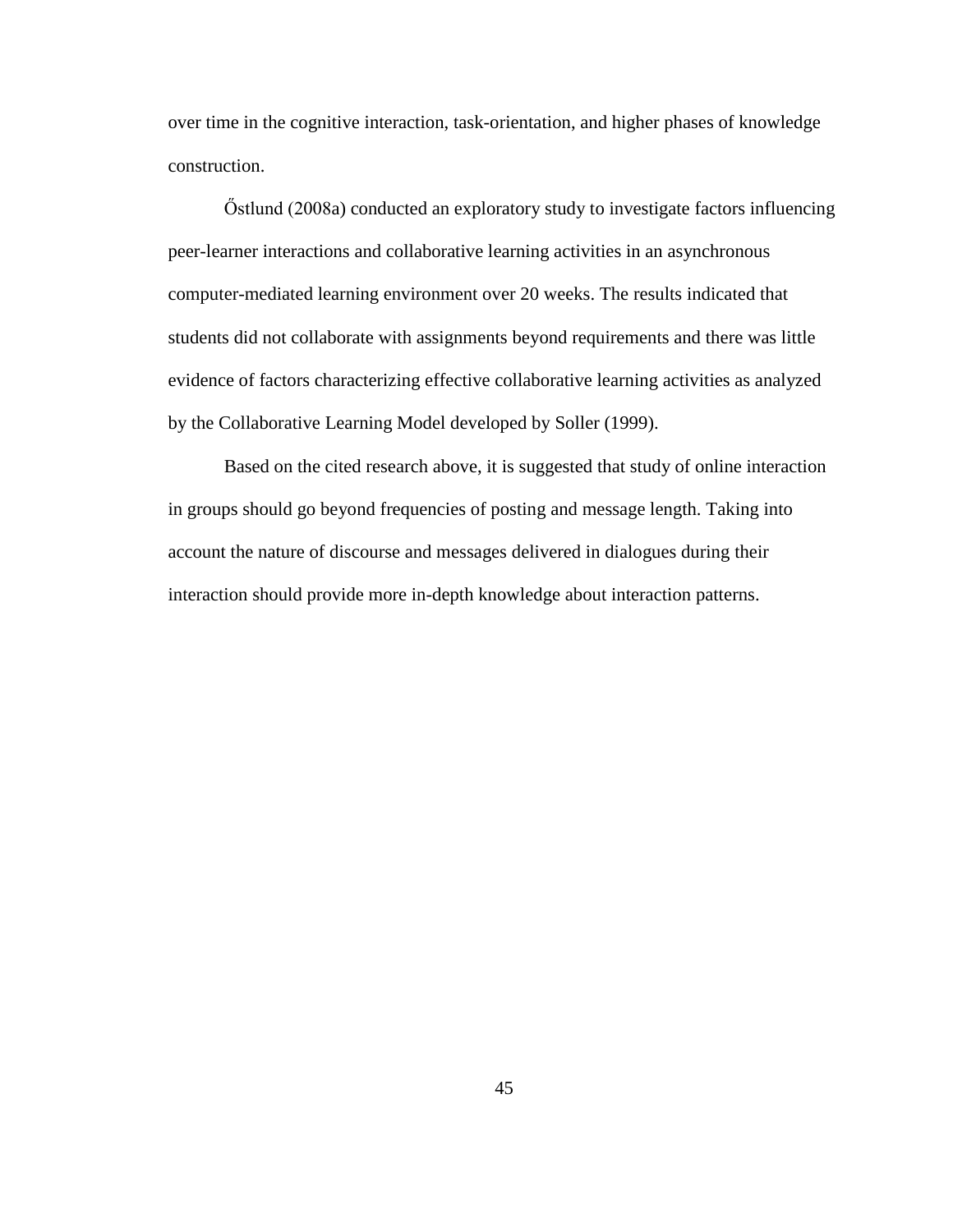over time in the cognitive interaction, task-orientation, and higher phases of knowledge construction.

Őstlund (2008a) conducted an exploratory study to investigate factors influencing peer-learner interactions and collaborative learning activities in an asynchronous computer-mediated learning environment over 20 weeks. The results indicated that students did not collaborate with assignments beyond requirements and there was little evidence of factors characterizing effective collaborative learning activities as analyzed by the Collaborative Learning Model developed by Soller (1999).

Based on the cited research above, it is suggested that study of online interaction in groups should go beyond frequencies of posting and message length. Taking into account the nature of discourse and messages delivered in dialogues during their interaction should provide more in-depth knowledge about interaction patterns.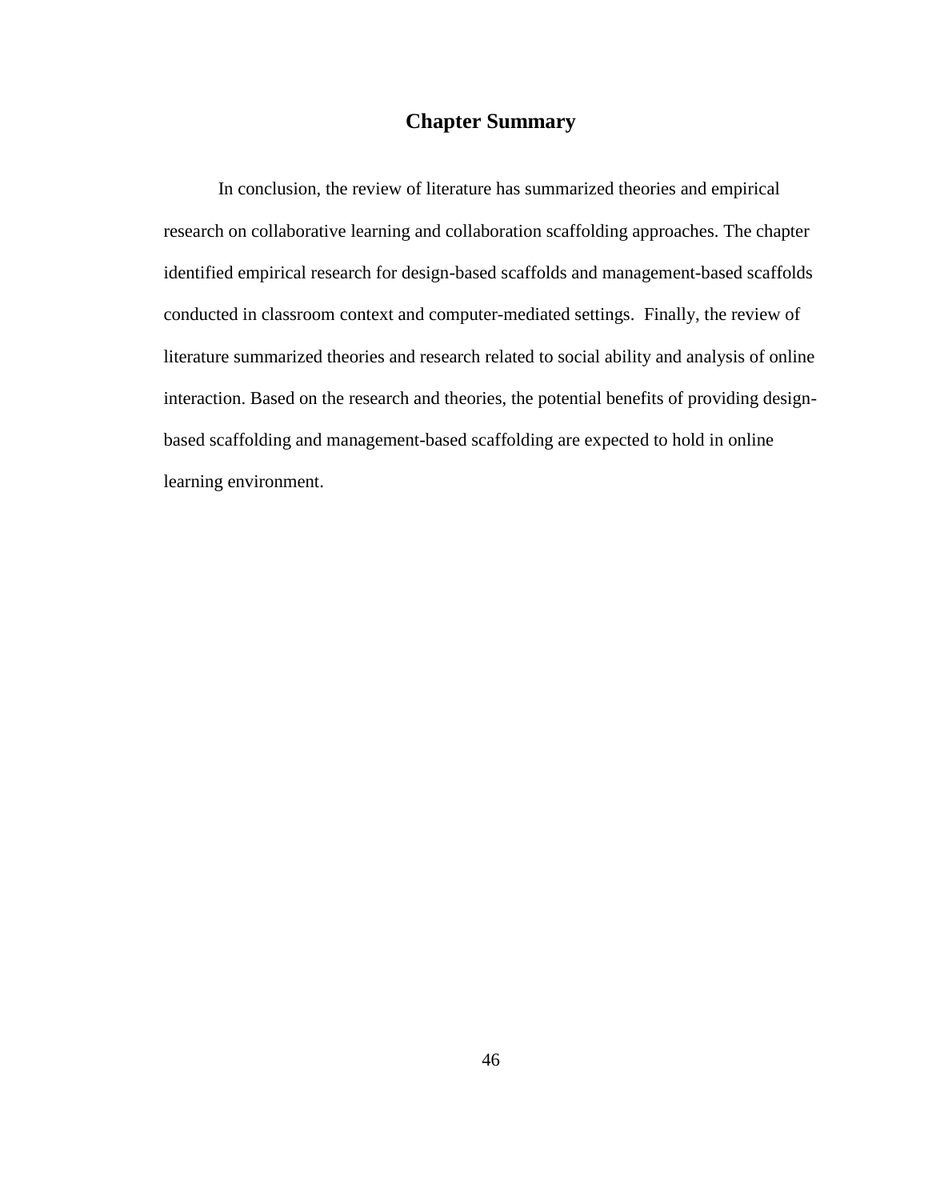## Chapter Summary

In conclusion, the review of literature has summarized theories and empirical research on collaborative learning and collaboration scaffolding approaches. The chapter identified empirical research for design-based scaffolds and management-based scaffolds conducted in classroom context and computer-mediated settings. Finally, the review of literature summarized theories and research related to social ability and analysis of online interaction. Based on the research and theories, the potential benefits of providing design-based scaffolding and management-based scaffolding are expected to hold in online learning environment.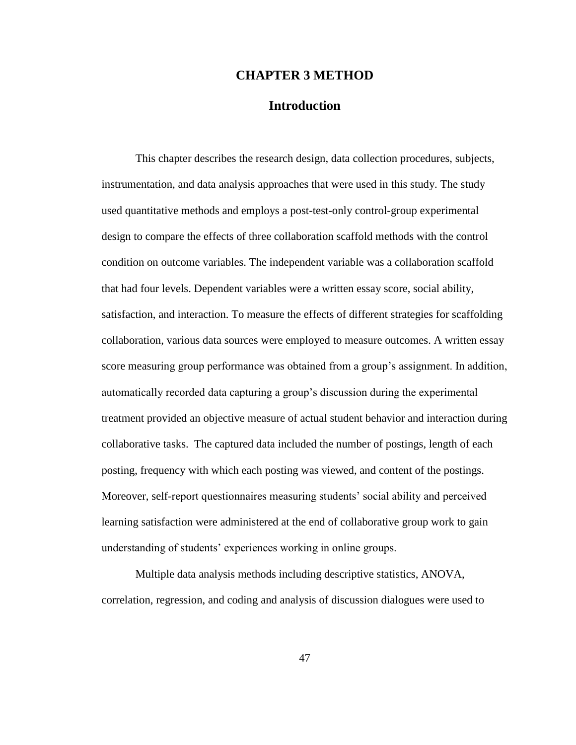# CHAPTER 3 METHOD

## Introduction

This chapter describes the research design, data collection procedures, subjects, instrumentation, and data analysis approaches that were used in this study. The study used quantitative methods and employs a post-test-only control-group experimental design to compare the effects of three collaboration scaffold methods with the control condition on outcome variables. The independent variable was a collaboration scaffold that had four levels. Dependent variables were a written essay score, social ability, satisfaction, and interaction. To measure the effects of different strategies for scaffolding collaboration, various data sources were employed to measure outcomes. A written essay score measuring group performance was obtained from a group's assignment. In addition, automatically recorded data capturing a group's discussion during the experimental treatment provided an objective measure of actual student behavior and interaction during collaborative tasks. The captured data included the number of postings, length of each posting, frequency with which each posting was viewed, and content of the postings. Moreover, self-report questionnaires measuring students' social ability and perceived learning satisfaction were administered at the end of collaborative group work to gain understanding of students' experiences working in online groups.

Multiple data analysis methods including descriptive statistics, ANOVA, correlation, regression, and coding and analysis of discussion dialogues were used to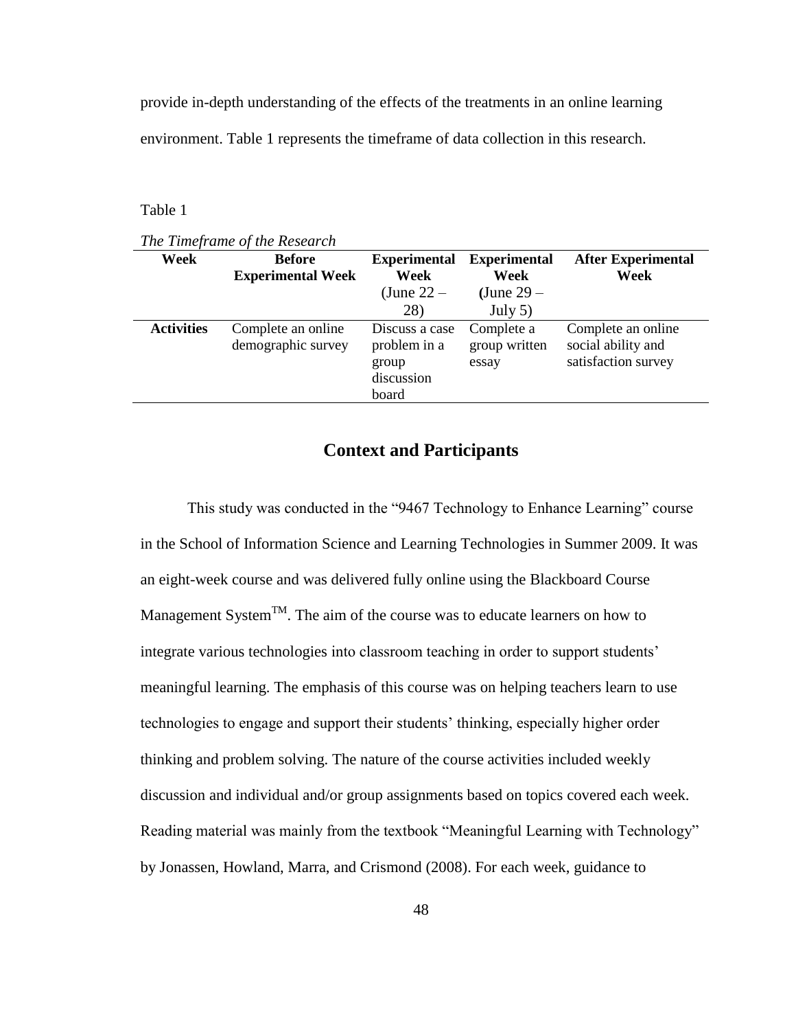provide in-depth understanding of the effects of the treatments in an online learning environment. Table 1 represents the timeframe of data collection in this research.

Table 1

*The Timeframe of the Research*

| Week | Before Experimental Week | Experimental Week (June 22 – 28) | Experimental Week (June 29 – July 5) | After Experimental Week |
|---|---|---|---|---|
| **Activities** | Complete an online demographic survey | Discuss a case problem in a group discussion board | Complete a group written essay | Complete an online social ability and satisfaction survey |

## Context and Participants

This study was conducted in the "9467 Technology to Enhance Learning" course in the School of Information Science and Learning Technologies in Summer 2009. It was an eight-week course and was delivered fully online using the Blackboard Course Management System$^{TM}$. The aim of the course was to educate learners on how to integrate various technologies into classroom teaching in order to support students' meaningful learning. The emphasis of this course was on helping teachers learn to use technologies to engage and support their students' thinking, especially higher order thinking and problem solving. The nature of the course activities included weekly discussion and individual and/or group assignments based on topics covered each week. Reading material was mainly from the textbook "Meaningful Learning with Technology" by Jonassen, Howland, Marra, and Crismond (2008). For each week, guidance to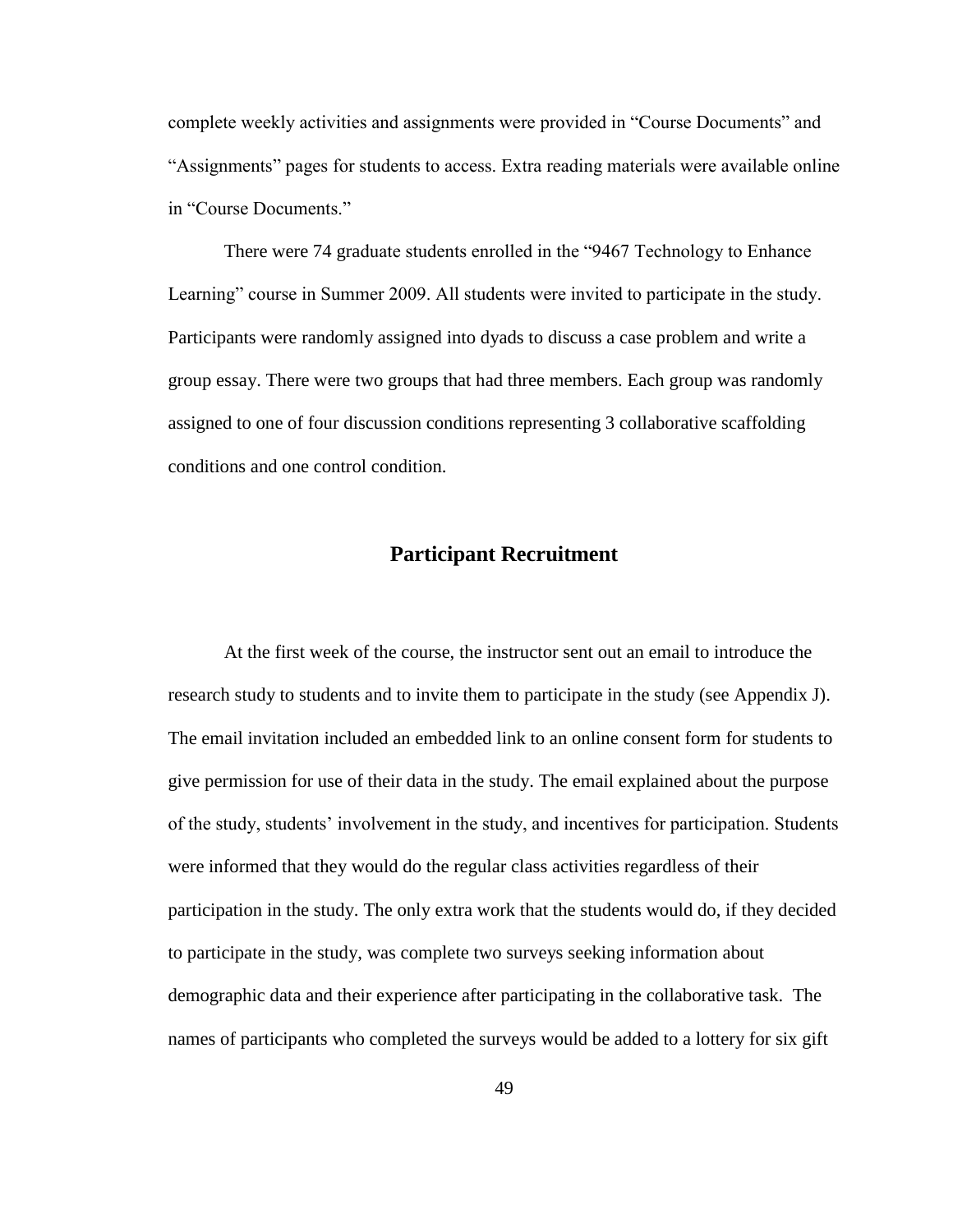complete weekly activities and assignments were provided in "Course Documents" and "Assignments" pages for students to access. Extra reading materials were available online in "Course Documents."

There were 74 graduate students enrolled in the "9467 Technology to Enhance Learning" course in Summer 2009. All students were invited to participate in the study. Participants were randomly assigned into dyads to discuss a case problem and write a group essay. There were two groups that had three members. Each group was randomly assigned to one of four discussion conditions representing 3 collaborative scaffolding conditions and one control condition.

## Participant Recruitment

At the first week of the course, the instructor sent out an email to introduce the research study to students and to invite them to participate in the study (see Appendix J). The email invitation included an embedded link to an online consent form for students to give permission for use of their data in the study. The email explained about the purpose of the study, students' involvement in the study, and incentives for participation. Students were informed that they would do the regular class activities regardless of their participation in the study. The only extra work that the students would do, if they decided to participate in the study, was complete two surveys seeking information about demographic data and their experience after participating in the collaborative task. The names of participants who completed the surveys would be added to a lottery for six gift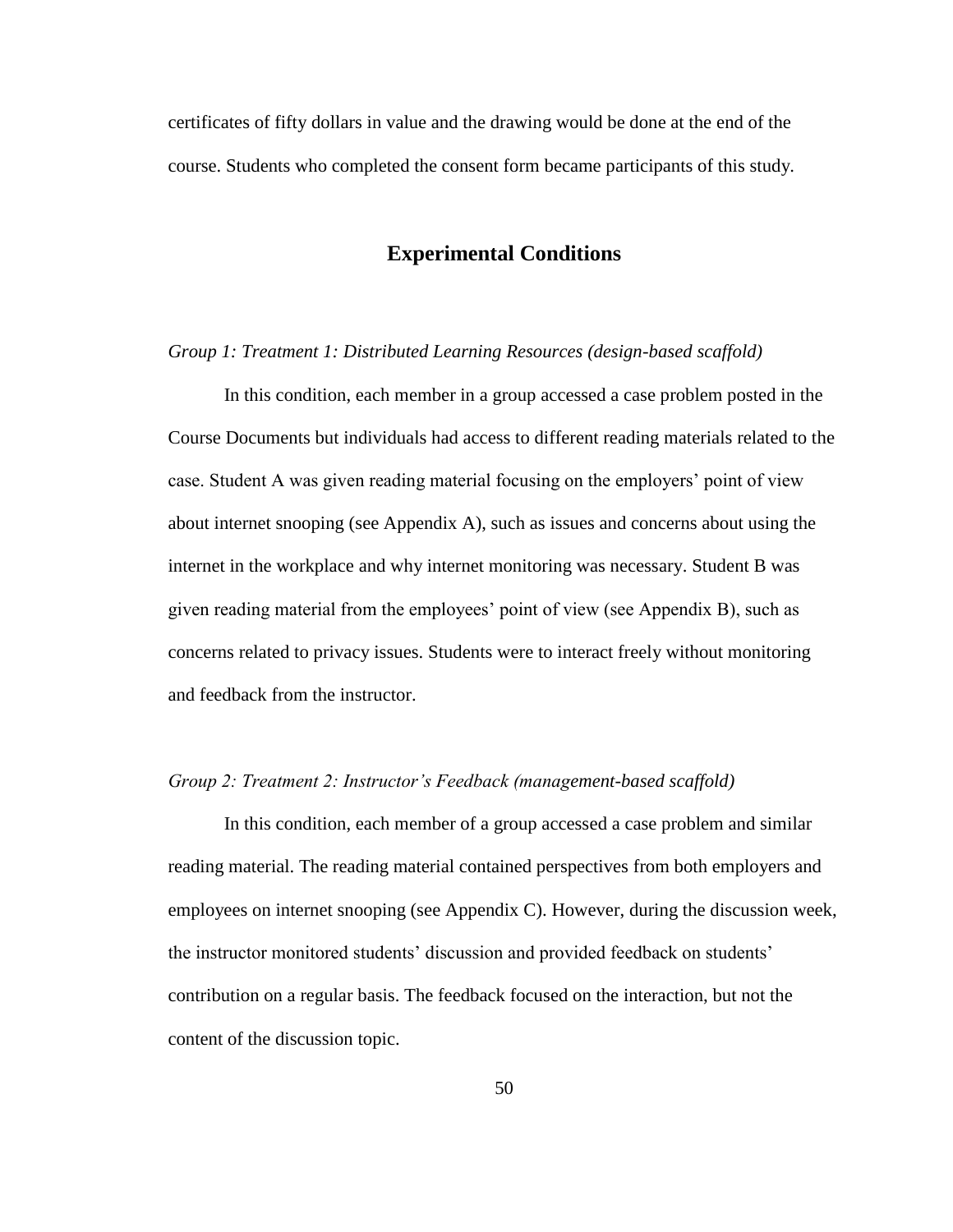certificates of fifty dollars in value and the drawing would be done at the end of the course. Students who completed the consent form became participants of this study.

## Experimental Conditions

*Group 1: Treatment 1: Distributed Learning Resources (design-based scaffold)*

In this condition, each member in a group accessed a case problem posted in the Course Documents but individuals had access to different reading materials related to the case. Student A was given reading material focusing on the employers' point of view about internet snooping (see Appendix A), such as issues and concerns about using the internet in the workplace and why internet monitoring was necessary. Student B was given reading material from the employees' point of view (see Appendix B), such as concerns related to privacy issues. Students were to interact freely without monitoring and feedback from the instructor.

*Group 2: Treatment 2: Instructor's Feedback (management-based scaffold)*

In this condition, each member of a group accessed a case problem and similar reading material. The reading material contained perspectives from both employers and employees on internet snooping (see Appendix C). However, during the discussion week, the instructor monitored students' discussion and provided feedback on students' contribution on a regular basis. The feedback focused on the interaction, but not the content of the discussion topic.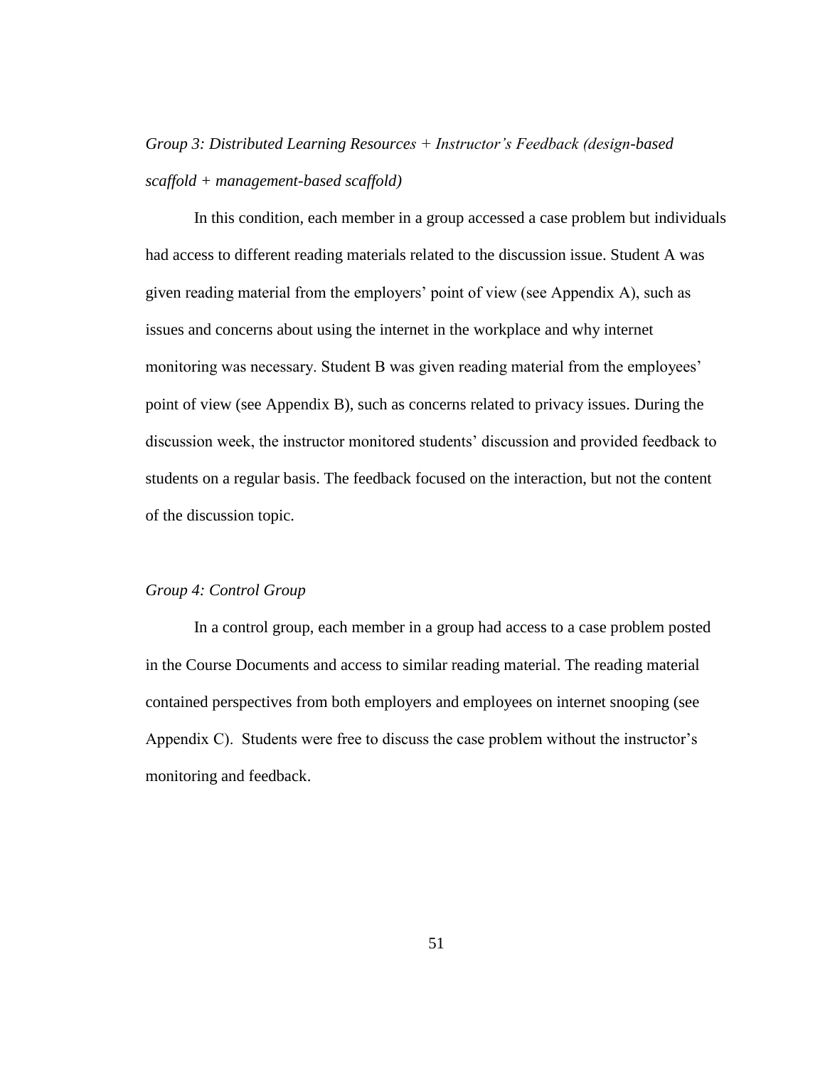*Group 3: Distributed Learning Resources + Instructor's Feedback (design-based scaffold + management-based scaffold)*

In this condition, each member in a group accessed a case problem but individuals had access to different reading materials related to the discussion issue. Student A was given reading material from the employers' point of view (see Appendix A), such as issues and concerns about using the internet in the workplace and why internet monitoring was necessary. Student B was given reading material from the employees' point of view (see Appendix B), such as concerns related to privacy issues. During the discussion week, the instructor monitored students' discussion and provided feedback to students on a regular basis. The feedback focused on the interaction, but not the content of the discussion topic.

*Group 4: Control Group*

In a control group, each member in a group had access to a case problem posted in the Course Documents and access to similar reading material. The reading material contained perspectives from both employers and employees on internet snooping (see Appendix C). Students were free to discuss the case problem without the instructor's monitoring and feedback.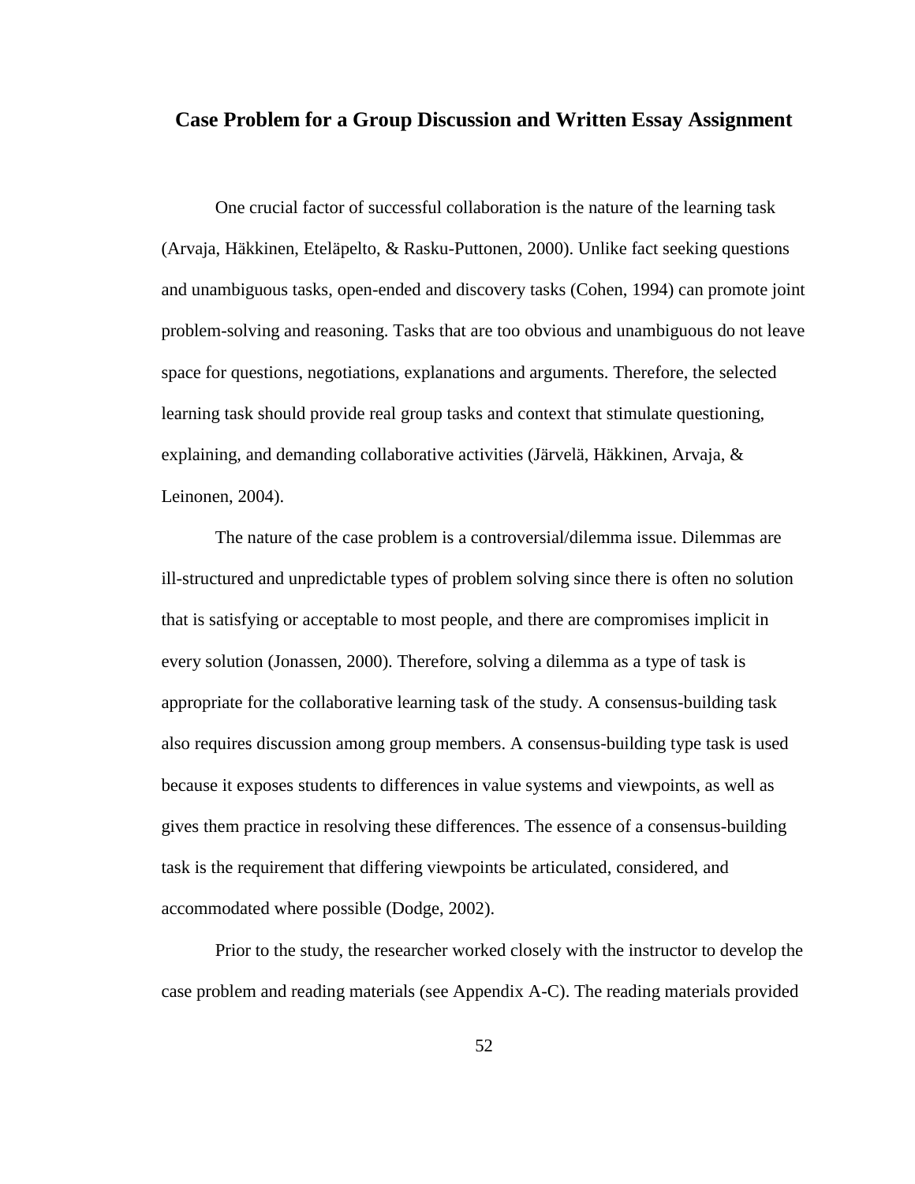## Case Problem for a Group Discussion and Written Essay Assignment

One crucial factor of successful collaboration is the nature of the learning task (Arvaja, Häkkinen, Eteläpelto, & Rasku-Puttonen, 2000). Unlike fact seeking questions and unambiguous tasks, open-ended and discovery tasks (Cohen, 1994) can promote joint problem-solving and reasoning. Tasks that are too obvious and unambiguous do not leave space for questions, negotiations, explanations and arguments. Therefore, the selected learning task should provide real group tasks and context that stimulate questioning, explaining, and demanding collaborative activities (Järvelä, Häkkinen, Arvaja, & Leinonen, 2004).

The nature of the case problem is a controversial/dilemma issue. Dilemmas are ill-structured and unpredictable types of problem solving since there is often no solution that is satisfying or acceptable to most people, and there are compromises implicit in every solution (Jonassen, 2000). Therefore, solving a dilemma as a type of task is appropriate for the collaborative learning task of the study. A consensus-building task also requires discussion among group members. A consensus-building type task is used because it exposes students to differences in value systems and viewpoints, as well as gives them practice in resolving these differences. The essence of a consensus-building task is the requirement that differing viewpoints be articulated, considered, and accommodated where possible (Dodge, 2002).

Prior to the study, the researcher worked closely with the instructor to develop the case problem and reading materials (see Appendix A-C). The reading materials provided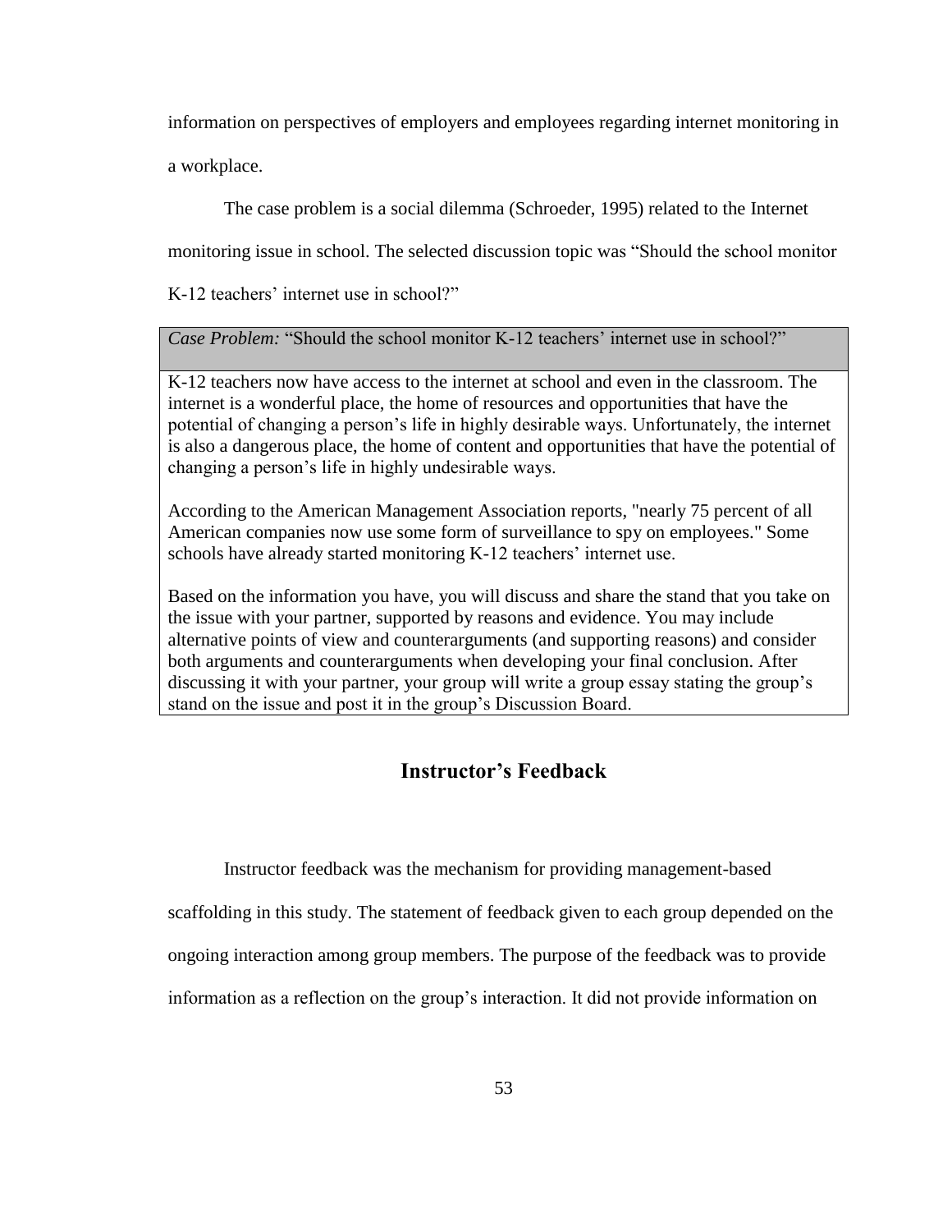information on perspectives of employers and employees regarding internet monitoring in a workplace.

The case problem is a social dilemma (Schroeder, 1995) related to the Internet monitoring issue in school. The selected discussion topic was "Should the school monitor K-12 teachers' internet use in school?"

| *Case Problem:* "Should the school monitor K-12 teachers' internet use in school?" |
|---|
| K-12 teachers now have access to the internet at school and even in the classroom. The internet is a wonderful place, the home of resources and opportunities that have the potential of changing a person's life in highly desirable ways. Unfortunately, the internet is also a dangerous place, the home of content and opportunities that have the potential of changing a person's life in highly undesirable ways.<br><br>According to the American Management Association reports, "nearly 75 percent of all American companies now use some form of surveillance to spy on employees." Some schools have already started monitoring K-12 teachers' internet use.<br><br>Based on the information you have, you will discuss and share the stand that you take on the issue with your partner, supported by reasons and evidence. You may include alternative points of view and counterarguments (and supporting reasons) and consider both arguments and counterarguments when developing your final conclusion. After discussing it with your partner, your group will write a group essay stating the group's stand on the issue and post it in the group's Discussion Board. |

## Instructor's Feedback

Instructor feedback was the mechanism for providing management-based scaffolding in this study. The statement of feedback given to each group depended on the ongoing interaction among group members. The purpose of the feedback was to provide information as a reflection on the group's interaction. It did not provide information on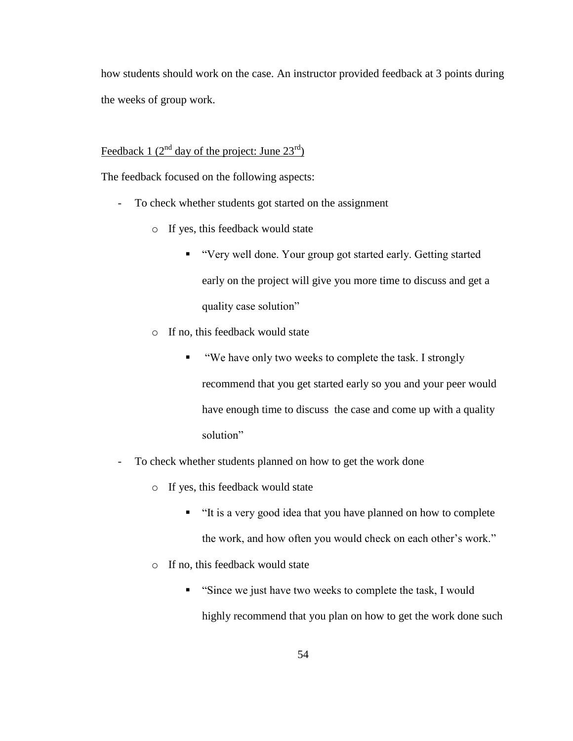how students should work on the case. An instructor provided feedback at 3 points during the weeks of group work.

Feedback 1 (2nd day of the project: June 23rd)

The feedback focused on the following aspects:

- To check whether students got started on the assignment
    - If yes, this feedback would state
        - "Very well done. Your group got started early. Getting started early on the project will give you more time to discuss and get a quality case solution"
    - If no, this feedback would state
        - "We have only two weeks to complete the task. I strongly recommend that you get started early so you and your peer would have enough time to discuss the case and come up with a quality solution"
- To check whether students planned on how to get the work done
    - If yes, this feedback would state
        - "It is a very good idea that you have planned on how to complete the work, and how often you would check on each other's work."
    - If no, this feedback would state
        - "Since we just have two weeks to complete the task, I would highly recommend that you plan on how to get the work done such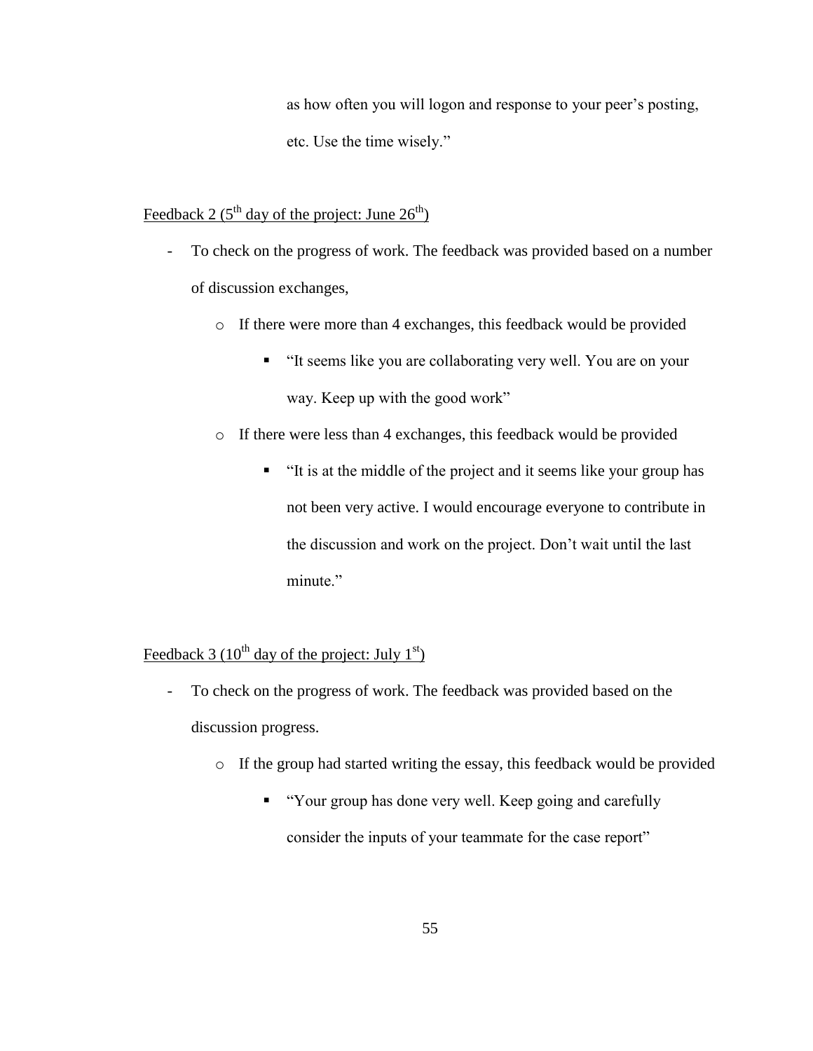as how often you will logon and response to your peer's posting, etc. Use the time wisely."

Feedback 2 (5th day of the project: June 26th)

- To check on the progress of work. The feedback was provided based on a number of discussion exchanges,
  - If there were more than 4 exchanges, this feedback would be provided
    - "It seems like you are collaborating very well. You are on your way. Keep up with the good work"
  - If there were less than 4 exchanges, this feedback would be provided
    - "It is at the middle of the project and it seems like your group has not been very active. I would encourage everyone to contribute in the discussion and work on the project. Don't wait until the last minute."

Feedback 3 (10th day of the project: July 1st)

- To check on the progress of work. The feedback was provided based on the discussion progress.
  - If the group had started writing the essay, this feedback would be provided
    - "Your group has done very well. Keep going and carefully consider the inputs of your teammate for the case report"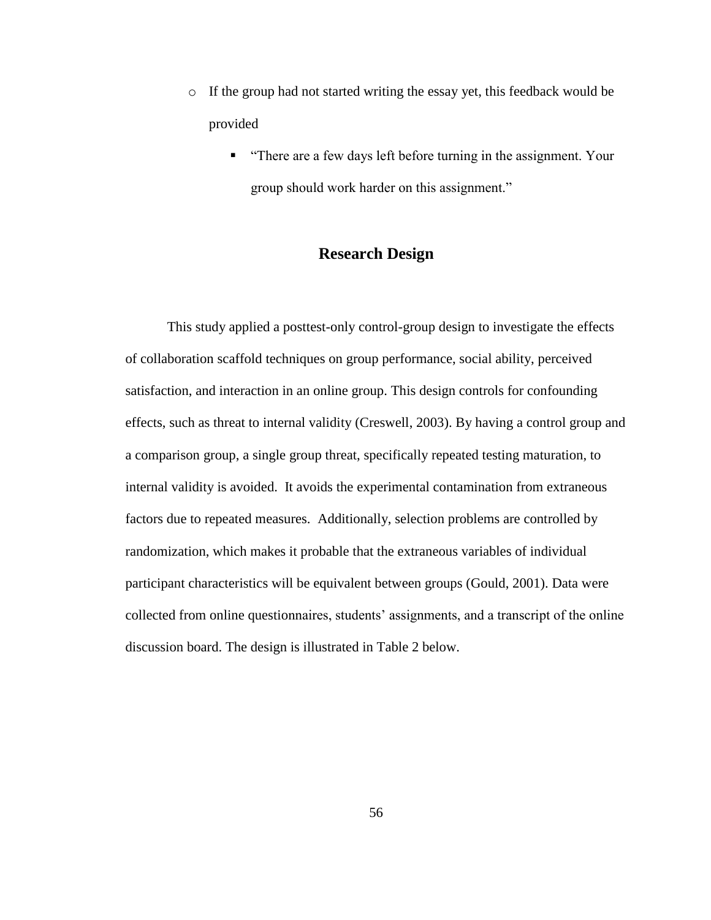- If the group had not started writing the essay yet, this feedback would be provided
    - "There are a few days left before turning in the assignment. Your group should work harder on this assignment."

## Research Design

This study applied a posttest-only control-group design to investigate the effects of collaboration scaffold techniques on group performance, social ability, perceived satisfaction, and interaction in an online group. This design controls for confounding effects, such as threat to internal validity (Creswell, 2003). By having a control group and a comparison group, a single group threat, specifically repeated testing maturation, to internal validity is avoided. It avoids the experimental contamination from extraneous factors due to repeated measures. Additionally, selection problems are controlled by randomization, which makes it probable that the extraneous variables of individual participant characteristics will be equivalent between groups (Gould, 2001). Data were collected from online questionnaires, students' assignments, and a transcript of the online discussion board. The design is illustrated in Table 2 below.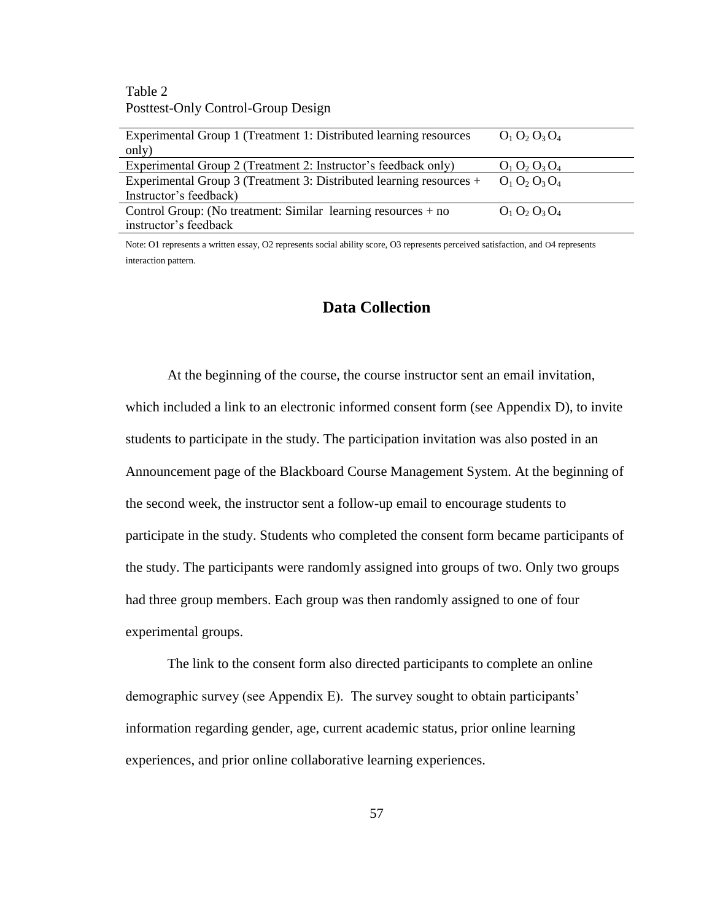Table 2
Posttest-Only Control-Group Design

| Group | Observations |
|---|---|
| Experimental Group 1 (Treatment 1: Distributed learning resources only) | $O_1$ $O_2$ $O_3$ $O_4$ |
| Experimental Group 2 (Treatment 2: Instructor's feedback only) | $O_1$ $O_2$ $O_3$ $O_4$ |
| Experimental Group 3 (Treatment 3: Distributed learning resources + Instructor's feedback) | $O_1$ $O_2$ $O_3$ $O_4$ |
| Control Group: (No treatment: Similar learning resources + no instructor's feedback | $O_1$ $O_2$ $O_3$ $O_4$ |

Note: O1 represents a written essay, O2 represents social ability score, O3 represents perceived satisfaction, and O4 represents interaction pattern.

## Data Collection

At the beginning of the course, the course instructor sent an email invitation, which included a link to an electronic informed consent form (see Appendix D), to invite students to participate in the study. The participation invitation was also posted in an Announcement page of the Blackboard Course Management System. At the beginning of the second week, the instructor sent a follow-up email to encourage students to participate in the study. Students who completed the consent form became participants of the study. The participants were randomly assigned into groups of two. Only two groups had three group members. Each group was then randomly assigned to one of four experimental groups.

The link to the consent form also directed participants to complete an online demographic survey (see Appendix E). The survey sought to obtain participants' information regarding gender, age, current academic status, prior online learning experiences, and prior online collaborative learning experiences.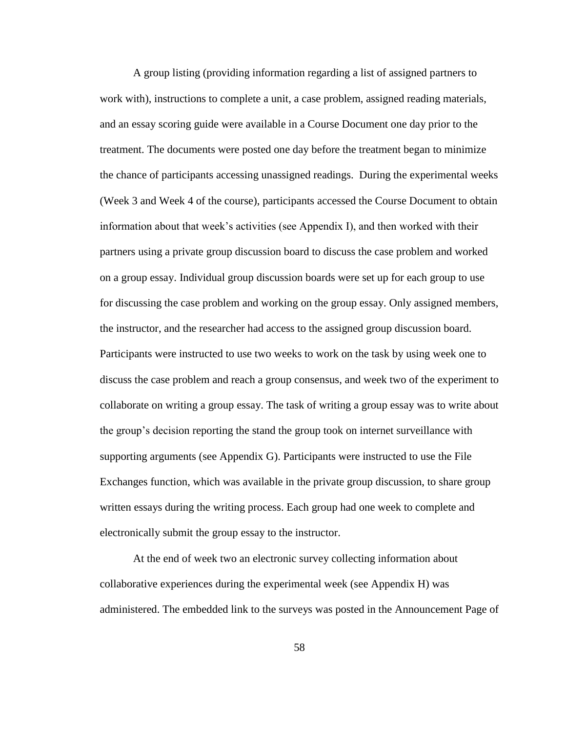A group listing (providing information regarding a list of assigned partners to work with), instructions to complete a unit, a case problem, assigned reading materials, and an essay scoring guide were available in a Course Document one day prior to the treatment. The documents were posted one day before the treatment began to minimize the chance of participants accessing unassigned readings. During the experimental weeks (Week 3 and Week 4 of the course), participants accessed the Course Document to obtain information about that week's activities (see Appendix I), and then worked with their partners using a private group discussion board to discuss the case problem and worked on a group essay. Individual group discussion boards were set up for each group to use for discussing the case problem and working on the group essay. Only assigned members, the instructor, and the researcher had access to the assigned group discussion board. Participants were instructed to use two weeks to work on the task by using week one to discuss the case problem and reach a group consensus, and week two of the experiment to collaborate on writing a group essay. The task of writing a group essay was to write about the group's decision reporting the stand the group took on internet surveillance with supporting arguments (see Appendix G). Participants were instructed to use the File Exchanges function, which was available in the private group discussion, to share group written essays during the writing process. Each group had one week to complete and electronically submit the group essay to the instructor.

At the end of week two an electronic survey collecting information about collaborative experiences during the experimental week (see Appendix H) was administered. The embedded link to the surveys was posted in the Announcement Page of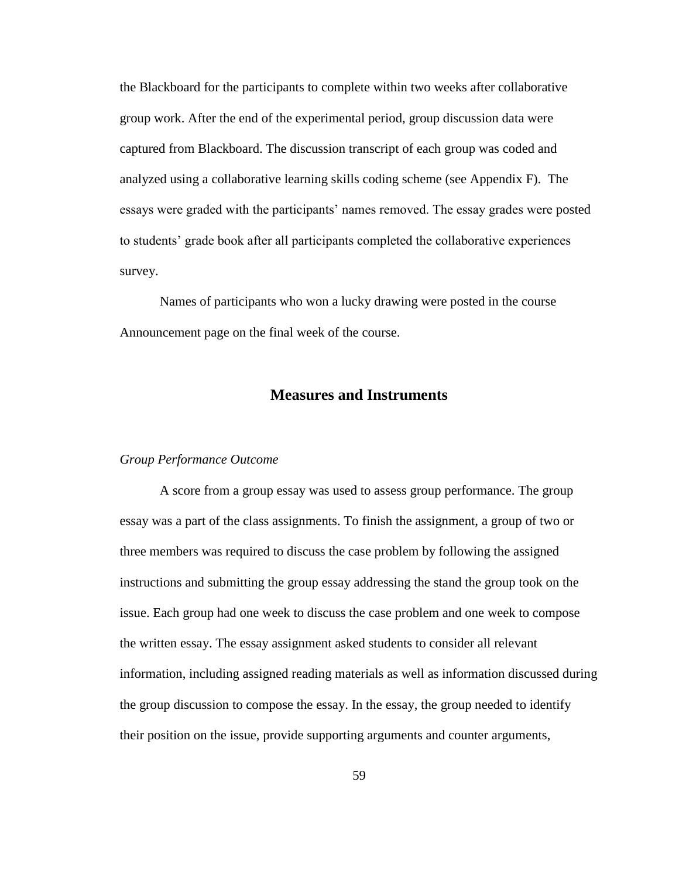the Blackboard for the participants to complete within two weeks after collaborative group work. After the end of the experimental period, group discussion data were captured from Blackboard. The discussion transcript of each group was coded and analyzed using a collaborative learning skills coding scheme (see Appendix F). The essays were graded with the participants' names removed. The essay grades were posted to students' grade book after all participants completed the collaborative experiences survey.

Names of participants who won a lucky drawing were posted in the course Announcement page on the final week of the course.

## Measures and Instruments

*Group Performance Outcome*

A score from a group essay was used to assess group performance. The group essay was a part of the class assignments. To finish the assignment, a group of two or three members was required to discuss the case problem by following the assigned instructions and submitting the group essay addressing the stand the group took on the issue. Each group had one week to discuss the case problem and one week to compose the written essay. The essay assignment asked students to consider all relevant information, including assigned reading materials as well as information discussed during the group discussion to compose the essay. In the essay, the group needed to identify their position on the issue, provide supporting arguments and counter arguments,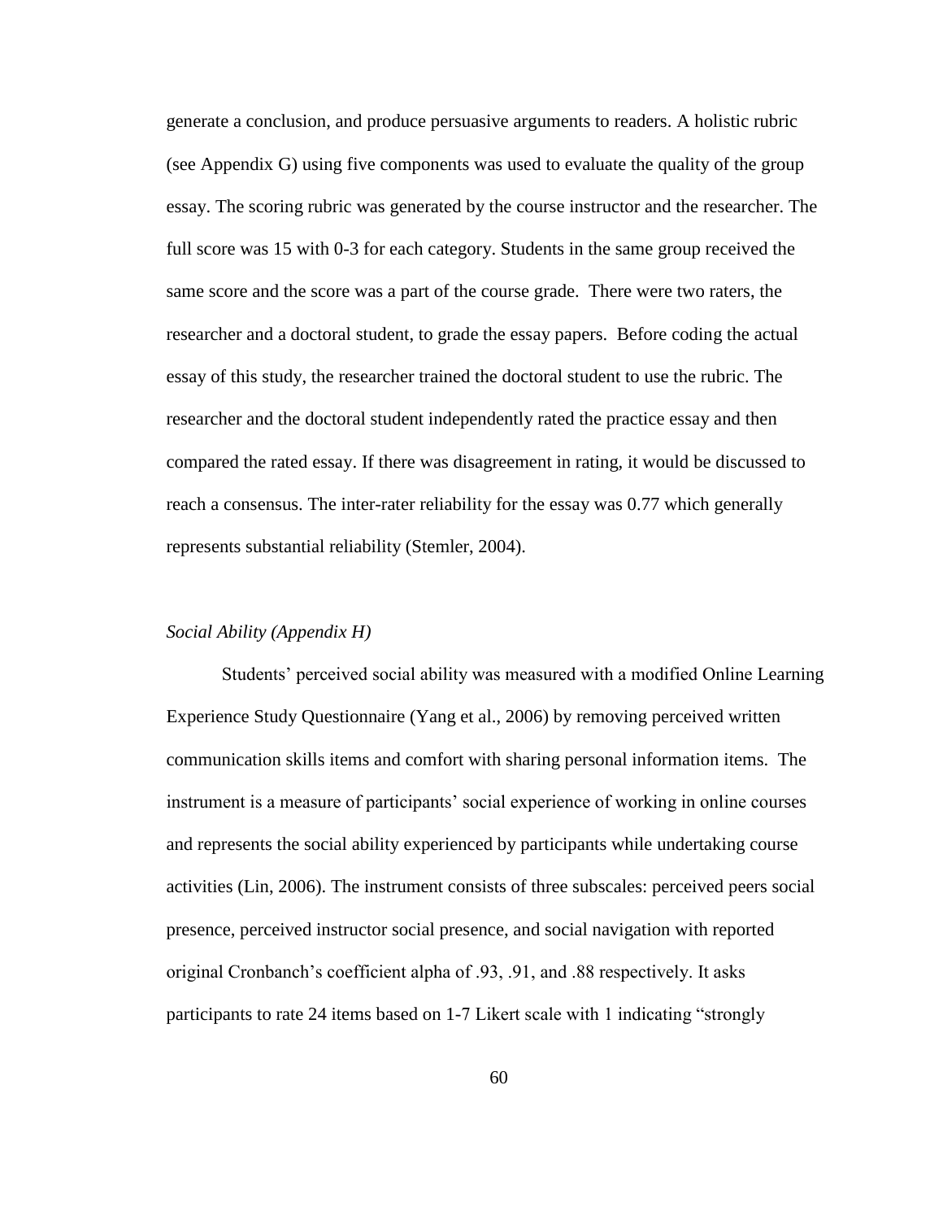generate a conclusion, and produce persuasive arguments to readers. A holistic rubric (see Appendix G) using five components was used to evaluate the quality of the group essay. The scoring rubric was generated by the course instructor and the researcher. The full score was 15 with 0-3 for each category. Students in the same group received the same score and the score was a part of the course grade. There were two raters, the researcher and a doctoral student, to grade the essay papers. Before coding the actual essay of this study, the researcher trained the doctoral student to use the rubric. The researcher and the doctoral student independently rated the practice essay and then compared the rated essay. If there was disagreement in rating, it would be discussed to reach a consensus. The inter-rater reliability for the essay was 0.77 which generally represents substantial reliability (Stemler, 2004).

*Social Ability (Appendix H)*

Students' perceived social ability was measured with a modified Online Learning Experience Study Questionnaire (Yang et al., 2006) by removing perceived written communication skills items and comfort with sharing personal information items. The instrument is a measure of participants' social experience of working in online courses and represents the social ability experienced by participants while undertaking course activities (Lin, 2006). The instrument consists of three subscales: perceived peers social presence, perceived instructor social presence, and social navigation with reported original Cronbanch's coefficient alpha of .93, .91, and .88 respectively. It asks participants to rate 24 items based on 1-7 Likert scale with 1 indicating "strongly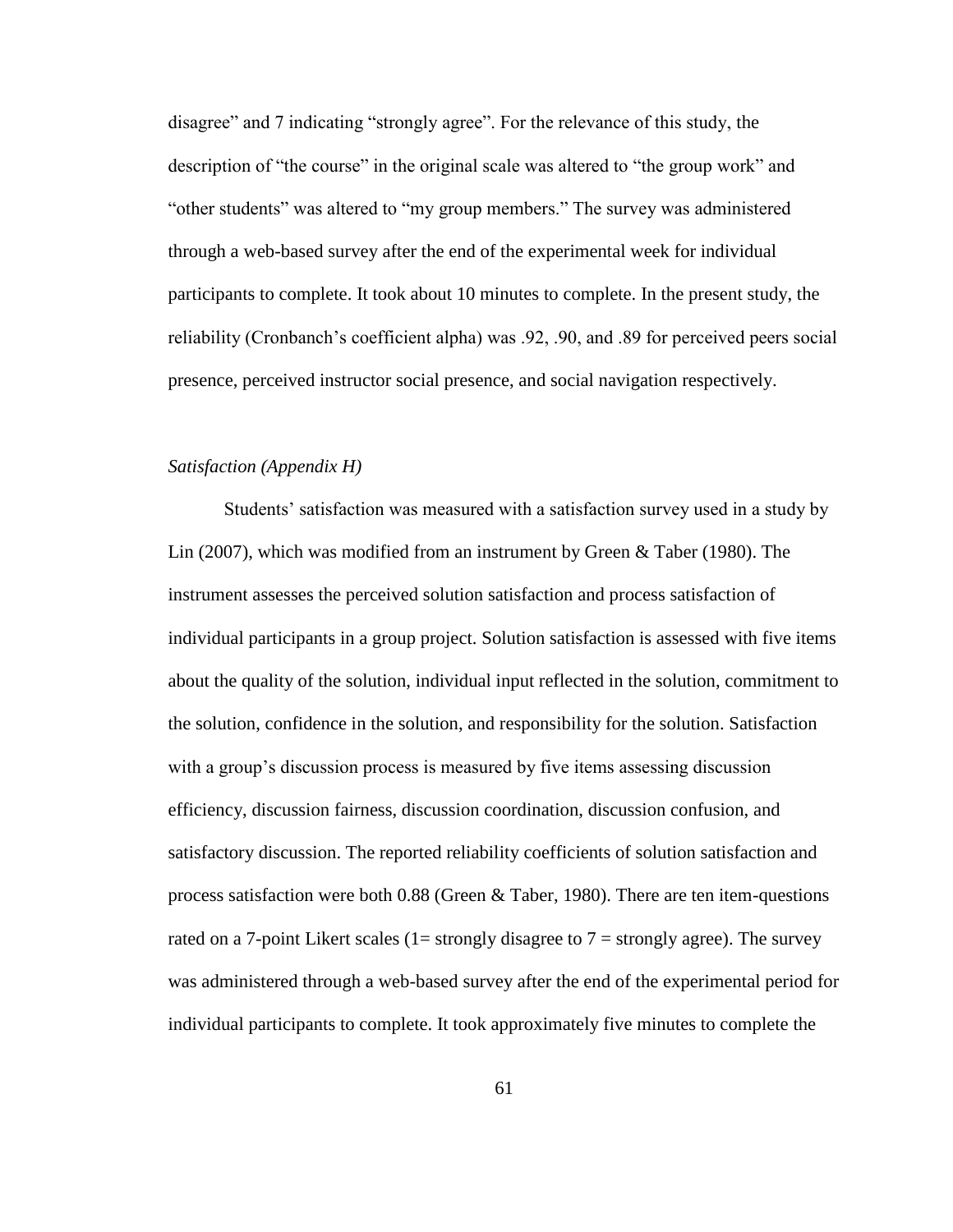disagree" and 7 indicating "strongly agree". For the relevance of this study, the description of "the course" in the original scale was altered to "the group work" and "other students" was altered to "my group members." The survey was administered through a web-based survey after the end of the experimental week for individual participants to complete. It took about 10 minutes to complete. In the present study, the reliability (Cronbanch's coefficient alpha) was .92, .90, and .89 for perceived peers social presence, perceived instructor social presence, and social navigation respectively.

*Satisfaction (Appendix H)*

Students' satisfaction was measured with a satisfaction survey used in a study by Lin (2007), which was modified from an instrument by Green & Taber (1980). The instrument assesses the perceived solution satisfaction and process satisfaction of individual participants in a group project. Solution satisfaction is assessed with five items about the quality of the solution, individual input reflected in the solution, commitment to the solution, confidence in the solution, and responsibility for the solution. Satisfaction with a group's discussion process is measured by five items assessing discussion efficiency, discussion fairness, discussion coordination, discussion confusion, and satisfactory discussion. The reported reliability coefficients of solution satisfaction and process satisfaction were both 0.88 (Green & Taber, 1980). There are ten item-questions rated on a 7-point Likert scales (1= strongly disagree to 7 = strongly agree). The survey was administered through a web-based survey after the end of the experimental period for individual participants to complete. It took approximately five minutes to complete the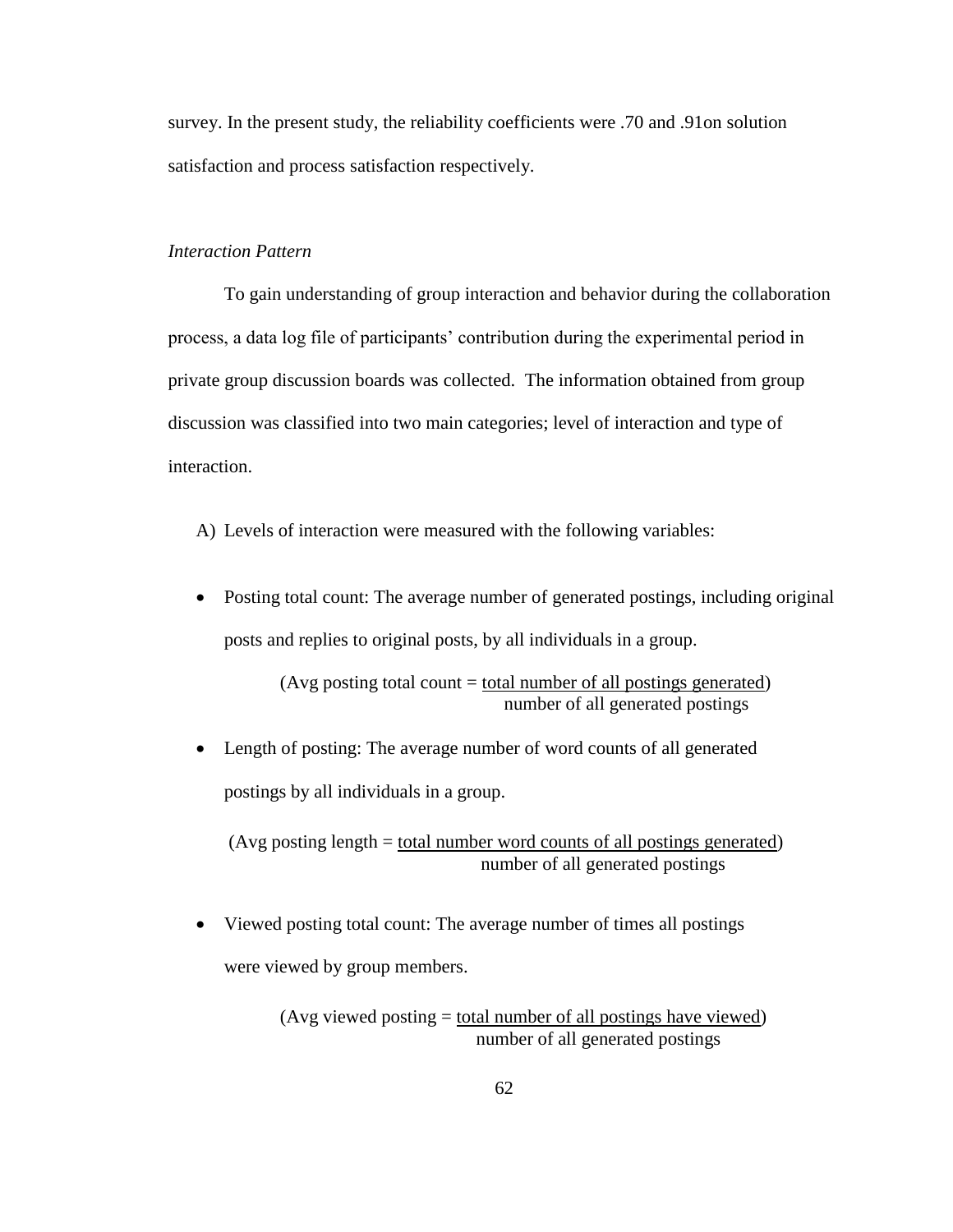survey. In the present study, the reliability coefficients were .70 and .91on solution satisfaction and process satisfaction respectively.

*Interaction Pattern*

To gain understanding of group interaction and behavior during the collaboration process, a data log file of participants' contribution during the experimental period in private group discussion boards was collected. The information obtained from group discussion was classified into two main categories; level of interaction and type of interaction.

A) Levels of interaction were measured with the following variables:

- Posting total count: The average number of generated postings, including original posts and replies to original posts, by all individuals in a group.

$$\text{(Avg posting total count} = \frac{\text{total number of all postings generated}}{\text{number of all generated postings}}\text{)}$$

- Length of posting: The average number of word counts of all generated postings by all individuals in a group.

$$\text{(Avg posting length} = \frac{\text{total number word counts of all postings generated}}{\text{number of all generated postings}}\text{)}$$

- Viewed posting total count: The average number of times all postings were viewed by group members.

$$\text{(Avg viewed posting} = \frac{\text{total number of all postings have viewed}}{\text{number of all generated postings}}\text{)}$$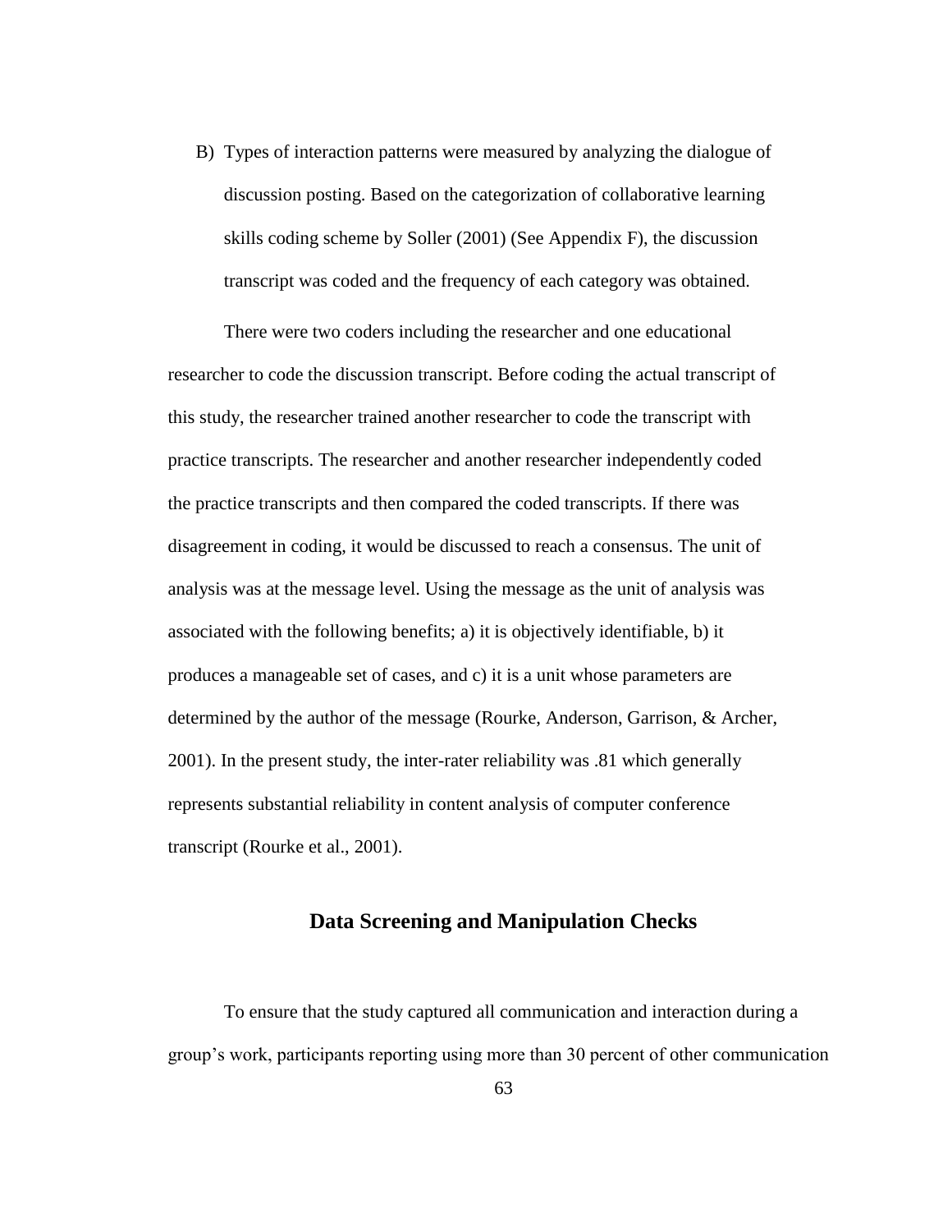B) Types of interaction patterns were measured by analyzing the dialogue of discussion posting. Based on the categorization of collaborative learning skills coding scheme by Soller (2001) (See Appendix F), the discussion transcript was coded and the frequency of each category was obtained.

There were two coders including the researcher and one educational researcher to code the discussion transcript. Before coding the actual transcript of this study, the researcher trained another researcher to code the transcript with practice transcripts. The researcher and another researcher independently coded the practice transcripts and then compared the coded transcripts. If there was disagreement in coding, it would be discussed to reach a consensus. The unit of analysis was at the message level. Using the message as the unit of analysis was associated with the following benefits; a) it is objectively identifiable, b) it produces a manageable set of cases, and c) it is a unit whose parameters are determined by the author of the message (Rourke, Anderson, Garrison, & Archer, 2001). In the present study, the inter-rater reliability was .81 which generally represents substantial reliability in content analysis of computer conference transcript (Rourke et al., 2001).

## Data Screening and Manipulation Checks

To ensure that the study captured all communication and interaction during a group's work, participants reporting using more than 30 percent of other communication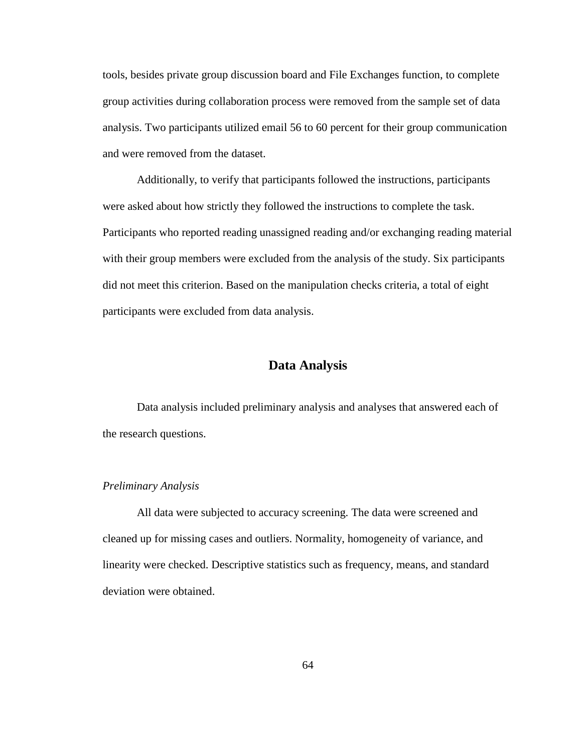tools, besides private group discussion board and File Exchanges function, to complete group activities during collaboration process were removed from the sample set of data analysis. Two participants utilized email 56 to 60 percent for their group communication and were removed from the dataset.

Additionally, to verify that participants followed the instructions, participants were asked about how strictly they followed the instructions to complete the task. Participants who reported reading unassigned reading and/or exchanging reading material with their group members were excluded from the analysis of the study. Six participants did not meet this criterion. Based on the manipulation checks criteria, a total of eight participants were excluded from data analysis.

## Data Analysis

Data analysis included preliminary analysis and analyses that answered each of the research questions.

### *Preliminary Analysis*

All data were subjected to accuracy screening. The data were screened and cleaned up for missing cases and outliers. Normality, homogeneity of variance, and linearity were checked. Descriptive statistics such as frequency, means, and standard deviation were obtained.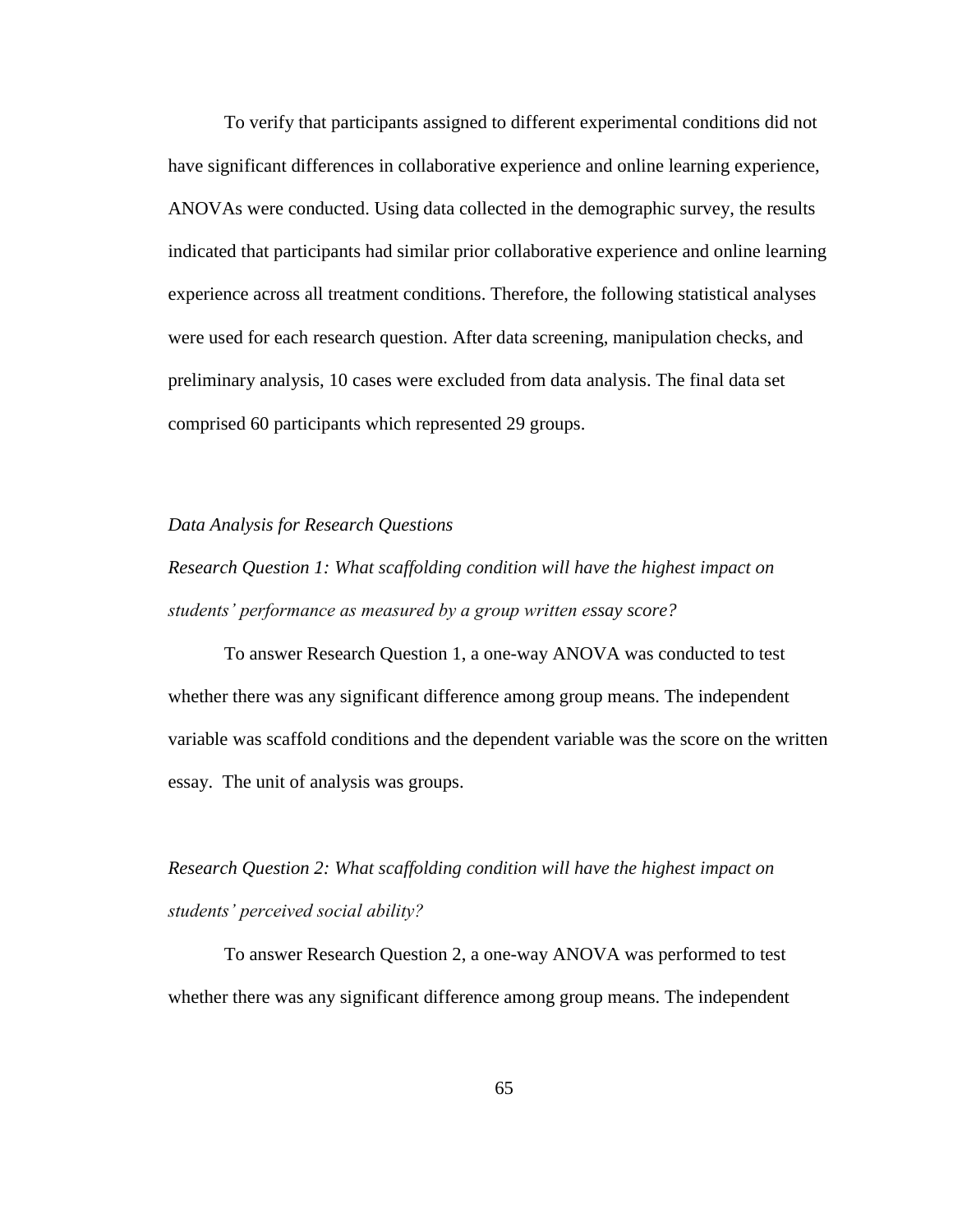To verify that participants assigned to different experimental conditions did not have significant differences in collaborative experience and online learning experience, ANOVAs were conducted. Using data collected in the demographic survey, the results indicated that participants had similar prior collaborative experience and online learning experience across all treatment conditions. Therefore, the following statistical analyses were used for each research question. After data screening, manipulation checks, and preliminary analysis, 10 cases were excluded from data analysis. The final data set comprised 60 participants which represented 29 groups.

*Data Analysis for Research Questions*

*Research Question 1: What scaffolding condition will have the highest impact on students' performance as measured by a group written essay score?*

To answer Research Question 1, a one-way ANOVA was conducted to test whether there was any significant difference among group means. The independent variable was scaffold conditions and the dependent variable was the score on the written essay. The unit of analysis was groups.

*Research Question 2: What scaffolding condition will have the highest impact on students' perceived social ability?*

To answer Research Question 2, a one-way ANOVA was performed to test whether there was any significant difference among group means. The independent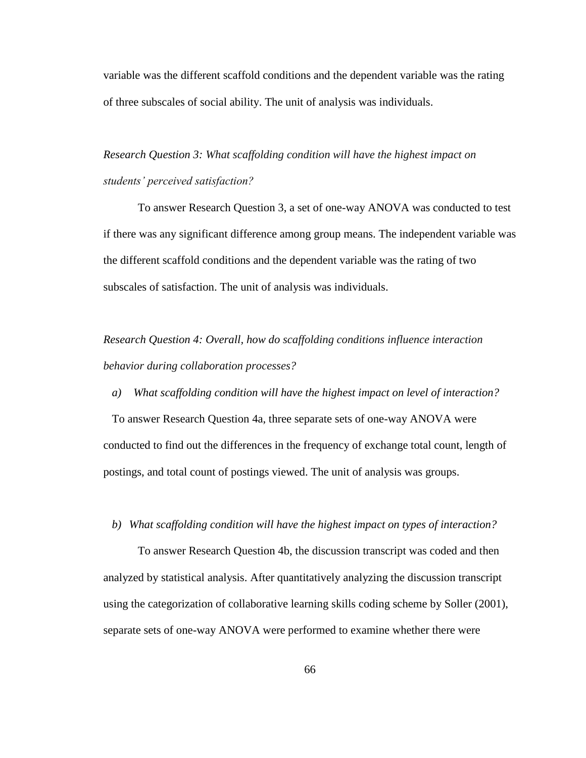variable was the different scaffold conditions and the dependent variable was the rating of three subscales of social ability. The unit of analysis was individuals.

*Research Question 3: What scaffolding condition will have the highest impact on students' perceived satisfaction?*

To answer Research Question 3, a set of one-way ANOVA was conducted to test if there was any significant difference among group means. The independent variable was the different scaffold conditions and the dependent variable was the rating of two subscales of satisfaction. The unit of analysis was individuals.

*Research Question 4: Overall, how do scaffolding conditions influence interaction behavior during collaboration processes?*

*a) What scaffolding condition will have the highest impact on level of interaction?*

To answer Research Question 4a, three separate sets of one-way ANOVA were conducted to find out the differences in the frequency of exchange total count, length of postings, and total count of postings viewed. The unit of analysis was groups.

*b) What scaffolding condition will have the highest impact on types of interaction?*

To answer Research Question 4b, the discussion transcript was coded and then analyzed by statistical analysis. After quantitatively analyzing the discussion transcript using the categorization of collaborative learning skills coding scheme by Soller (2001), separate sets of one-way ANOVA were performed to examine whether there were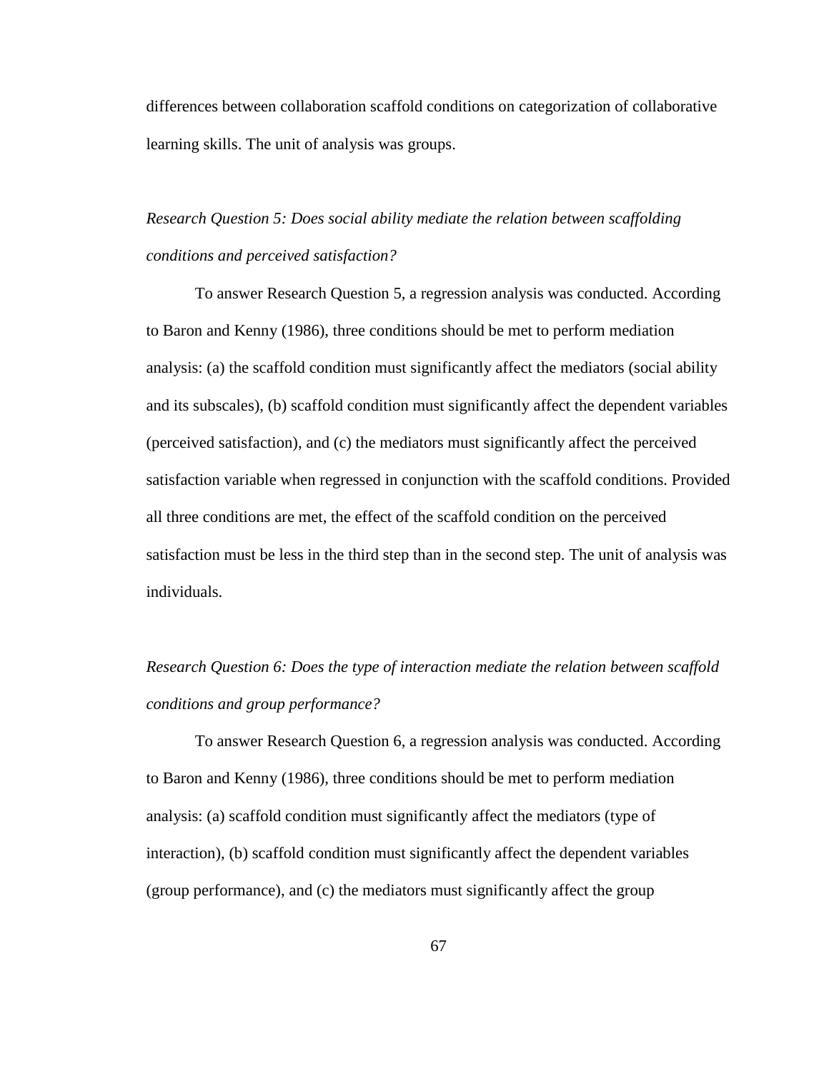differences between collaboration scaffold conditions on categorization of collaborative learning skills. The unit of analysis was groups.

*Research Question 5: Does social ability mediate the relation between scaffolding conditions and perceived satisfaction?*

To answer Research Question 5, a regression analysis was conducted. According to Baron and Kenny (1986), three conditions should be met to perform mediation analysis: (a) the scaffold condition must significantly affect the mediators (social ability and its subscales), (b) scaffold condition must significantly affect the dependent variables (perceived satisfaction), and (c) the mediators must significantly affect the perceived satisfaction variable when regressed in conjunction with the scaffold conditions. Provided all three conditions are met, the effect of the scaffold condition on the perceived satisfaction must be less in the third step than in the second step. The unit of analysis was individuals.

*Research Question 6: Does the type of interaction mediate the relation between scaffold conditions and group performance?*

To answer Research Question 6, a regression analysis was conducted. According to Baron and Kenny (1986), three conditions should be met to perform mediation analysis: (a) scaffold condition must significantly affect the mediators (type of interaction), (b) scaffold condition must significantly affect the dependent variables (group performance), and (c) the mediators must significantly affect the group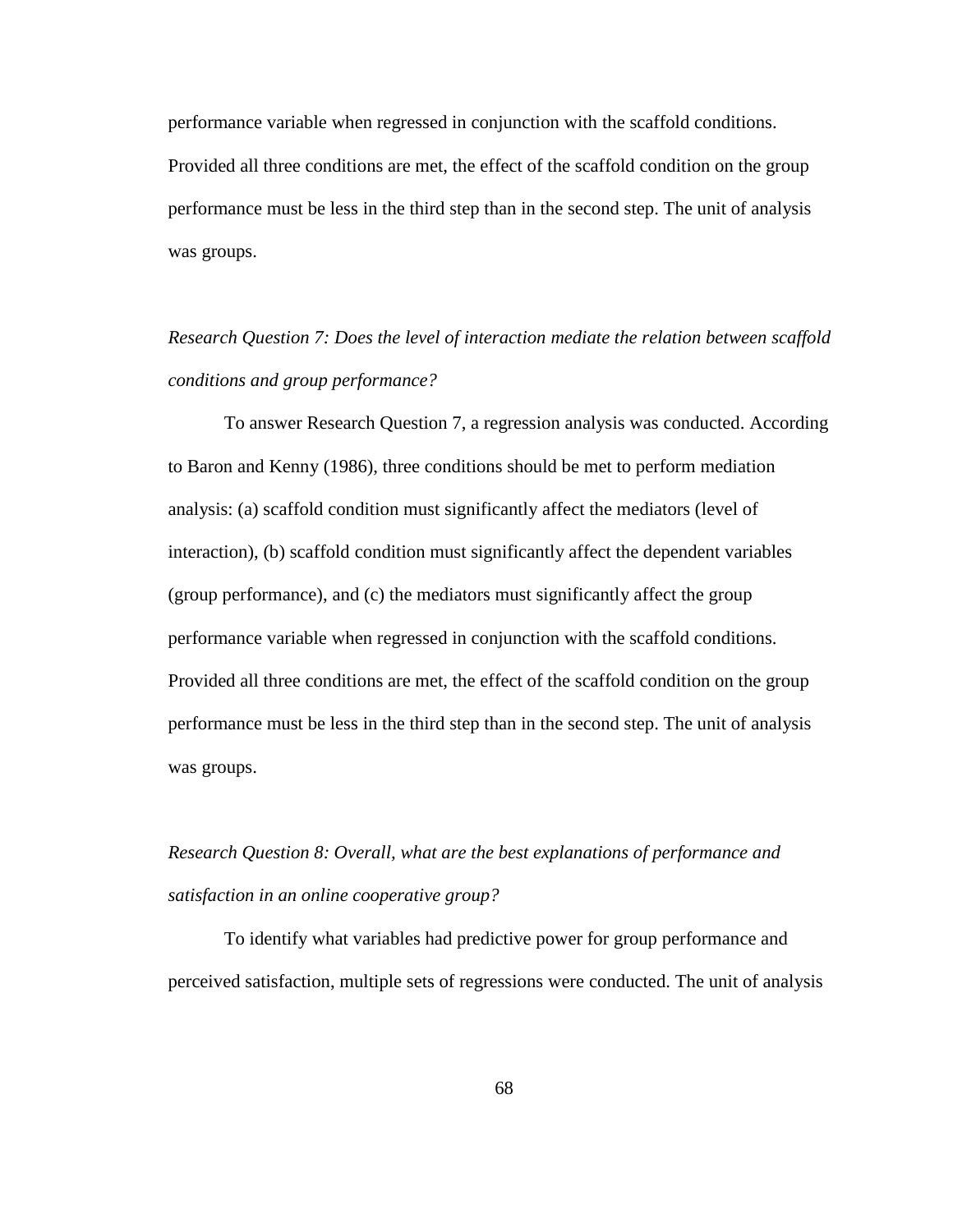performance variable when regressed in conjunction with the scaffold conditions. Provided all three conditions are met, the effect of the scaffold condition on the group performance must be less in the third step than in the second step. The unit of analysis was groups.

*Research Question 7: Does the level of interaction mediate the relation between scaffold conditions and group performance?*

To answer Research Question 7, a regression analysis was conducted. According to Baron and Kenny (1986), three conditions should be met to perform mediation analysis: (a) scaffold condition must significantly affect the mediators (level of interaction), (b) scaffold condition must significantly affect the dependent variables (group performance), and (c) the mediators must significantly affect the group performance variable when regressed in conjunction with the scaffold conditions. Provided all three conditions are met, the effect of the scaffold condition on the group performance must be less in the third step than in the second step. The unit of analysis was groups.

*Research Question 8: Overall, what are the best explanations of performance and satisfaction in an online cooperative group?*

To identify what variables had predictive power for group performance and perceived satisfaction, multiple sets of regressions were conducted. The unit of analysis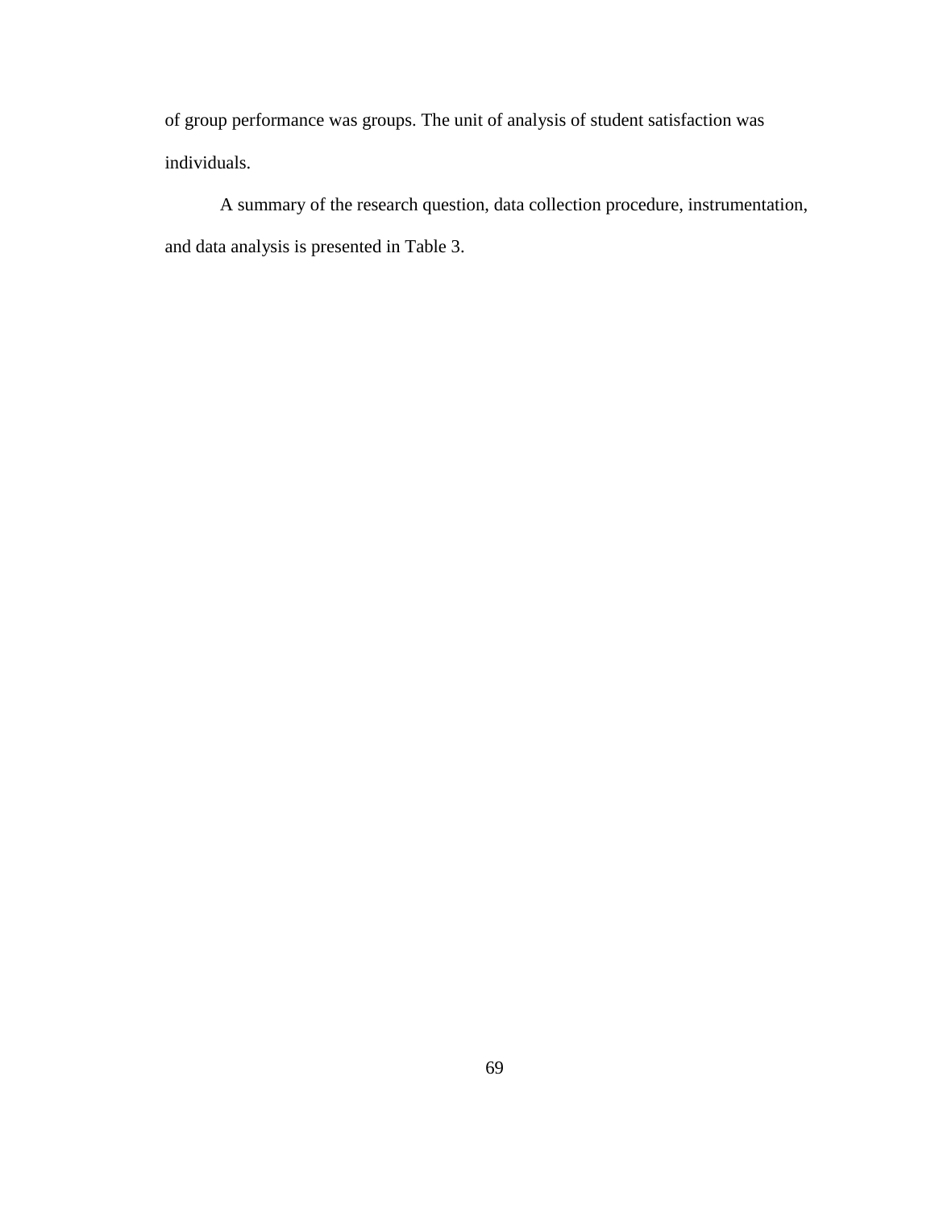of group performance was groups. The unit of analysis of student satisfaction was individuals.

A summary of the research question, data collection procedure, instrumentation, and data analysis is presented in Table 3.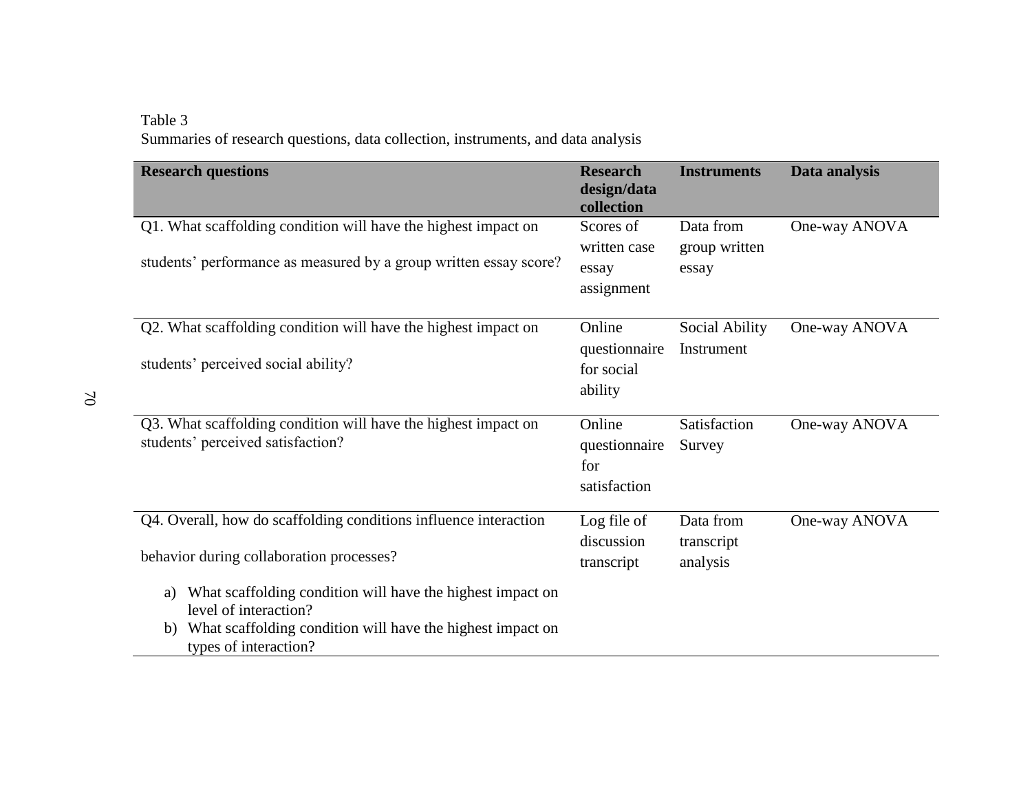Table 3
Summaries of research questions, data collection, instruments, and data analysis

| **Research questions** | **Research design/data collection** | **Instruments** | **Data analysis** |
|---|---|---|---|
| Q1. What scaffolding condition will have the highest impact on students' performance as measured by a group written essay score? | Scores of written case essay assignment | Data from group written essay | One-way ANOVA |
| Q2. What scaffolding condition will have the highest impact on students' perceived social ability? | Online questionnaire for social ability | Social Ability Instrument | One-way ANOVA |
| Q3. What scaffolding condition will have the highest impact on students' perceived satisfaction? | Online questionnaire for satisfaction | Satisfaction Survey | One-way ANOVA |
| Q4. Overall, how do scaffolding conditions influence interaction behavior during collaboration processes? a) What scaffolding condition will have the highest impact on level of interaction? b) What scaffolding condition will have the highest impact on types of interaction? | Log file of discussion transcript | Data from transcript analysis | One-way ANOVA |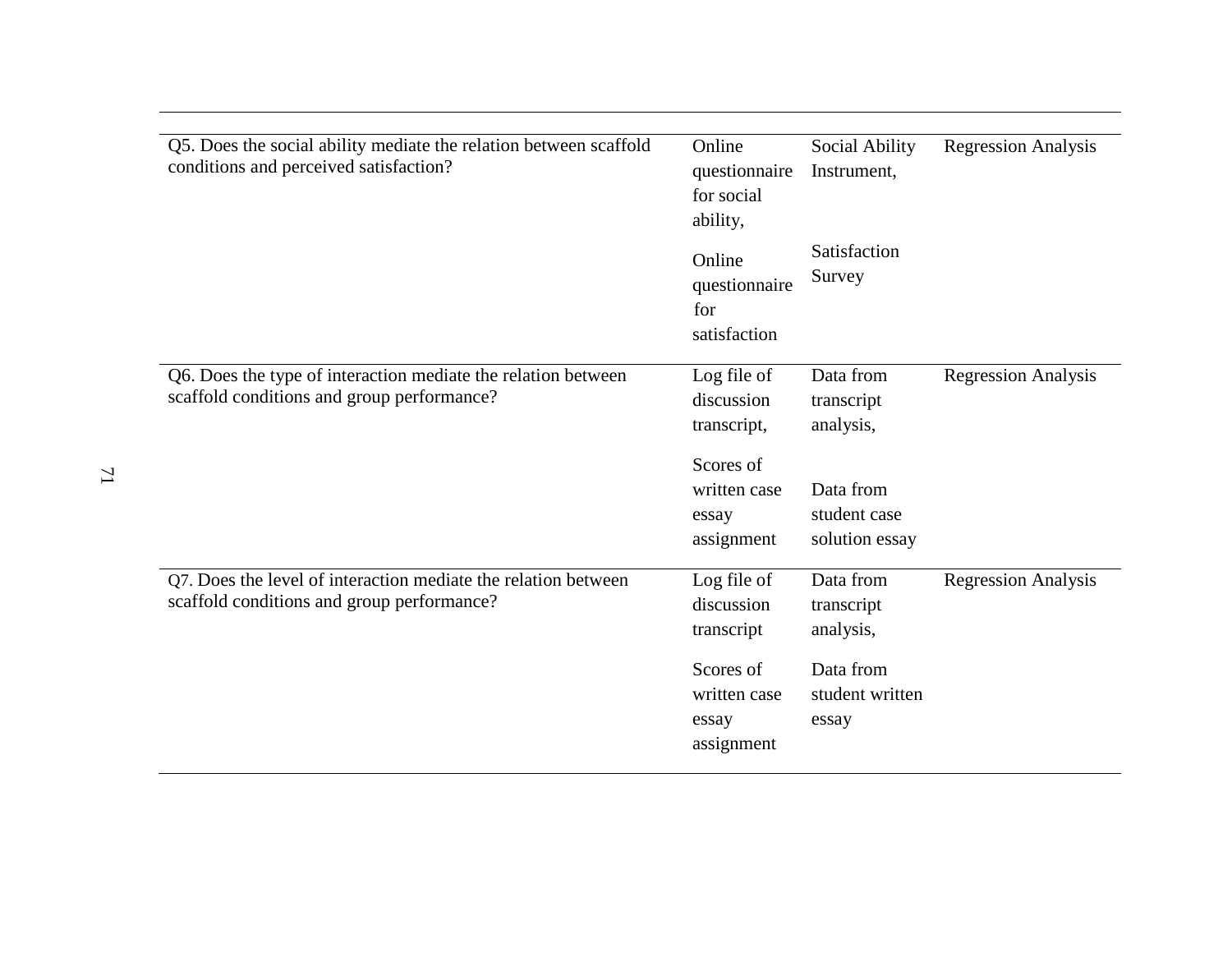| | | | |
|---|---|---|---|
| Q5. Does the social ability mediate the relation between scaffold conditions and perceived satisfaction? | Online questionnaire for social ability,<br><br>Online questionnaire for satisfaction | Social Ability Instrument,<br><br>Satisfaction Survey | Regression Analysis |
| Q6. Does the type of interaction mediate the relation between scaffold conditions and group performance? | Log file of discussion transcript,<br><br>Scores of written case essay assignment | Data from transcript analysis,<br><br>Data from student case solution essay | Regression Analysis |
| Q7. Does the level of interaction mediate the relation between scaffold conditions and group performance? | Log file of discussion transcript<br><br>Scores of written case essay assignment | Data from transcript analysis,<br><br>Data from student written essay | Regression Analysis |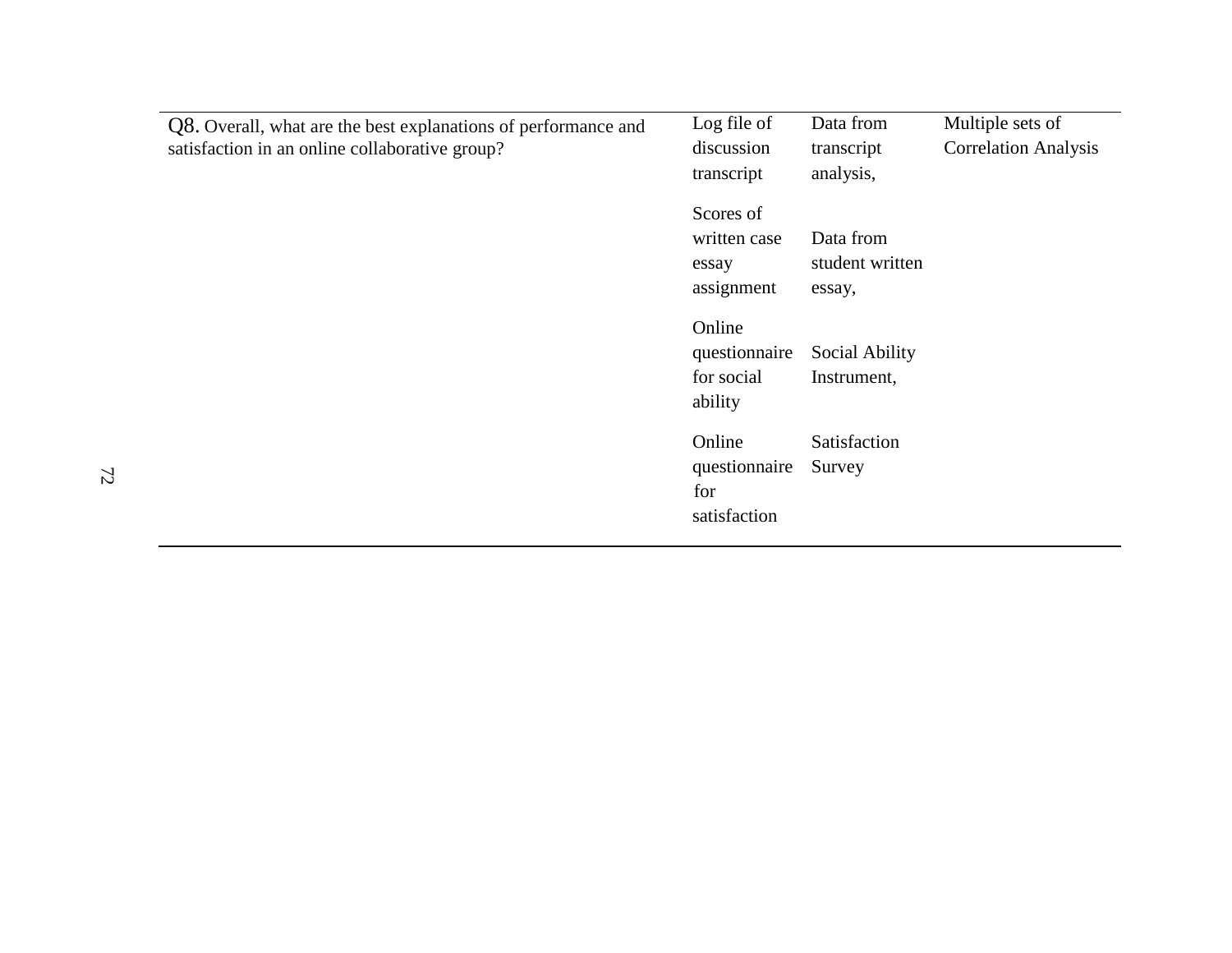| | | | |
|---|---|---|---|
| Q8. Overall, what are the best explanations of performance and satisfaction in an online collaborative group? | Log file of discussion transcript<br><br>Scores of written case essay assignment<br><br>Online questionnaire for social ability<br><br>Online questionnaire for satisfaction | Data from transcript analysis,<br><br>Data from student written essay,<br><br>Social Ability Instrument,<br><br>Satisfaction Survey | Multiple sets of Correlation Analysis |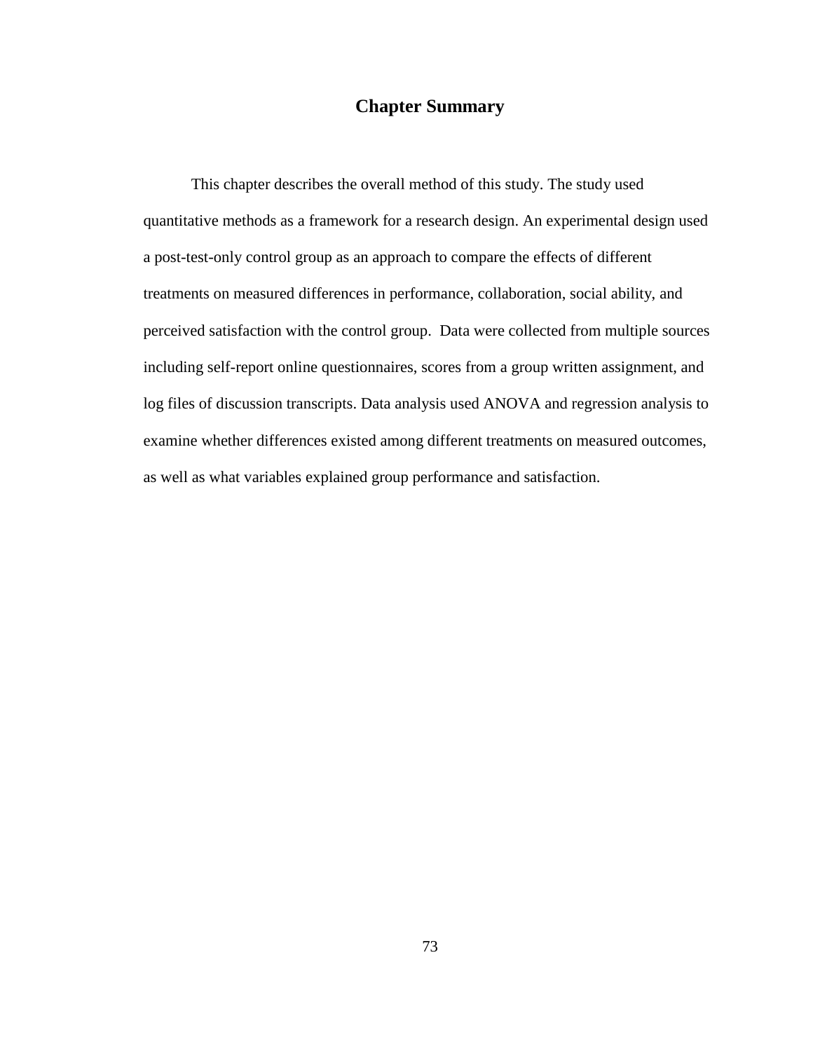## Chapter Summary

This chapter describes the overall method of this study. The study used quantitative methods as a framework for a research design. An experimental design used a post-test-only control group as an approach to compare the effects of different treatments on measured differences in performance, collaboration, social ability, and perceived satisfaction with the control group.  Data were collected from multiple sources including self-report online questionnaires, scores from a group written assignment, and log files of discussion transcripts. Data analysis used ANOVA and regression analysis to examine whether differences existed among different treatments on measured outcomes, as well as what variables explained group performance and satisfaction.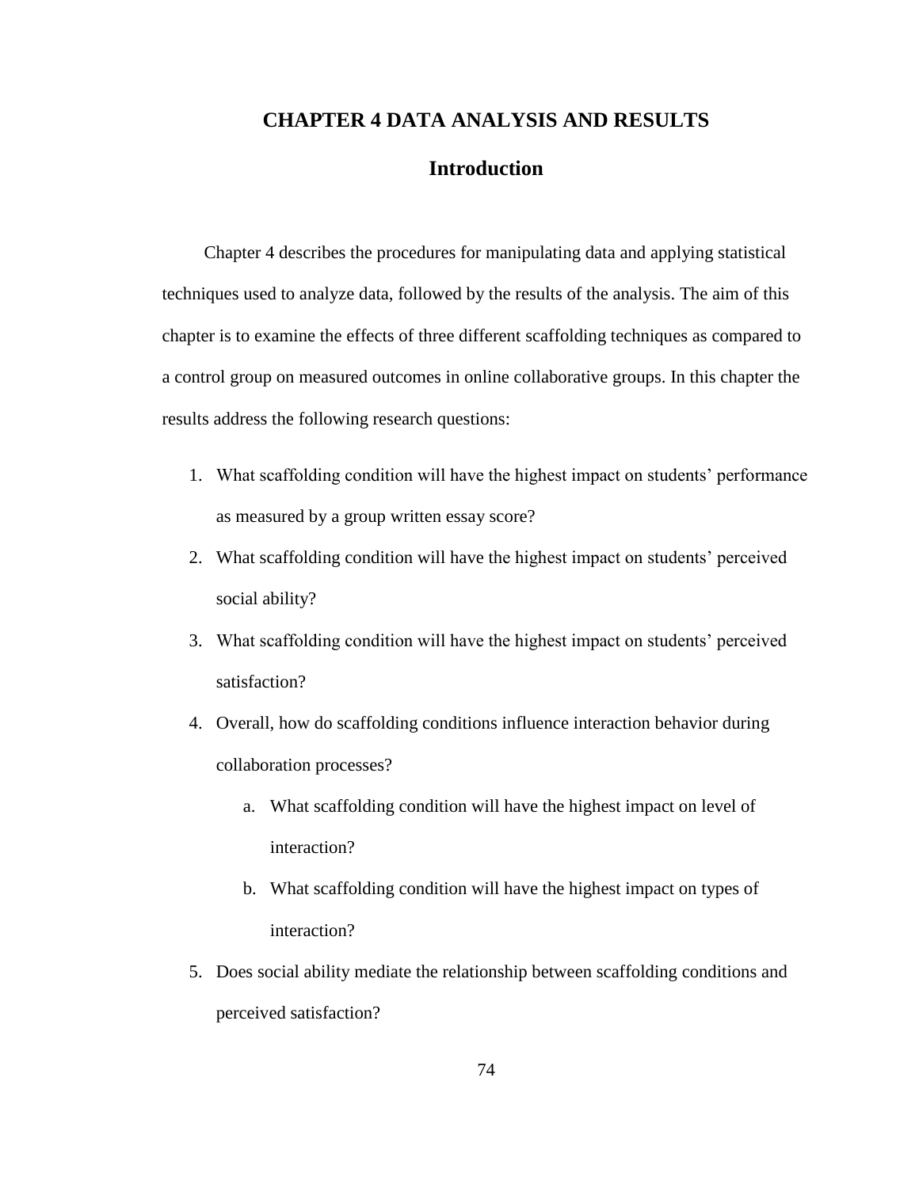# CHAPTER 4 DATA ANALYSIS AND RESULTS

## Introduction

Chapter 4 describes the procedures for manipulating data and applying statistical techniques used to analyze data, followed by the results of the analysis. The aim of this chapter is to examine the effects of three different scaffolding techniques as compared to a control group on measured outcomes in online collaborative groups. In this chapter the results address the following research questions:

1. What scaffolding condition will have the highest impact on students' performance as measured by a group written essay score?
2. What scaffolding condition will have the highest impact on students' perceived social ability?
3. What scaffolding condition will have the highest impact on students' perceived satisfaction?
4. Overall, how do scaffolding conditions influence interaction behavior during collaboration processes?
   a. What scaffolding condition will have the highest impact on level of interaction?
   b. What scaffolding condition will have the highest impact on types of interaction?
5. Does social ability mediate the relationship between scaffolding conditions and perceived satisfaction?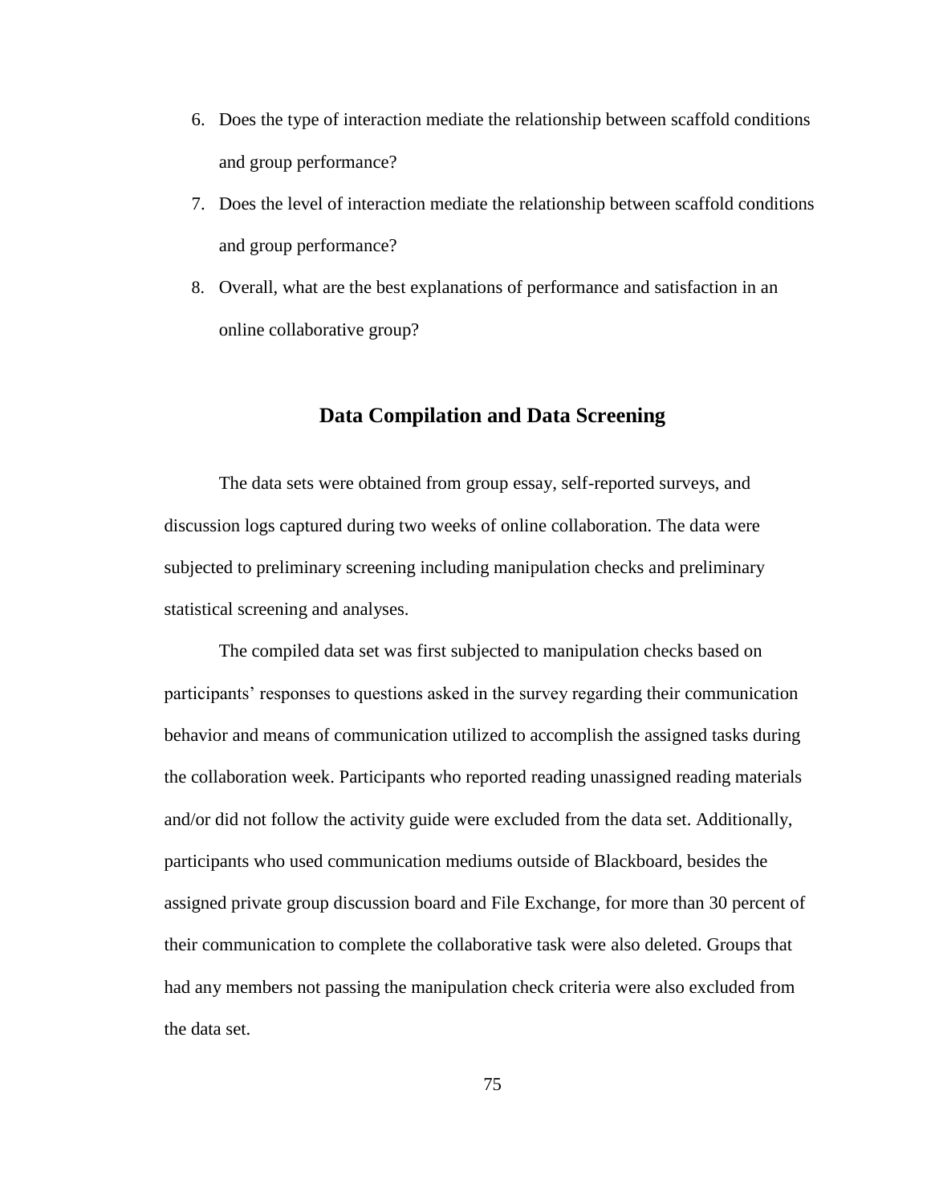6. Does the type of interaction mediate the relationship between scaffold conditions and group performance?
7. Does the level of interaction mediate the relationship between scaffold conditions and group performance?
8. Overall, what are the best explanations of performance and satisfaction in an online collaborative group?

## Data Compilation and Data Screening

The data sets were obtained from group essay, self-reported surveys, and discussion logs captured during two weeks of online collaboration. The data were subjected to preliminary screening including manipulation checks and preliminary statistical screening and analyses.

The compiled data set was first subjected to manipulation checks based on participants' responses to questions asked in the survey regarding their communication behavior and means of communication utilized to accomplish the assigned tasks during the collaboration week. Participants who reported reading unassigned reading materials and/or did not follow the activity guide were excluded from the data set. Additionally, participants who used communication mediums outside of Blackboard, besides the assigned private group discussion board and File Exchange, for more than 30 percent of their communication to complete the collaborative task were also deleted. Groups that had any members not passing the manipulation check criteria were also excluded from the data set.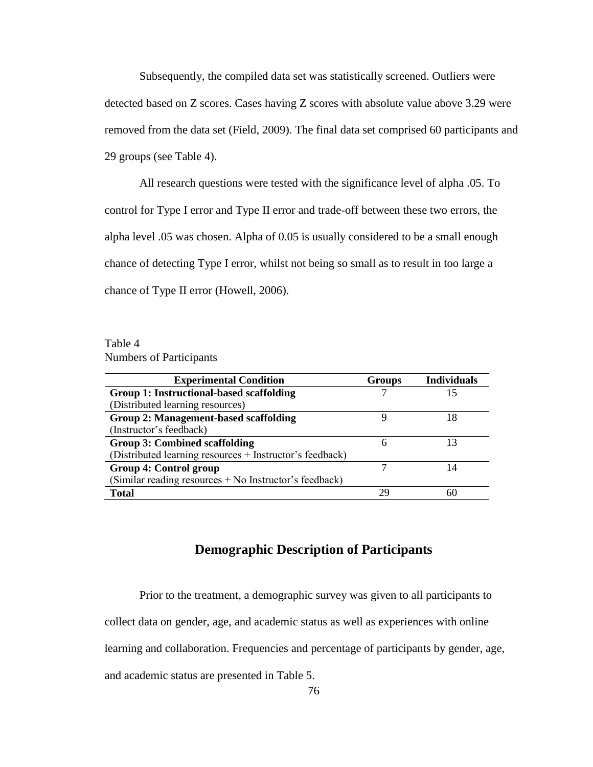Subsequently, the compiled data set was statistically screened. Outliers were detected based on Z scores. Cases having Z scores with absolute value above 3.29 were removed from the data set (Field, 2009). The final data set comprised 60 participants and 29 groups (see Table 4).

All research questions were tested with the significance level of alpha .05. To control for Type I error and Type II error and trade-off between these two errors, the alpha level .05 was chosen. Alpha of 0.05 is usually considered to be a small enough chance of detecting Type I error, whilst not being so small as to result in too large a chance of Type II error (Howell, 2006).

Table 4
Numbers of Participants

| Experimental Condition | Groups | Individuals |
|---|---|---|
| **Group 1: Instructional-based scaffolding** (Distributed learning resources) | 7 | 15 |
| **Group 2: Management-based scaffolding** (Instructor's feedback) | 9 | 18 |
| **Group 3: Combined scaffolding** (Distributed learning resources + Instructor's feedback) | 6 | 13 |
| **Group 4: Control group** (Similar reading resources + No Instructor's feedback) | 7 | 14 |
| **Total** | 29 | 60 |

## Demographic Description of Participants

Prior to the treatment, a demographic survey was given to all participants to collect data on gender, age, and academic status as well as experiences with online learning and collaboration. Frequencies and percentage of participants by gender, age, and academic status are presented in Table 5.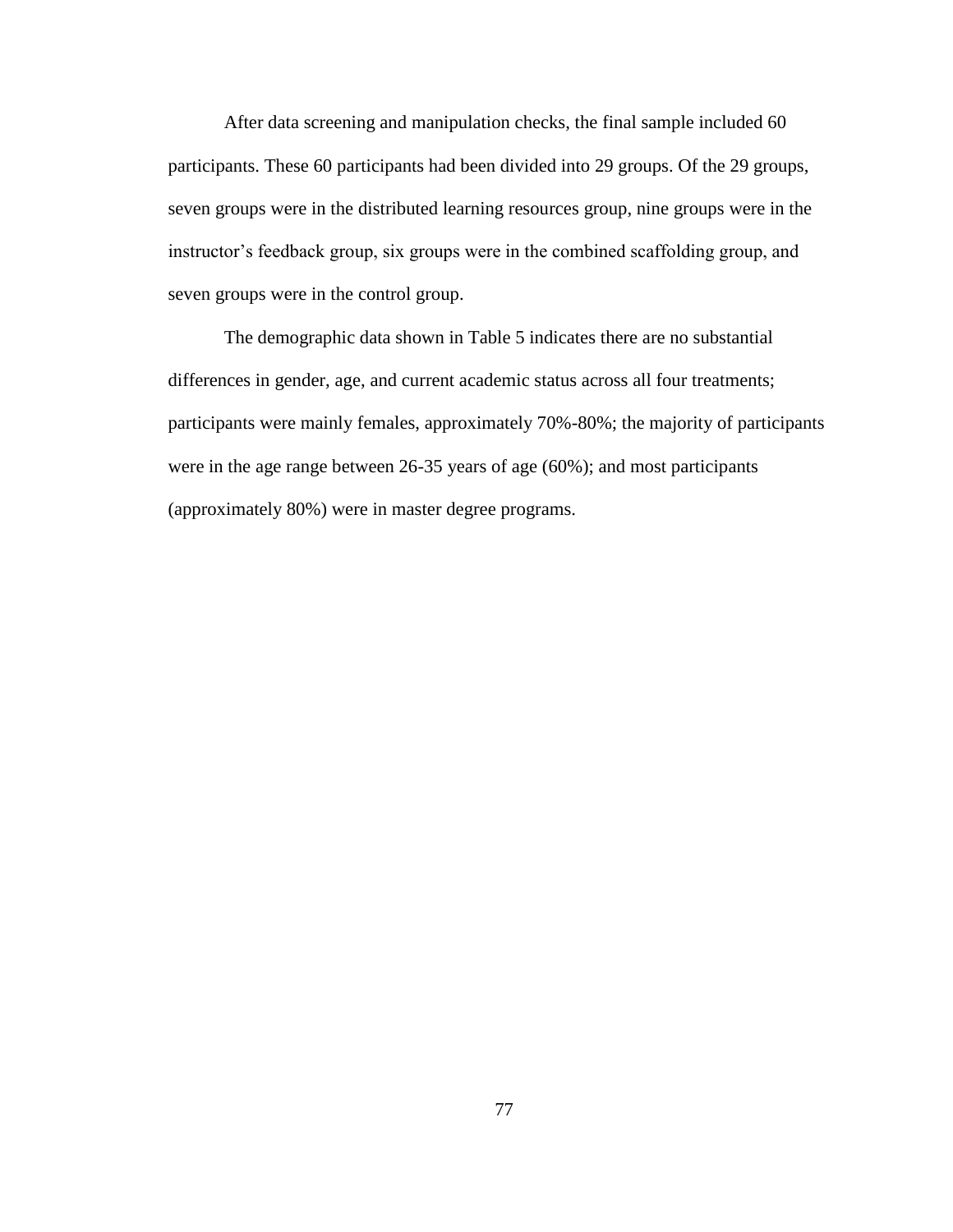After data screening and manipulation checks, the final sample included 60 participants. These 60 participants had been divided into 29 groups. Of the 29 groups, seven groups were in the distributed learning resources group, nine groups were in the instructor's feedback group, six groups were in the combined scaffolding group, and seven groups were in the control group.

The demographic data shown in Table 5 indicates there are no substantial differences in gender, age, and current academic status across all four treatments; participants were mainly females, approximately 70%-80%; the majority of participants were in the age range between 26-35 years of age (60%); and most participants (approximately 80%) were in master degree programs.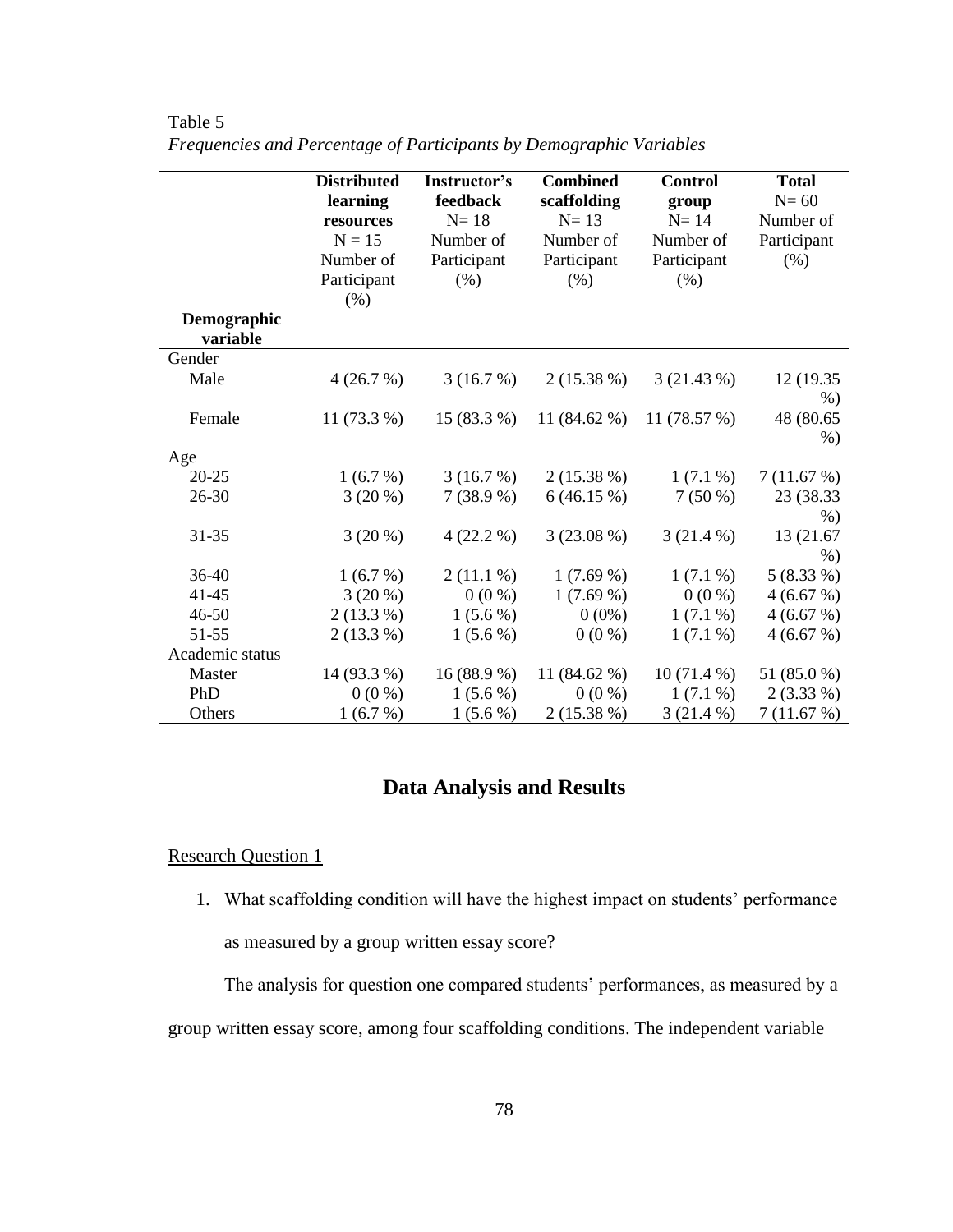Table 5

*Frequencies and Percentage of Participants by Demographic Variables*

| Demographic variable | Distributed learning resources N = 15 Number of Participant (%) | Instructor's feedback N= 18 Number of Participant (%) | Combined scaffolding N= 13 Number of Participant (%) | Control group N= 14 Number of Participant (%) | Total N= 60 Number of Participant (%) |
|---|---|---|---|---|---|
| Gender | | | | | |
| Male | 4 (26.7 %) | 3 (16.7 %) | 2 (15.38 %) | 3 (21.43 %) | 12 (19.35 %) |
| Female | 11 (73.3 %) | 15 (83.3 %) | 11 (84.62 %) | 11 (78.57 %) | 48 (80.65 %) |
| Age | | | | | |
| 20-25 | 1 (6.7 %) | 3 (16.7 %) | 2 (15.38 %) | 1 (7.1 %) | 7 (11.67 %) |
| 26-30 | 3 (20 %) | 7 (38.9 %) | 6 (46.15 %) | 7 (50 %) | 23 (38.33 %) |
| 31-35 | 3 (20 %) | 4 (22.2 %) | 3 (23.08 %) | 3 (21.4 %) | 13 (21.67 %) |
| 36-40 | 1 (6.7 %) | 2 (11.1 %) | 1 (7.69 %) | 1 (7.1 %) | 5 (8.33 %) |
| 41-45 | 3 (20 %) | 0 (0 %) | 1 (7.69 %) | 0 (0 %) | 4 (6.67 %) |
| 46-50 | 2 (13.3 %) | 1 (5.6 %) | 0 (0%) | 1 (7.1 %) | 4 (6.67 %) |
| 51-55 | 2 (13.3 %) | 1 (5.6 %) | 0 (0 %) | 1 (7.1 %) | 4 (6.67 %) |
| Academic status | | | | | |
| Master | 14 (93.3 %) | 16 (88.9 %) | 11 (84.62 %) | 10 (71.4 %) | 51 (85.0 %) |
| PhD | 0 (0 %) | 1 (5.6 %) | 0 (0 %) | 1 (7.1 %) | 2 (3.33 %) |
| Others | 1 (6.7 %) | 1 (5.6 %) | 2 (15.38 %) | 3 (21.4 %) | 7 (11.67 %) |

## Data Analysis and Results

Research Question 1

1. What scaffolding condition will have the highest impact on students' performance as measured by a group written essay score?

The analysis for question one compared students' performances, as measured by a group written essay score, among four scaffolding conditions. The independent variable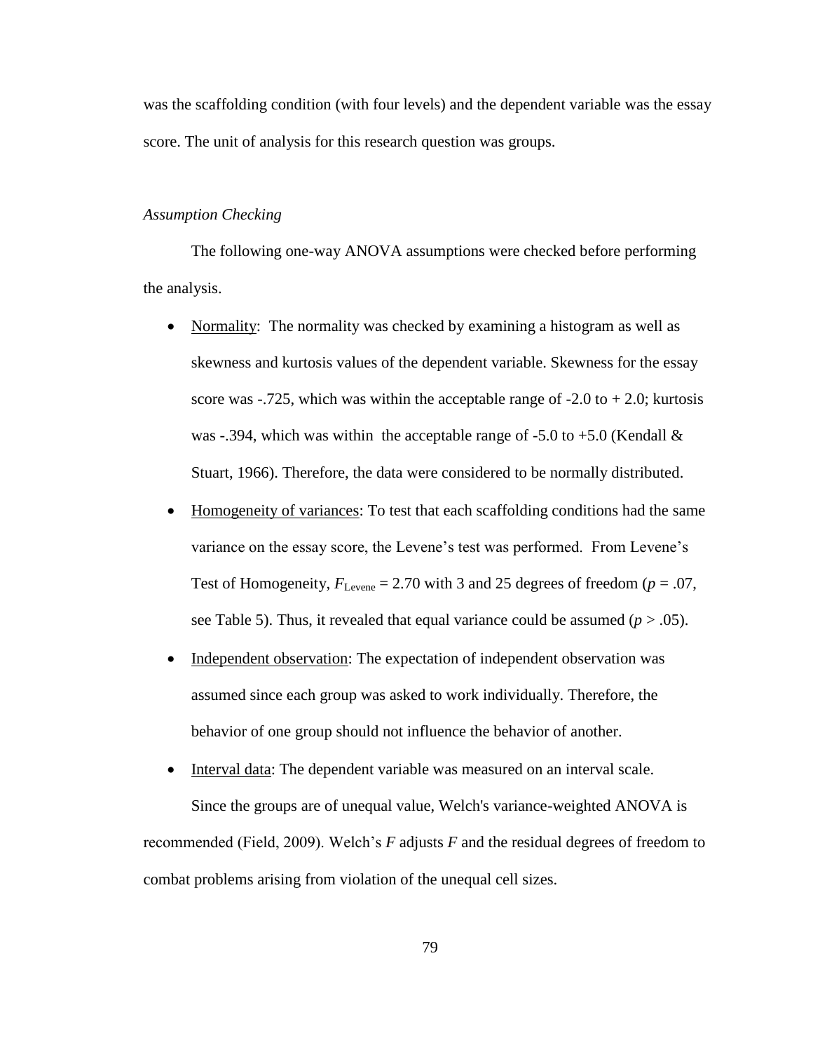was the scaffolding condition (with four levels) and the dependent variable was the essay score. The unit of analysis for this research question was groups.

*Assumption Checking*

The following one-way ANOVA assumptions were checked before performing the analysis.

- Normality: The normality was checked by examining a histogram as well as skewness and kurtosis values of the dependent variable. Skewness for the essay score was -.725, which was within the acceptable range of -2.0 to + 2.0; kurtosis was -.394, which was within the acceptable range of -5.0 to +5.0 (Kendall & Stuart, 1966). Therefore, the data were considered to be normally distributed.
- Homogeneity of variances: To test that each scaffolding conditions had the same variance on the essay score, the Levene's test was performed. From Levene's Test of Homogeneity, $F_{\text{Levene}} = 2.70$ with 3 and 25 degrees of freedom ($p = .07$, see Table 5). Thus, it revealed that equal variance could be assumed ($p > .05$).
- Independent observation: The expectation of independent observation was assumed since each group was asked to work individually. Therefore, the behavior of one group should not influence the behavior of another.
- Interval data: The dependent variable was measured on an interval scale.

Since the groups are of unequal value, Welch's variance-weighted ANOVA is recommended (Field, 2009). Welch's $F$ adjusts $F$ and the residual degrees of freedom to combat problems arising from violation of the unequal cell sizes.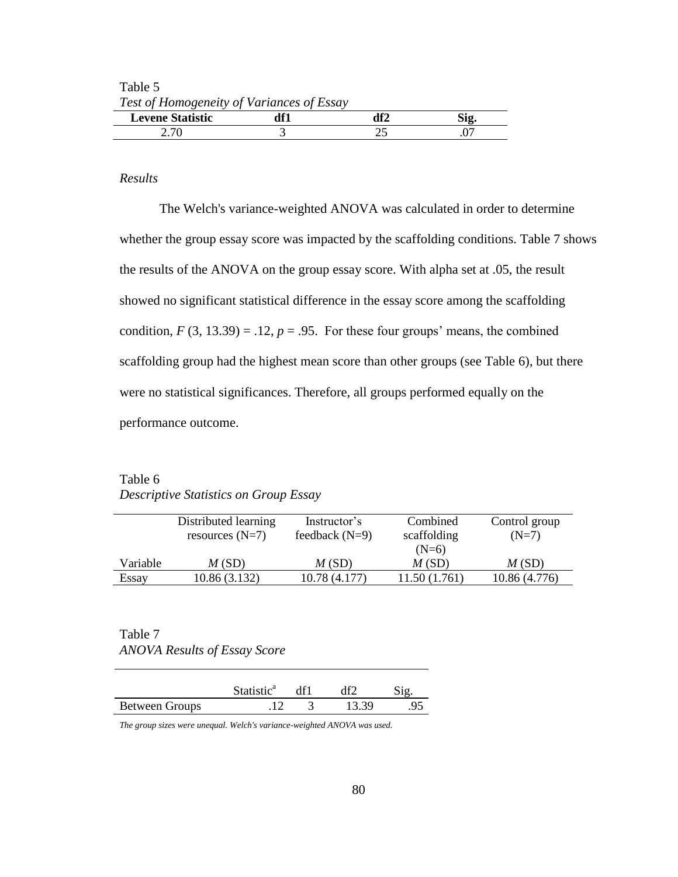Table 5
*Test of Homogeneity of Variances of Essay*

| Levene Statistic | df1 | df2 | Sig. |
|---|---|---|---|
| 2.70 | 3 | 25 | .07 |

*Results*

The Welch's variance-weighted ANOVA was calculated in order to determine whether the group essay score was impacted by the scaffolding conditions. Table 7 shows the results of the ANOVA on the group essay score. With alpha set at .05, the result showed no significant statistical difference in the essay score among the scaffolding condition, $F(3, 13.39) = .12$, $p = .95$. For these four groups' means, the combined scaffolding group had the highest mean score than other groups (see Table 6), but there were no statistical significances. Therefore, all groups performed equally on the performance outcome.

Table 6
*Descriptive Statistics on Group Essay*

| | Distributed learning resources (N=7) | Instructor's feedback (N=9) | Combined scaffolding (N=6) | Control group (N=7) |
|---|---|---|---|---|
| Variable | *M* (SD) | *M* (SD) | *M* (SD) | *M* (SD) |
| Essay | 10.86 (3.132) | 10.78 (4.177) | 11.50 (1.761) | 10.86 (4.776) |

Table 7
*ANOVA Results of Essay Score*

| | Statistic[a] | df1 | df2 | Sig. |
|---|---|---|---|---|
| Between Groups | .12 | 3 | 13.39 | .95 |

*The group sizes were unequal. Welch's variance-weighted ANOVA was used.*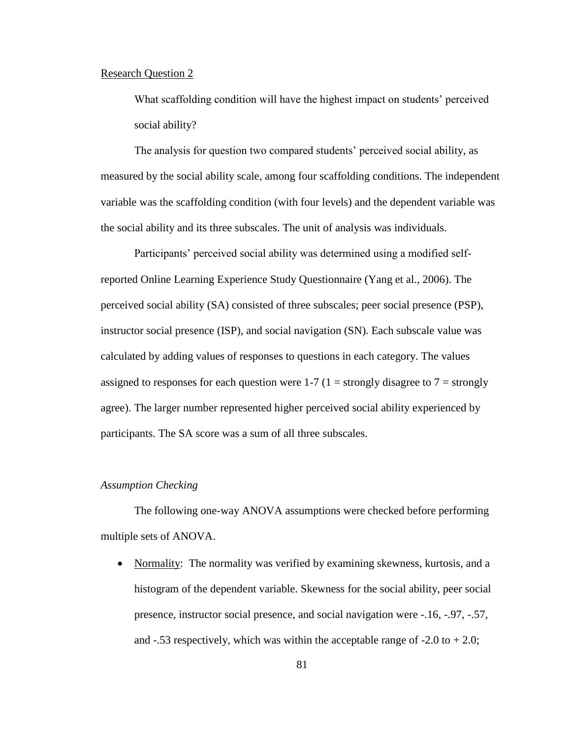Research Question 2

What scaffolding condition will have the highest impact on students' perceived social ability?

The analysis for question two compared students' perceived social ability, as measured by the social ability scale, among four scaffolding conditions. The independent variable was the scaffolding condition (with four levels) and the dependent variable was the social ability and its three subscales. The unit of analysis was individuals.

Participants' perceived social ability was determined using a modified self-reported Online Learning Experience Study Questionnaire (Yang et al., 2006). The perceived social ability (SA) consisted of three subscales; peer social presence (PSP), instructor social presence (ISP), and social navigation (SN). Each subscale value was calculated by adding values of responses to questions in each category. The values assigned to responses for each question were 1-7 (1 = strongly disagree to 7 = strongly agree). The larger number represented higher perceived social ability experienced by participants. The SA score was a sum of all three subscales.

*Assumption Checking*

The following one-way ANOVA assumptions were checked before performing multiple sets of ANOVA.

- Normality: The normality was verified by examining skewness, kurtosis, and a histogram of the dependent variable. Skewness for the social ability, peer social presence, instructor social presence, and social navigation were -.16, -.97, -.57, and -.53 respectively, which was within the acceptable range of -2.0 to + 2.0;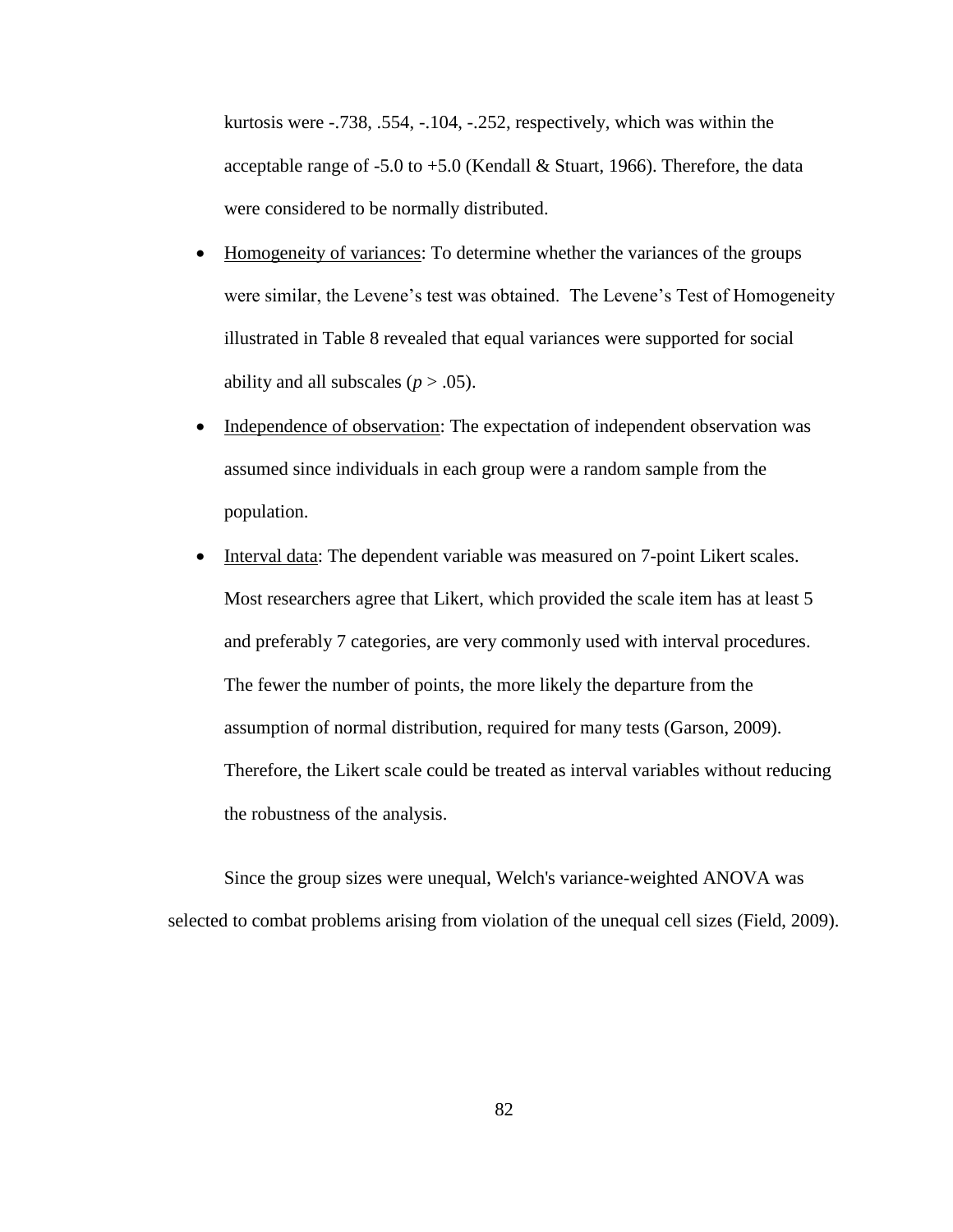kurtosis were -.738, .554, -.104, -.252, respectively, which was within the acceptable range of -5.0 to +5.0 (Kendall & Stuart, 1966). Therefore, the data were considered to be normally distributed.

- Homogeneity of variances: To determine whether the variances of the groups were similar, the Levene's test was obtained. The Levene's Test of Homogeneity illustrated in Table 8 revealed that equal variances were supported for social ability and all subscales ($p > .05$).
- Independence of observation: The expectation of independent observation was assumed since individuals in each group were a random sample from the population.
- Interval data: The dependent variable was measured on 7-point Likert scales. Most researchers agree that Likert, which provided the scale item has at least 5 and preferably 7 categories, are very commonly used with interval procedures. The fewer the number of points, the more likely the departure from the assumption of normal distribution, required for many tests (Garson, 2009). Therefore, the Likert scale could be treated as interval variables without reducing the robustness of the analysis.

Since the group sizes were unequal, Welch's variance-weighted ANOVA was selected to combat problems arising from violation of the unequal cell sizes (Field, 2009).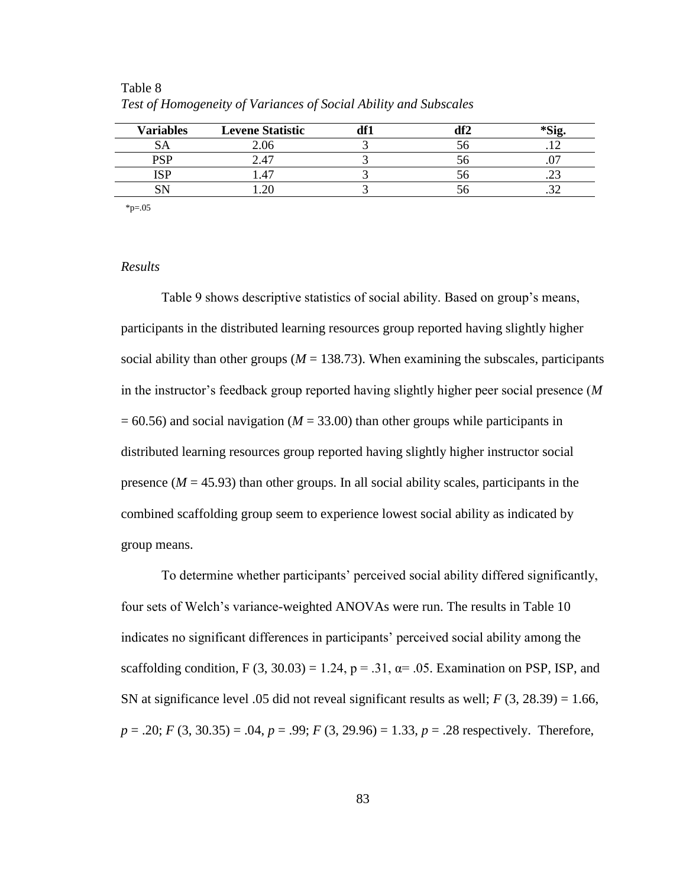Table 8

*Test of Homogeneity of Variances of Social Ability and Subscales*

| Variables | Levene Statistic | df1 | df2 | *Sig. |
|---|---|---|---|---|
| SA | 2.06 | 3 | 56 | .12 |
| PSP | 2.47 | 3 | 56 | .07 |
| ISP | 1.47 | 3 | 56 | .23 |
| SN | 1.20 | 3 | 56 | .32 |

*p=.05

*Results*

Table 9 shows descriptive statistics of social ability. Based on group's means, participants in the distributed learning resources group reported having slightly higher social ability than other groups ($M$ = 138.73). When examining the subscales, participants in the instructor's feedback group reported having slightly higher peer social presence ($M$ = 60.56) and social navigation ($M$ = 33.00) than other groups while participants in distributed learning resources group reported having slightly higher instructor social presence ($M$ = 45.93) than other groups. In all social ability scales, participants in the combined scaffolding group seem to experience lowest social ability as indicated by group means.

To determine whether participants' perceived social ability differed significantly, four sets of Welch's variance-weighted ANOVAs were run. The results in Table 10 indicates no significant differences in participants' perceived social ability among the scaffolding condition, $F$ (3, 30.03) = 1.24, $p$ = .31, $\alpha$= .05. Examination on PSP, ISP, and SN at significance level .05 did not reveal significant results as well; $F$ (3, 28.39) = 1.66, $p$ = .20; $F$ (3, 30.35) = .04, $p$ = .99; $F$ (3, 29.96) = 1.33, $p$ = .28 respectively. Therefore,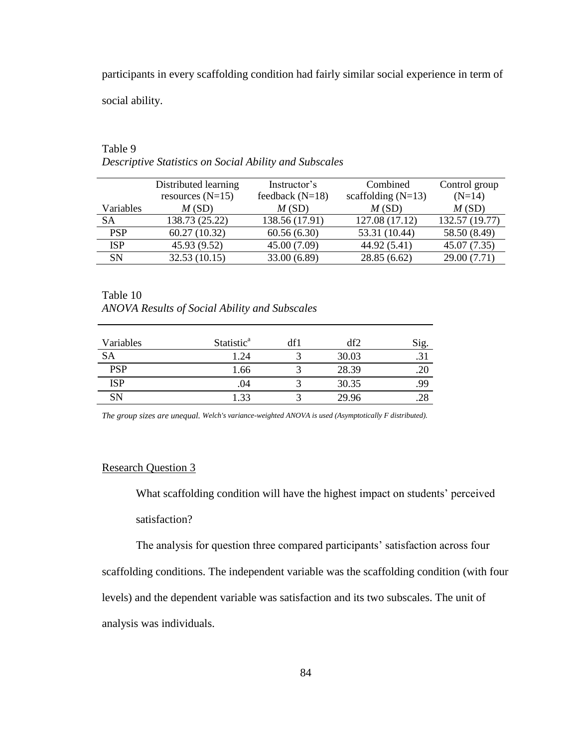participants in every scaffolding condition had fairly similar social experience in term of social ability.

Table 9
*Descriptive Statistics on Social Ability and Subscales*

| Variables | Distributed learning resources (N=15) *M* (SD) | Instructor's feedback (N=18) *M* (SD) | Combined scaffolding (N=13) *M* (SD) | Control group (N=14) *M* (SD) |
|---|---|---|---|---|
| SA | 138.73 (25.22) | 138.56 (17.91) | 127.08 (17.12) | 132.57 (19.77) |
| PSP | 60.27 (10.32) | 60.56 (6.30) | 53.31 (10.44) | 58.50 (8.49) |
| ISP | 45.93 (9.52) | 45.00 (7.09) | 44.92 (5.41) | 45.07 (7.35) |
| SN | 32.53 (10.15) | 33.00 (6.89) | 28.85 (6.62) | 29.00 (7.71) |

Table 10
*ANOVA Results of Social Ability and Subscales*

| Variables | Statistic[a] | df1 | df2 | Sig. |
|---|---|---|---|---|
| SA | 1.24 | 3 | 30.03 | .31 |
| PSP | 1.66 | 3 | 28.39 | .20 |
| ISP | .04 | 3 | 30.35 | .99 |
| SN | 1.33 | 3 | 29.96 | .28 |

*The group sizes are unequal. Welch's variance-weighted ANOVA is used (Asymptotically F distributed).*

Research Question 3

What scaffolding condition will have the highest impact on students' perceived satisfaction?

The analysis for question three compared participants' satisfaction across four scaffolding conditions. The independent variable was the scaffolding condition (with four levels) and the dependent variable was satisfaction and its two subscales. The unit of analysis was individuals.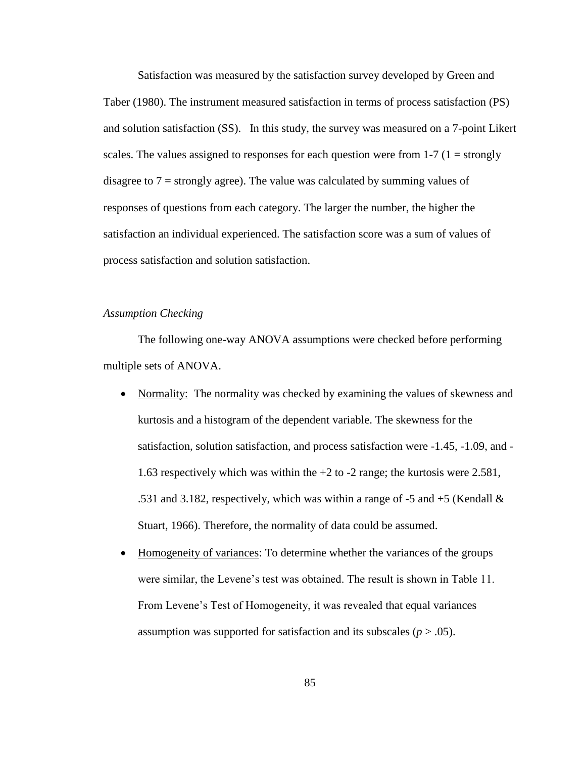Satisfaction was measured by the satisfaction survey developed by Green and Taber (1980). The instrument measured satisfaction in terms of process satisfaction (PS) and solution satisfaction (SS). In this study, the survey was measured on a 7-point Likert scales. The values assigned to responses for each question were from 1-7 (1 = strongly disagree to 7 = strongly agree). The value was calculated by summing values of responses of questions from each category. The larger the number, the higher the satisfaction an individual experienced. The satisfaction score was a sum of values of process satisfaction and solution satisfaction.

*Assumption Checking*

The following one-way ANOVA assumptions were checked before performing multiple sets of ANOVA.

- Normality: The normality was checked by examining the values of skewness and kurtosis and a histogram of the dependent variable. The skewness for the satisfaction, solution satisfaction, and process satisfaction were -1.45, -1.09, and -1.63 respectively which was within the +2 to -2 range; the kurtosis were 2.581, .531 and 3.182, respectively, which was within a range of -5 and +5 (Kendall & Stuart, 1966). Therefore, the normality of data could be assumed.
- Homogeneity of variances: To determine whether the variances of the groups were similar, the Levene's test was obtained. The result is shown in Table 11. From Levene's Test of Homogeneity, it was revealed that equal variances assumption was supported for satisfaction and its subscales ($p > .05$).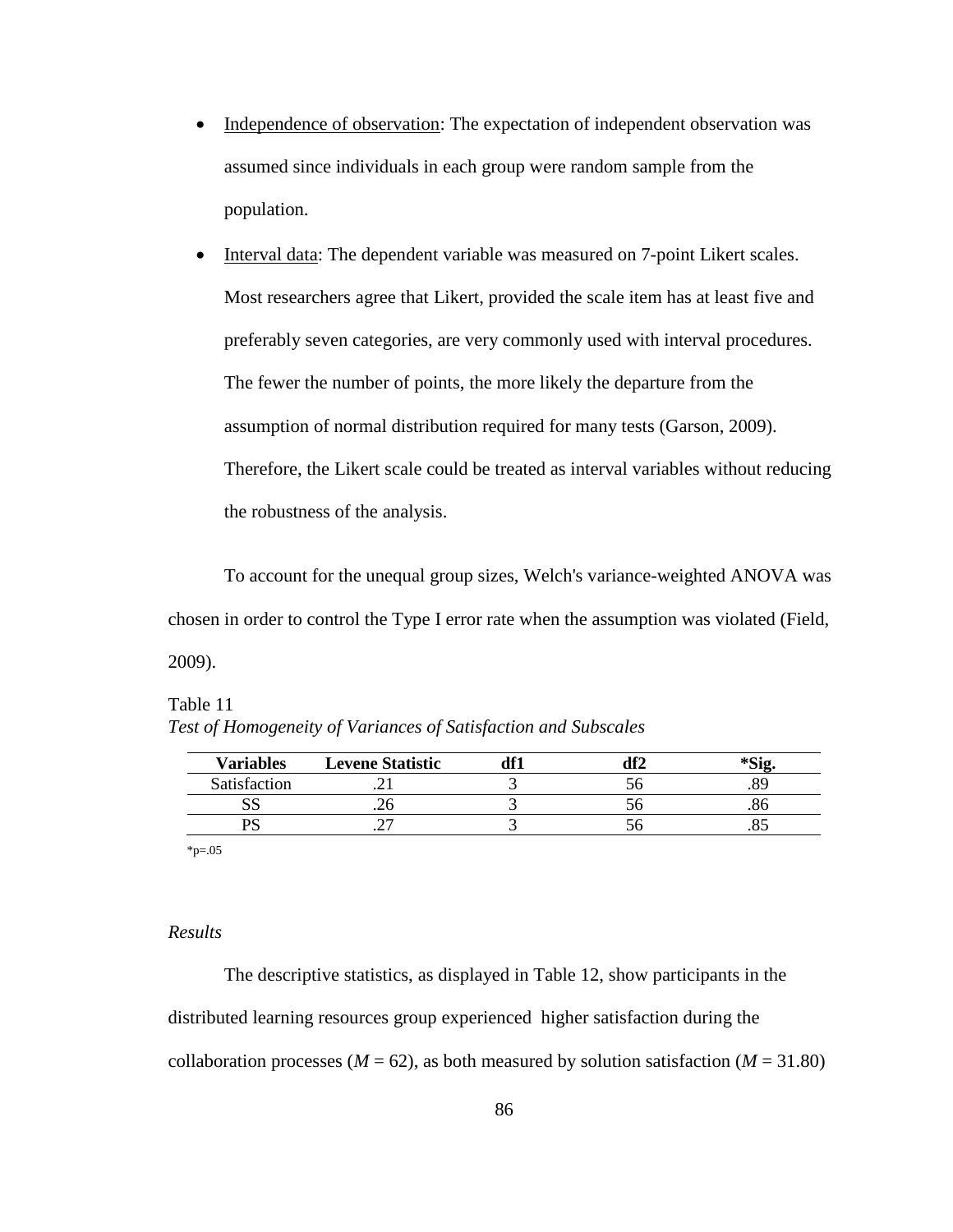- Independence of observation: The expectation of independent observation was assumed since individuals in each group were random sample from the population.
- Interval data: The dependent variable was measured on 7-point Likert scales. Most researchers agree that Likert, provided the scale item has at least five and preferably seven categories, are very commonly used with interval procedures. The fewer the number of points, the more likely the departure from the assumption of normal distribution required for many tests (Garson, 2009). Therefore, the Likert scale could be treated as interval variables without reducing the robustness of the analysis.

To account for the unequal group sizes, Welch's variance-weighted ANOVA was chosen in order to control the Type I error rate when the assumption was violated (Field, 2009).

Table 11
*Test of Homogeneity of Variances of Satisfaction and Subscales*

| **Variables** | **Levene Statistic** | **df1** | **df2** | ***Sig.** |
|---|---|---|---|---|
| Satisfaction | .21 | 3 | 56 | .89 |
| SS | .26 | 3 | 56 | .86 |
| PS | .27 | 3 | 56 | .85 |

*p=.05

*Results*

The descriptive statistics, as displayed in Table 12, show participants in the distributed learning resources group experienced higher satisfaction during the collaboration processes ($M$ = 62), as both measured by solution satisfaction ($M$ = 31.80)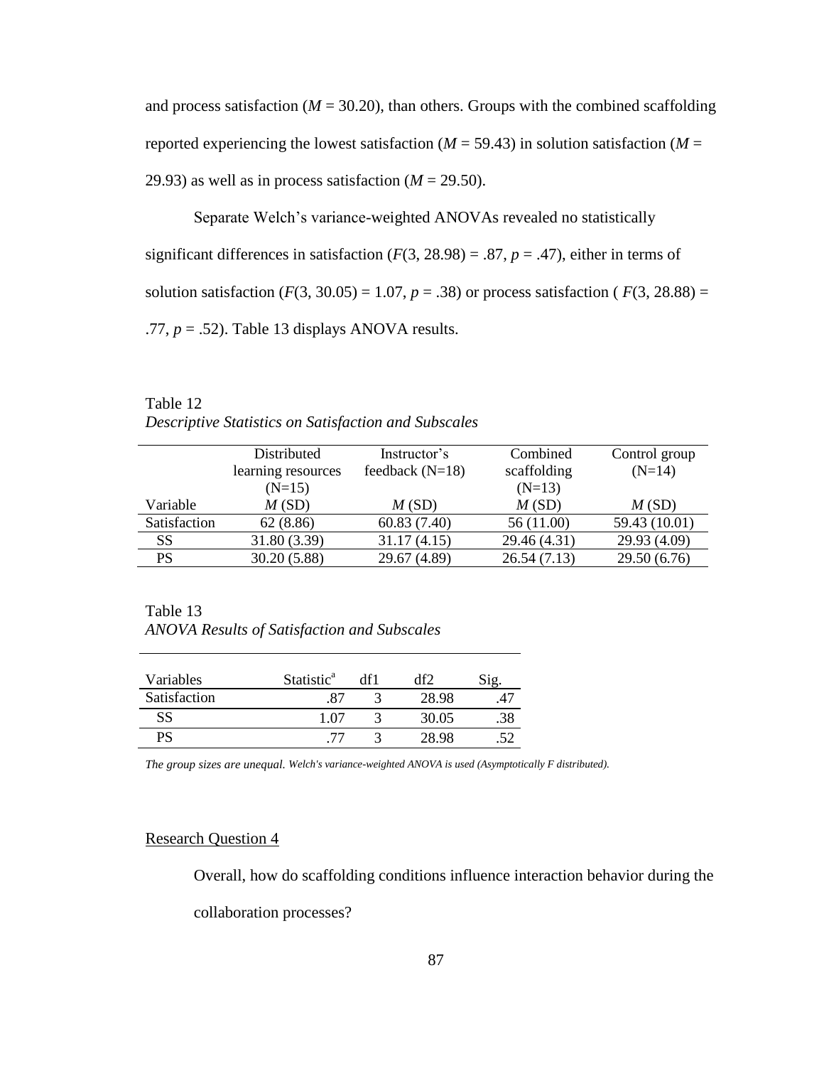and process satisfaction ($M$ = 30.20), than others. Groups with the combined scaffolding reported experiencing the lowest satisfaction ($M$ = 59.43) in solution satisfaction ($M$ = 29.93) as well as in process satisfaction ($M$ = 29.50).

Separate Welch's variance-weighted ANOVAs revealed no statistically significant differences in satisfaction ($F(3, 28.98) = .87$, $p = .47$), either in terms of solution satisfaction ($F(3, 30.05) = 1.07$, $p = .38$) or process satisfaction ( $F(3, 28.88) = .77$, $p = .52$). Table 13 displays ANOVA results.

Table 12
*Descriptive Statistics on Satisfaction and Subscales*

| Variable | Distributed learning resources (N=15) $M$ (SD) | Instructor's feedback (N=18) $M$ (SD) | Combined scaffolding (N=13) $M$ (SD) | Control group (N=14) $M$ (SD) |
|---|---|---|---|---|
| Satisfaction | 62 (8.86) | 60.83 (7.40) | 56 (11.00) | 59.43 (10.01) |
| SS | 31.80 (3.39) | 31.17 (4.15) | 29.46 (4.31) | 29.93 (4.09) |
| PS | 30.20 (5.88) | 29.67 (4.89) | 26.54 (7.13) | 29.50 (6.76) |

Table 13
*ANOVA Results of Satisfaction and Subscales*

| Variables | Statistic[a] | df1 | df2 | Sig. |
|---|---|---|---|---|
| Satisfaction | .87 | 3 | 28.98 | .47 |
| SS | 1.07 | 3 | 30.05 | .38 |
| PS | .77 | 3 | 28.98 | .52 |

*The group sizes are unequal. Welch's variance-weighted ANOVA is used (Asymptotically F distributed).*

Research Question 4

Overall, how do scaffolding conditions influence interaction behavior during the collaboration processes?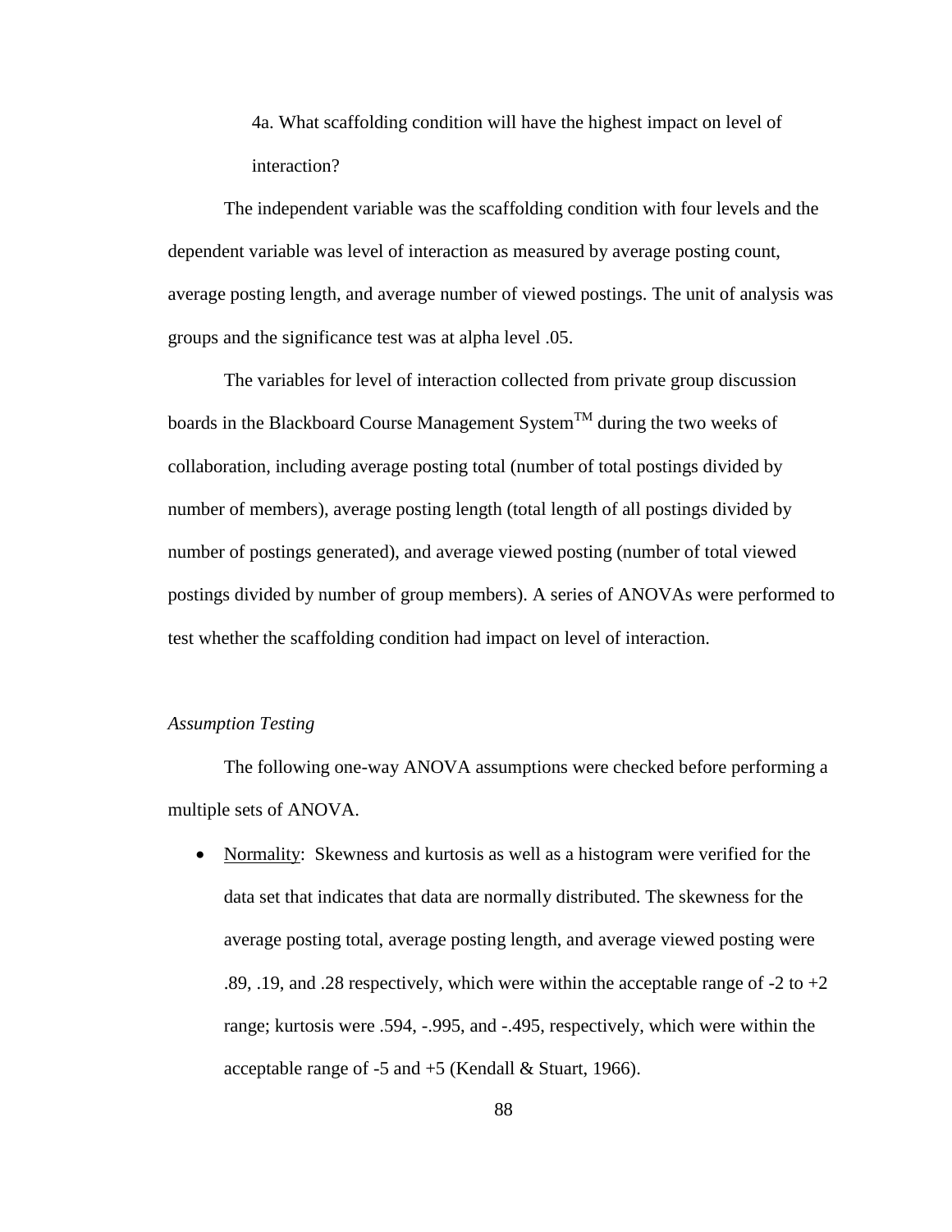4a. What scaffolding condition will have the highest impact on level of interaction?

The independent variable was the scaffolding condition with four levels and the dependent variable was level of interaction as measured by average posting count, average posting length, and average number of viewed postings. The unit of analysis was groups and the significance test was at alpha level .05.

The variables for level of interaction collected from private group discussion boards in the Blackboard Course Management System™ during the two weeks of collaboration, including average posting total (number of total postings divided by number of members), average posting length (total length of all postings divided by number of postings generated), and average viewed posting (number of total viewed postings divided by number of group members). A series of ANOVAs were performed to test whether the scaffolding condition had impact on level of interaction.

*Assumption Testing*

The following one-way ANOVA assumptions were checked before performing a multiple sets of ANOVA.

- Normality: Skewness and kurtosis as well as a histogram were verified for the data set that indicates that data are normally distributed. The skewness for the average posting total, average posting length, and average viewed posting were .89, .19, and .28 respectively, which were within the acceptable range of -2 to +2 range; kurtosis were .594, -.995, and -.495, respectively, which were within the acceptable range of -5 and +5 (Kendall & Stuart, 1966).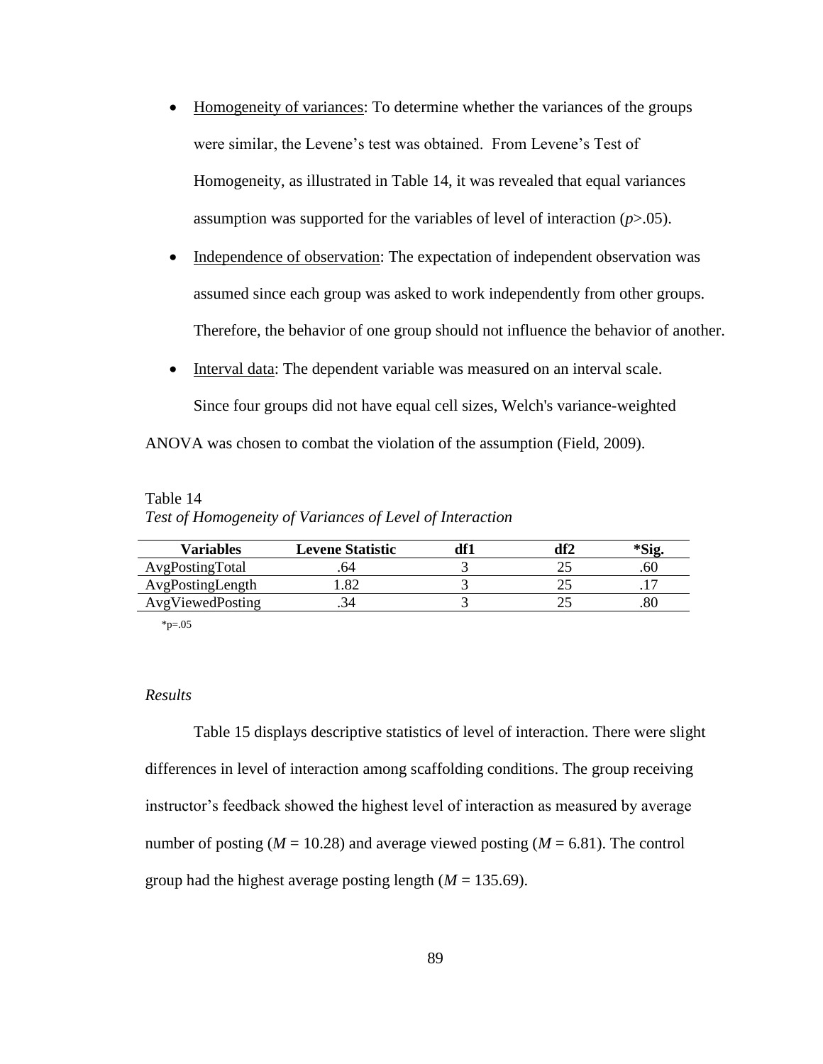- <u>Homogeneity of variances</u>: To determine whether the variances of the groups were similar, the Levene's test was obtained. From Levene's Test of Homogeneity, as illustrated in Table 14, it was revealed that equal variances assumption was supported for the variables of level of interaction ($p$>.05).
- <u>Independence of observation</u>: The expectation of independent observation was assumed since each group was asked to work independently from other groups. Therefore, the behavior of one group should not influence the behavior of another.
- <u>Interval data</u>: The dependent variable was measured on an interval scale.

  Since four groups did not have equal cell sizes, Welch's variance-weighted

ANOVA was chosen to combat the violation of the assumption (Field, 2009).

Table 14
*Test of Homogeneity of Variances of Level of Interaction*

| **Variables** | **Levene Statistic** | **df1** | **df2** | ***Sig.** |
|---|---|---|---|---|
| AvgPostingTotal | .64 | 3 | 25 | .60 |
| AvgPostingLength | 1.82 | 3 | 25 | .17 |
| AvgViewedPosting | .34 | 3 | 25 | .80 |

*p=.05

*Results*

Table 15 displays descriptive statistics of level of interaction. There were slight differences in level of interaction among scaffolding conditions. The group receiving instructor's feedback showed the highest level of interaction as measured by average number of posting ($M$ = 10.28) and average viewed posting ($M$ = 6.81). The control group had the highest average posting length ($M$ = 135.69).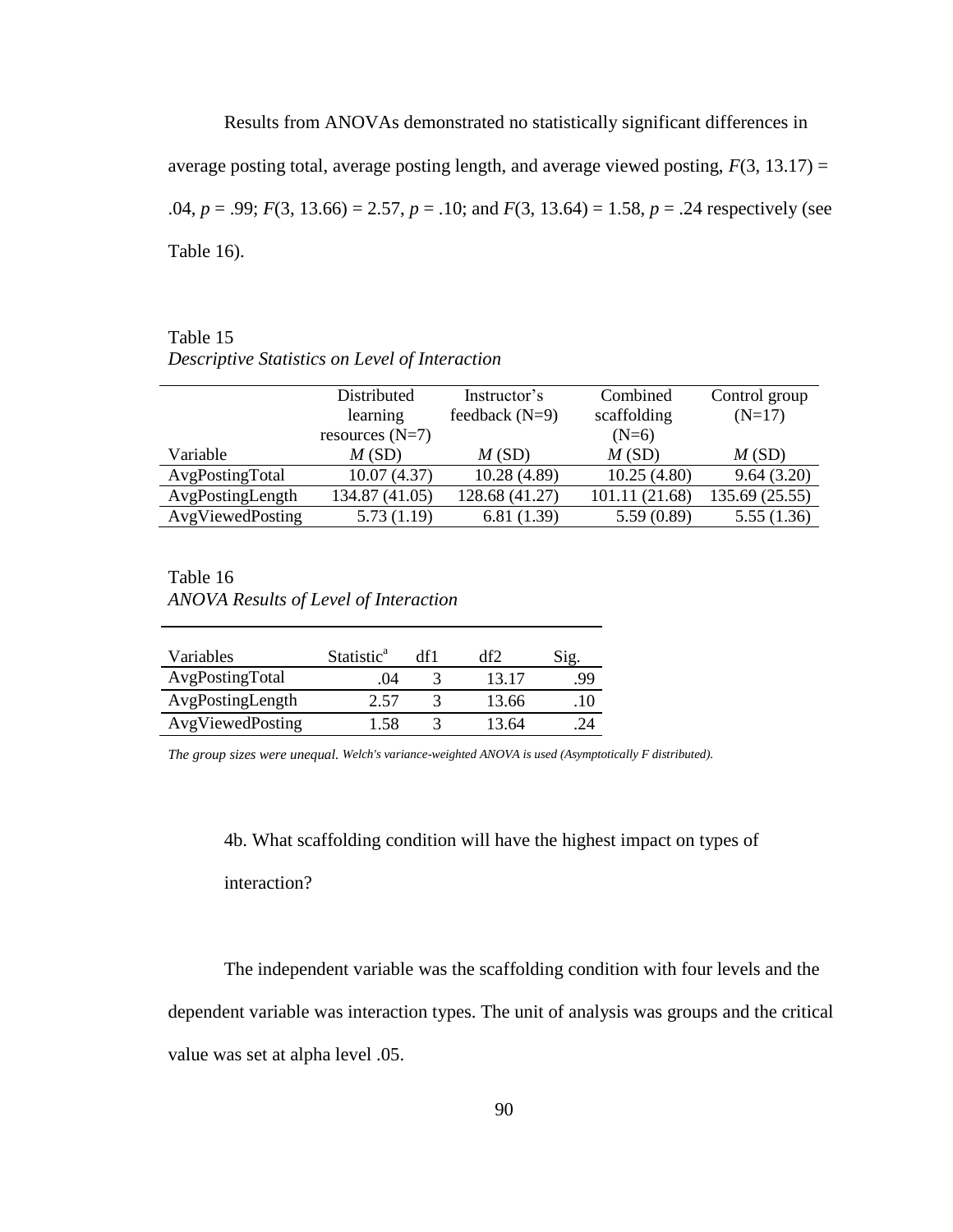Results from ANOVAs demonstrated no statistically significant differences in average posting total, average posting length, and average viewed posting, $F(3, 13.17) = .04$, $p = .99$; $F(3, 13.66) = 2.57$, $p = .10$; and $F(3, 13.64) = 1.58$, $p = .24$ respectively (see Table 16).

Table 15
*Descriptive Statistics on Level of Interaction*

| | Distributed learning resources (N=7) | Instructor's feedback (N=9) | Combined scaffolding (N=6) | Control group (N=17) |
|---|---|---|---|---|
| Variable | *M* (SD) | *M* (SD) | *M* (SD) | *M* (SD) |
| AvgPostingTotal | 10.07 (4.37) | 10.28 (4.89) | 10.25 (4.80) | 9.64 (3.20) |
| AvgPostingLength | 134.87 (41.05) | 128.68 (41.27) | 101.11 (21.68) | 135.69 (25.55) |
| AvgViewedPosting | 5.73 (1.19) | 6.81 (1.39) | 5.59 (0.89) | 5.55 (1.36) |

Table 16
*ANOVA Results of Level of Interaction*

| Variables | Statistic[a] | df1 | df2 | Sig. |
|---|---|---|---|---|
| AvgPostingTotal | .04 | 3 | 13.17 | .99 |
| AvgPostingLength | 2.57 | 3 | 13.66 | .10 |
| AvgViewedPosting | 1.58 | 3 | 13.64 | .24 |

*The group sizes were unequal. Welch's variance-weighted ANOVA is used (Asymptotically F distributed).*

4b. What scaffolding condition will have the highest impact on types of interaction?

The independent variable was the scaffolding condition with four levels and the dependent variable was interaction types. The unit of analysis was groups and the critical value was set at alpha level .05.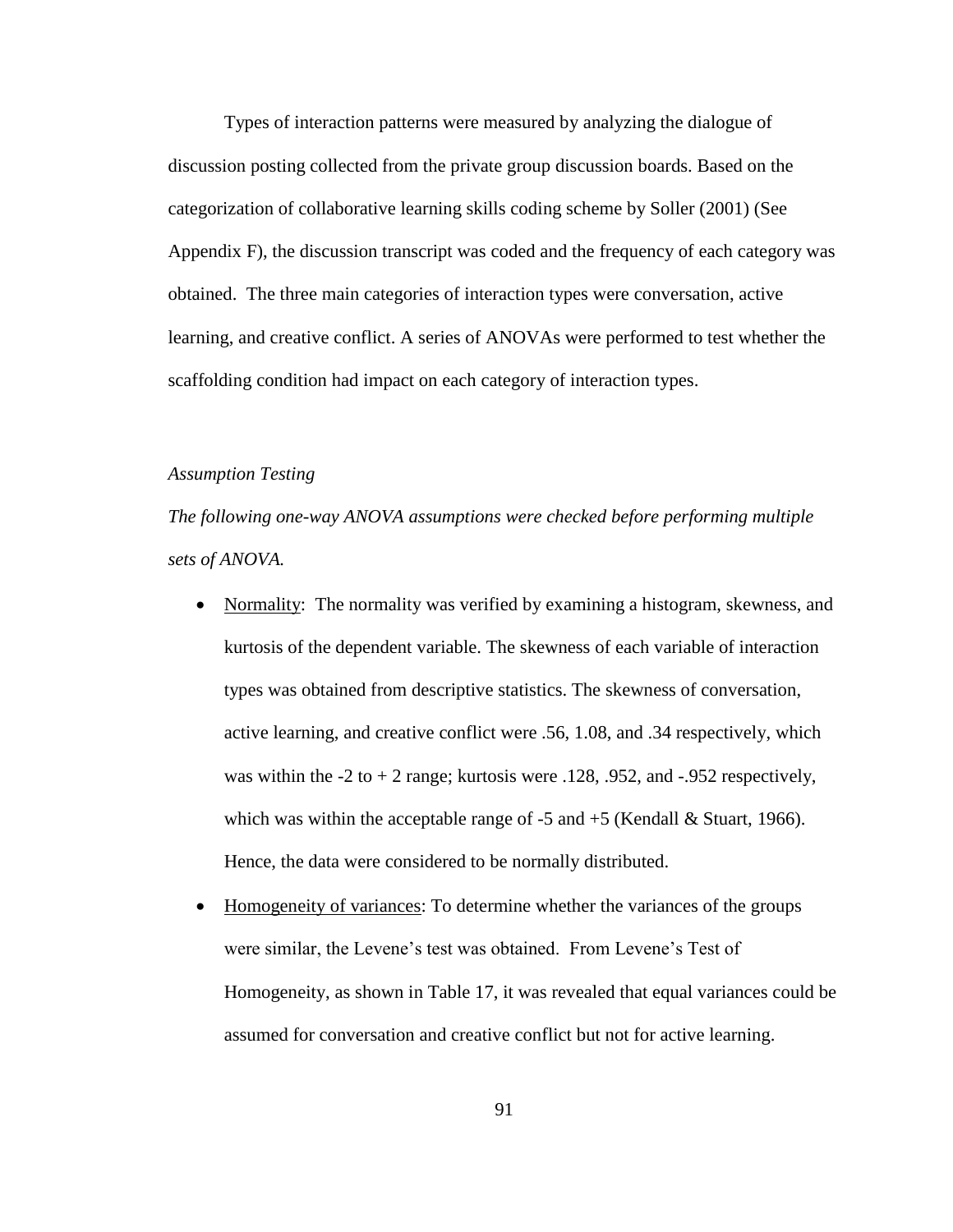Types of interaction patterns were measured by analyzing the dialogue of discussion posting collected from the private group discussion boards. Based on the categorization of collaborative learning skills coding scheme by Soller (2001) (See Appendix F), the discussion transcript was coded and the frequency of each category was obtained. The three main categories of interaction types were conversation, active learning, and creative conflict. A series of ANOVAs were performed to test whether the scaffolding condition had impact on each category of interaction types.

*Assumption Testing*

*The following one-way ANOVA assumptions were checked before performing multiple sets of ANOVA.*

- Normality: The normality was verified by examining a histogram, skewness, and kurtosis of the dependent variable. The skewness of each variable of interaction types was obtained from descriptive statistics. The skewness of conversation, active learning, and creative conflict were .56, 1.08, and .34 respectively, which was within the -2 to + 2 range; kurtosis were .128, .952, and -.952 respectively, which was within the acceptable range of -5 and +5 (Kendall & Stuart, 1966). Hence, the data were considered to be normally distributed.
- Homogeneity of variances: To determine whether the variances of the groups were similar, the Levene's test was obtained. From Levene's Test of Homogeneity, as shown in Table 17, it was revealed that equal variances could be assumed for conversation and creative conflict but not for active learning.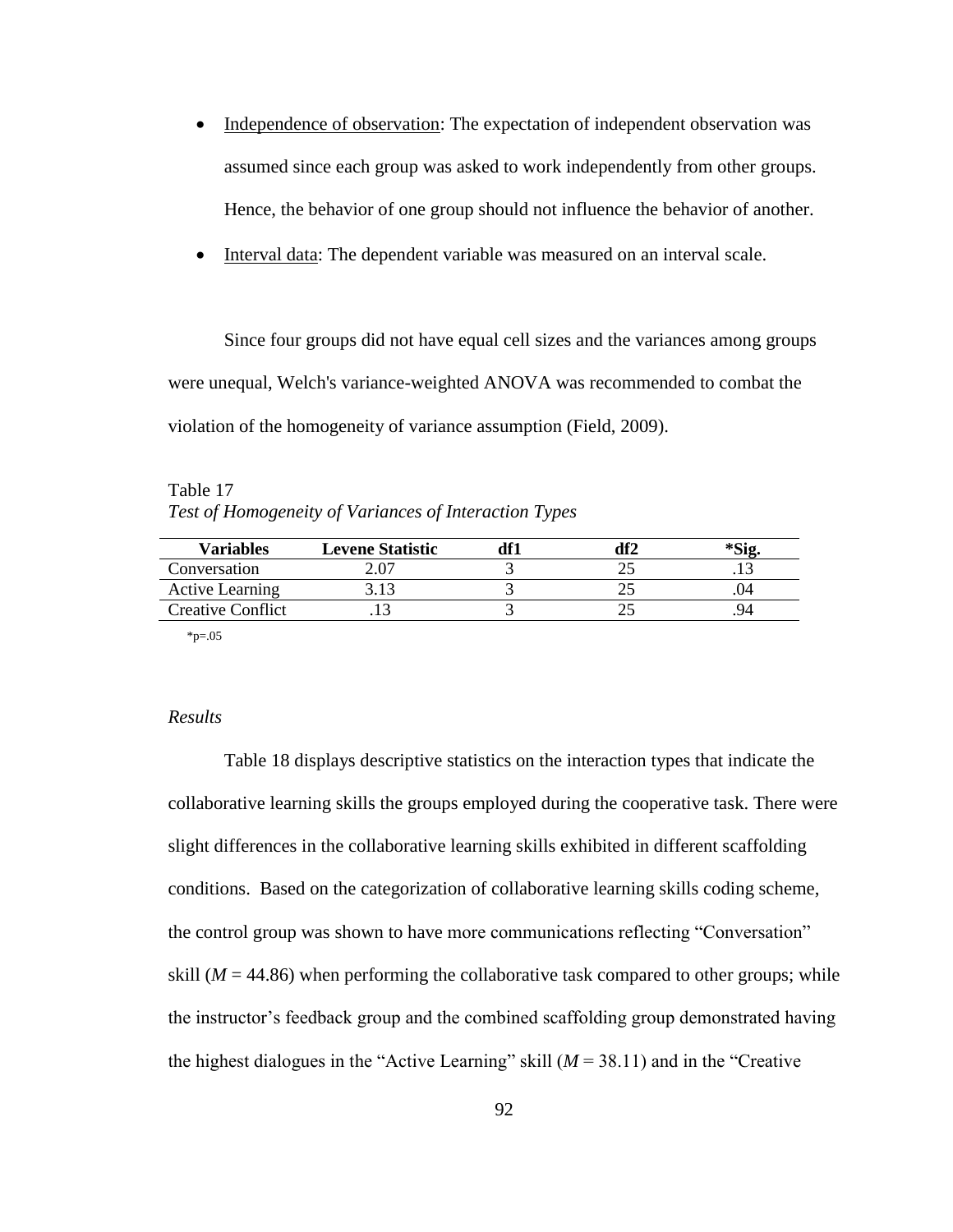- Independence of observation: The expectation of independent observation was assumed since each group was asked to work independently from other groups. Hence, the behavior of one group should not influence the behavior of another.
- Interval data: The dependent variable was measured on an interval scale.

Since four groups did not have equal cell sizes and the variances among groups were unequal, Welch's variance-weighted ANOVA was recommended to combat the violation of the homogeneity of variance assumption (Field, 2009).

Table 17
*Test of Homogeneity of Variances of Interaction Types*

| Variables | Levene Statistic | df1 | df2 | *Sig. |
|---|---|---|---|---|
| Conversation | 2.07 | 3 | 25 | .13 |
| Active Learning | 3.13 | 3 | 25 | .04 |
| Creative Conflict | .13 | 3 | 25 | .94 |

*p=.05

*Results*

Table 18 displays descriptive statistics on the interaction types that indicate the collaborative learning skills the groups employed during the cooperative task. There were slight differences in the collaborative learning skills exhibited in different scaffolding conditions. Based on the categorization of collaborative learning skills coding scheme, the control group was shown to have more communications reflecting "Conversation" skill ($M$ = 44.86) when performing the collaborative task compared to other groups; while the instructor's feedback group and the combined scaffolding group demonstrated having the highest dialogues in the "Active Learning" skill ($M$ = 38.11) and in the "Creative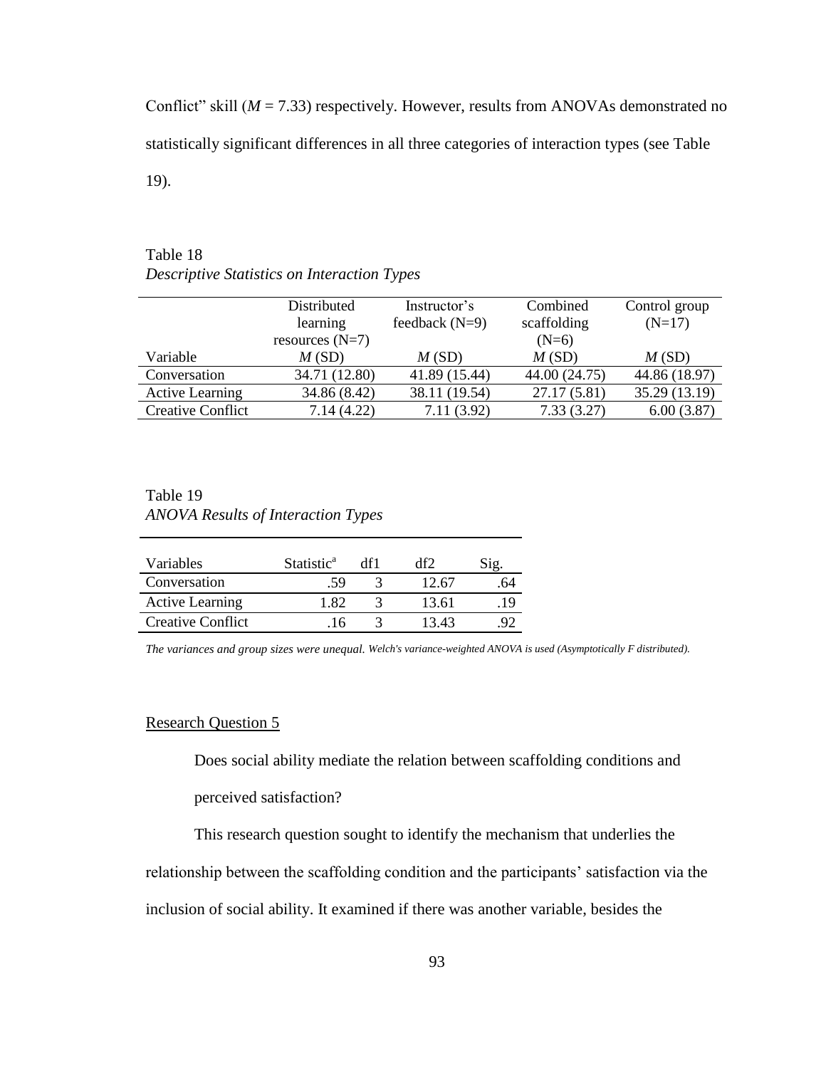Conflict" skill ($M = 7.33$) respectively. However, results from ANOVAs demonstrated no statistically significant differences in all three categories of interaction types (see Table 19).

Table 18
*Descriptive Statistics on Interaction Types*

| Variable | Distributed learning resources (N=7) *M* (SD) | Instructor's feedback (N=9) *M* (SD) | Combined scaffolding (N=6) *M* (SD) | Control group (N=17) *M* (SD) |
|---|---|---|---|---|
| Conversation | 34.71 (12.80) | 41.89 (15.44) | 44.00 (24.75) | 44.86 (18.97) |
| Active Learning | 34.86 (8.42) | 38.11 (19.54) | 27.17 (5.81) | 35.29 (13.19) |
| Creative Conflict | 7.14 (4.22) | 7.11 (3.92) | 7.33 (3.27) | 6.00 (3.87) |

Table 19
*ANOVA Results of Interaction Types*

| Variables | Statistic[a] | df1 | df2 | Sig. |
|---|---|---|---|---|
| Conversation | .59 | 3 | 12.67 | .64 |
| Active Learning | 1.82 | 3 | 13.61 | .19 |
| Creative Conflict | .16 | 3 | 13.43 | .92 |

*The variances and group sizes were unequal. Welch's variance-weighted ANOVA is used (Asymptotically F distributed).*

Research Question 5

Does social ability mediate the relation between scaffolding conditions and perceived satisfaction?

This research question sought to identify the mechanism that underlies the relationship between the scaffolding condition and the participants' satisfaction via the inclusion of social ability. It examined if there was another variable, besides the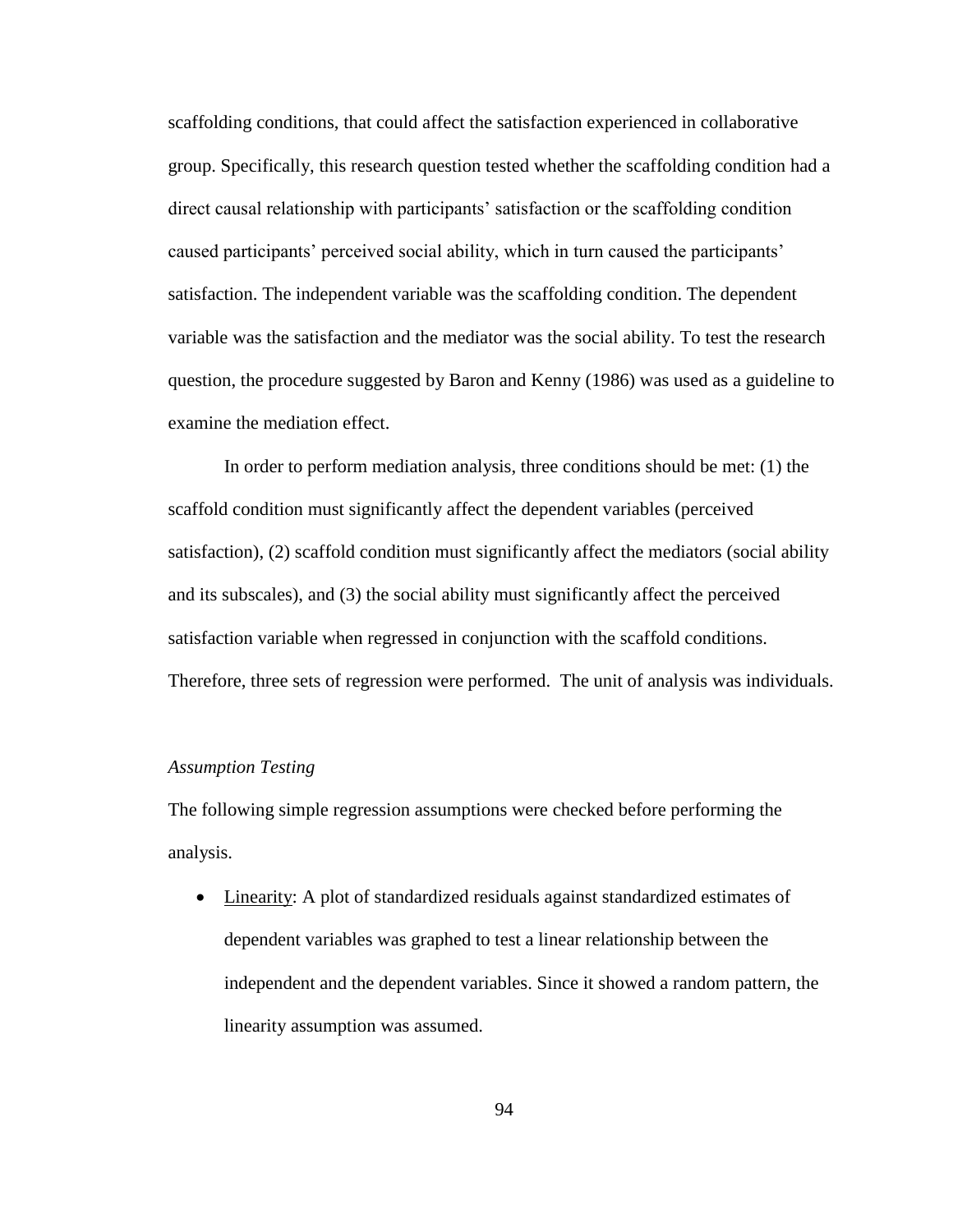scaffolding conditions, that could affect the satisfaction experienced in collaborative group. Specifically, this research question tested whether the scaffolding condition had a direct causal relationship with participants' satisfaction or the scaffolding condition caused participants' perceived social ability, which in turn caused the participants' satisfaction. The independent variable was the scaffolding condition. The dependent variable was the satisfaction and the mediator was the social ability. To test the research question, the procedure suggested by Baron and Kenny (1986) was used as a guideline to examine the mediation effect.

In order to perform mediation analysis, three conditions should be met: (1) the scaffold condition must significantly affect the dependent variables (perceived satisfaction), (2) scaffold condition must significantly affect the mediators (social ability and its subscales), and (3) the social ability must significantly affect the perceived satisfaction variable when regressed in conjunction with the scaffold conditions. Therefore, three sets of regression were performed. The unit of analysis was individuals.

*Assumption Testing*

The following simple regression assumptions were checked before performing the analysis.

- Linearity: A plot of standardized residuals against standardized estimates of dependent variables was graphed to test a linear relationship between the independent and the dependent variables. Since it showed a random pattern, the linearity assumption was assumed.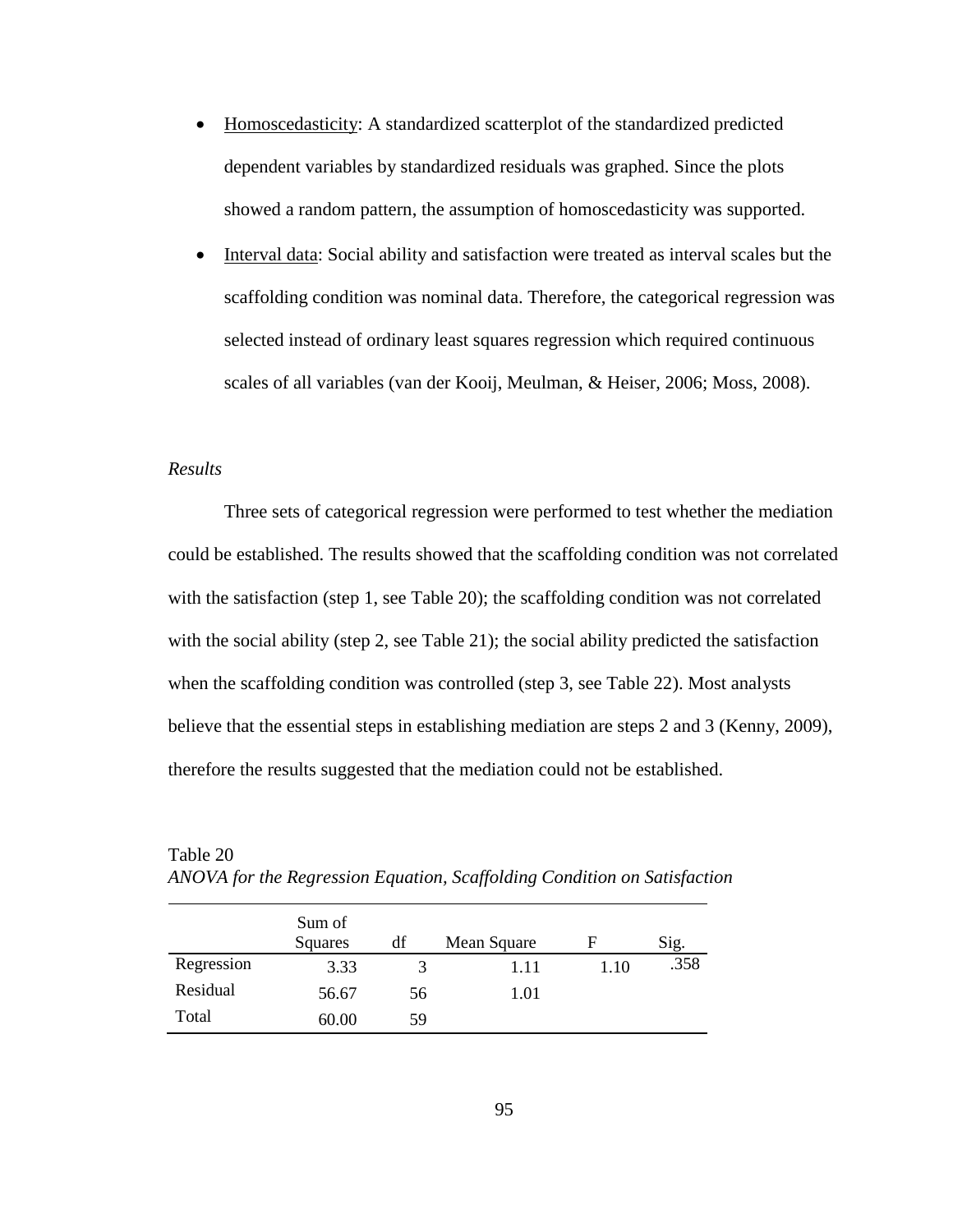- Homoscedasticity: A standardized scatterplot of the standardized predicted dependent variables by standardized residuals was graphed. Since the plots showed a random pattern, the assumption of homoscedasticity was supported.
- Interval data: Social ability and satisfaction were treated as interval scales but the scaffolding condition was nominal data. Therefore, the categorical regression was selected instead of ordinary least squares regression which required continuous scales of all variables (van der Kooij, Meulman, & Heiser, 2006; Moss, 2008).

*Results*

Three sets of categorical regression were performed to test whether the mediation could be established. The results showed that the scaffolding condition was not correlated with the satisfaction (step 1, see Table 20); the scaffolding condition was not correlated with the social ability (step 2, see Table 21); the social ability predicted the satisfaction when the scaffolding condition was controlled (step 3, see Table 22). Most analysts believe that the essential steps in establishing mediation are steps 2 and 3 (Kenny, 2009), therefore the results suggested that the mediation could not be established.

Table 20
*ANOVA for the Regression Equation, Scaffolding Condition on Satisfaction*

| | Sum of Squares | df | Mean Square | F | Sig. |
|---|---|---|---|---|---|
| Regression | 3.33 | 3 | 1.11 | 1.10 | .358 |
| Residual | 56.67 | 56 | 1.01 | | |
| Total | 60.00 | 59 | | | |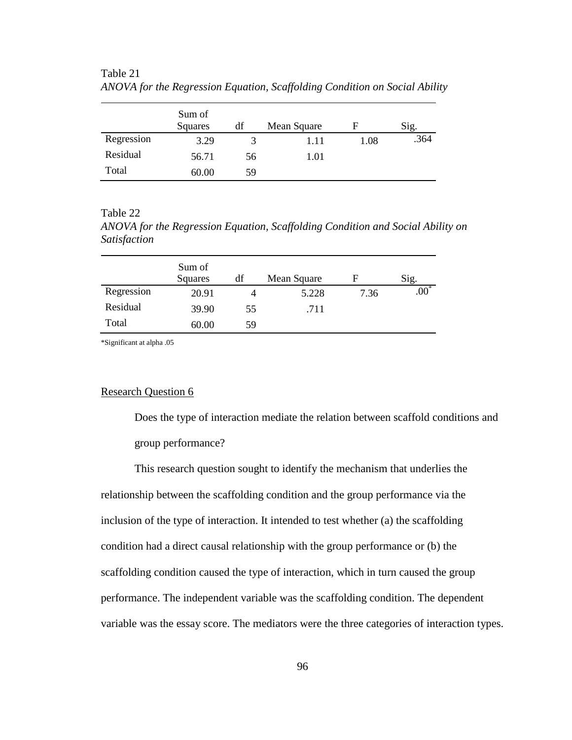Table 21

*ANOVA for the Regression Equation, Scaffolding Condition on Social Ability*

| | Sum of Squares | df | Mean Square | F | Sig. |
|---|---|---|---|---|---|
| Regression | 3.29 | 3 | 1.11 | 1.08 | .364 |
| Residual | 56.71 | 56 | 1.01 | | |
| Total | 60.00 | 59 | | | |

Table 22

*ANOVA for the Regression Equation, Scaffolding Condition and Social Ability on Satisfaction*

| | Sum of Squares | df | Mean Square | F | Sig. |
|---|---|---|---|---|---|
| Regression | 20.91 | 4 | 5.228 | 7.36 | .00* |
| Residual | 39.90 | 55 | .711 | | |
| Total | 60.00 | 59 | | | |

*Significant at alpha .05

Research Question 6

Does the type of interaction mediate the relation between scaffold conditions and group performance?

This research question sought to identify the mechanism that underlies the relationship between the scaffolding condition and the group performance via the inclusion of the type of interaction. It intended to test whether (a) the scaffolding condition had a direct causal relationship with the group performance or (b) the scaffolding condition caused the type of interaction, which in turn caused the group performance. The independent variable was the scaffolding condition. The dependent variable was the essay score. The mediators were the three categories of interaction types.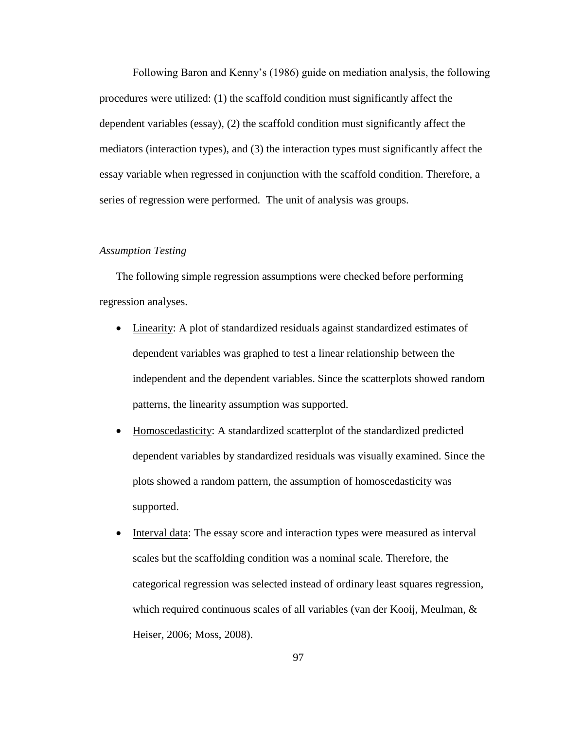Following Baron and Kenny's (1986) guide on mediation analysis, the following procedures were utilized: (1) the scaffold condition must significantly affect the dependent variables (essay), (2) the scaffold condition must significantly affect the mediators (interaction types), and (3) the interaction types must significantly affect the essay variable when regressed in conjunction with the scaffold condition. Therefore, a series of regression were performed. The unit of analysis was groups.

*Assumption Testing*

The following simple regression assumptions were checked before performing regression analyses.

- Linearity: A plot of standardized residuals against standardized estimates of dependent variables was graphed to test a linear relationship between the independent and the dependent variables. Since the scatterplots showed random patterns, the linearity assumption was supported.
- Homoscedasticity: A standardized scatterplot of the standardized predicted dependent variables by standardized residuals was visually examined. Since the plots showed a random pattern, the assumption of homoscedasticity was supported.
- Interval data: The essay score and interaction types were measured as interval scales but the scaffolding condition was a nominal scale. Therefore, the categorical regression was selected instead of ordinary least squares regression, which required continuous scales of all variables (van der Kooij, Meulman, & Heiser, 2006; Moss, 2008).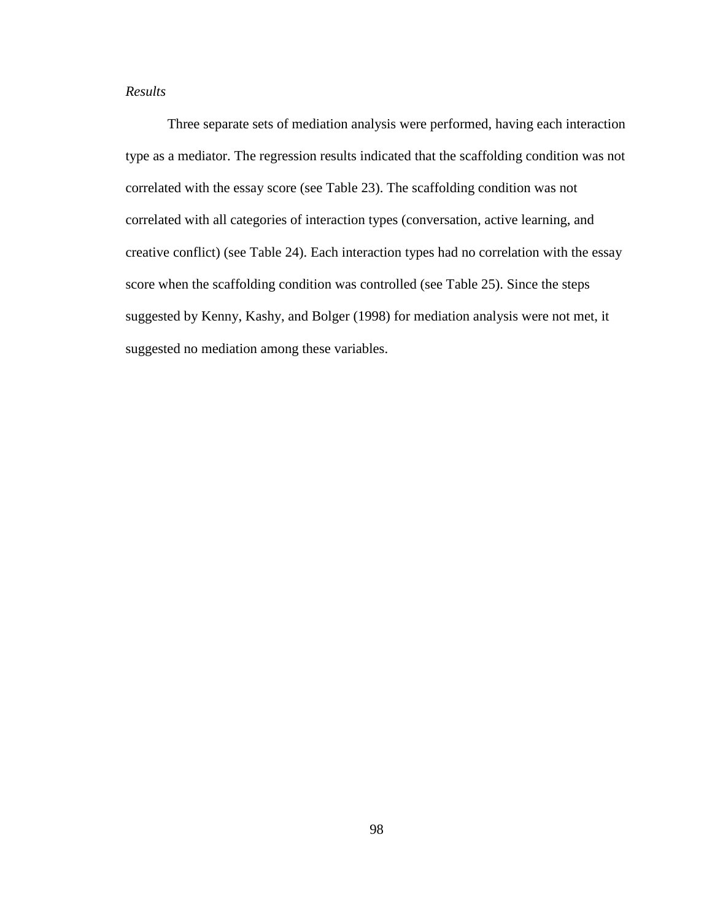*Results*

Three separate sets of mediation analysis were performed, having each interaction type as a mediator. The regression results indicated that the scaffolding condition was not correlated with the essay score (see Table 23). The scaffolding condition was not correlated with all categories of interaction types (conversation, active learning, and creative conflict) (see Table 24). Each interaction types had no correlation with the essay score when the scaffolding condition was controlled (see Table 25). Since the steps suggested by Kenny, Kashy, and Bolger (1998) for mediation analysis were not met, it suggested no mediation among these variables.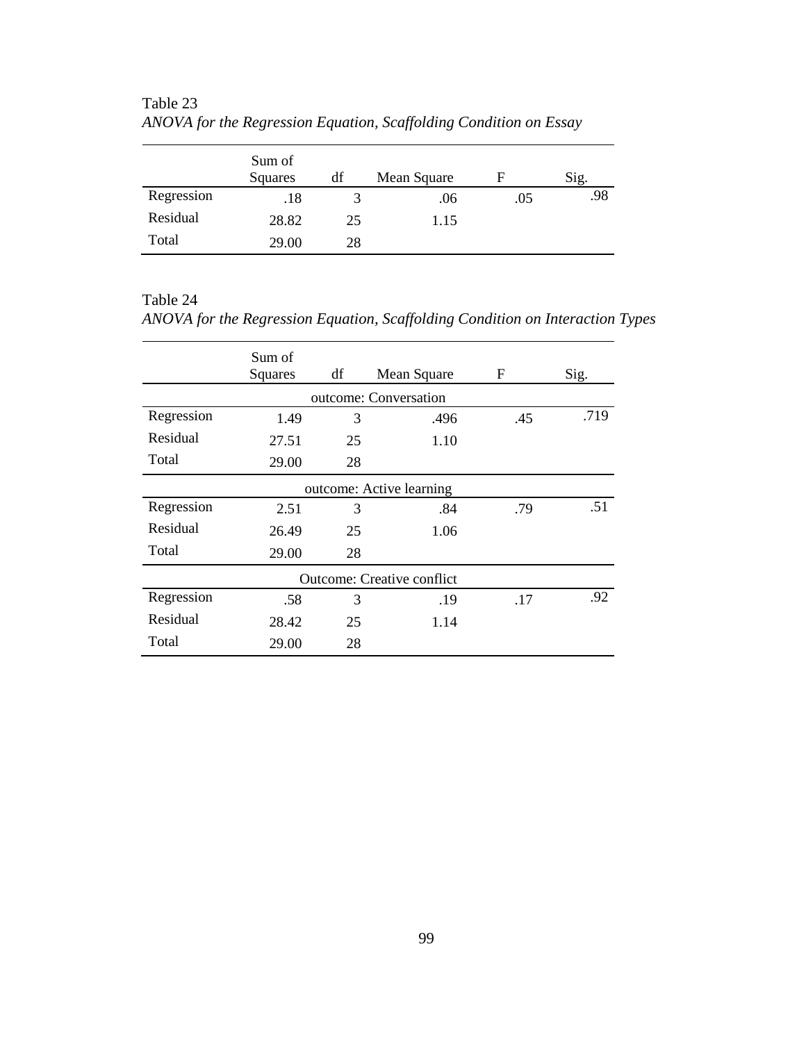Table 23

*ANOVA for the Regression Equation, Scaffolding Condition on Essay*

| | Sum of Squares | df | Mean Square | F | Sig. |
|---|---|---|---|---|---|
| Regression | .18 | 3 | .06 | .05 | .98 |
| Residual | 28.82 | 25 | 1.15 | | |
| Total | 29.00 | 28 | | | |

Table 24

*ANOVA for the Regression Equation, Scaffolding Condition on Interaction Types*

| | Sum of Squares | df | Mean Square | F | Sig. |
|---|---|---|---|---|---|
| | | | outcome: Conversation | | |
| Regression | 1.49 | 3 | .496 | .45 | .719 |
| Residual | 27.51 | 25 | 1.10 | | |
| Total | 29.00 | 28 | | | |
| | | | outcome: Active learning | | |
| Regression | 2.51 | 3 | .84 | .79 | .51 |
| Residual | 26.49 | 25 | 1.06 | | |
| Total | 29.00 | 28 | | | |
| | | | Outcome: Creative conflict | | |
| Regression | .58 | 3 | .19 | .17 | .92 |
| Residual | 28.42 | 25 | 1.14 | | |
| Total | 29.00 | 28 | | | |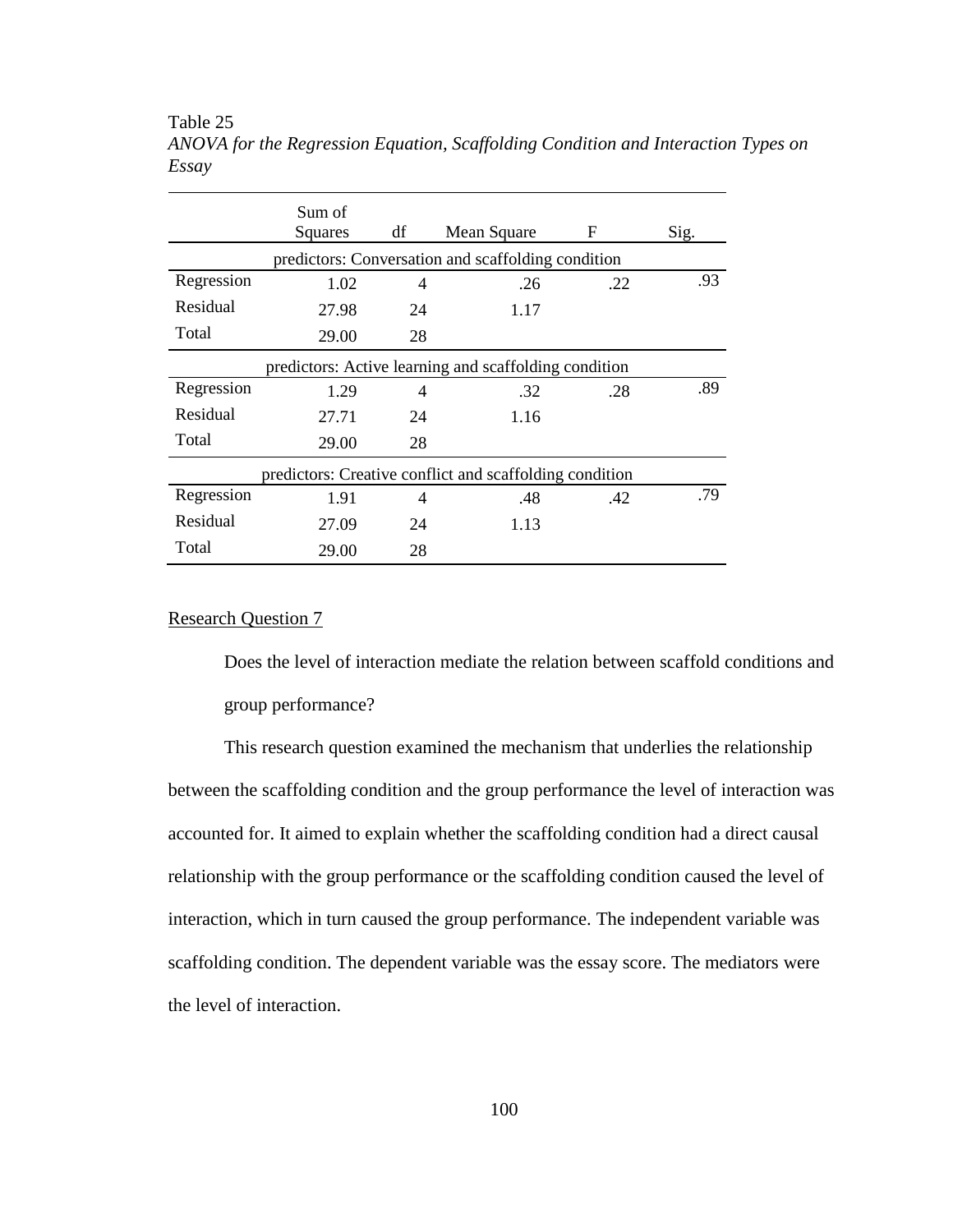Table 25

*ANOVA for the Regression Equation, Scaffolding Condition and Interaction Types on Essay*

| | Sum of Squares | df | Mean Square | F | Sig. |
|---|---|---|---|---|---|
| predictors: Conversation and scaffolding condition | | | | | |
| Regression | 1.02 | 4 | .26 | .22 | .93 |
| Residual | 27.98 | 24 | 1.17 | | |
| Total | 29.00 | 28 | | | |
| predictors: Active learning and scaffolding condition | | | | | |
| Regression | 1.29 | 4 | .32 | .28 | .89 |
| Residual | 27.71 | 24 | 1.16 | | |
| Total | 29.00 | 28 | | | |
| predictors: Creative conflict and scaffolding condition | | | | | |
| Regression | 1.91 | 4 | .48 | .42 | .79 |
| Residual | 27.09 | 24 | 1.13 | | |
| Total | 29.00 | 28 | | | |

Research Question 7

Does the level of interaction mediate the relation between scaffold conditions and group performance?

This research question examined the mechanism that underlies the relationship between the scaffolding condition and the group performance the level of interaction was accounted for. It aimed to explain whether the scaffolding condition had a direct causal relationship with the group performance or the scaffolding condition caused the level of interaction, which in turn caused the group performance. The independent variable was scaffolding condition. The dependent variable was the essay score. The mediators were the level of interaction.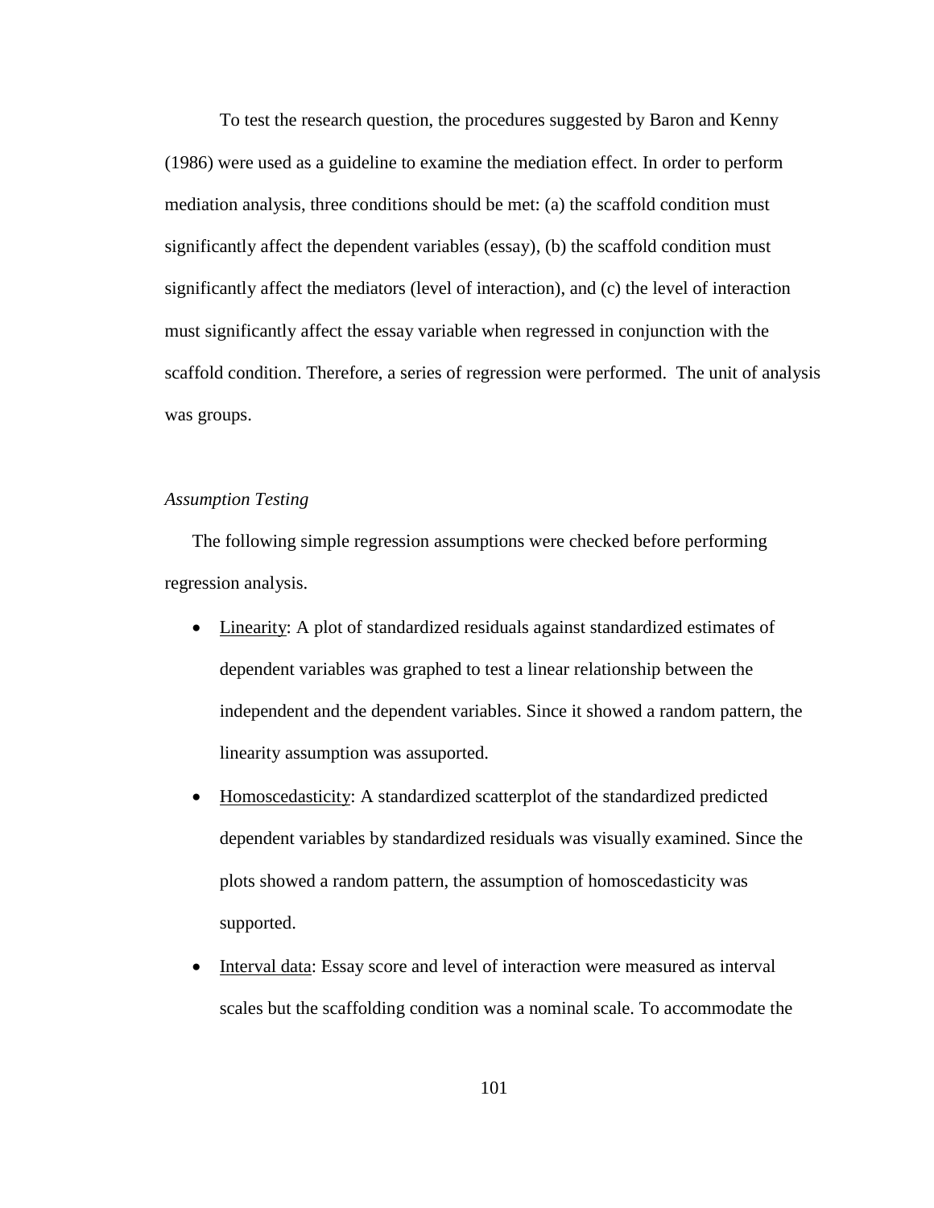To test the research question, the procedures suggested by Baron and Kenny (1986) were used as a guideline to examine the mediation effect. In order to perform mediation analysis, three conditions should be met: (a) the scaffold condition must significantly affect the dependent variables (essay), (b) the scaffold condition must significantly affect the mediators (level of interaction), and (c) the level of interaction must significantly affect the essay variable when regressed in conjunction with the scaffold condition. Therefore, a series of regression were performed. The unit of analysis was groups.

*Assumption Testing*

The following simple regression assumptions were checked before performing regression analysis.

- Linearity: A plot of standardized residuals against standardized estimates of dependent variables was graphed to test a linear relationship between the independent and the dependent variables. Since it showed a random pattern, the linearity assumption was assuported.
- Homoscedasticity: A standardized scatterplot of the standardized predicted dependent variables by standardized residuals was visually examined. Since the plots showed a random pattern, the assumption of homoscedasticity was supported.
- Interval data: Essay score and level of interaction were measured as interval scales but the scaffolding condition was a nominal scale. To accommodate the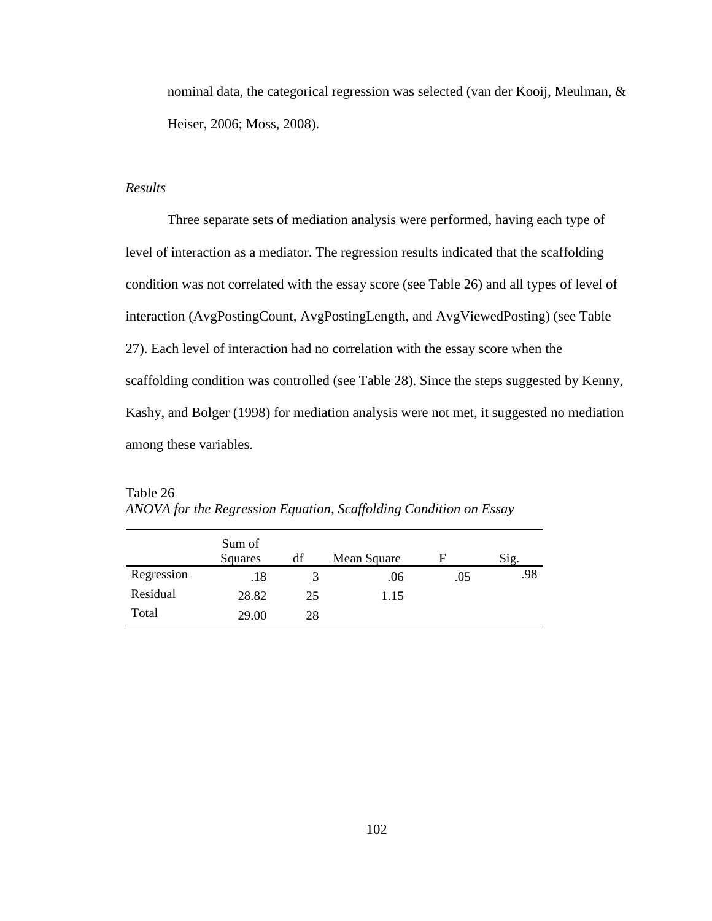nominal data, the categorical regression was selected (van der Kooij, Meulman, & Heiser, 2006; Moss, 2008).

*Results*

Three separate sets of mediation analysis were performed, having each type of level of interaction as a mediator. The regression results indicated that the scaffolding condition was not correlated with the essay score (see Table 26) and all types of level of interaction (AvgPostingCount, AvgPostingLength, and AvgViewedPosting) (see Table 27). Each level of interaction had no correlation with the essay score when the scaffolding condition was controlled (see Table 28). Since the steps suggested by Kenny, Kashy, and Bolger (1998) for mediation analysis were not met, it suggested no mediation among these variables.

Table 26
*ANOVA for the Regression Equation, Scaffolding Condition on Essay*

| | Sum of Squares | df | Mean Square | F | Sig. |
|---|---|---|---|---|---|
| Regression | .18 | 3 | .06 | .05 | .98 |
| Residual | 28.82 | 25 | 1.15 | | |
| Total | 29.00 | 28 | | | |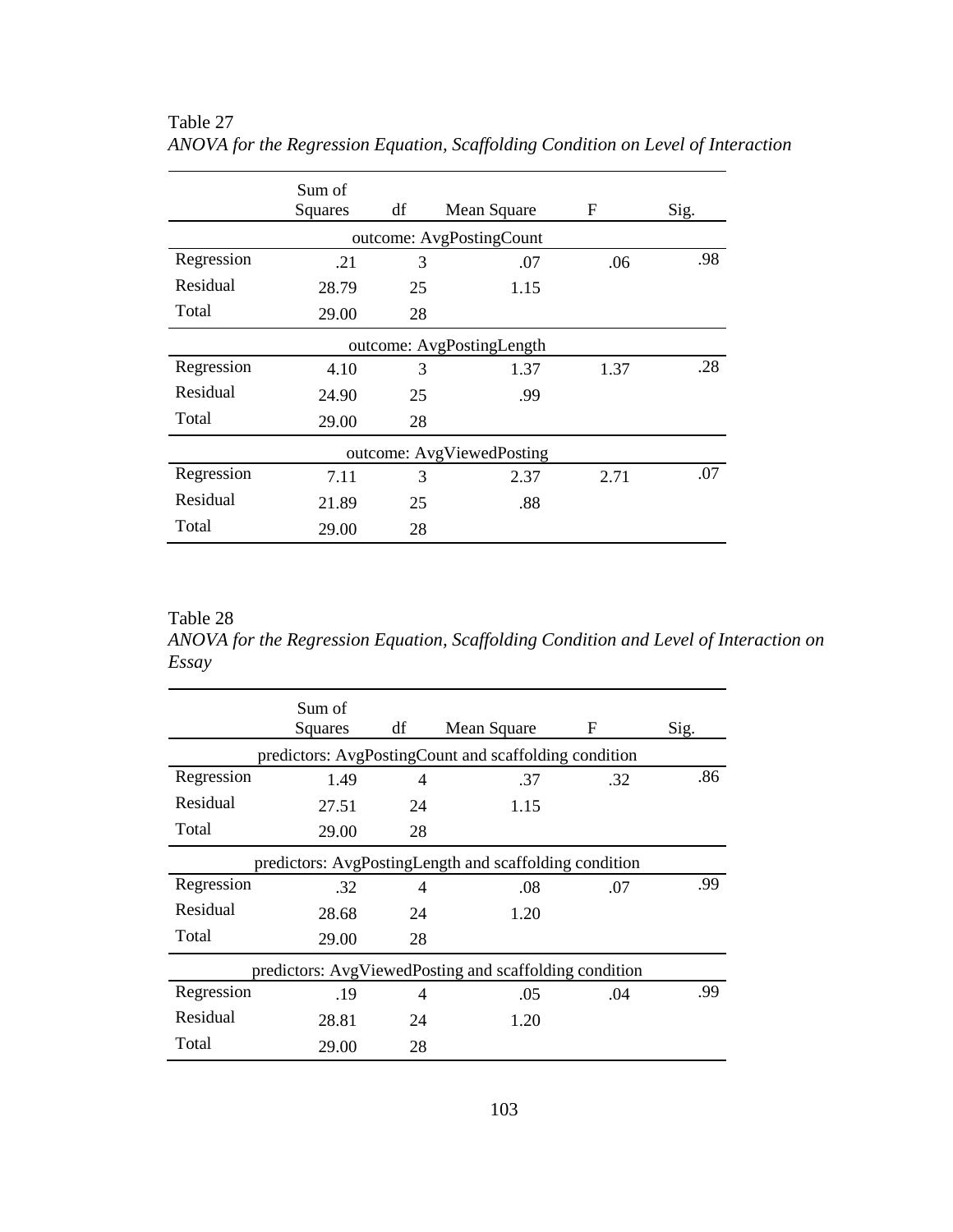Table 27

*ANOVA for the Regression Equation, Scaffolding Condition on Level of Interaction*

| | Sum of Squares | df | Mean Square | F | Sig. |
|---|---|---|---|---|---|
| outcome: AvgPostingCount | | | | | |
| Regression | .21 | 3 | .07 | .06 | .98 |
| Residual | 28.79 | 25 | 1.15 | | |
| Total | 29.00 | 28 | | | |
| outcome: AvgPostingLength | | | | | |
| Regression | 4.10 | 3 | 1.37 | 1.37 | .28 |
| Residual | 24.90 | 25 | .99 | | |
| Total | 29.00 | 28 | | | |
| outcome: AvgViewedPosting | | | | | |
| Regression | 7.11 | 3 | 2.37 | 2.71 | .07 |
| Residual | 21.89 | 25 | .88 | | |
| Total | 29.00 | 28 | | | |

Table 28

*ANOVA for the Regression Equation, Scaffolding Condition and Level of Interaction on Essay*

| | Sum of Squares | df | Mean Square | F | Sig. |
|---|---|---|---|---|---|
| predictors: AvgPostingCount and scaffolding condition | | | | | |
| Regression | 1.49 | 4 | .37 | .32 | .86 |
| Residual | 27.51 | 24 | 1.15 | | |
| Total | 29.00 | 28 | | | |
| predictors: AvgPostingLength and scaffolding condition | | | | | |
| Regression | .32 | 4 | .08 | .07 | .99 |
| Residual | 28.68 | 24 | 1.20 | | |
| Total | 29.00 | 28 | | | |
| predictors: AvgViewedPosting and scaffolding condition | | | | | |
| Regression | .19 | 4 | .05 | .04 | .99 |
| Residual | 28.81 | 24 | 1.20 | | |
| Total | 29.00 | 28 | | | |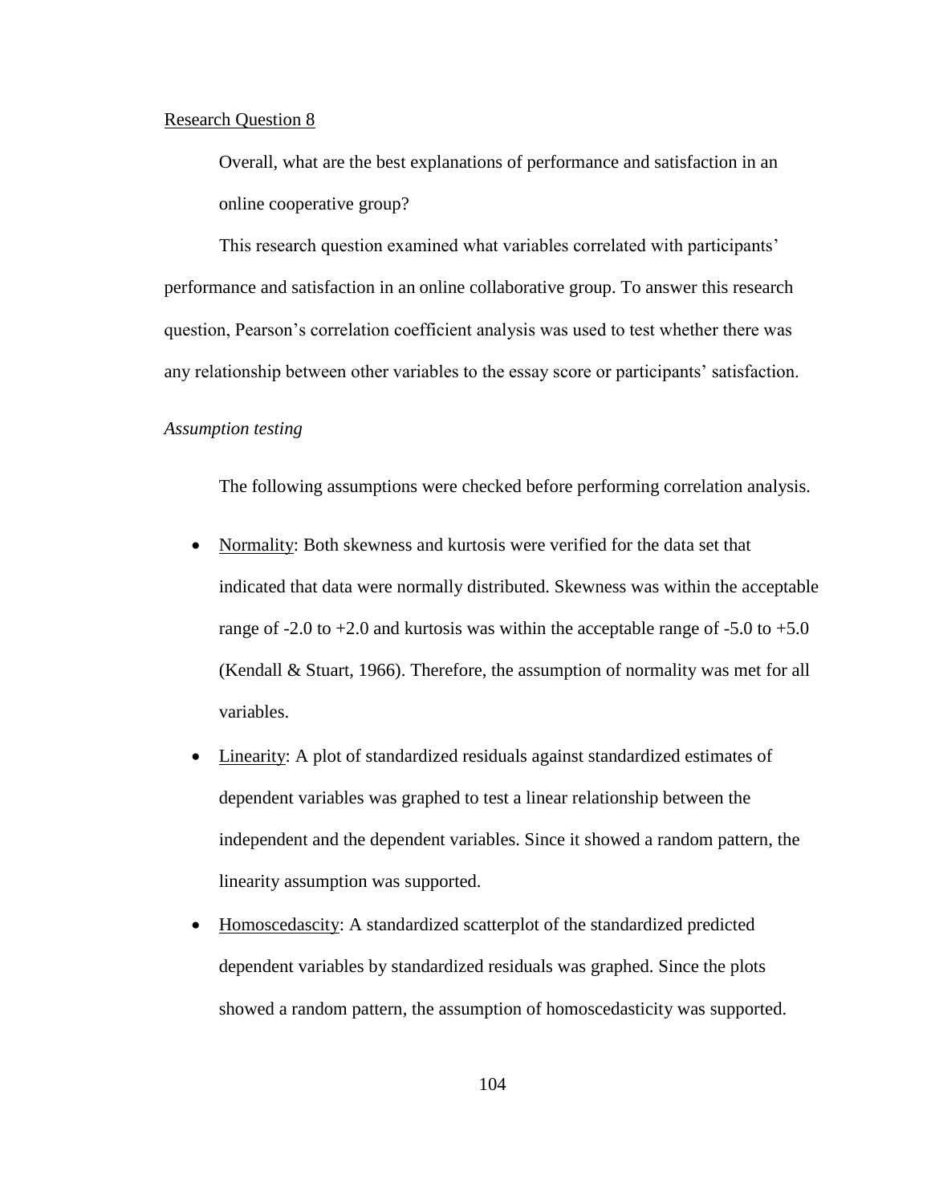Research Question 8

Overall, what are the best explanations of performance and satisfaction in an online cooperative group?

This research question examined what variables correlated with participants' performance and satisfaction in an online collaborative group. To answer this research question, Pearson's correlation coefficient analysis was used to test whether there was any relationship between other variables to the essay score or participants' satisfaction.

*Assumption testing*

The following assumptions were checked before performing correlation analysis.

- Normality: Both skewness and kurtosis were verified for the data set that indicated that data were normally distributed. Skewness was within the acceptable range of -2.0 to +2.0 and kurtosis was within the acceptable range of -5.0 to +5.0 (Kendall & Stuart, 1966). Therefore, the assumption of normality was met for all variables.
- Linearity: A plot of standardized residuals against standardized estimates of dependent variables was graphed to test a linear relationship between the independent and the dependent variables. Since it showed a random pattern, the linearity assumption was supported.
- Homoscedascity: A standardized scatterplot of the standardized predicted dependent variables by standardized residuals was graphed. Since the plots showed a random pattern, the assumption of homoscedasticity was supported.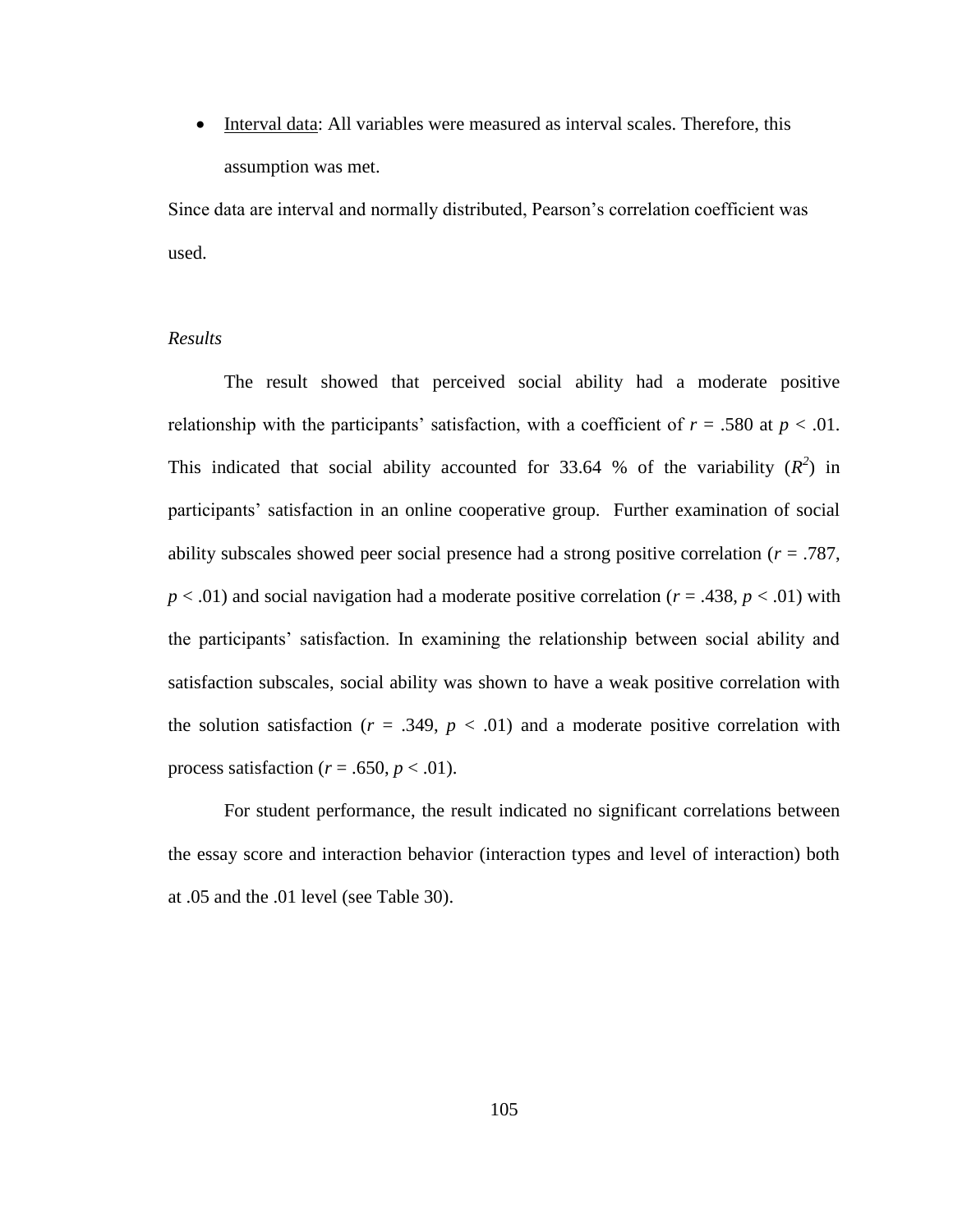- <u>Interval data</u>: All variables were measured as interval scales. Therefore, this assumption was met.

Since data are interval and normally distributed, Pearson's correlation coefficient was used.

*Results*

The result showed that perceived social ability had a moderate positive relationship with the participants' satisfaction, with a coefficient of $r = .580$ at $p < .01$. This indicated that social ability accounted for 33.64 % of the variability ($R^2$) in participants' satisfaction in an online cooperative group. Further examination of social ability subscales showed peer social presence had a strong positive correlation ($r = .787$, $p < .01$) and social navigation had a moderate positive correlation ($r = .438$, $p < .01$) with the participants' satisfaction. In examining the relationship between social ability and satisfaction subscales, social ability was shown to have a weak positive correlation with the solution satisfaction ($r = .349$, $p < .01$) and a moderate positive correlation with process satisfaction ($r = .650$, $p < .01$).

For student performance, the result indicated no significant correlations between the essay score and interaction behavior (interaction types and level of interaction) both at .05 and the .01 level (see Table 30).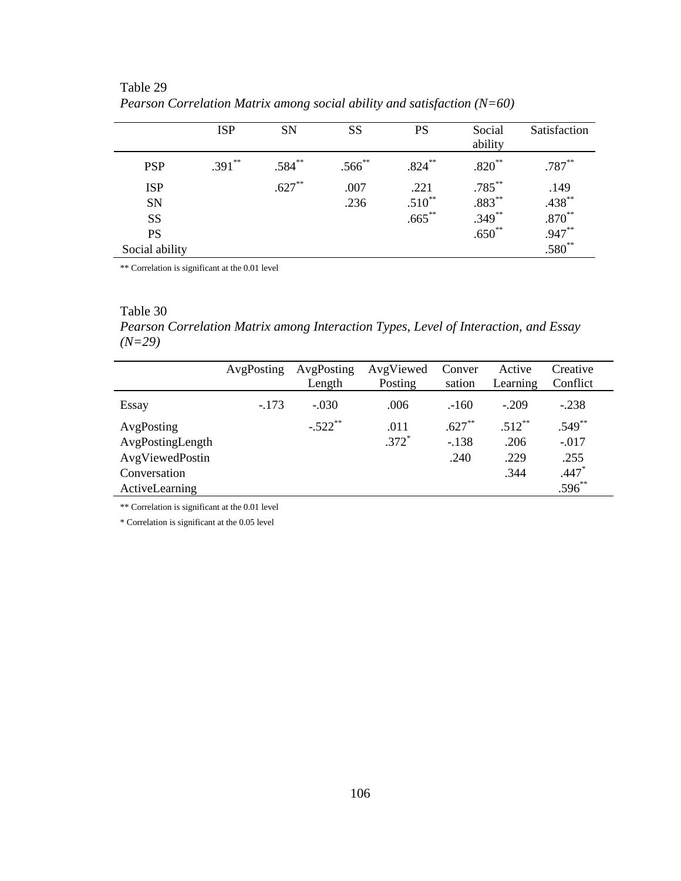Table 29

*Pearson Correlation Matrix among social ability and satisfaction (N=60)*

| | ISP | SN | SS | PS | Social ability | Satisfaction |
|---|---|---|---|---|---|---|
| PSP | .391** | .584** | .566** | .824** | .820** | .787** |
| ISP | | .627** | .007 | .221 | .785** | .149 |
| SN | | | .236 | .510** | .883** | .438** |
| SS | | | | .665** | .349** | .870** |
| PS | | | | | .650** | .947** |
| Social ability | | | | | | .580** |

** Correlation is significant at the 0.01 level

Table 30

*Pearson Correlation Matrix among Interaction Types, Level of Interaction, and Essay (N=29)*

| | AvgPosting | AvgPosting Length | AvgViewed Posting | Conver sation | Active Learning | Creative Conflict |
|---|---|---|---|---|---|---|
| Essay | -.173 | -.030 | .006 | .-160 | -.209 | -.238 |
| AvgPosting | | -.522** | .011 | .627** | .512** | .549** |
| AvgPostingLength | | | .372* | -.138 | .206 | -.017 |
| AvgViewedPostin | | | | .240 | .229 | .255 |
| Conversation | | | | | .344 | .447* |
| ActiveLearning | | | | | | .596** |

** Correlation is significant at the 0.01 level

* Correlation is significant at the 0.05 level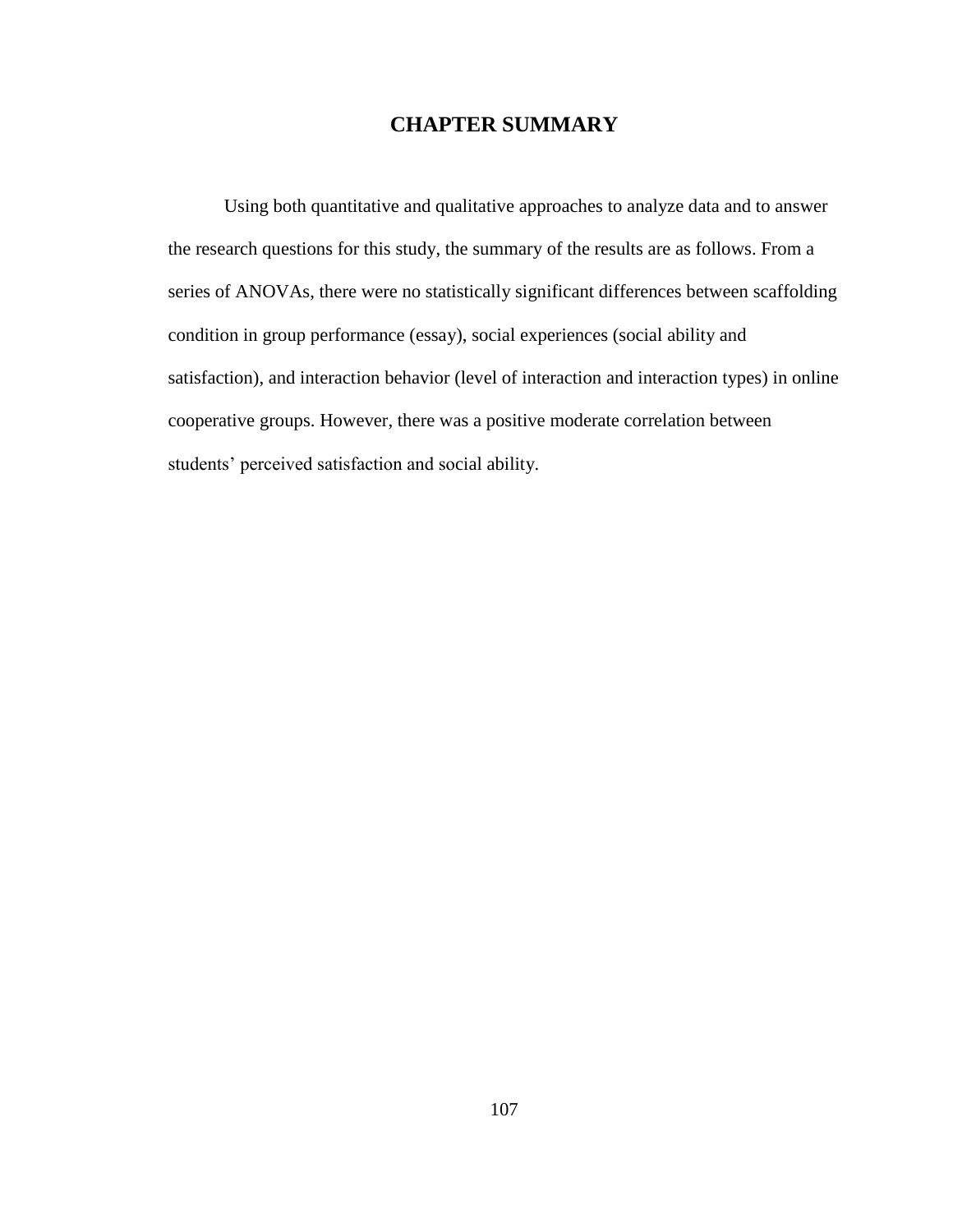## CHAPTER SUMMARY

Using both quantitative and qualitative approaches to analyze data and to answer the research questions for this study, the summary of the results are as follows. From a series of ANOVAs, there were no statistically significant differences between scaffolding condition in group performance (essay), social experiences (social ability and satisfaction), and interaction behavior (level of interaction and interaction types) in online cooperative groups. However, there was a positive moderate correlation between students' perceived satisfaction and social ability.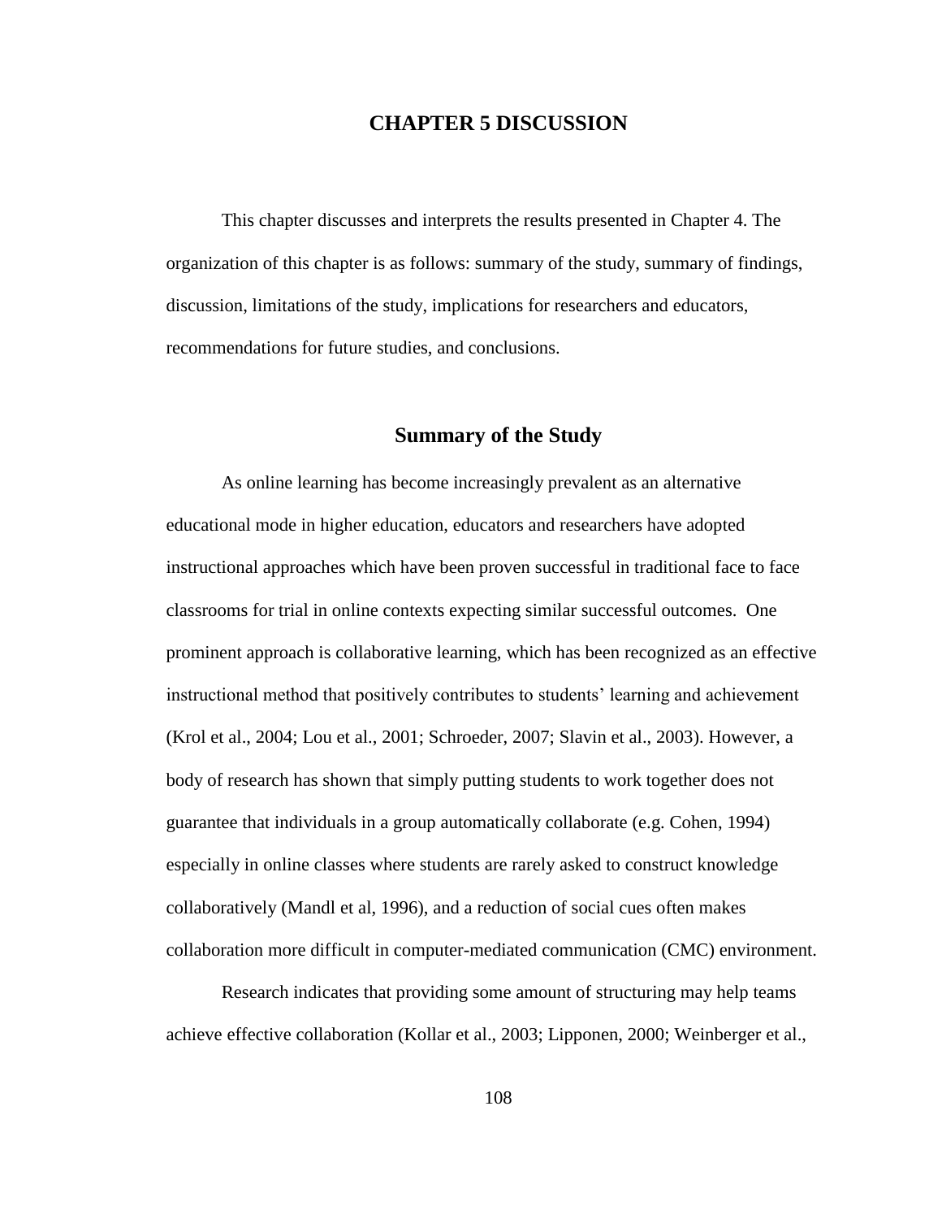# CHAPTER 5 DISCUSSION

This chapter discusses and interprets the results presented in Chapter 4. The organization of this chapter is as follows: summary of the study, summary of findings, discussion, limitations of the study, implications for researchers and educators, recommendations for future studies, and conclusions.

## Summary of the Study

As online learning has become increasingly prevalent as an alternative educational mode in higher education, educators and researchers have adopted instructional approaches which have been proven successful in traditional face to face classrooms for trial in online contexts expecting similar successful outcomes. One prominent approach is collaborative learning, which has been recognized as an effective instructional method that positively contributes to students' learning and achievement (Krol et al., 2004; Lou et al., 2001; Schroeder, 2007; Slavin et al., 2003). However, a body of research has shown that simply putting students to work together does not guarantee that individuals in a group automatically collaborate (e.g. Cohen, 1994) especially in online classes where students are rarely asked to construct knowledge collaboratively (Mandl et al, 1996), and a reduction of social cues often makes collaboration more difficult in computer-mediated communication (CMC) environment.

Research indicates that providing some amount of structuring may help teams achieve effective collaboration (Kollar et al., 2003; Lipponen, 2000; Weinberger et al.,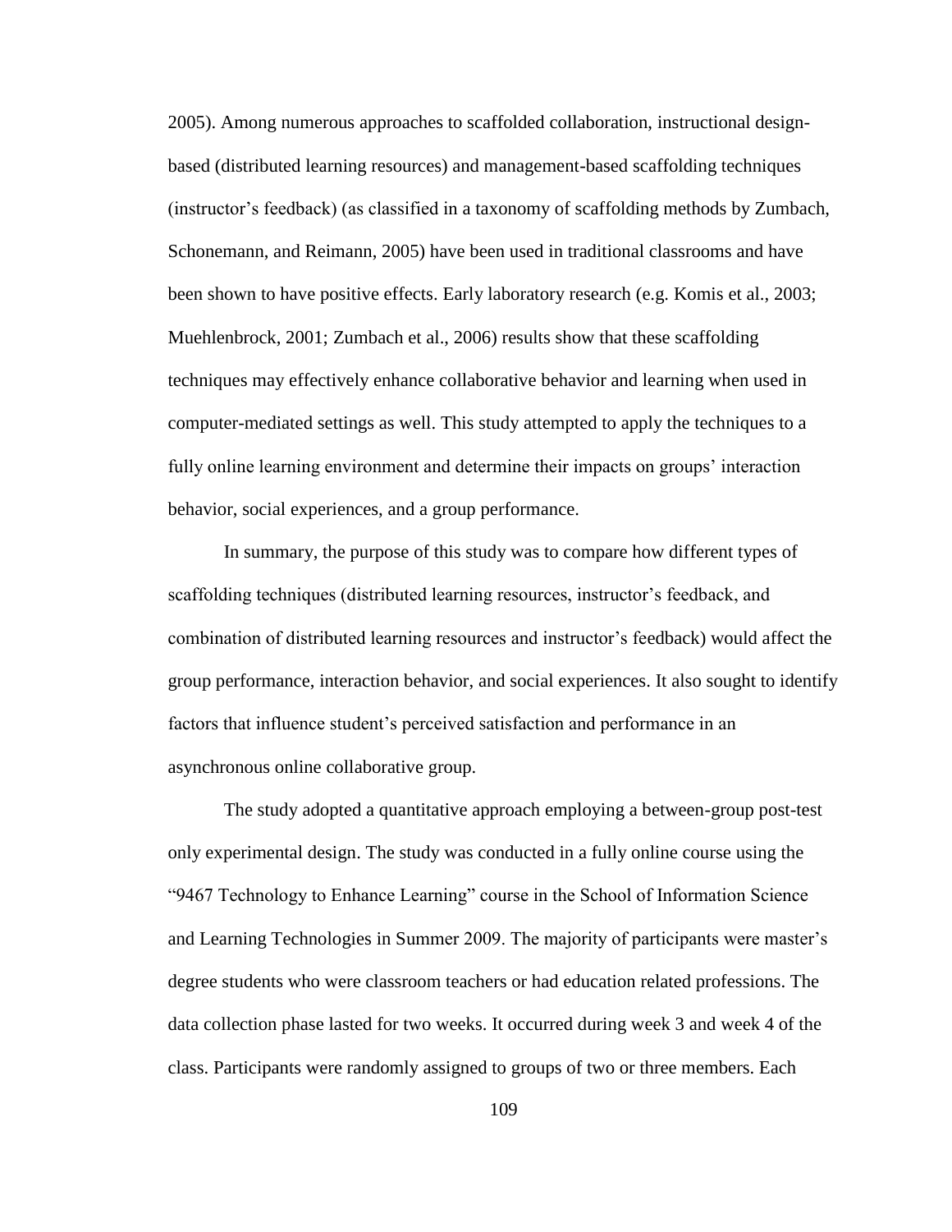2005). Among numerous approaches to scaffolded collaboration, instructional design-based (distributed learning resources) and management-based scaffolding techniques (instructor's feedback) (as classified in a taxonomy of scaffolding methods by Zumbach, Schonemann, and Reimann, 2005) have been used in traditional classrooms and have been shown to have positive effects. Early laboratory research (e.g. Komis et al., 2003; Muehlenbrock, 2001; Zumbach et al., 2006) results show that these scaffolding techniques may effectively enhance collaborative behavior and learning when used in computer-mediated settings as well. This study attempted to apply the techniques to a fully online learning environment and determine their impacts on groups' interaction behavior, social experiences, and a group performance.

In summary, the purpose of this study was to compare how different types of scaffolding techniques (distributed learning resources, instructor's feedback, and combination of distributed learning resources and instructor's feedback) would affect the group performance, interaction behavior, and social experiences. It also sought to identify factors that influence student's perceived satisfaction and performance in an asynchronous online collaborative group.

The study adopted a quantitative approach employing a between-group post-test only experimental design. The study was conducted in a fully online course using the "9467 Technology to Enhance Learning" course in the School of Information Science and Learning Technologies in Summer 2009. The majority of participants were master's degree students who were classroom teachers or had education related professions. The data collection phase lasted for two weeks. It occurred during week 3 and week 4 of the class. Participants were randomly assigned to groups of two or three members. Each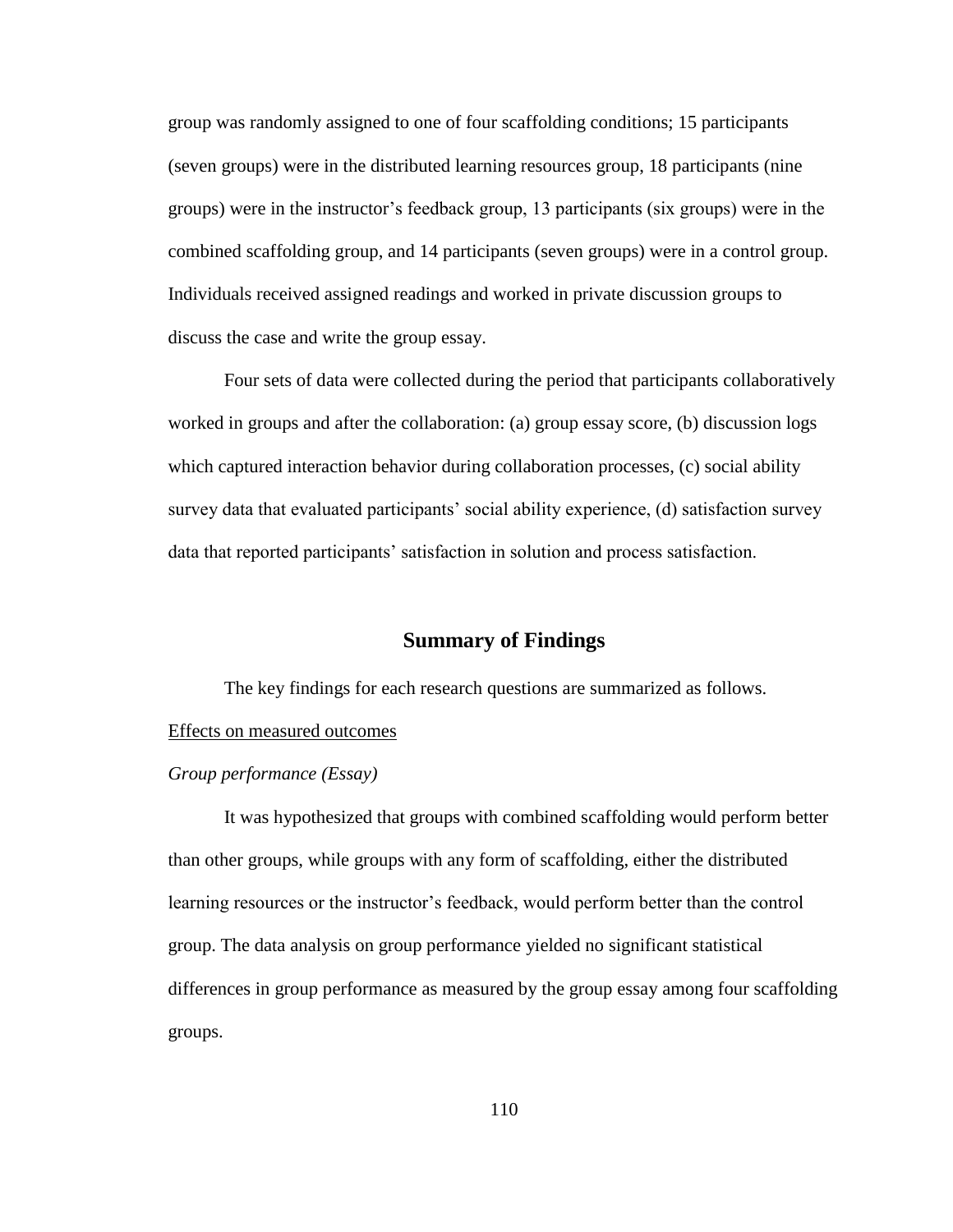group was randomly assigned to one of four scaffolding conditions; 15 participants (seven groups) were in the distributed learning resources group, 18 participants (nine groups) were in the instructor's feedback group, 13 participants (six groups) were in the combined scaffolding group, and 14 participants (seven groups) were in a control group. Individuals received assigned readings and worked in private discussion groups to discuss the case and write the group essay.

Four sets of data were collected during the period that participants collaboratively worked in groups and after the collaboration: (a) group essay score, (b) discussion logs which captured interaction behavior during collaboration processes, (c) social ability survey data that evaluated participants' social ability experience, (d) satisfaction survey data that reported participants' satisfaction in solution and process satisfaction.

## Summary of Findings

The key findings for each research questions are summarized as follows.

Effects on measured outcomes

*Group performance (Essay)*

It was hypothesized that groups with combined scaffolding would perform better than other groups, while groups with any form of scaffolding, either the distributed learning resources or the instructor's feedback, would perform better than the control group. The data analysis on group performance yielded no significant statistical differences in group performance as measured by the group essay among four scaffolding groups.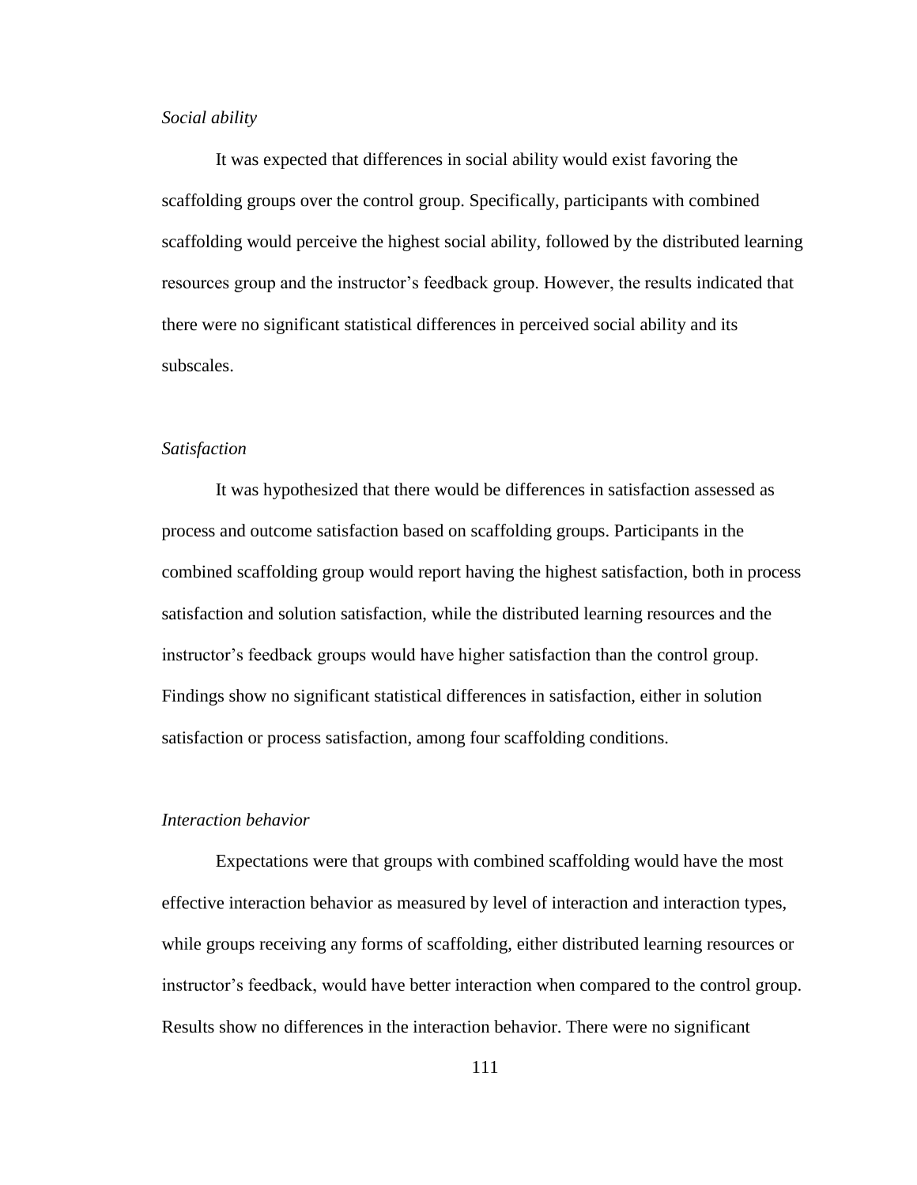*Social ability*

It was expected that differences in social ability would exist favoring the scaffolding groups over the control group. Specifically, participants with combined scaffolding would perceive the highest social ability, followed by the distributed learning resources group and the instructor's feedback group. However, the results indicated that there were no significant statistical differences in perceived social ability and its subscales.

*Satisfaction*

It was hypothesized that there would be differences in satisfaction assessed as process and outcome satisfaction based on scaffolding groups. Participants in the combined scaffolding group would report having the highest satisfaction, both in process satisfaction and solution satisfaction, while the distributed learning resources and the instructor's feedback groups would have higher satisfaction than the control group. Findings show no significant statistical differences in satisfaction, either in solution satisfaction or process satisfaction, among four scaffolding conditions.

*Interaction behavior*

Expectations were that groups with combined scaffolding would have the most effective interaction behavior as measured by level of interaction and interaction types, while groups receiving any forms of scaffolding, either distributed learning resources or instructor's feedback, would have better interaction when compared to the control group. Results show no differences in the interaction behavior. There were no significant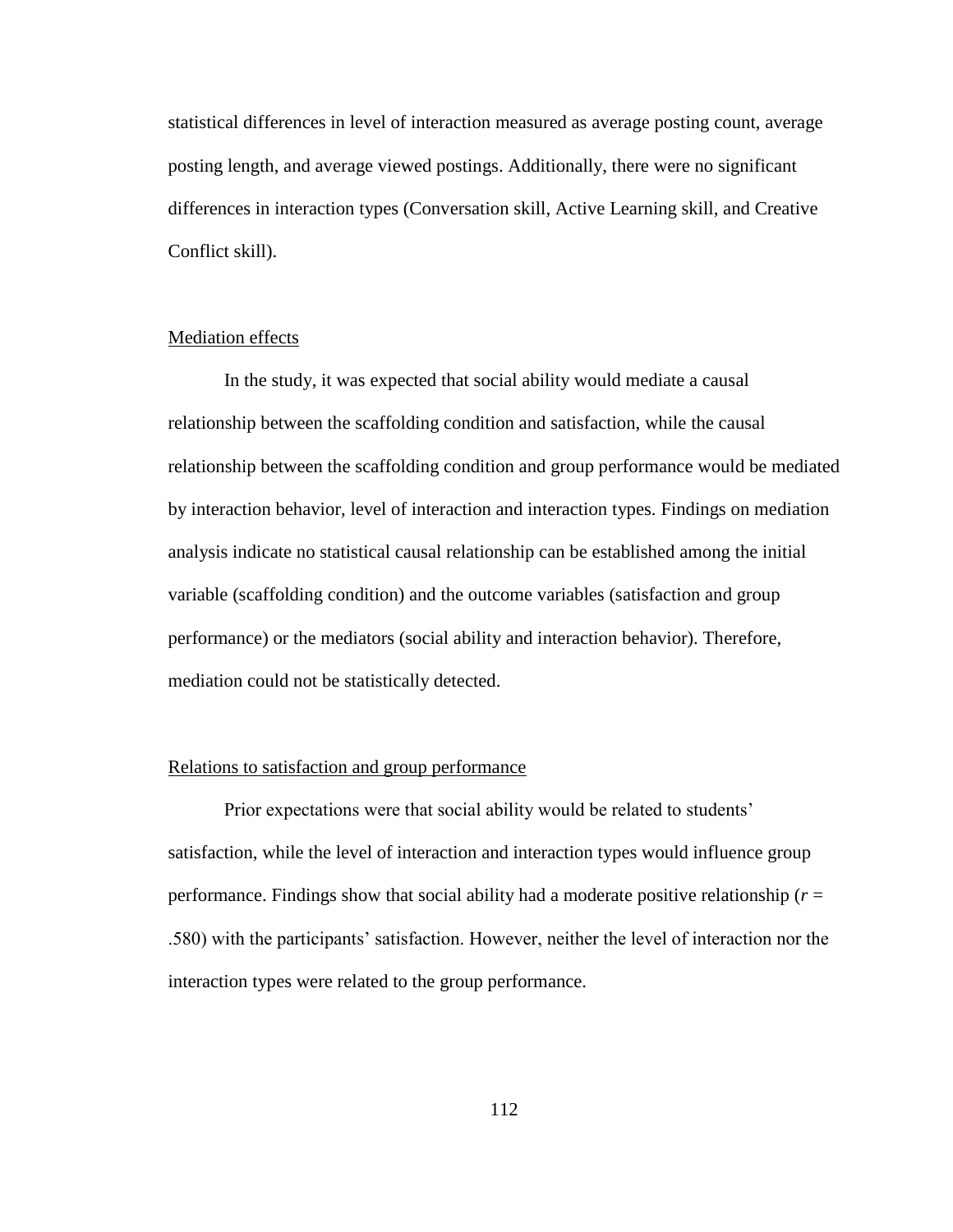statistical differences in level of interaction measured as average posting count, average posting length, and average viewed postings. Additionally, there were no significant differences in interaction types (Conversation skill, Active Learning skill, and Creative Conflict skill).

### Mediation effects

In the study, it was expected that social ability would mediate a causal relationship between the scaffolding condition and satisfaction, while the causal relationship between the scaffolding condition and group performance would be mediated by interaction behavior, level of interaction and interaction types. Findings on mediation analysis indicate no statistical causal relationship can be established among the initial variable (scaffolding condition) and the outcome variables (satisfaction and group performance) or the mediators (social ability and interaction behavior). Therefore, mediation could not be statistically detected.

### Relations to satisfaction and group performance

Prior expectations were that social ability would be related to students' satisfaction, while the level of interaction and interaction types would influence group performance. Findings show that social ability had a moderate positive relationship ($r$ = .580) with the participants' satisfaction. However, neither the level of interaction nor the interaction types were related to the group performance.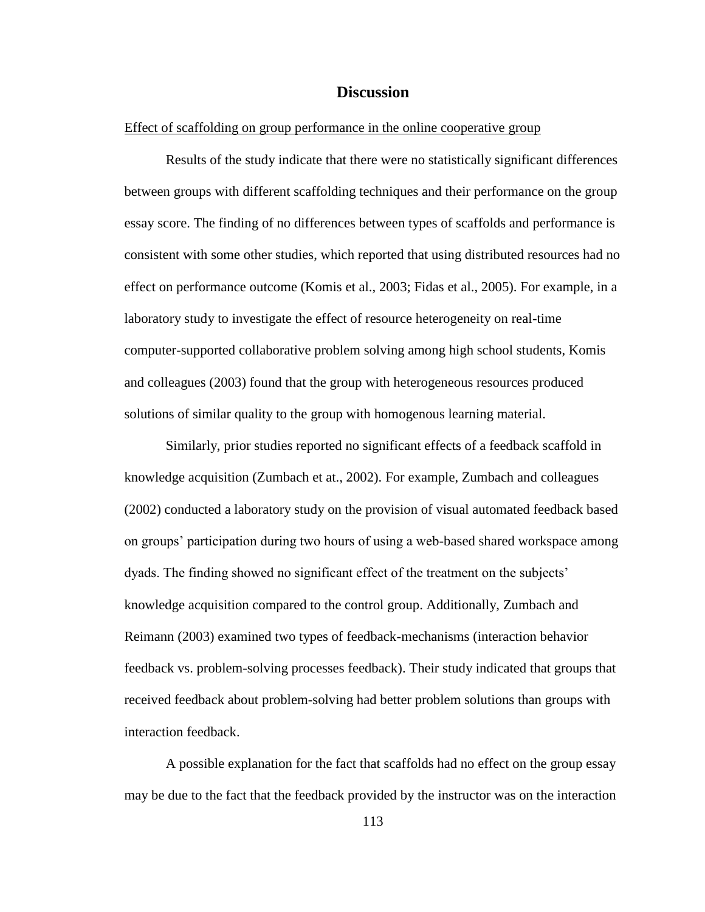# Discussion

Effect of scaffolding on group performance in the online cooperative group

Results of the study indicate that there were no statistically significant differences between groups with different scaffolding techniques and their performance on the group essay score. The finding of no differences between types of scaffolds and performance is consistent with some other studies, which reported that using distributed resources had no effect on performance outcome (Komis et al., 2003; Fidas et al., 2005). For example, in a laboratory study to investigate the effect of resource heterogeneity on real-time computer-supported collaborative problem solving among high school students, Komis and colleagues (2003) found that the group with heterogeneous resources produced solutions of similar quality to the group with homogenous learning material.

Similarly, prior studies reported no significant effects of a feedback scaffold in knowledge acquisition (Zumbach et at., 2002). For example, Zumbach and colleagues (2002) conducted a laboratory study on the provision of visual automated feedback based on groups' participation during two hours of using a web-based shared workspace among dyads. The finding showed no significant effect of the treatment on the subjects' knowledge acquisition compared to the control group. Additionally, Zumbach and Reimann (2003) examined two types of feedback-mechanisms (interaction behavior feedback vs. problem-solving processes feedback). Their study indicated that groups that received feedback about problem-solving had better problem solutions than groups with interaction feedback.

A possible explanation for the fact that scaffolds had no effect on the group essay may be due to the fact that the feedback provided by the instructor was on the interaction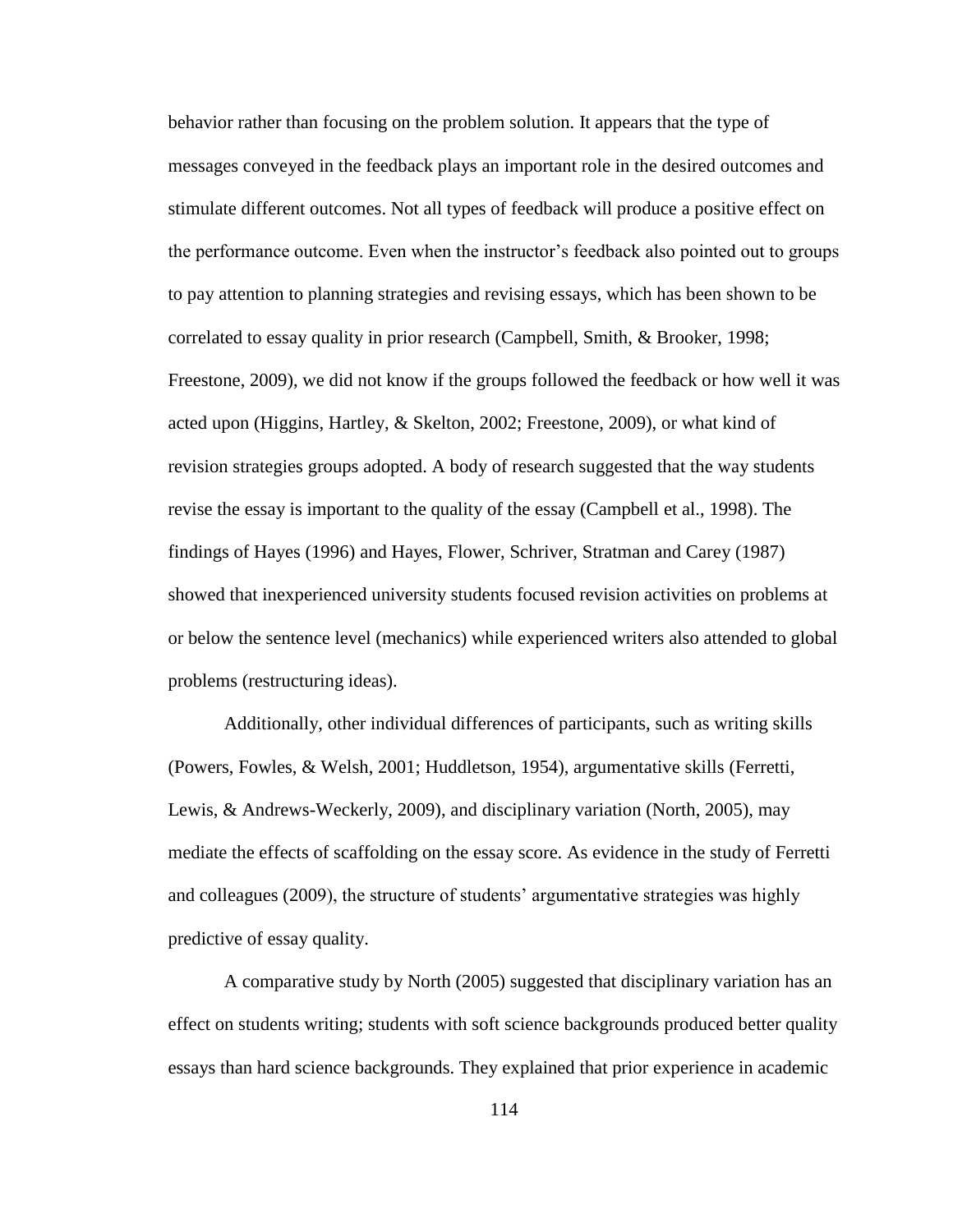behavior rather than focusing on the problem solution. It appears that the type of messages conveyed in the feedback plays an important role in the desired outcomes and stimulate different outcomes. Not all types of feedback will produce a positive effect on the performance outcome. Even when the instructor's feedback also pointed out to groups to pay attention to planning strategies and revising essays, which has been shown to be correlated to essay quality in prior research (Campbell, Smith, & Brooker, 1998; Freestone, 2009), we did not know if the groups followed the feedback or how well it was acted upon (Higgins, Hartley, & Skelton, 2002; Freestone, 2009), or what kind of revision strategies groups adopted. A body of research suggested that the way students revise the essay is important to the quality of the essay (Campbell et al., 1998). The findings of Hayes (1996) and Hayes, Flower, Schriver, Stratman and Carey (1987) showed that inexperienced university students focused revision activities on problems at or below the sentence level (mechanics) while experienced writers also attended to global problems (restructuring ideas).

Additionally, other individual differences of participants, such as writing skills (Powers, Fowles, & Welsh, 2001; Huddletson, 1954), argumentative skills (Ferretti, Lewis, & Andrews-Weckerly, 2009), and disciplinary variation (North, 2005), may mediate the effects of scaffolding on the essay score. As evidence in the study of Ferretti and colleagues (2009), the structure of students' argumentative strategies was highly predictive of essay quality.

A comparative study by North (2005) suggested that disciplinary variation has an effect on students writing; students with soft science backgrounds produced better quality essays than hard science backgrounds. They explained that prior experience in academic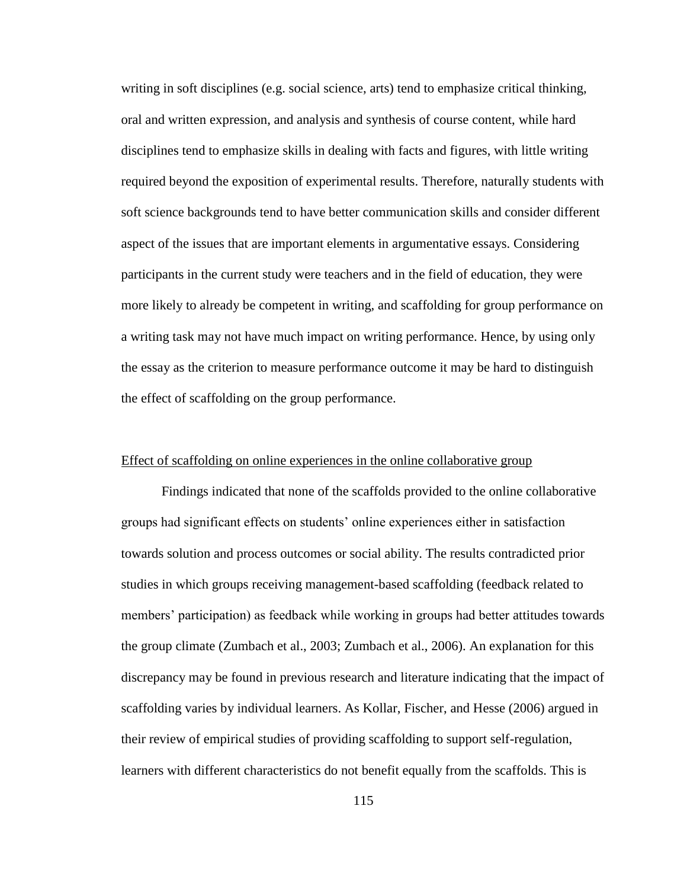writing in soft disciplines (e.g. social science, arts) tend to emphasize critical thinking, oral and written expression, and analysis and synthesis of course content, while hard disciplines tend to emphasize skills in dealing with facts and figures, with little writing required beyond the exposition of experimental results. Therefore, naturally students with soft science backgrounds tend to have better communication skills and consider different aspect of the issues that are important elements in argumentative essays. Considering participants in the current study were teachers and in the field of education, they were more likely to already be competent in writing, and scaffolding for group performance on a writing task may not have much impact on writing performance. Hence, by using only the essay as the criterion to measure performance outcome it may be hard to distinguish the effect of scaffolding on the group performance.

#### Effect of scaffolding on online experiences in the online collaborative group

Findings indicated that none of the scaffolds provided to the online collaborative groups had significant effects on students' online experiences either in satisfaction towards solution and process outcomes or social ability. The results contradicted prior studies in which groups receiving management-based scaffolding (feedback related to members' participation) as feedback while working in groups had better attitudes towards the group climate (Zumbach et al., 2003; Zumbach et al., 2006). An explanation for this discrepancy may be found in previous research and literature indicating that the impact of scaffolding varies by individual learners. As Kollar, Fischer, and Hesse (2006) argued in their review of empirical studies of providing scaffolding to support self-regulation, learners with different characteristics do not benefit equally from the scaffolds. This is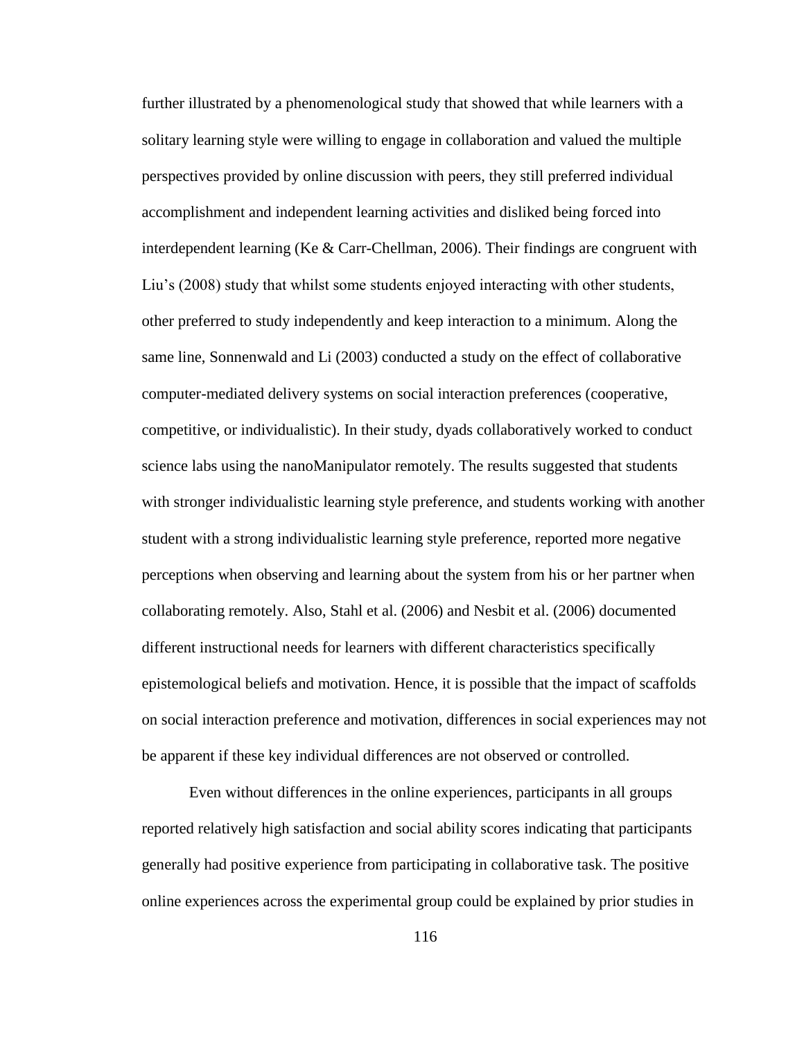further illustrated by a phenomenological study that showed that while learners with a solitary learning style were willing to engage in collaboration and valued the multiple perspectives provided by online discussion with peers, they still preferred individual accomplishment and independent learning activities and disliked being forced into interdependent learning (Ke & Carr-Chellman, 2006). Their findings are congruent with Liu's (2008) study that whilst some students enjoyed interacting with other students, other preferred to study independently and keep interaction to a minimum. Along the same line, Sonnenwald and Li (2003) conducted a study on the effect of collaborative computer-mediated delivery systems on social interaction preferences (cooperative, competitive, or individualistic). In their study, dyads collaboratively worked to conduct science labs using the nanoManipulator remotely. The results suggested that students with stronger individualistic learning style preference, and students working with another student with a strong individualistic learning style preference, reported more negative perceptions when observing and learning about the system from his or her partner when collaborating remotely. Also, Stahl et al. (2006) and Nesbit et al. (2006) documented different instructional needs for learners with different characteristics specifically epistemological beliefs and motivation. Hence, it is possible that the impact of scaffolds on social interaction preference and motivation, differences in social experiences may not be apparent if these key individual differences are not observed or controlled.

Even without differences in the online experiences, participants in all groups reported relatively high satisfaction and social ability scores indicating that participants generally had positive experience from participating in collaborative task. The positive online experiences across the experimental group could be explained by prior studies in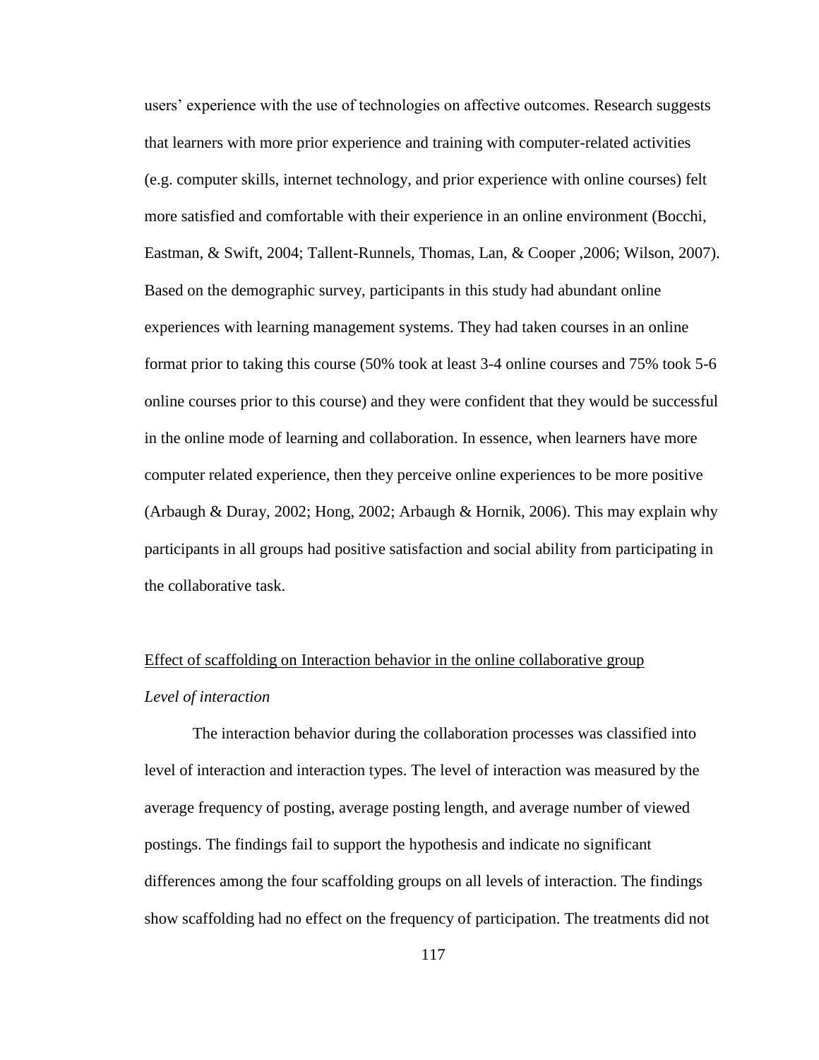users' experience with the use of technologies on affective outcomes. Research suggests that learners with more prior experience and training with computer-related activities (e.g. computer skills, internet technology, and prior experience with online courses) felt more satisfied and comfortable with their experience in an online environment (Bocchi, Eastman, & Swift, 2004; Tallent-Runnels, Thomas, Lan, & Cooper ,2006; Wilson, 2007). Based on the demographic survey, participants in this study had abundant online experiences with learning management systems. They had taken courses in an online format prior to taking this course (50% took at least 3-4 online courses and 75% took 5-6 online courses prior to this course) and they were confident that they would be successful in the online mode of learning and collaboration. In essence, when learners have more computer related experience, then they perceive online experiences to be more positive (Arbaugh & Duray, 2002; Hong, 2002; Arbaugh & Hornik, 2006). This may explain why participants in all groups had positive satisfaction and social ability from participating in the collaborative task.

<u>Effect of scaffolding on Interaction behavior in the online collaborative group</u>

*Level of interaction*

The interaction behavior during the collaboration processes was classified into level of interaction and interaction types. The level of interaction was measured by the average frequency of posting, average posting length, and average number of viewed postings. The findings fail to support the hypothesis and indicate no significant differences among the four scaffolding groups on all levels of interaction. The findings show scaffolding had no effect on the frequency of participation. The treatments did not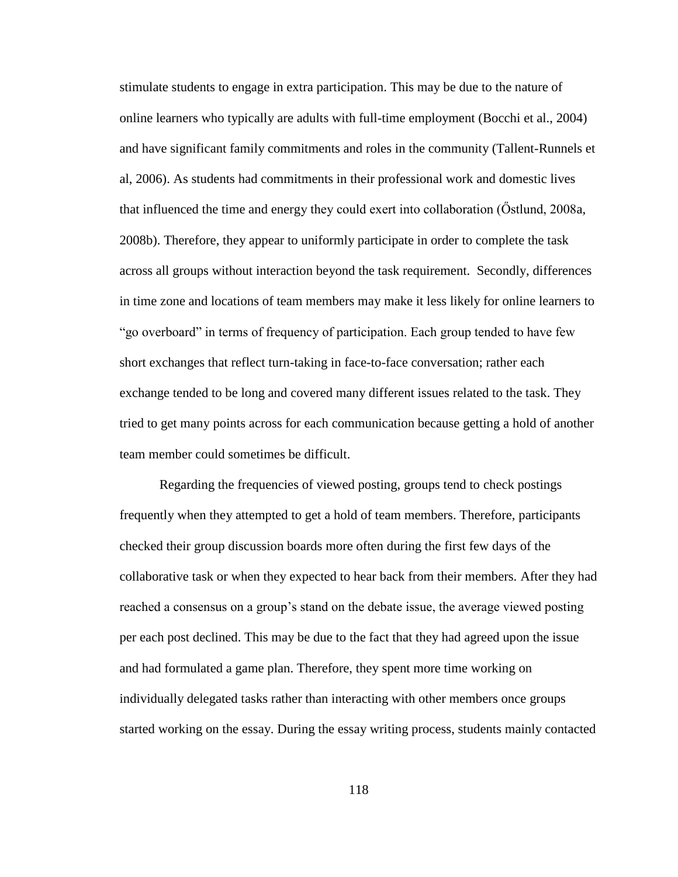stimulate students to engage in extra participation. This may be due to the nature of online learners who typically are adults with full-time employment (Bocchi et al., 2004) and have significant family commitments and roles in the community (Tallent-Runnels et al, 2006). As students had commitments in their professional work and domestic lives that influenced the time and energy they could exert into collaboration (Őstlund, 2008a, 2008b). Therefore, they appear to uniformly participate in order to complete the task across all groups without interaction beyond the task requirement. Secondly, differences in time zone and locations of team members may make it less likely for online learners to "go overboard" in terms of frequency of participation. Each group tended to have few short exchanges that reflect turn-taking in face-to-face conversation; rather each exchange tended to be long and covered many different issues related to the task. They tried to get many points across for each communication because getting a hold of another team member could sometimes be difficult.

Regarding the frequencies of viewed posting, groups tend to check postings frequently when they attempted to get a hold of team members. Therefore, participants checked their group discussion boards more often during the first few days of the collaborative task or when they expected to hear back from their members. After they had reached a consensus on a group's stand on the debate issue, the average viewed posting per each post declined. This may be due to the fact that they had agreed upon the issue and had formulated a game plan. Therefore, they spent more time working on individually delegated tasks rather than interacting with other members once groups started working on the essay. During the essay writing process, students mainly contacted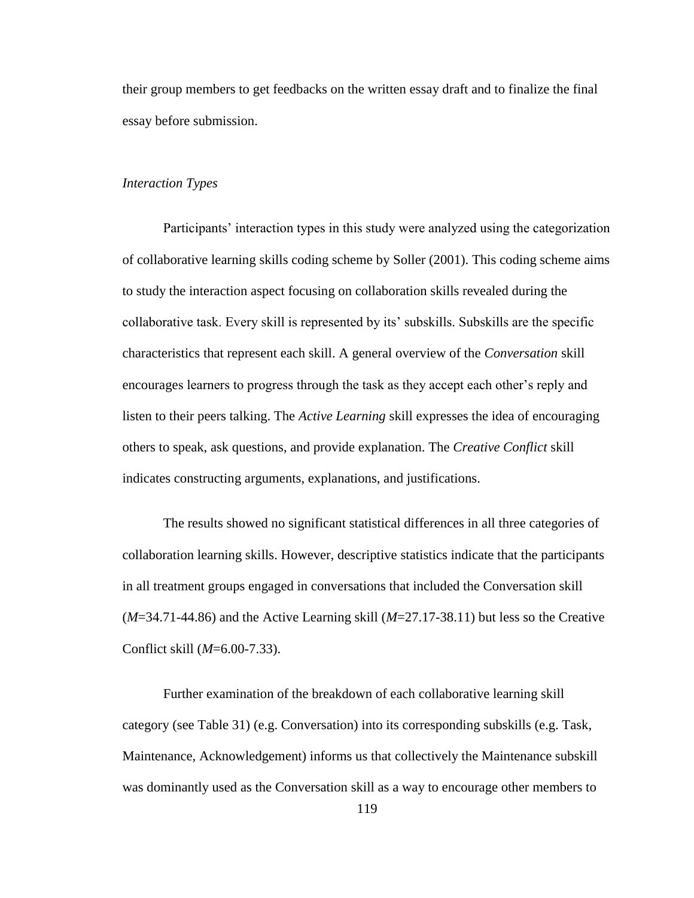their group members to get feedbacks on the written essay draft and to finalize the final essay before submission.

*Interaction Types*

Participants' interaction types in this study were analyzed using the categorization of collaborative learning skills coding scheme by Soller (2001). This coding scheme aims to study the interaction aspect focusing on collaboration skills revealed during the collaborative task. Every skill is represented by its' subskills. Subskills are the specific characteristics that represent each skill. A general overview of the *Conversation* skill encourages learners to progress through the task as they accept each other's reply and listen to their peers talking. The *Active Learning* skill expresses the idea of encouraging others to speak, ask questions, and provide explanation. The *Creative Conflict* skill indicates constructing arguments, explanations, and justifications.

The results showed no significant statistical differences in all three categories of collaboration learning skills. However, descriptive statistics indicate that the participants in all treatment groups engaged in conversations that included the Conversation skill ($M$=34.71-44.86) and the Active Learning skill ($M$=27.17-38.11) but less so the Creative Conflict skill ($M$=6.00-7.33).

Further examination of the breakdown of each collaborative learning skill category (see Table 31) (e.g. Conversation) into its corresponding subskills (e.g. Task, Maintenance, Acknowledgement) informs us that collectively the Maintenance subskill was dominantly used as the Conversation skill as a way to encourage other members to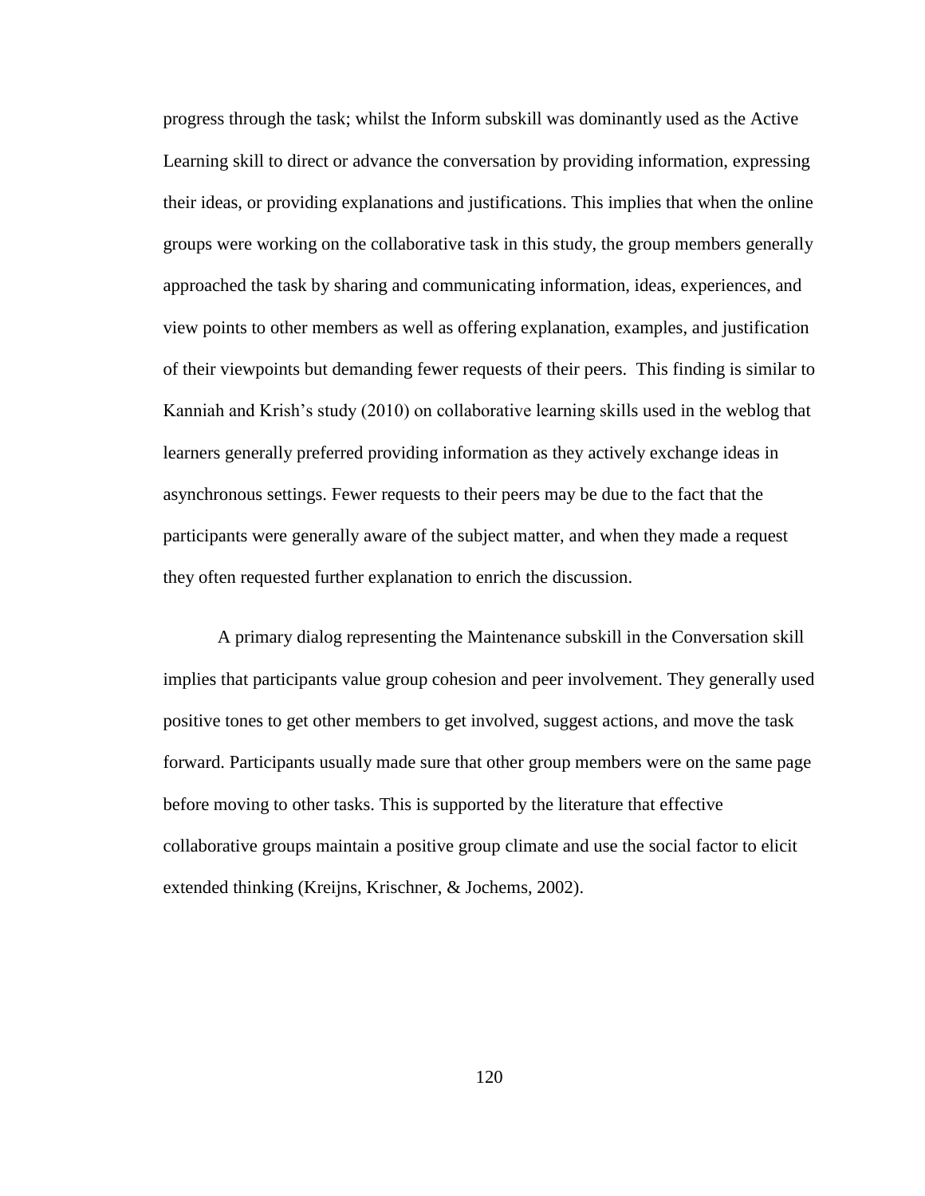progress through the task; whilst the Inform subskill was dominantly used as the Active Learning skill to direct or advance the conversation by providing information, expressing their ideas, or providing explanations and justifications. This implies that when the online groups were working on the collaborative task in this study, the group members generally approached the task by sharing and communicating information, ideas, experiences, and view points to other members as well as offering explanation, examples, and justification of their viewpoints but demanding fewer requests of their peers. This finding is similar to Kanniah and Krish's study (2010) on collaborative learning skills used in the weblog that learners generally preferred providing information as they actively exchange ideas in asynchronous settings. Fewer requests to their peers may be due to the fact that the participants were generally aware of the subject matter, and when they made a request they often requested further explanation to enrich the discussion.

A primary dialog representing the Maintenance subskill in the Conversation skill implies that participants value group cohesion and peer involvement. They generally used positive tones to get other members to get involved, suggest actions, and move the task forward. Participants usually made sure that other group members were on the same page before moving to other tasks. This is supported by the literature that effective collaborative groups maintain a positive group climate and use the social factor to elicit extended thinking (Kreijns, Krischner, & Jochems, 2002).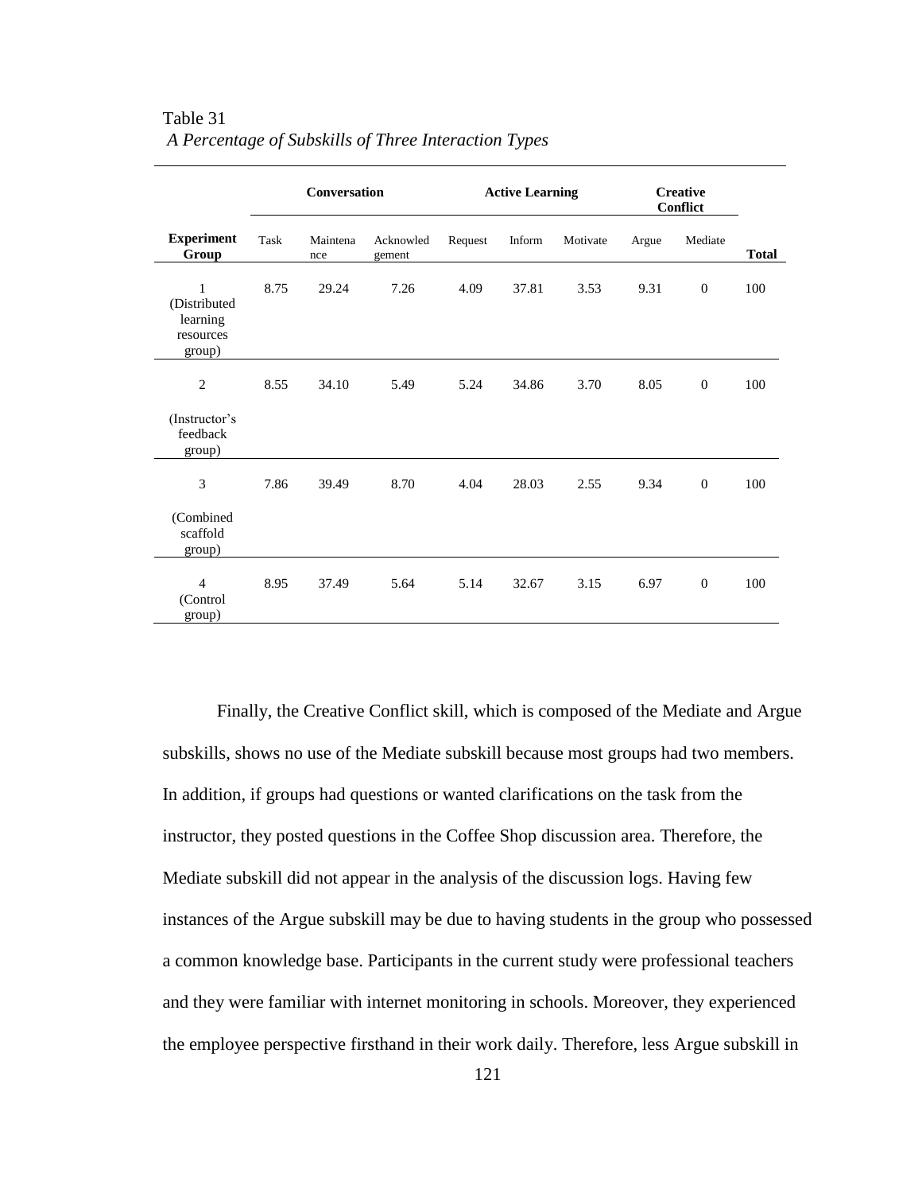Table 31

*A Percentage of Subskills of Three Interaction Types*

| | Conversation | | | Active Learning | | | Creative Conflict | | |
|---|---|---|---|---|---|---|---|---|---|
| **Experiment Group** | Task | Maintenance | Acknowledgement | Request | Inform | Motivate | Argue | Mediate | **Total** |
| 1 (Distributed learning resources group) | 8.75 | 29.24 | 7.26 | 4.09 | 37.81 | 3.53 | 9.31 | 0 | 100 |
| 2 (Instructor's feedback group) | 8.55 | 34.10 | 5.49 | 5.24 | 34.86 | 3.70 | 8.05 | 0 | 100 |
| 3 (Combined scaffold group) | 7.86 | 39.49 | 8.70 | 4.04 | 28.03 | 2.55 | 9.34 | 0 | 100 |
| 4 (Control group) | 8.95 | 37.49 | 5.64 | 5.14 | 32.67 | 3.15 | 6.97 | 0 | 100 |

Finally, the Creative Conflict skill, which is composed of the Mediate and Argue subskills, shows no use of the Mediate subskill because most groups had two members. In addition, if groups had questions or wanted clarifications on the task from the instructor, they posted questions in the Coffee Shop discussion area. Therefore, the Mediate subskill did not appear in the analysis of the discussion logs. Having few instances of the Argue subskill may be due to having students in the group who possessed a common knowledge base. Participants in the current study were professional teachers and they were familiar with internet monitoring in schools. Moreover, they experienced the employee perspective firsthand in their work daily. Therefore, less Argue subskill in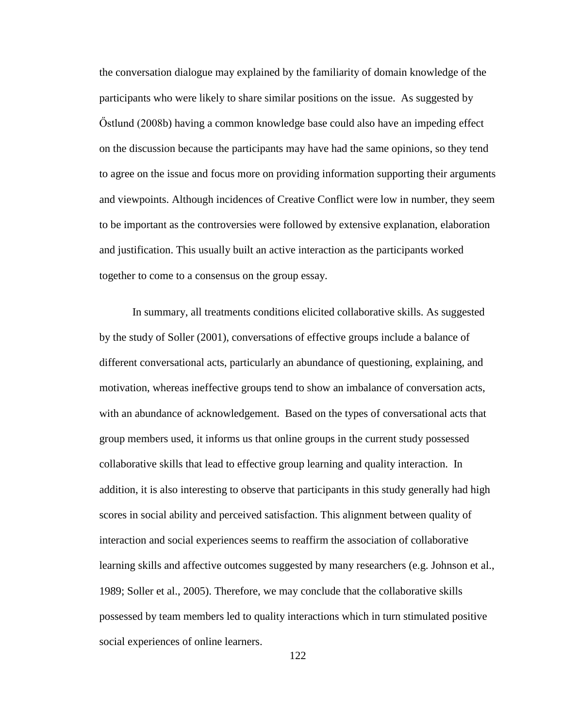the conversation dialogue may explained by the familiarity of domain knowledge of the participants who were likely to share similar positions on the issue. As suggested by Őstlund (2008b) having a common knowledge base could also have an impeding effect on the discussion because the participants may have had the same opinions, so they tend to agree on the issue and focus more on providing information supporting their arguments and viewpoints. Although incidences of Creative Conflict were low in number, they seem to be important as the controversies were followed by extensive explanation, elaboration and justification. This usually built an active interaction as the participants worked together to come to a consensus on the group essay.

In summary, all treatments conditions elicited collaborative skills. As suggested by the study of Soller (2001), conversations of effective groups include a balance of different conversational acts, particularly an abundance of questioning, explaining, and motivation, whereas ineffective groups tend to show an imbalance of conversation acts, with an abundance of acknowledgement. Based on the types of conversational acts that group members used, it informs us that online groups in the current study possessed collaborative skills that lead to effective group learning and quality interaction. In addition, it is also interesting to observe that participants in this study generally had high scores in social ability and perceived satisfaction. This alignment between quality of interaction and social experiences seems to reaffirm the association of collaborative learning skills and affective outcomes suggested by many researchers (e.g. Johnson et al., 1989; Soller et al., 2005). Therefore, we may conclude that the collaborative skills possessed by team members led to quality interactions which in turn stimulated positive social experiences of online learners.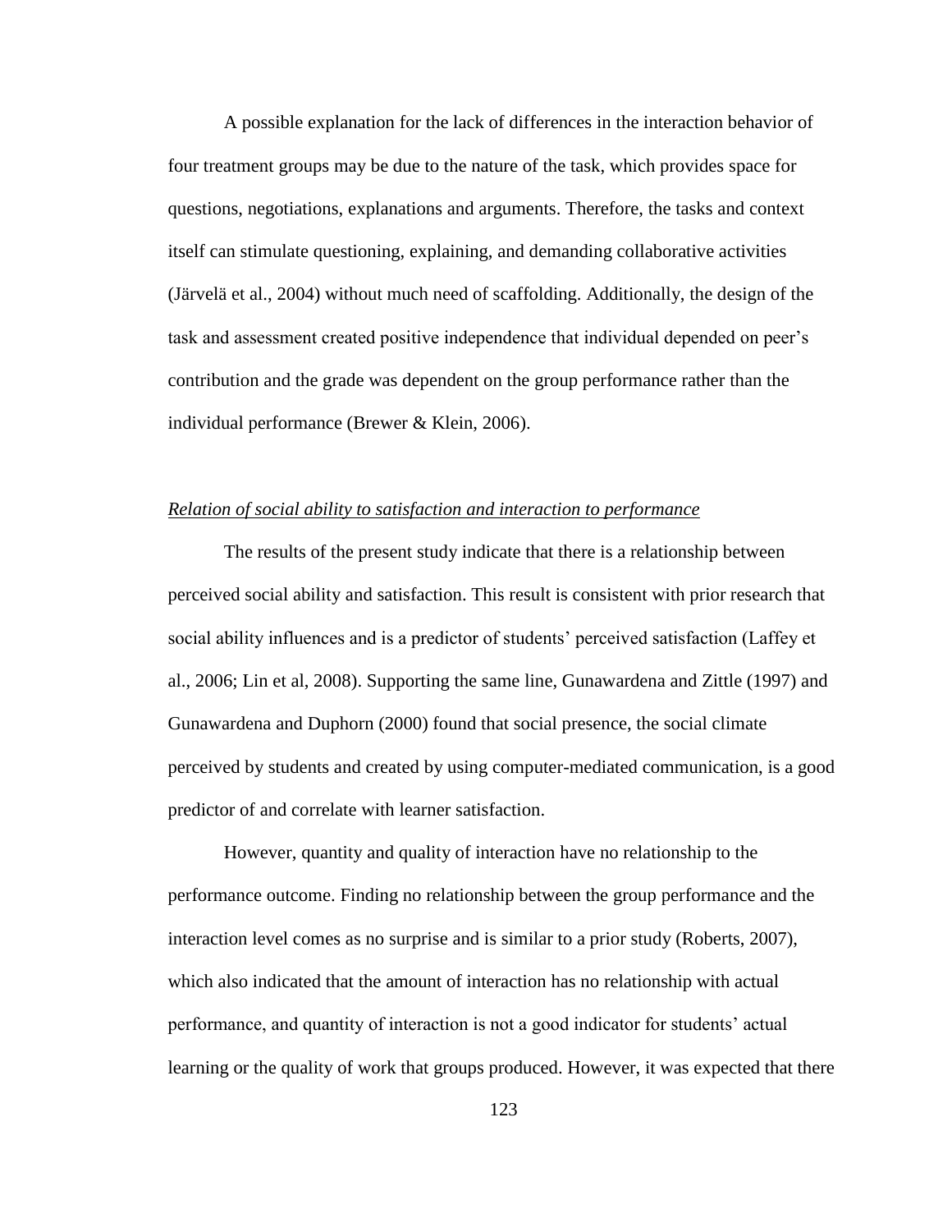A possible explanation for the lack of differences in the interaction behavior of four treatment groups may be due to the nature of the task, which provides space for questions, negotiations, explanations and arguments. Therefore, the tasks and context itself can stimulate questioning, explaining, and demanding collaborative activities (Järvelä et al., 2004) without much need of scaffolding. Additionally, the design of the task and assessment created positive independence that individual depended on peer's contribution and the grade was dependent on the group performance rather than the individual performance (Brewer & Klein, 2006).

*Relation of social ability to satisfaction and interaction to performance*

The results of the present study indicate that there is a relationship between perceived social ability and satisfaction. This result is consistent with prior research that social ability influences and is a predictor of students' perceived satisfaction (Laffey et al., 2006; Lin et al, 2008). Supporting the same line, Gunawardena and Zittle (1997) and Gunawardena and Duphorn (2000) found that social presence, the social climate perceived by students and created by using computer-mediated communication, is a good predictor of and correlate with learner satisfaction.

However, quantity and quality of interaction have no relationship to the performance outcome. Finding no relationship between the group performance and the interaction level comes as no surprise and is similar to a prior study (Roberts, 2007), which also indicated that the amount of interaction has no relationship with actual performance, and quantity of interaction is not a good indicator for students' actual learning or the quality of work that groups produced. However, it was expected that there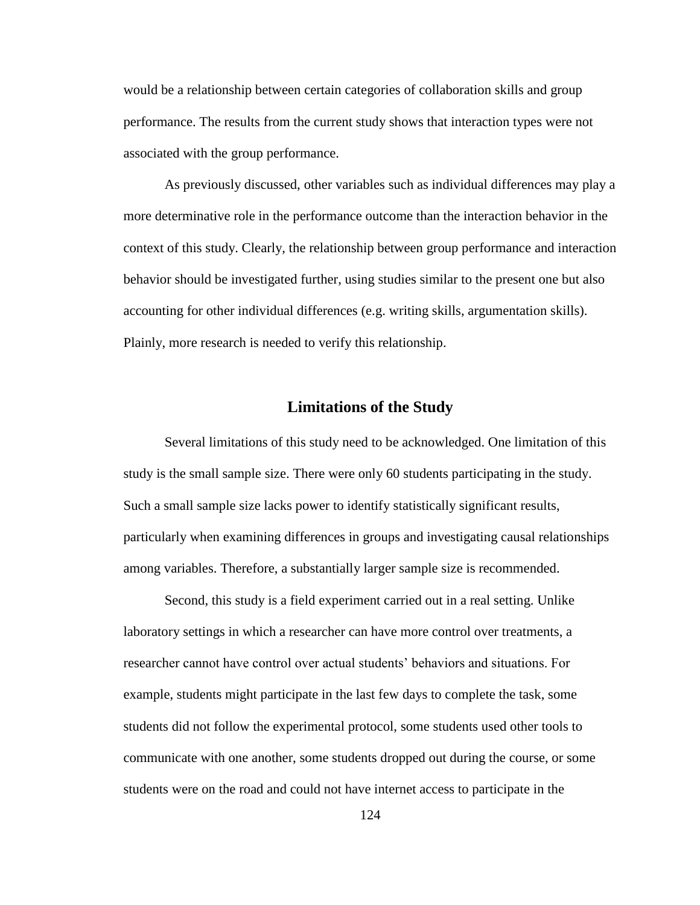would be a relationship between certain categories of collaboration skills and group performance. The results from the current study shows that interaction types were not associated with the group performance.

As previously discussed, other variables such as individual differences may play a more determinative role in the performance outcome than the interaction behavior in the context of this study. Clearly, the relationship between group performance and interaction behavior should be investigated further, using studies similar to the present one but also accounting for other individual differences (e.g. writing skills, argumentation skills). Plainly, more research is needed to verify this relationship.

## Limitations of the Study

Several limitations of this study need to be acknowledged. One limitation of this study is the small sample size. There were only 60 students participating in the study. Such a small sample size lacks power to identify statistically significant results, particularly when examining differences in groups and investigating causal relationships among variables. Therefore, a substantially larger sample size is recommended.

Second, this study is a field experiment carried out in a real setting. Unlike laboratory settings in which a researcher can have more control over treatments, a researcher cannot have control over actual students' behaviors and situations. For example, students might participate in the last few days to complete the task, some students did not follow the experimental protocol, some students used other tools to communicate with one another, some students dropped out during the course, or some students were on the road and could not have internet access to participate in the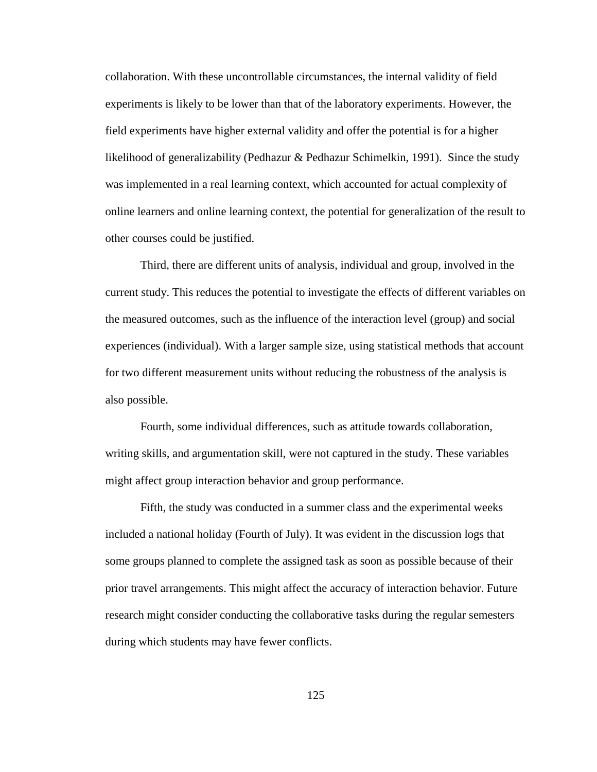collaboration. With these uncontrollable circumstances, the internal validity of field experiments is likely to be lower than that of the laboratory experiments. However, the field experiments have higher external validity and offer the potential is for a higher likelihood of generalizability (Pedhazur & Pedhazur Schimelkin, 1991). Since the study was implemented in a real learning context, which accounted for actual complexity of online learners and online learning context, the potential for generalization of the result to other courses could be justified.

Third, there are different units of analysis, individual and group, involved in the current study. This reduces the potential to investigate the effects of different variables on the measured outcomes, such as the influence of the interaction level (group) and social experiences (individual). With a larger sample size, using statistical methods that account for two different measurement units without reducing the robustness of the analysis is also possible.

Fourth, some individual differences, such as attitude towards collaboration, writing skills, and argumentation skill, were not captured in the study. These variables might affect group interaction behavior and group performance.

Fifth, the study was conducted in a summer class and the experimental weeks included a national holiday (Fourth of July). It was evident in the discussion logs that some groups planned to complete the assigned task as soon as possible because of their prior travel arrangements. This might affect the accuracy of interaction behavior. Future research might consider conducting the collaborative tasks during the regular semesters during which students may have fewer conflicts.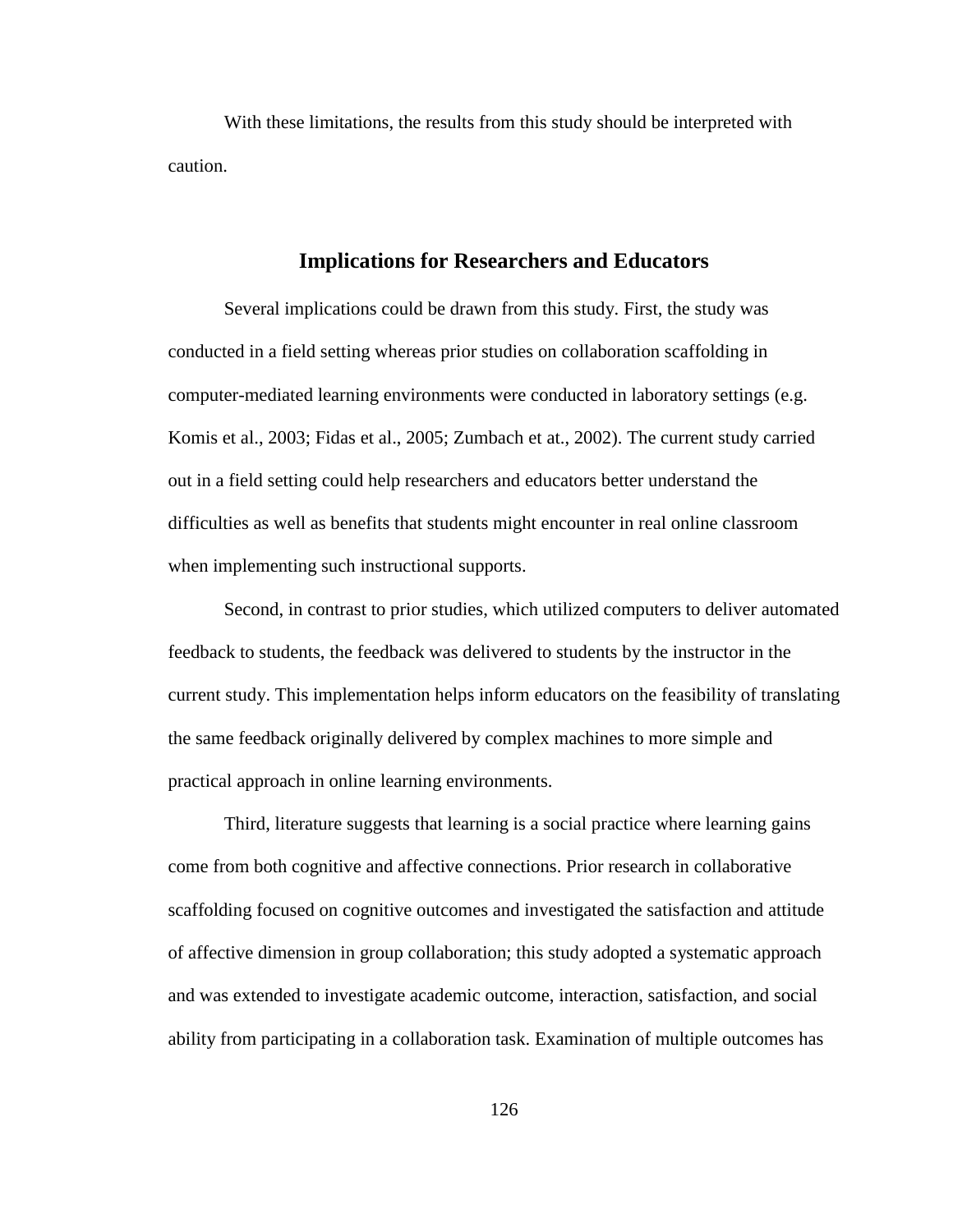With these limitations, the results from this study should be interpreted with caution.

## Implications for Researchers and Educators

Several implications could be drawn from this study. First, the study was conducted in a field setting whereas prior studies on collaboration scaffolding in computer-mediated learning environments were conducted in laboratory settings (e.g. Komis et al., 2003; Fidas et al., 2005; Zumbach et at., 2002). The current study carried out in a field setting could help researchers and educators better understand the difficulties as well as benefits that students might encounter in real online classroom when implementing such instructional supports.

Second, in contrast to prior studies, which utilized computers to deliver automated feedback to students, the feedback was delivered to students by the instructor in the current study. This implementation helps inform educators on the feasibility of translating the same feedback originally delivered by complex machines to more simple and practical approach in online learning environments.

Third, literature suggests that learning is a social practice where learning gains come from both cognitive and affective connections. Prior research in collaborative scaffolding focused on cognitive outcomes and investigated the satisfaction and attitude of affective dimension in group collaboration; this study adopted a systematic approach and was extended to investigate academic outcome, interaction, satisfaction, and social ability from participating in a collaboration task. Examination of multiple outcomes has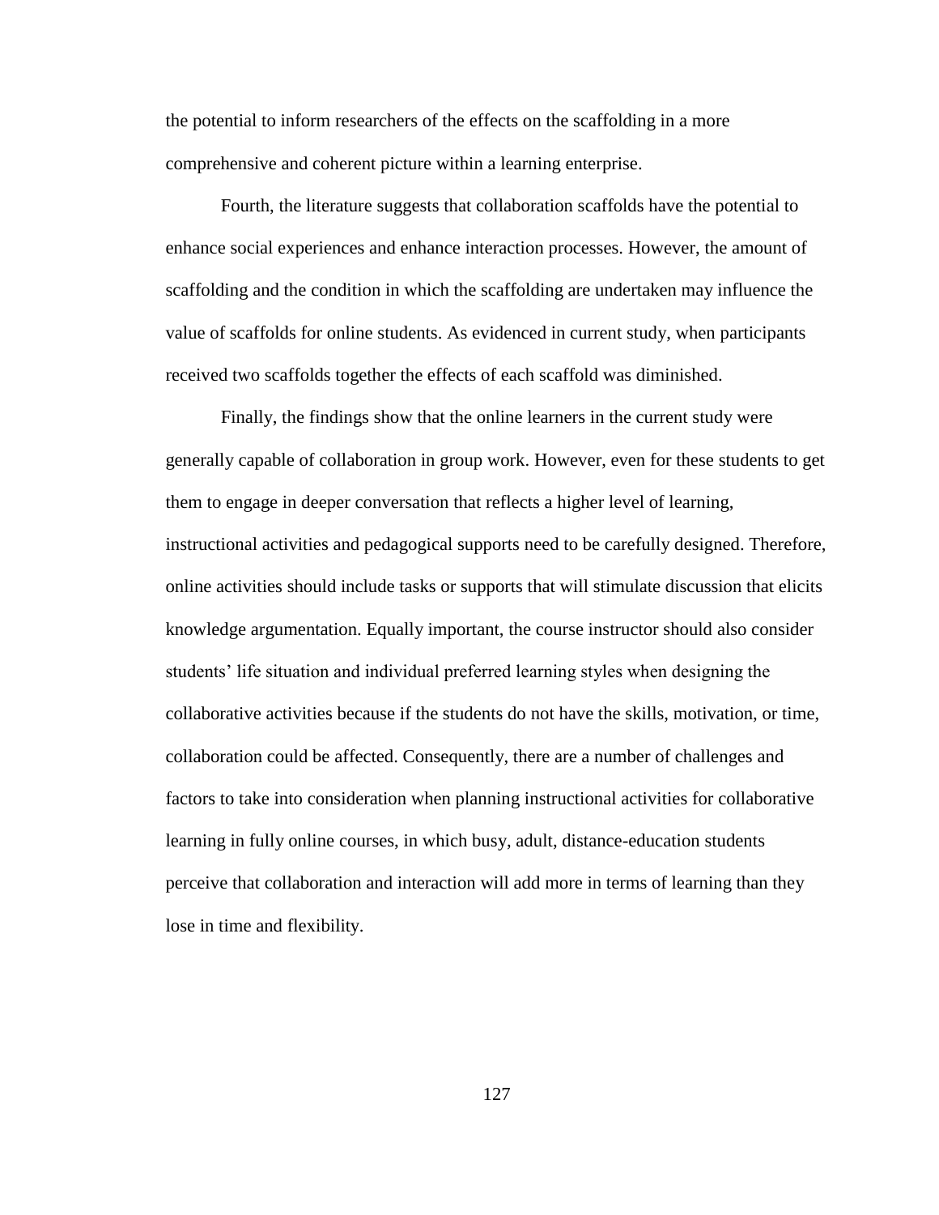the potential to inform researchers of the effects on the scaffolding in a more comprehensive and coherent picture within a learning enterprise.

Fourth, the literature suggests that collaboration scaffolds have the potential to enhance social experiences and enhance interaction processes. However, the amount of scaffolding and the condition in which the scaffolding are undertaken may influence the value of scaffolds for online students. As evidenced in current study, when participants received two scaffolds together the effects of each scaffold was diminished.

Finally, the findings show that the online learners in the current study were generally capable of collaboration in group work. However, even for these students to get them to engage in deeper conversation that reflects a higher level of learning, instructional activities and pedagogical supports need to be carefully designed. Therefore, online activities should include tasks or supports that will stimulate discussion that elicits knowledge argumentation. Equally important, the course instructor should also consider students' life situation and individual preferred learning styles when designing the collaborative activities because if the students do not have the skills, motivation, or time, collaboration could be affected. Consequently, there are a number of challenges and factors to take into consideration when planning instructional activities for collaborative learning in fully online courses, in which busy, adult, distance-education students perceive that collaboration and interaction will add more in terms of learning than they lose in time and flexibility.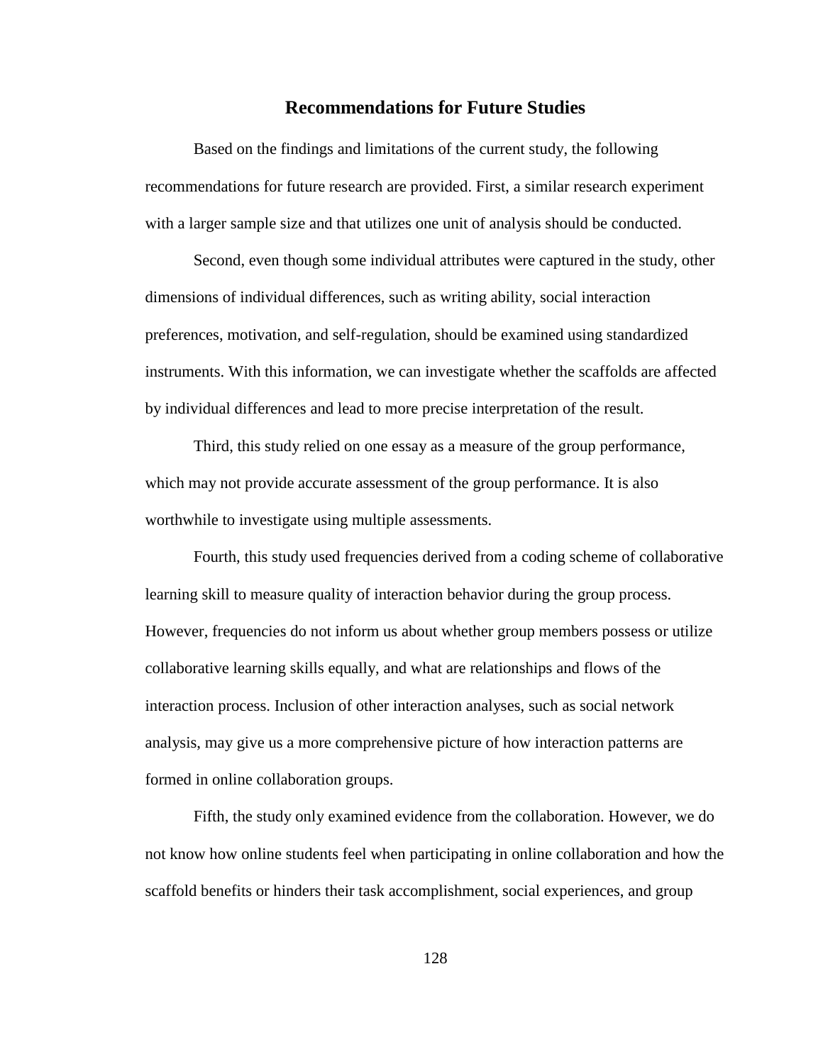## Recommendations for Future Studies

Based on the findings and limitations of the current study, the following recommendations for future research are provided. First, a similar research experiment with a larger sample size and that utilizes one unit of analysis should be conducted.

Second, even though some individual attributes were captured in the study, other dimensions of individual differences, such as writing ability, social interaction preferences, motivation, and self-regulation, should be examined using standardized instruments. With this information, we can investigate whether the scaffolds are affected by individual differences and lead to more precise interpretation of the result.

Third, this study relied on one essay as a measure of the group performance, which may not provide accurate assessment of the group performance. It is also worthwhile to investigate using multiple assessments.

Fourth, this study used frequencies derived from a coding scheme of collaborative learning skill to measure quality of interaction behavior during the group process. However, frequencies do not inform us about whether group members possess or utilize collaborative learning skills equally, and what are relationships and flows of the interaction process. Inclusion of other interaction analyses, such as social network analysis, may give us a more comprehensive picture of how interaction patterns are formed in online collaboration groups.

Fifth, the study only examined evidence from the collaboration. However, we do not know how online students feel when participating in online collaboration and how the scaffold benefits or hinders their task accomplishment, social experiences, and group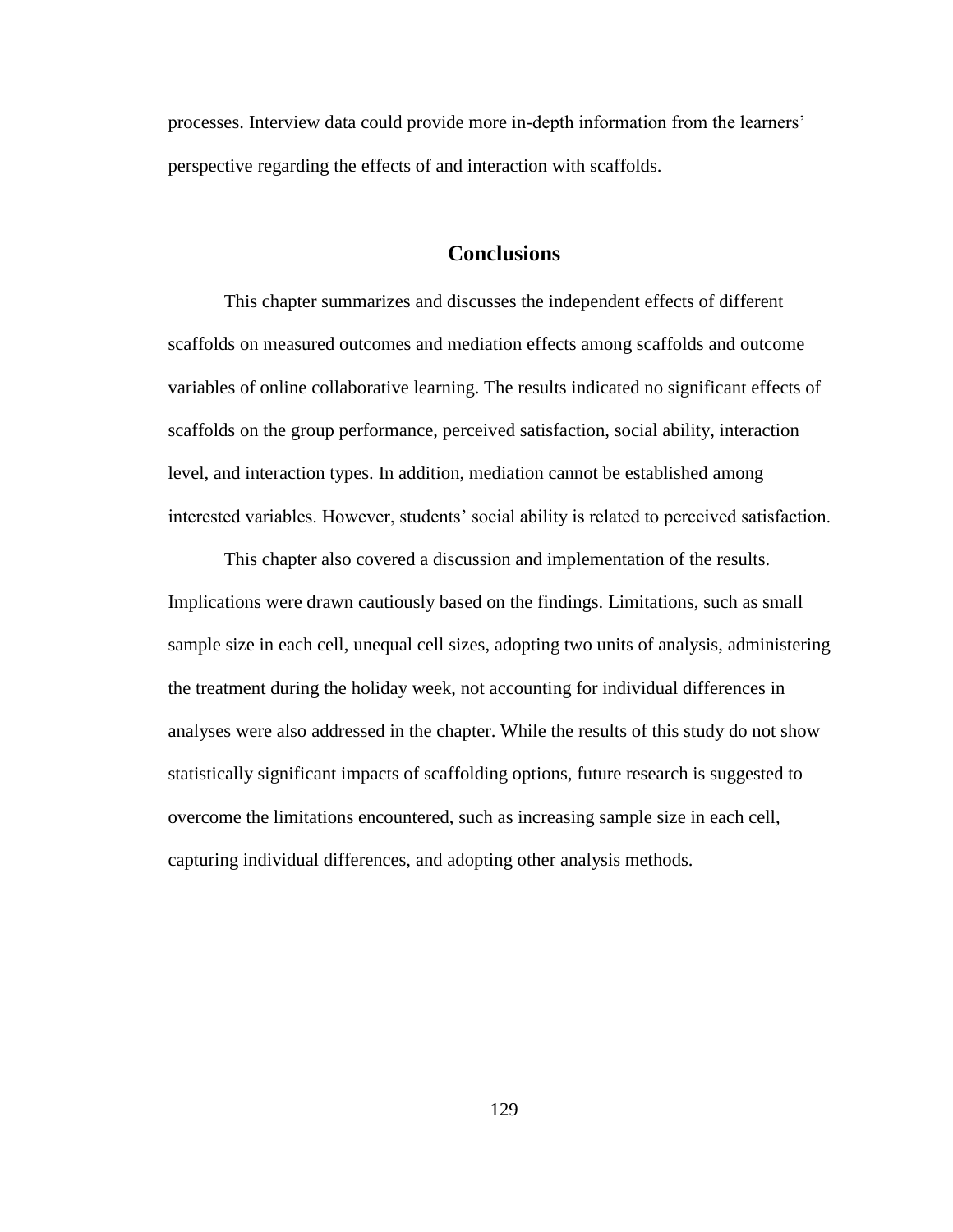processes. Interview data could provide more in-depth information from the learners' perspective regarding the effects of and interaction with scaffolds.

## Conclusions

This chapter summarizes and discusses the independent effects of different scaffolds on measured outcomes and mediation effects among scaffolds and outcome variables of online collaborative learning. The results indicated no significant effects of scaffolds on the group performance, perceived satisfaction, social ability, interaction level, and interaction types. In addition, mediation cannot be established among interested variables. However, students' social ability is related to perceived satisfaction.

This chapter also covered a discussion and implementation of the results. Implications were drawn cautiously based on the findings. Limitations, such as small sample size in each cell, unequal cell sizes, adopting two units of analysis, administering the treatment during the holiday week, not accounting for individual differences in analyses were also addressed in the chapter. While the results of this study do not show statistically significant impacts of scaffolding options, future research is suggested to overcome the limitations encountered, such as increasing sample size in each cell, capturing individual differences, and adopting other analysis methods.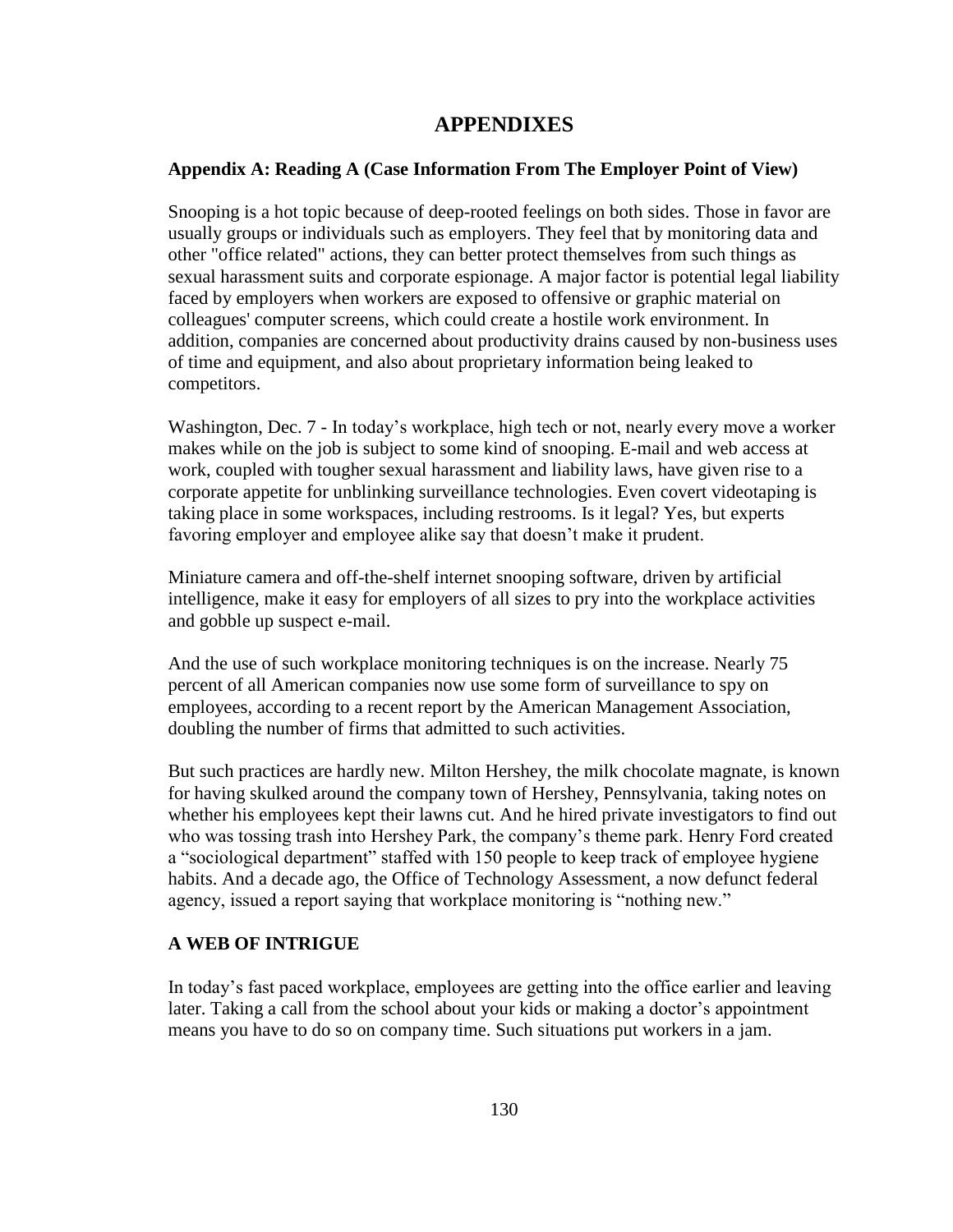# APPENDIXES

### Appendix A: Reading A (Case Information From The Employer Point of View)

Snooping is a hot topic because of deep-rooted feelings on both sides. Those in favor are usually groups or individuals such as employers. They feel that by monitoring data and other "office related" actions, they can better protect themselves from such things as sexual harassment suits and corporate espionage. A major factor is potential legal liability faced by employers when workers are exposed to offensive or graphic material on colleagues' computer screens, which could create a hostile work environment. In addition, companies are concerned about productivity drains caused by non-business uses of time and equipment, and also about proprietary information being leaked to competitors.

Washington, Dec. 7 - In today's workplace, high tech or not, nearly every move a worker makes while on the job is subject to some kind of snooping. E-mail and web access at work, coupled with tougher sexual harassment and liability laws, have given rise to a corporate appetite for unblinking surveillance technologies. Even covert videotaping is taking place in some workspaces, including restrooms. Is it legal? Yes, but experts favoring employer and employee alike say that doesn't make it prudent.

Miniature camera and off-the-shelf internet snooping software, driven by artificial intelligence, make it easy for employers of all sizes to pry into the workplace activities and gobble up suspect e-mail.

And the use of such workplace monitoring techniques is on the increase. Nearly 75 percent of all American companies now use some form of surveillance to spy on employees, according to a recent report by the American Management Association, doubling the number of firms that admitted to such activities.

But such practices are hardly new. Milton Hershey, the milk chocolate magnate, is known for having skulked around the company town of Hershey, Pennsylvania, taking notes on whether his employees kept their lawns cut. And he hired private investigators to find out who was tossing trash into Hershey Park, the company's theme park. Henry Ford created a "sociological department" staffed with 150 people to keep track of employee hygiene habits. And a decade ago, the Office of Technology Assessment, a now defunct federal agency, issued a report saying that workplace monitoring is "nothing new."

### A WEB OF INTRIGUE

In today's fast paced workplace, employees are getting into the office earlier and leaving later. Taking a call from the school about your kids or making a doctor's appointment means you have to do so on company time. Such situations put workers in a jam.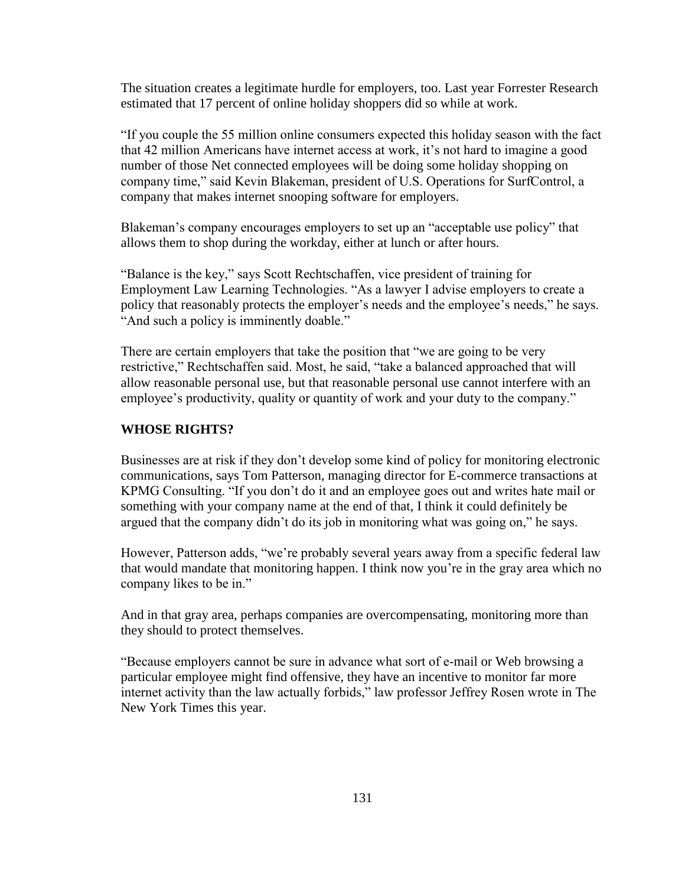The situation creates a legitimate hurdle for employers, too. Last year Forrester Research estimated that 17 percent of online holiday shoppers did so while at work.

"If you couple the 55 million online consumers expected this holiday season with the fact that 42 million Americans have internet access at work, it's not hard to imagine a good number of those Net connected employees will be doing some holiday shopping on company time," said Kevin Blakeman, president of U.S. Operations for SurfControl, a company that makes internet snooping software for employers.

Blakeman's company encourages employers to set up an "acceptable use policy" that allows them to shop during the workday, either at lunch or after hours.

"Balance is the key," says Scott Rechtschaffen, vice president of training for Employment Law Learning Technologies. "As a lawyer I advise employers to create a policy that reasonably protects the employer's needs and the employee's needs," he says. "And such a policy is imminently doable."

There are certain employers that take the position that "we are going to be very restrictive," Rechtschaffen said. Most, he said, "take a balanced approached that will allow reasonable personal use, but that reasonable personal use cannot interfere with an employee's productivity, quality or quantity of work and your duty to the company."

**WHOSE RIGHTS?**

Businesses are at risk if they don't develop some kind of policy for monitoring electronic communications, says Tom Patterson, managing director for E-commerce transactions at KPMG Consulting. "If you don't do it and an employee goes out and writes hate mail or something with your company name at the end of that, I think it could definitely be argued that the company didn't do its job in monitoring what was going on," he says.

However, Patterson adds, "we're probably several years away from a specific federal law that would mandate that monitoring happen. I think now you're in the gray area which no company likes to be in."

And in that gray area, perhaps companies are overcompensating, monitoring more than they should to protect themselves.

"Because employers cannot be sure in advance what sort of e-mail or Web browsing a particular employee might find offensive, they have an incentive to monitor far more internet activity than the law actually forbids," law professor Jeffrey Rosen wrote in The New York Times this year.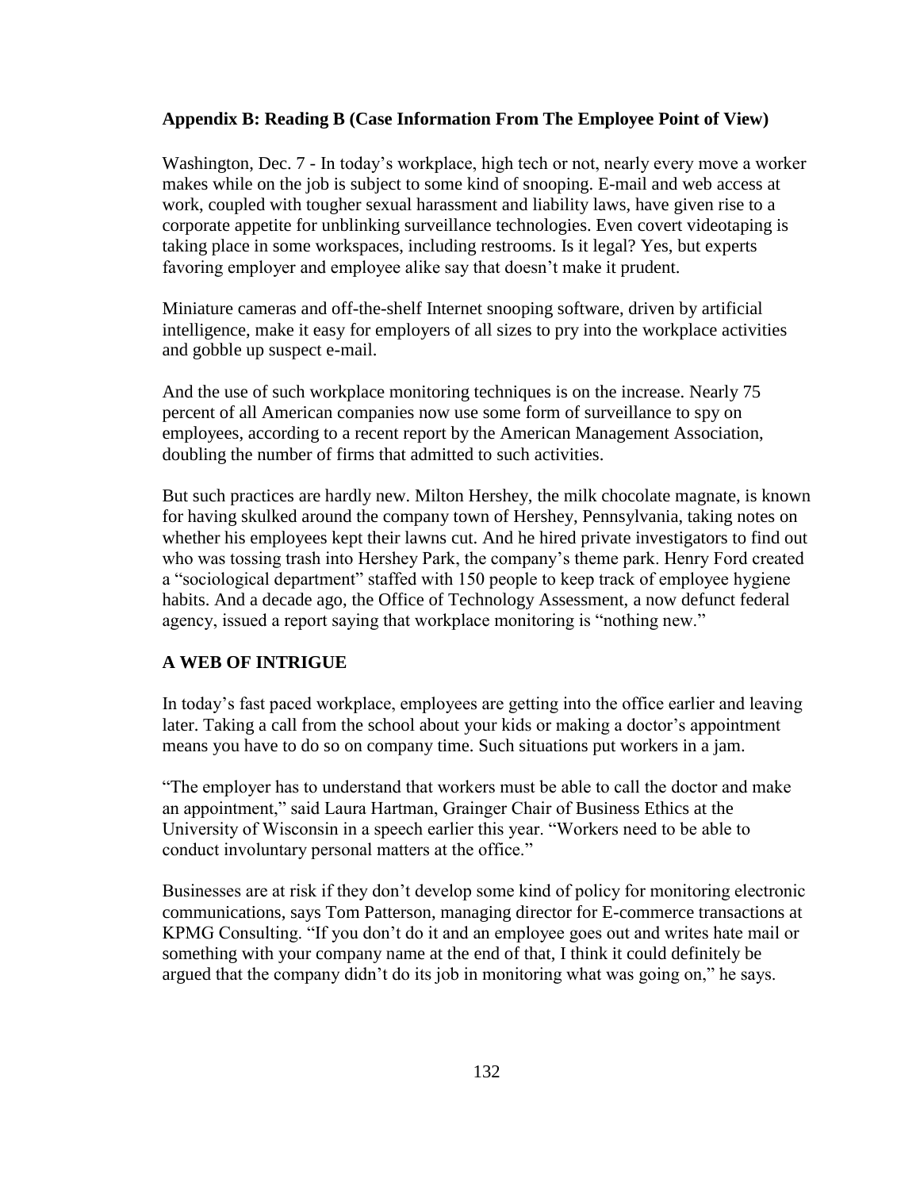**Appendix B: Reading B (Case Information From The Employee Point of View)**

Washington, Dec. 7 - In today's workplace, high tech or not, nearly every move a worker makes while on the job is subject to some kind of snooping. E-mail and web access at work, coupled with tougher sexual harassment and liability laws, have given rise to a corporate appetite for unblinking surveillance technologies. Even covert videotaping is taking place in some workspaces, including restrooms. Is it legal? Yes, but experts favoring employer and employee alike say that doesn't make it prudent.

Miniature cameras and off-the-shelf Internet snooping software, driven by artificial intelligence, make it easy for employers of all sizes to pry into the workplace activities and gobble up suspect e-mail.

And the use of such workplace monitoring techniques is on the increase. Nearly 75 percent of all American companies now use some form of surveillance to spy on employees, according to a recent report by the American Management Association, doubling the number of firms that admitted to such activities.

But such practices are hardly new. Milton Hershey, the milk chocolate magnate, is known for having skulked around the company town of Hershey, Pennsylvania, taking notes on whether his employees kept their lawns cut. And he hired private investigators to find out who was tossing trash into Hershey Park, the company's theme park. Henry Ford created a "sociological department" staffed with 150 people to keep track of employee hygiene habits. And a decade ago, the Office of Technology Assessment, a now defunct federal agency, issued a report saying that workplace monitoring is "nothing new."

**A WEB OF INTRIGUE**

In today's fast paced workplace, employees are getting into the office earlier and leaving later. Taking a call from the school about your kids or making a doctor's appointment means you have to do so on company time. Such situations put workers in a jam.

"The employer has to understand that workers must be able to call the doctor and make an appointment," said Laura Hartman, Grainger Chair of Business Ethics at the University of Wisconsin in a speech earlier this year. "Workers need to be able to conduct involuntary personal matters at the office."

Businesses are at risk if they don't develop some kind of policy for monitoring electronic communications, says Tom Patterson, managing director for E-commerce transactions at KPMG Consulting. "If you don't do it and an employee goes out and writes hate mail or something with your company name at the end of that, I think it could definitely be argued that the company didn't do its job in monitoring what was going on," he says.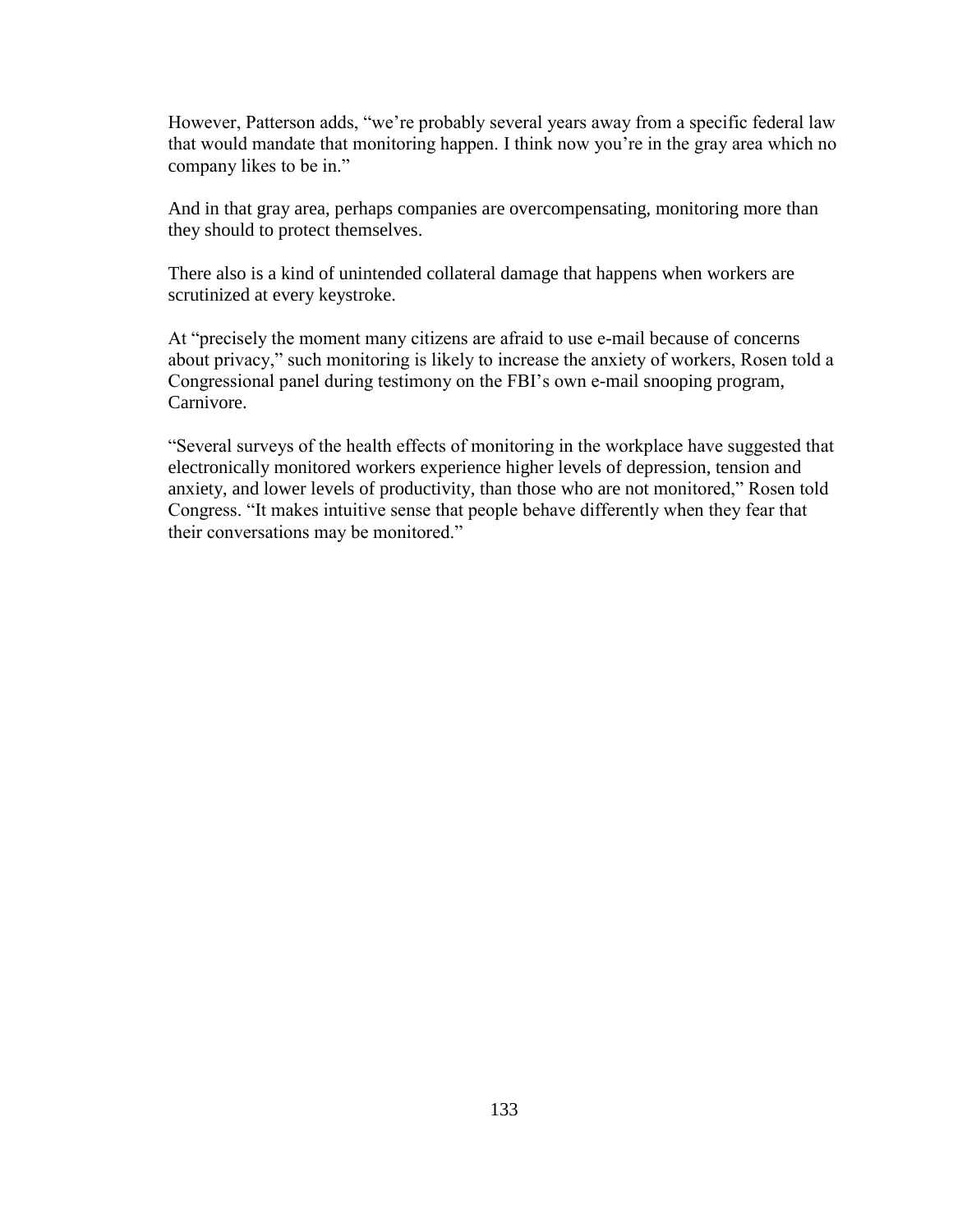However, Patterson adds, “we’re probably several years away from a specific federal law that would mandate that monitoring happen. I think now you’re in the gray area which no company likes to be in.”

And in that gray area, perhaps companies are overcompensating, monitoring more than they should to protect themselves.

There also is a kind of unintended collateral damage that happens when workers are scrutinized at every keystroke.

At “precisely the moment many citizens are afraid to use e-mail because of concerns about privacy,” such monitoring is likely to increase the anxiety of workers, Rosen told a Congressional panel during testimony on the FBI’s own e-mail snooping program, Carnivore.

“Several surveys of the health effects of monitoring in the workplace have suggested that electronically monitored workers experience higher levels of depression, tension and anxiety, and lower levels of productivity, than those who are not monitored,” Rosen told Congress. “It makes intuitive sense that people behave differently when they fear that their conversations may be monitored.”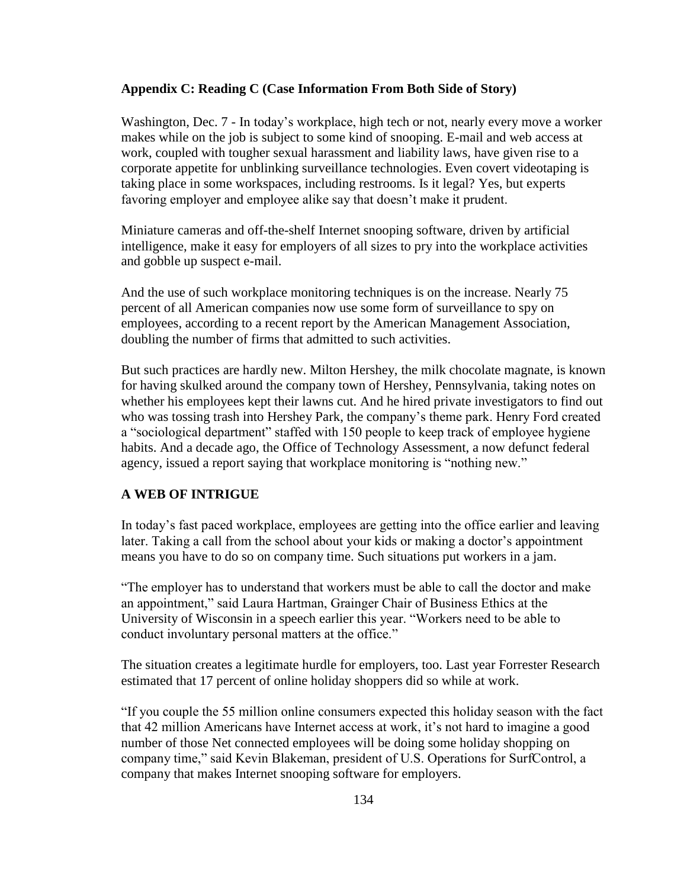**Appendix C: Reading C (Case Information From Both Side of Story)**

Washington, Dec. 7 - In today's workplace, high tech or not, nearly every move a worker makes while on the job is subject to some kind of snooping. E-mail and web access at work, coupled with tougher sexual harassment and liability laws, have given rise to a corporate appetite for unblinking surveillance technologies. Even covert videotaping is taking place in some workspaces, including restrooms. Is it legal? Yes, but experts favoring employer and employee alike say that doesn't make it prudent.

Miniature cameras and off-the-shelf Internet snooping software, driven by artificial intelligence, make it easy for employers of all sizes to pry into the workplace activities and gobble up suspect e-mail.

And the use of such workplace monitoring techniques is on the increase. Nearly 75 percent of all American companies now use some form of surveillance to spy on employees, according to a recent report by the American Management Association, doubling the number of firms that admitted to such activities.

But such practices are hardly new. Milton Hershey, the milk chocolate magnate, is known for having skulked around the company town of Hershey, Pennsylvania, taking notes on whether his employees kept their lawns cut. And he hired private investigators to find out who was tossing trash into Hershey Park, the company's theme park. Henry Ford created a "sociological department" staffed with 150 people to keep track of employee hygiene habits. And a decade ago, the Office of Technology Assessment, a now defunct federal agency, issued a report saying that workplace monitoring is "nothing new."

**A WEB OF INTRIGUE**

In today's fast paced workplace, employees are getting into the office earlier and leaving later. Taking a call from the school about your kids or making a doctor's appointment means you have to do so on company time. Such situations put workers in a jam.

"The employer has to understand that workers must be able to call the doctor and make an appointment," said Laura Hartman, Grainger Chair of Business Ethics at the University of Wisconsin in a speech earlier this year. "Workers need to be able to conduct involuntary personal matters at the office."

The situation creates a legitimate hurdle for employers, too. Last year Forrester Research estimated that 17 percent of online holiday shoppers did so while at work.

"If you couple the 55 million online consumers expected this holiday season with the fact that 42 million Americans have Internet access at work, it's not hard to imagine a good number of those Net connected employees will be doing some holiday shopping on company time," said Kevin Blakeman, president of U.S. Operations for SurfControl, a company that makes Internet snooping software for employers.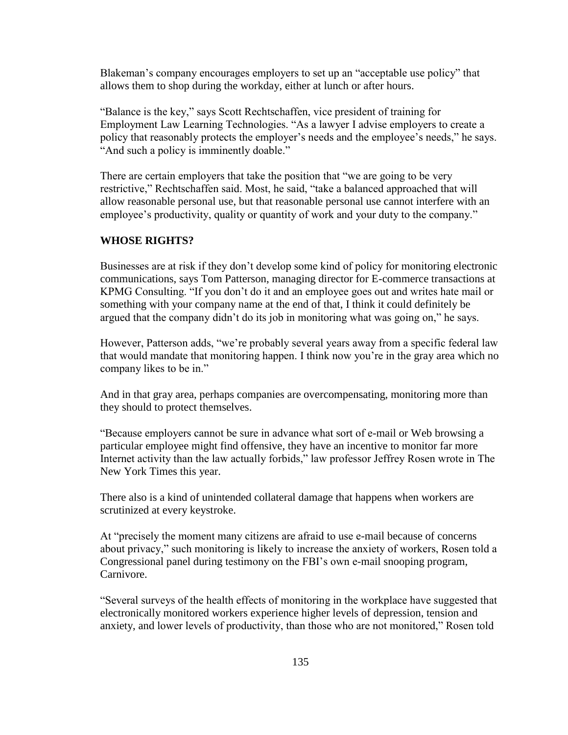Blakeman's company encourages employers to set up an "acceptable use policy" that allows them to shop during the workday, either at lunch or after hours.

"Balance is the key," says Scott Rechtschaffen, vice president of training for Employment Law Learning Technologies. "As a lawyer I advise employers to create a policy that reasonably protects the employer's needs and the employee's needs," he says. "And such a policy is imminently doable."

There are certain employers that take the position that "we are going to be very restrictive," Rechtschaffen said. Most, he said, "take a balanced approached that will allow reasonable personal use, but that reasonable personal use cannot interfere with an employee's productivity, quality or quantity of work and your duty to the company."

**WHOSE RIGHTS?**

Businesses are at risk if they don't develop some kind of policy for monitoring electronic communications, says Tom Patterson, managing director for E-commerce transactions at KPMG Consulting. "If you don't do it and an employee goes out and writes hate mail or something with your company name at the end of that, I think it could definitely be argued that the company didn't do its job in monitoring what was going on," he says.

However, Patterson adds, "we're probably several years away from a specific federal law that would mandate that monitoring happen. I think now you're in the gray area which no company likes to be in."

And in that gray area, perhaps companies are overcompensating, monitoring more than they should to protect themselves.

"Because employers cannot be sure in advance what sort of e-mail or Web browsing a particular employee might find offensive, they have an incentive to monitor far more Internet activity than the law actually forbids," law professor Jeffrey Rosen wrote in The New York Times this year.

There also is a kind of unintended collateral damage that happens when workers are scrutinized at every keystroke.

At "precisely the moment many citizens are afraid to use e-mail because of concerns about privacy," such monitoring is likely to increase the anxiety of workers, Rosen told a Congressional panel during testimony on the FBI's own e-mail snooping program, Carnivore.

"Several surveys of the health effects of monitoring in the workplace have suggested that electronically monitored workers experience higher levels of depression, tension and anxiety, and lower levels of productivity, than those who are not monitored," Rosen told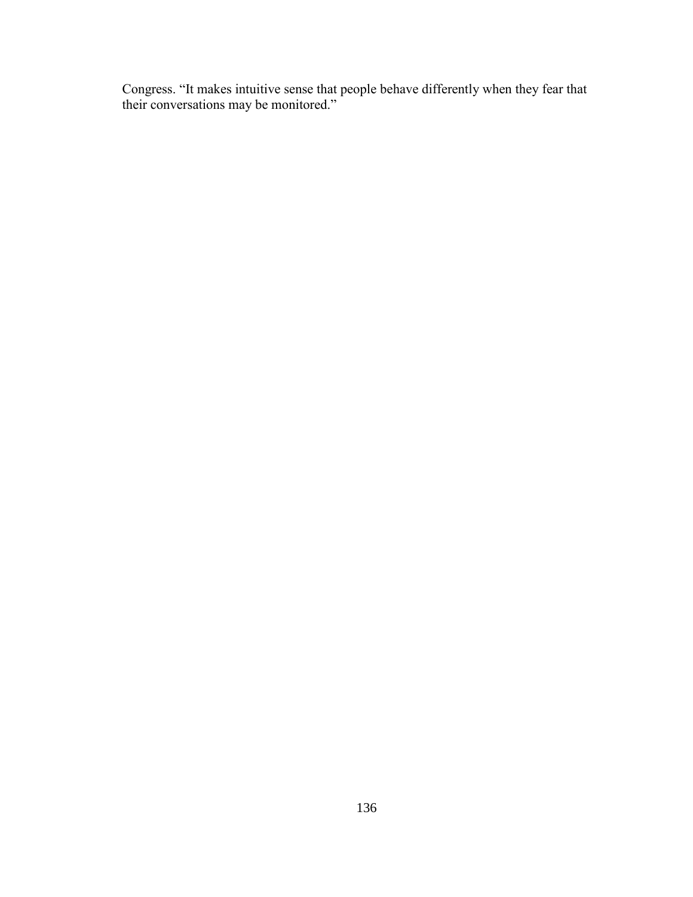Congress. “It makes intuitive sense that people behave differently when they fear that their conversations may be monitored.”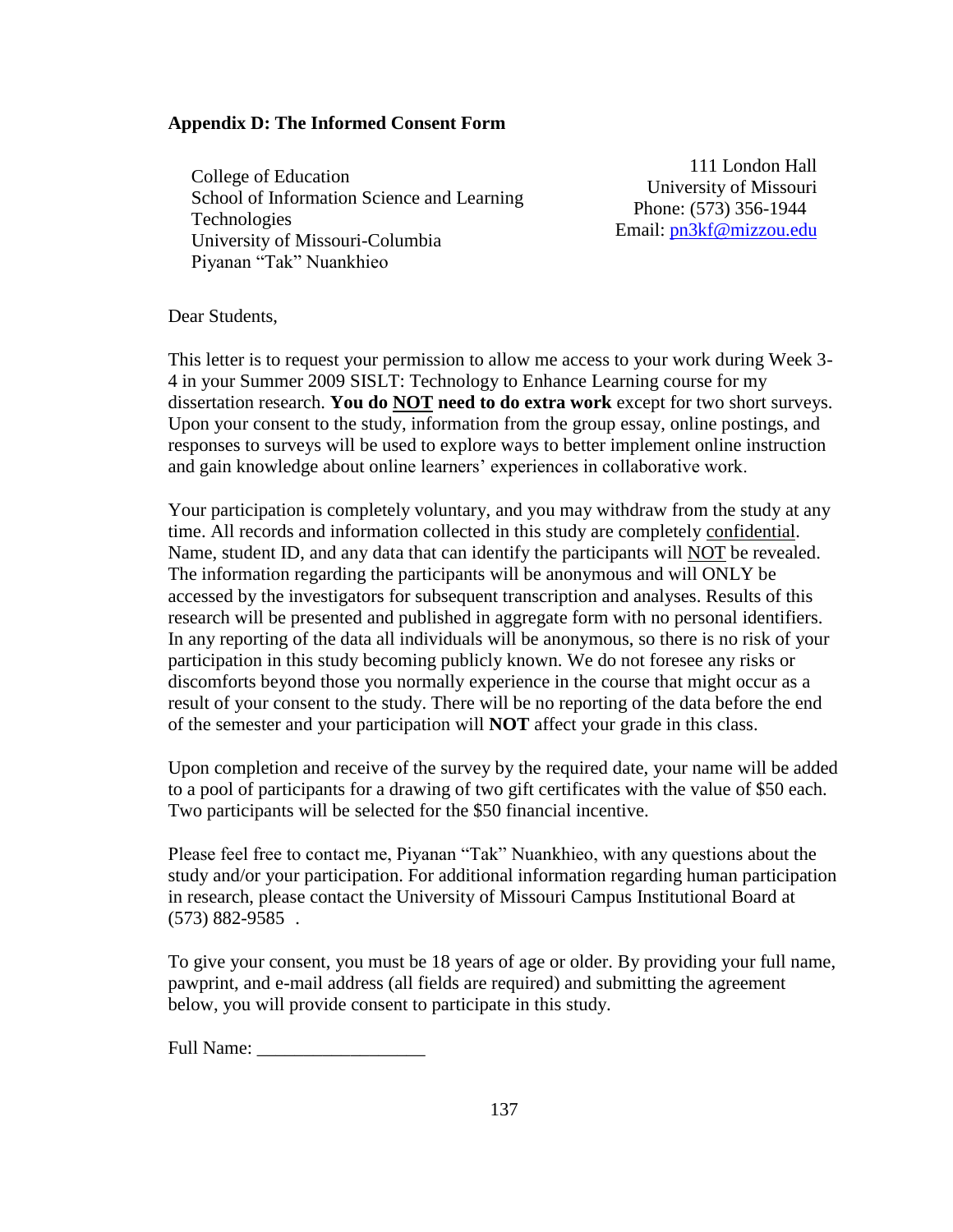**Appendix D: The Informed Consent Form**

College of Education
School of Information Science and Learning Technologies
University of Missouri-Columbia
Piyanan "Tak" Nuankhieo

111 London Hall
University of Missouri
Phone: (573) 356-1944
Email: pn3kf@mizzou.edu

Dear Students,

This letter is to request your permission to allow me access to your work during Week 3-4 in your Summer 2009 SISLT: Technology to Enhance Learning course for my dissertation research. **You do <u>NOT</u> need to do extra work** except for two short surveys. Upon your consent to the study, information from the group essay, online postings, and responses to surveys will be used to explore ways to better implement online instruction and gain knowledge about online learners' experiences in collaborative work.

Your participation is completely voluntary, and you may withdraw from the study at any time. All records and information collected in this study are completely <u>confidential</u>. Name, student ID, and any data that can identify the participants will <u>NOT</u> be revealed. The information regarding the participants will be anonymous and will ONLY be accessed by the investigators for subsequent transcription and analyses. Results of this research will be presented and published in aggregate form with no personal identifiers. In any reporting of the data all individuals will be anonymous, so there is no risk of your participation in this study becoming publicly known. We do not foresee any risks or discomforts beyond those you normally experience in the course that might occur as a result of your consent to the study. There will be no reporting of the data before the end of the semester and your participation will **NOT** affect your grade in this class.

Upon completion and receive of the survey by the required date, your name will be added to a pool of participants for a drawing of two gift certificates with the value of $50 each. Two participants will be selected for the $50 financial incentive.

Please feel free to contact me, Piyanan "Tak" Nuankhieo, with any questions about the study and/or your participation. For additional information regarding human participation in research, please contact the University of Missouri Campus Institutional Board at (573) 882-9585 .

To give your consent, you must be 18 years of age or older. By providing your full name, pawprint, and e-mail address (all fields are required) and submitting the agreement below, you will provide consent to participate in this study.

Full Name: __________________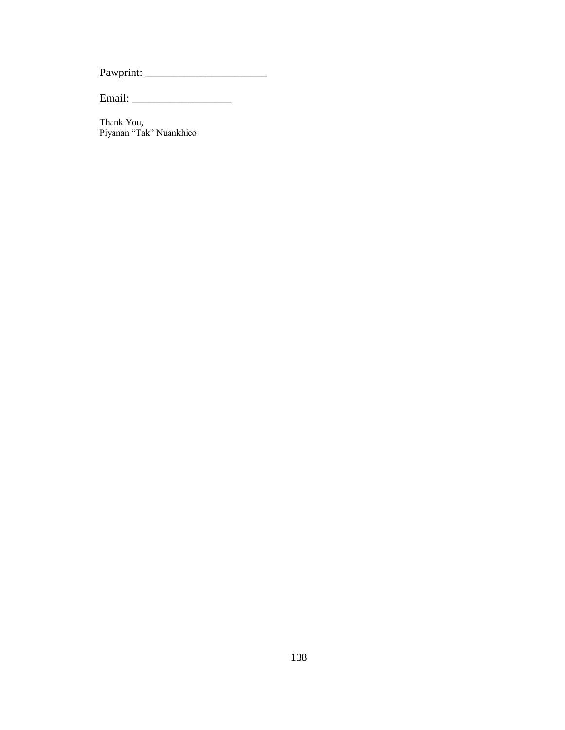Pawprint: ______________________

Email: __________________

Thank You,
Piyanan "Tak" Nuankhieo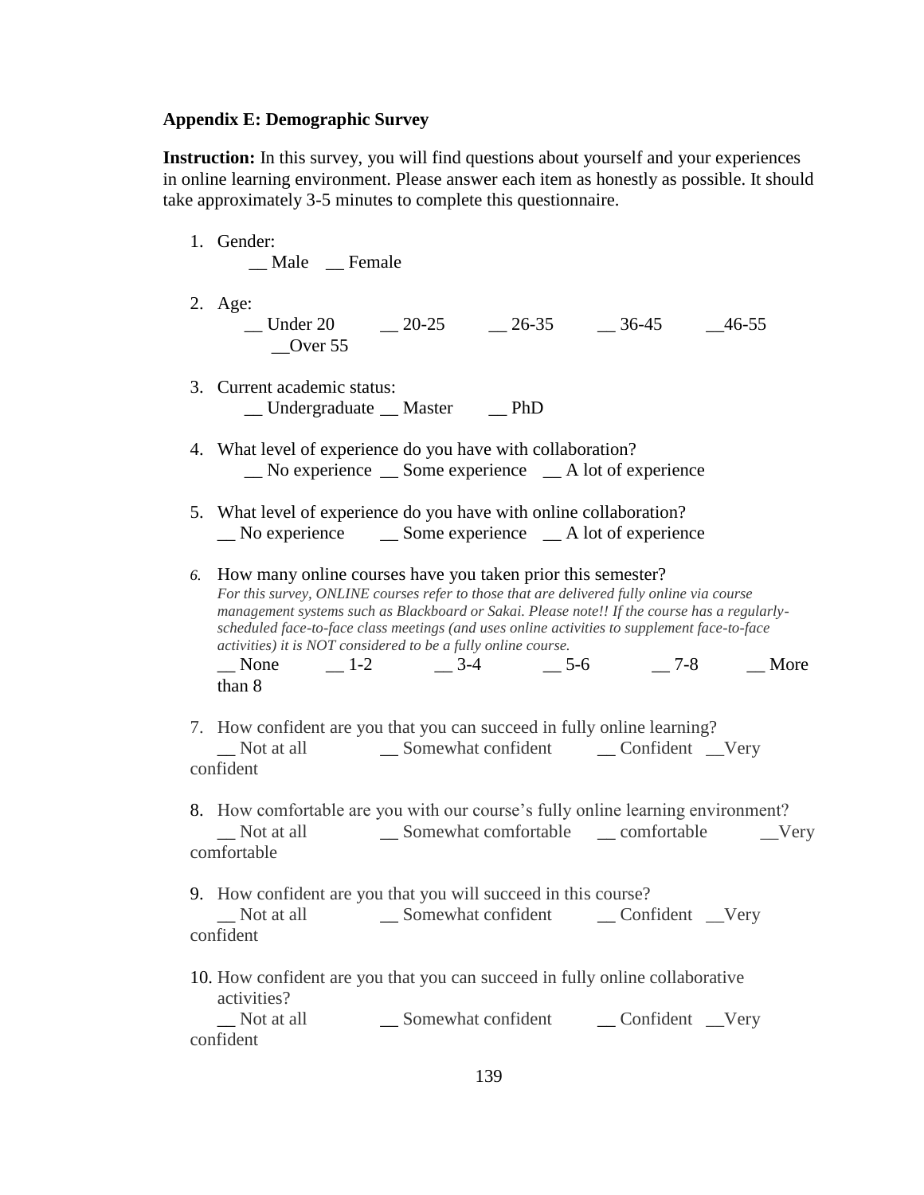**Appendix E: Demographic Survey**

**Instruction:** In this survey, you will find questions about yourself and your experiences in online learning environment. Please answer each item as honestly as possible. It should take approximately 3-5 minutes to complete this questionnaire.

1. Gender:
   __ Male __ Female

2. Age:
   __ Under 20 __ 20-25 __ 26-35 __ 36-45 __46-55 __Over 55

3. Current academic status:
   __ Undergraduate __ Master __ PhD

4. What level of experience do you have with collaboration?
   __ No experience __ Some experience __ A lot of experience

5. What level of experience do you have with online collaboration?
   __ No experience __ Some experience __ A lot of experience

6. How many online courses have you taken prior this semester?
   *For this survey, ONLINE courses refer to those that are delivered fully online via course management systems such as Blackboard or Sakai. Please note!! If the course has a regularly-scheduled face-to-face class meetings (and uses online activities to supplement face-to-face activities) it is NOT considered to be a fully online course.*
   __ None __ 1-2 __ 3-4 __ 5-6 __ 7-8 __ More than 8

7. How confident are you that you can succeed in fully online learning?
   __ Not at all __ Somewhat confident __ Confident __Very confident

8. How comfortable are you with our course's fully online learning environment?
   __ Not at all __ Somewhat comfortable __ comfortable __Very comfortable

9. How confident are you that you will succeed in this course?
   __ Not at all __ Somewhat confident __ Confident __Very confident

10. How confident are you that you can succeed in fully online collaborative activities?
    __ Not at all __ Somewhat confident __ Confident __Very confident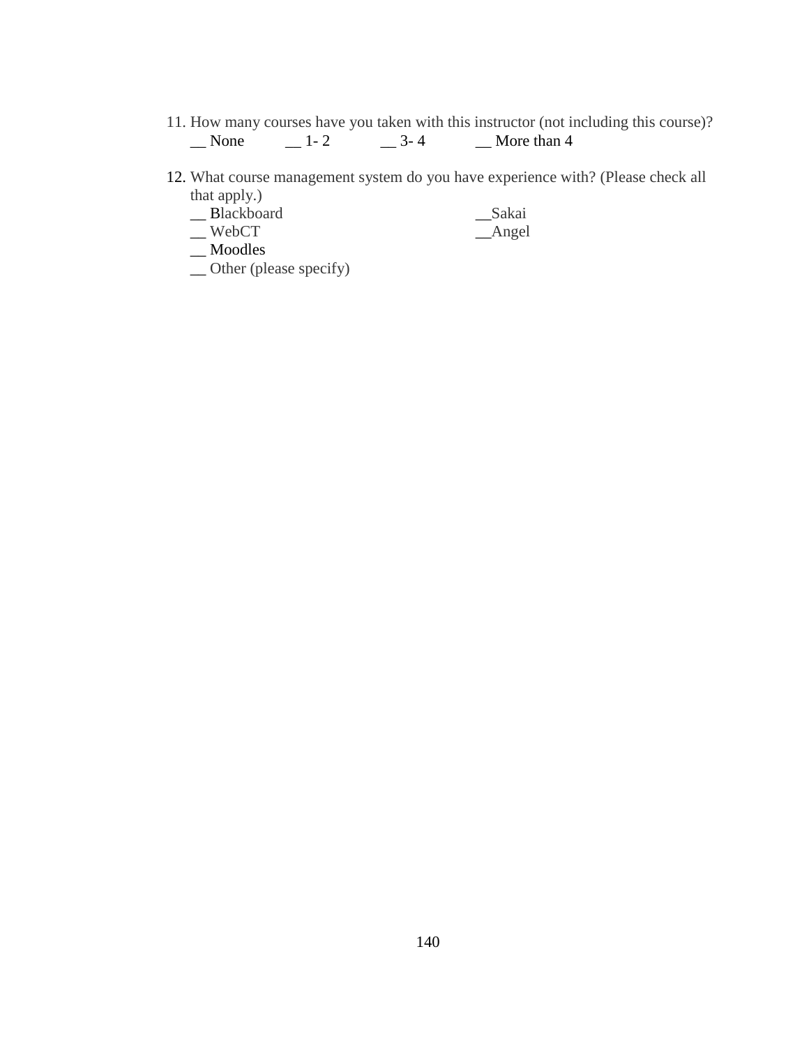11. How many courses have you taken with this instructor (not including this course)?
    __ None __ 1- 2 __ 3- 4 __ More than 4

12. What course management system do you have experience with? (Please check all that apply.)
    __ Blackboard
    __ WebCT
    __ Moodles
    __ Other (please specify)
    __Sakai
    __Angel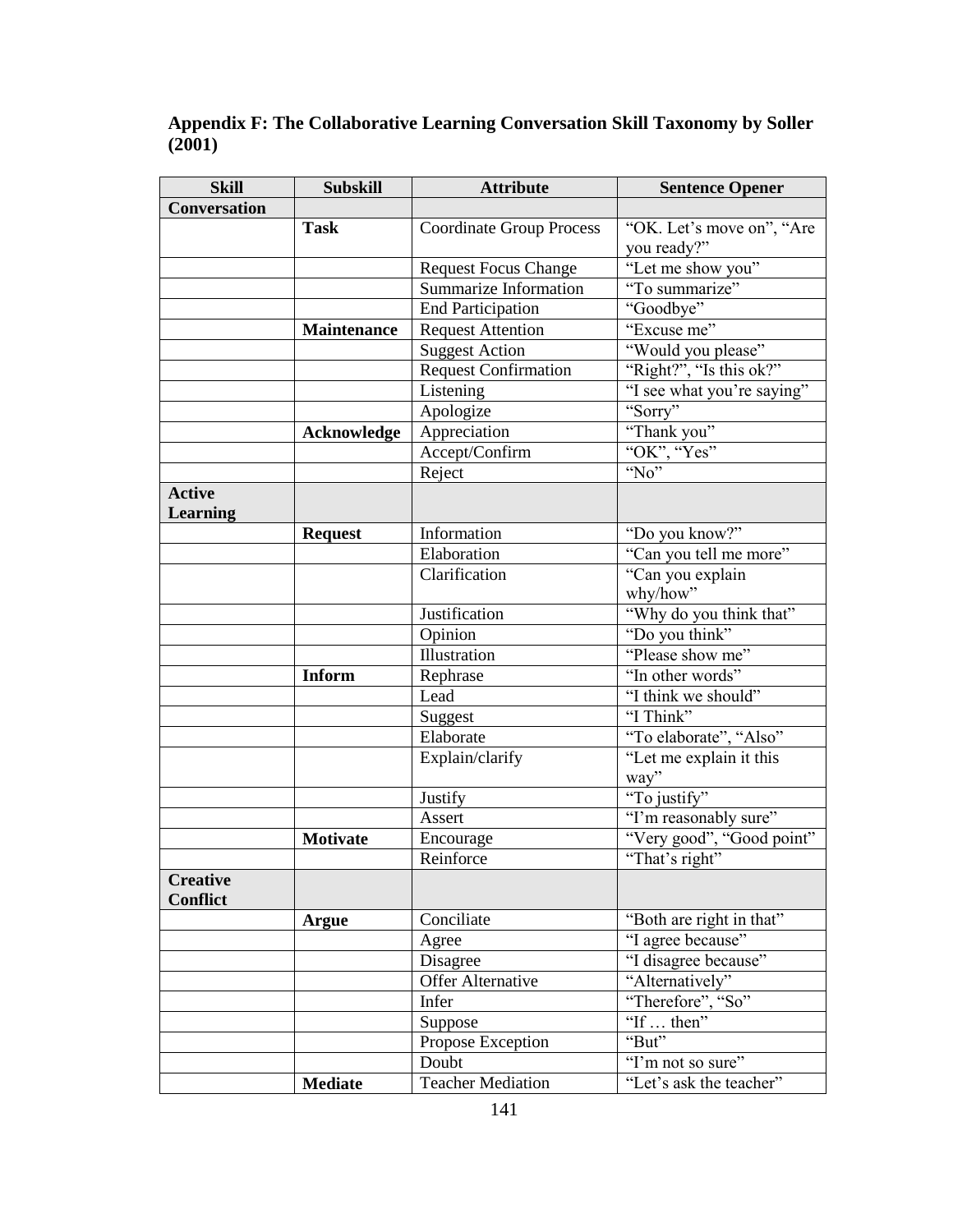## Appendix F: The Collaborative Learning Conversation Skill Taxonomy by Soller (2001)

| Skill | Subskill | Attribute | Sentence Opener |
|---|---|---|---|
| **Conversation** | | | |
| | **Task** | Coordinate Group Process | "OK. Let's move on", "Are you ready?" |
| | | Request Focus Change | "Let me show you" |
| | | Summarize Information | "To summarize" |
| | | End Participation | "Goodbye" |
| | **Maintenance** | Request Attention | "Excuse me" |
| | | Suggest Action | "Would you please" |
| | | Request Confirmation | "Right?", "Is this ok?" |
| | | Listening | "I see what you're saying" |
| | | Apologize | "Sorry" |
| | **Acknowledge** | Appreciation | "Thank you" |
| | | Accept/Confirm | "OK", "Yes" |
| | | Reject | "No" |
| **Active Learning** | | | |
| | **Request** | Information | "Do you know?" |
| | | Elaboration | "Can you tell me more" |
| | | Clarification | "Can you explain why/how" |
| | | Justification | "Why do you think that" |
| | | Opinion | "Do you think" |
| | | Illustration | "Please show me" |
| | **Inform** | Rephrase | "In other words" |
| | | Lead | "I think we should" |
| | | Suggest | "I Think" |
| | | Elaborate | "To elaborate", "Also" |
| | | Explain/clarify | "Let me explain it this way" |
| | | Justify | "To justify" |
| | | Assert | "I'm reasonably sure" |
| | **Motivate** | Encourage | "Very good", "Good point" |
| | | Reinforce | "That's right" |
| **Creative Conflict** | | | |
| | **Argue** | Conciliate | "Both are right in that" |
| | | Agree | "I agree because" |
| | | Disagree | "I disagree because" |
| | | Offer Alternative | "Alternatively" |
| | | Infer | "Therefore", "So" |
| | | Suppose | "If … then" |
| | | Propose Exception | "But" |
| | | Doubt | "I'm not so sure" |
| | **Mediate** | Teacher Mediation | "Let's ask the teacher" |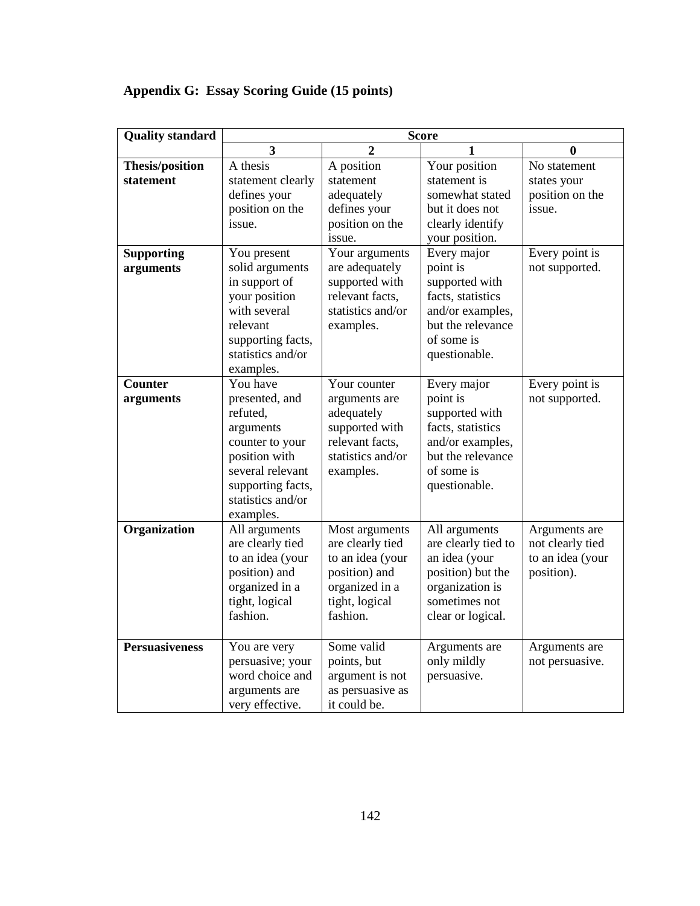## Appendix G: Essay Scoring Guide (15 points)

| Quality standard | Score | | | |
|---|---|---|---|---|
| | **3** | **2** | **1** | **0** |
| **Thesis/position statement** | A thesis statement clearly defines your position on the issue. | A position statement adequately defines your position on the issue. | Your position statement is somewhat stated but it does not clearly identify your position. | No statement states your position on the issue. |
| **Supporting arguments** | You present solid arguments in support of your position with several relevant supporting facts, statistics and/or examples. | Your arguments are adequately supported with relevant facts, statistics and/or examples. | Every major point is supported with facts, statistics and/or examples, but the relevance of some is questionable. | Every point is not supported. |
| **Counter arguments** | You have presented, and refuted, arguments counter to your position with several relevant supporting facts, statistics and/or examples. | Your counter arguments are adequately supported with relevant facts, statistics and/or examples. | Every major point is supported with facts, statistics and/or examples, but the relevance of some is questionable. | Every point is not supported. |
| **Organization** | All arguments are clearly tied to an idea (your position) and organized in a tight, logical fashion. | Most arguments are clearly tied to an idea (your position) and organized in a tight, logical fashion. | All arguments are clearly tied to an idea (your position) but the organization is sometimes not clear or logical. | Arguments are not clearly tied to an idea (your position). |
| **Persuasiveness** | You are very persuasive; your word choice and arguments are very effective. | Some valid points, but argument is not as persuasive as it could be. | Arguments are only mildly persuasive. | Arguments are not persuasive. |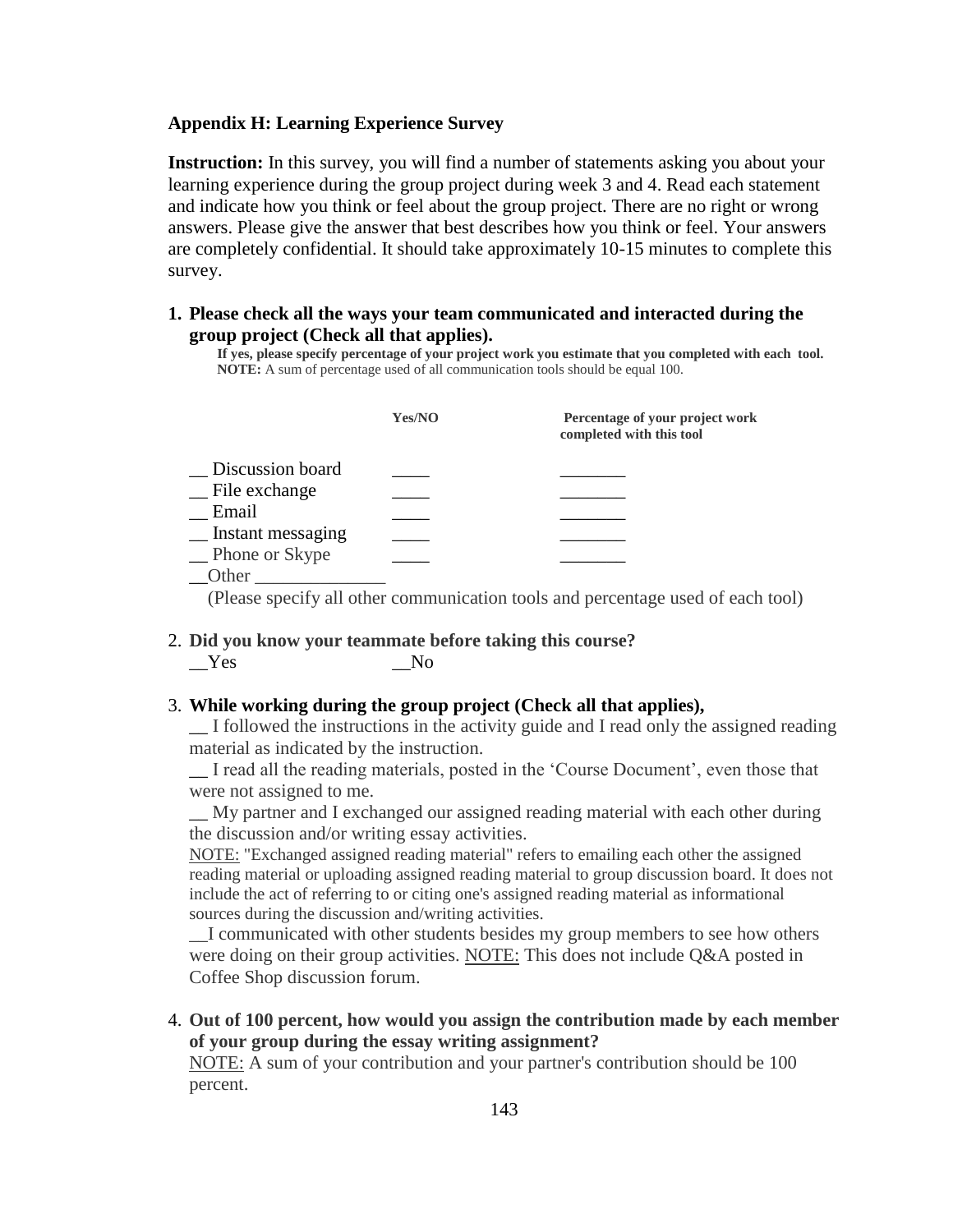**Appendix H: Learning Experience Survey**

**Instruction:** In this survey, you will find a number of statements asking you about your learning experience during the group project during week 3 and 4. Read each statement and indicate how you think or feel about the group project. There are no right or wrong answers. Please give the answer that best describes how you think or feel. Your answers are completely confidential. It should take approximately 10-15 minutes to complete this survey.

1. **Please check all the ways your team communicated and interacted during the group project (Check all that applies).**

   **If yes, please specify percentage of your project work you estimate that you completed with each tool.**
   **NOTE:** A sum of percentage used of all communication tools should be equal 100.

| | **Yes/NO** | **Percentage of your project work completed with this tool** |
|---|---|---|
| __ Discussion board | ____ | _______ |
| __ File exchange | ____ | _______ |
| __ Email | ____ | _______ |
| __ Instant messaging | ____ | _______ |
| __ Phone or Skype | ____ | _______ |
| __Other ______________ | | |

   (Please specify all other communication tools and percentage used of each tool)

2. **Did you know your teammate before taking this course?**

   __Yes __No

3. **While working during the group project (Check all that applies),**

   __ I followed the instructions in the activity guide and I read only the assigned reading material as indicated by the instruction.

   __ I read all the reading materials, posted in the 'Course Document', even those that were not assigned to me.

   __ My partner and I exchanged our assigned reading material with each other during the discussion and/or writing essay activities.

   NOTE: "Exchanged assigned reading material" refers to emailing each other the assigned reading material or uploading assigned reading material to group discussion board. It does not include the act of referring to or citing one's assigned reading material as informational sources during the discussion and/writing activities.

   __I communicated with other students besides my group members to see how others were doing on their group activities. NOTE: This does not include Q&A posted in Coffee Shop discussion forum.

4. **Out of 100 percent, how would you assign the contribution made by each member of your group during the essay writing assignment?**

   NOTE: A sum of your contribution and your partner's contribution should be 100 percent.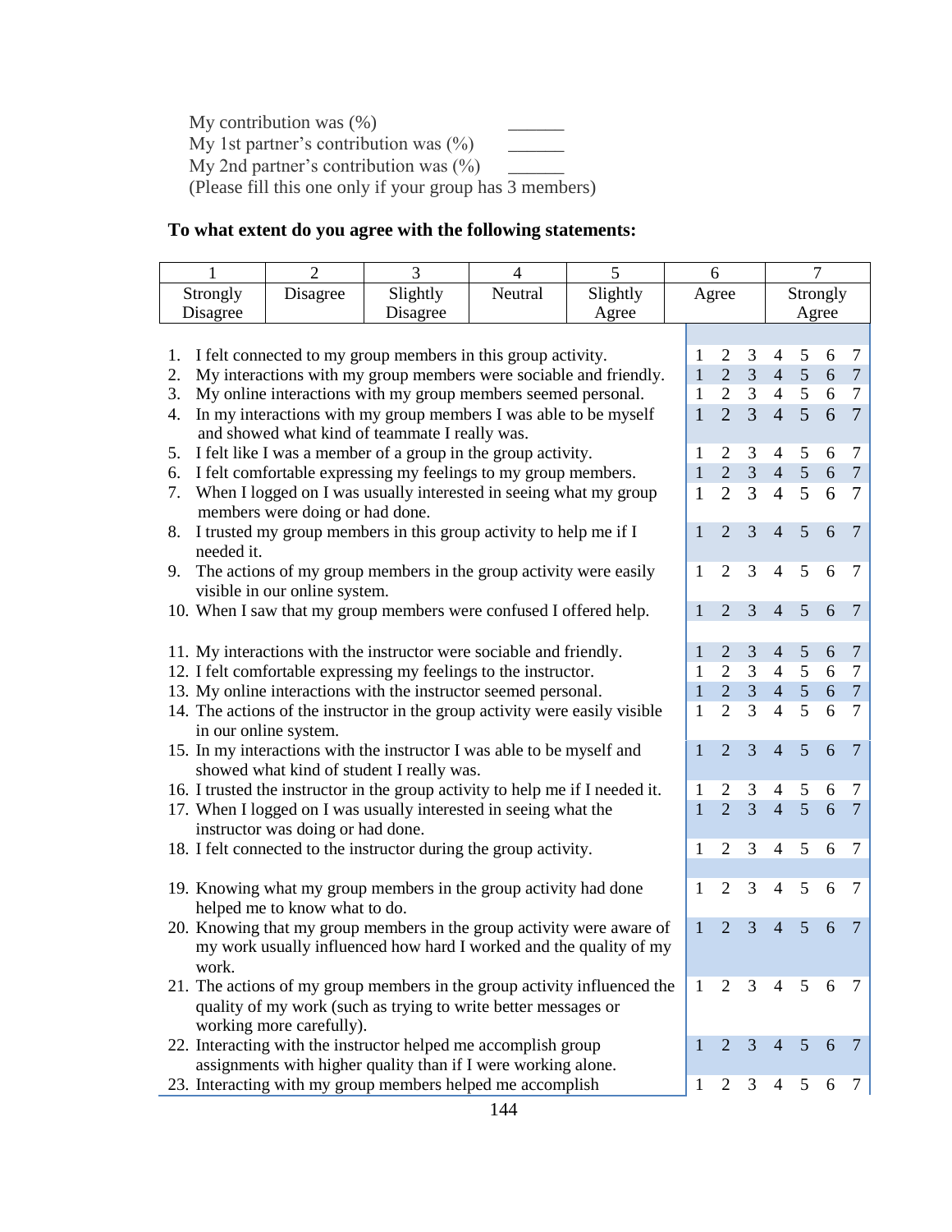My contribution was (%) ______

My 1st partner's contribution was (%) ______

My 2nd partner's contribution was (%) ______

(Please fill this one only if your group has 3 members)

**To what extent do you agree with the following statements:**

| 1 | 2 | 3 | 4 | 5 | 6 | 7 |
|---|---|---|---|---|---|---|
| Strongly Disagree | Disagree | Slightly Disagree | Neutral | Slightly Agree | Agree | Strongly Agree |

| Statement | | | | | | | |
|---|---|---|---|---|---|---|---|
| 1. I felt connected to my group members in this group activity. | 1 | 2 | 3 | 4 | 5 | 6 | 7 |
| 2. My interactions with my group members were sociable and friendly. | 1 | 2 | 3 | 4 | 5 | 6 | 7 |
| 3. My online interactions with my group members seemed personal. | 1 | 2 | 3 | 4 | 5 | 6 | 7 |
| 4. In my interactions with my group members I was able to be myself and showed what kind of teammate I really was. | 1 | 2 | 3 | 4 | 5 | 6 | 7 |
| 5. I felt like I was a member of a group in the group activity. | 1 | 2 | 3 | 4 | 5 | 6 | 7 |
| 6. I felt comfortable expressing my feelings to my group members. | 1 | 2 | 3 | 4 | 5 | 6 | 7 |
| 7. When I logged on I was usually interested in seeing what my group members were doing or had done. | 1 | 2 | 3 | 4 | 5 | 6 | 7 |
| 8. I trusted my group members in this group activity to help me if I needed it. | 1 | 2 | 3 | 4 | 5 | 6 | 7 |
| 9. The actions of my group members in the group activity were easily visible in our online system. | 1 | 2 | 3 | 4 | 5 | 6 | 7 |
| 10. When I saw that my group members were confused I offered help. | 1 | 2 | 3 | 4 | 5 | 6 | 7 |
| 11. My interactions with the instructor were sociable and friendly. | 1 | 2 | 3 | 4 | 5 | 6 | 7 |
| 12. I felt comfortable expressing my feelings to the instructor. | 1 | 2 | 3 | 4 | 5 | 6 | 7 |
| 13. My online interactions with the instructor seemed personal. | 1 | 2 | 3 | 4 | 5 | 6 | 7 |
| 14. The actions of the instructor in the group activity were easily visible in our online system. | 1 | 2 | 3 | 4 | 5 | 6 | 7 |
| 15. In my interactions with the instructor I was able to be myself and showed what kind of student I really was. | 1 | 2 | 3 | 4 | 5 | 6 | 7 |
| 16. I trusted the instructor in the group activity to help me if I needed it. | 1 | 2 | 3 | 4 | 5 | 6 | 7 |
| 17. When I logged on I was usually interested in seeing what the instructor was doing or had done. | 1 | 2 | 3 | 4 | 5 | 6 | 7 |
| 18. I felt connected to the instructor during the group activity. | 1 | 2 | 3 | 4 | 5 | 6 | 7 |
| 19. Knowing what my group members in the group activity had done helped me to know what to do. | 1 | 2 | 3 | 4 | 5 | 6 | 7 |
| 20. Knowing that my group members in the group activity were aware of my work usually influenced how hard I worked and the quality of my work. | 1 | 2 | 3 | 4 | 5 | 6 | 7 |
| 21. The actions of my group members in the group activity influenced the quality of my work (such as trying to write better messages or working more carefully). | 1 | 2 | 3 | 4 | 5 | 6 | 7 |
| 22. Interacting with the instructor helped me accomplish group assignments with higher quality than if I were working alone. | 1 | 2 | 3 | 4 | 5 | 6 | 7 |
| 23. Interacting with my group members helped me accomplish | 1 | 2 | 3 | 4 | 5 | 6 | 7 |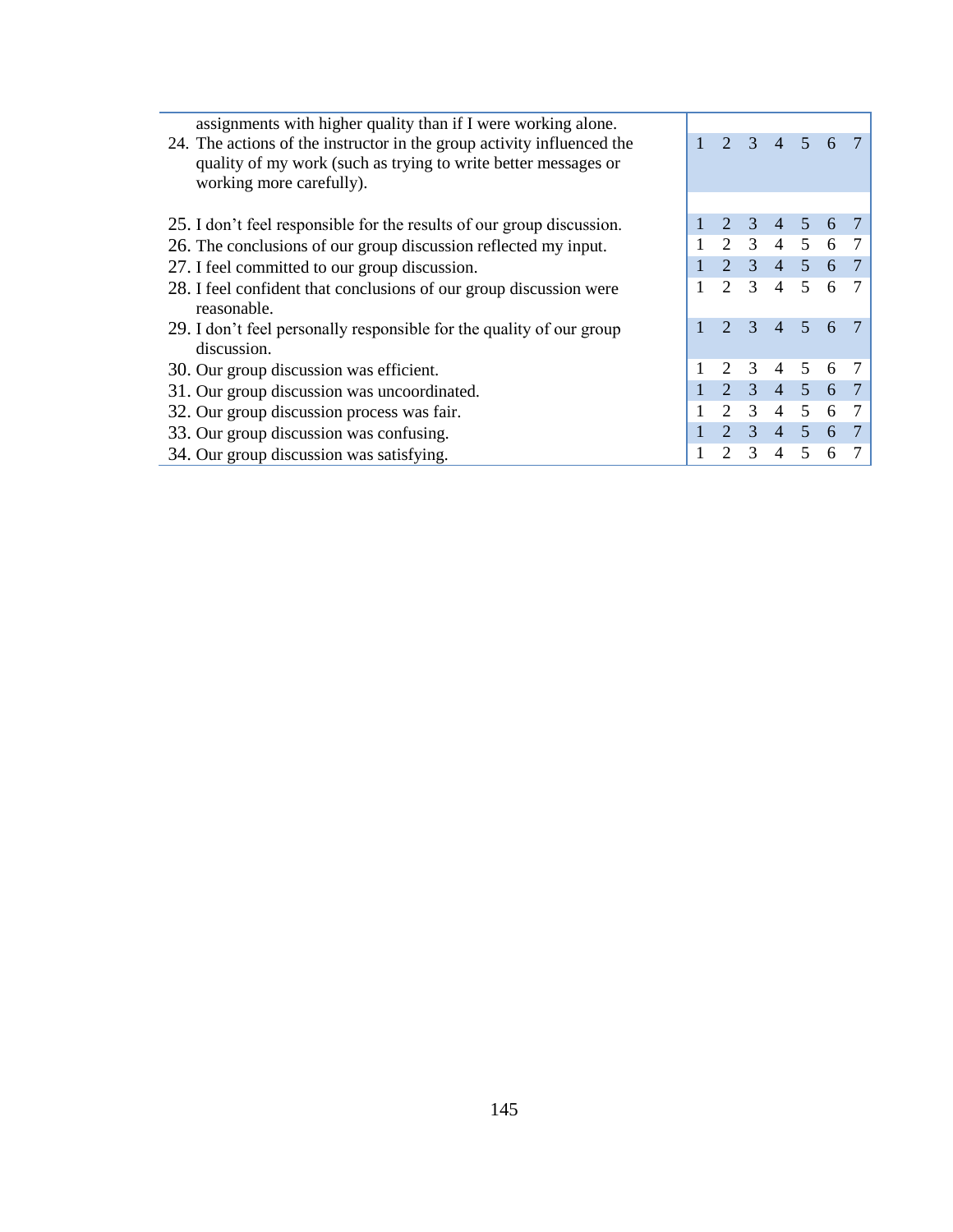| | | | | | | | |
|---|---|---|---|---|---|---|---|
| assignments with higher quality than if I were working alone. | | | | | | | |
| 24. The actions of the instructor in the group activity influenced the quality of my work (such as trying to write better messages or working more carefully). | 1 | 2 | 3 | 4 | 5 | 6 | 7 |
| 25. I don’t feel responsible for the results of our group discussion. | 1 | 2 | 3 | 4 | 5 | 6 | 7 |
| 26. The conclusions of our group discussion reflected my input. | 1 | 2 | 3 | 4 | 5 | 6 | 7 |
| 27. I feel committed to our group discussion. | 1 | 2 | 3 | 4 | 5 | 6 | 7 |
| 28. I feel confident that conclusions of our group discussion were reasonable. | 1 | 2 | 3 | 4 | 5 | 6 | 7 |
| 29. I don’t feel personally responsible for the quality of our group discussion. | 1 | 2 | 3 | 4 | 5 | 6 | 7 |
| 30. Our group discussion was efficient. | 1 | 2 | 3 | 4 | 5 | 6 | 7 |
| 31. Our group discussion was uncoordinated. | 1 | 2 | 3 | 4 | 5 | 6 | 7 |
| 32. Our group discussion process was fair. | 1 | 2 | 3 | 4 | 5 | 6 | 7 |
| 33. Our group discussion was confusing. | 1 | 2 | 3 | 4 | 5 | 6 | 7 |
| 34. Our group discussion was satisfying. | 1 | 2 | 3 | 4 | 5 | 6 | 7 |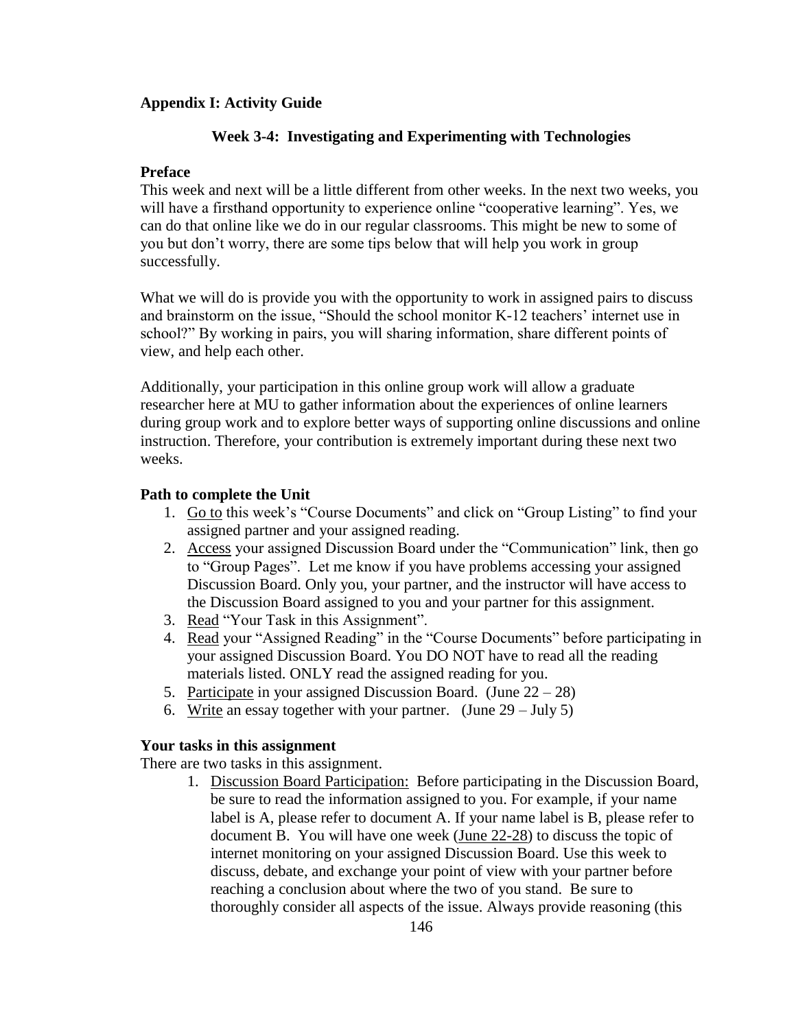**Appendix I: Activity Guide**

**Week 3-4: Investigating and Experimenting with Technologies**

**Preface**

This week and next will be a little different from other weeks. In the next two weeks, you will have a firsthand opportunity to experience online "cooperative learning". Yes, we can do that online like we do in our regular classrooms. This might be new to some of you but don't worry, there are some tips below that will help you work in group successfully.

What we will do is provide you with the opportunity to work in assigned pairs to discuss and brainstorm on the issue, "Should the school monitor K-12 teachers' internet use in school?" By working in pairs, you will sharing information, share different points of view, and help each other.

Additionally, your participation in this online group work will allow a graduate researcher here at MU to gather information about the experiences of online learners during group work and to explore better ways of supporting online discussions and online instruction. Therefore, your contribution is extremely important during these next two weeks.

**Path to complete the Unit**

1. Go to this week's "Course Documents" and click on "Group Listing" to find your assigned partner and your assigned reading.
2. Access your assigned Discussion Board under the "Communication" link, then go to "Group Pages". Let me know if you have problems accessing your assigned Discussion Board. Only you, your partner, and the instructor will have access to the Discussion Board assigned to you and your partner for this assignment.
3. Read "Your Task in this Assignment".
4. Read your "Assigned Reading" in the "Course Documents" before participating in your assigned Discussion Board. You DO NOT have to read all the reading materials listed. ONLY read the assigned reading for you.
5. Participate in your assigned Discussion Board. (June 22 – 28)
6. Write an essay together with your partner. (June 29 – July 5)

**Your tasks in this assignment**

There are two tasks in this assignment.

1. Discussion Board Participation: Before participating in the Discussion Board, be sure to read the information assigned to you. For example, if your name label is A, please refer to document A. If your name label is B, please refer to document B. You will have one week (June 22-28) to discuss the topic of internet monitoring on your assigned Discussion Board. Use this week to discuss, debate, and exchange your point of view with your partner before reaching a conclusion about where the two of you stand. Be sure to thoroughly consider all aspects of the issue. Always provide reasoning (this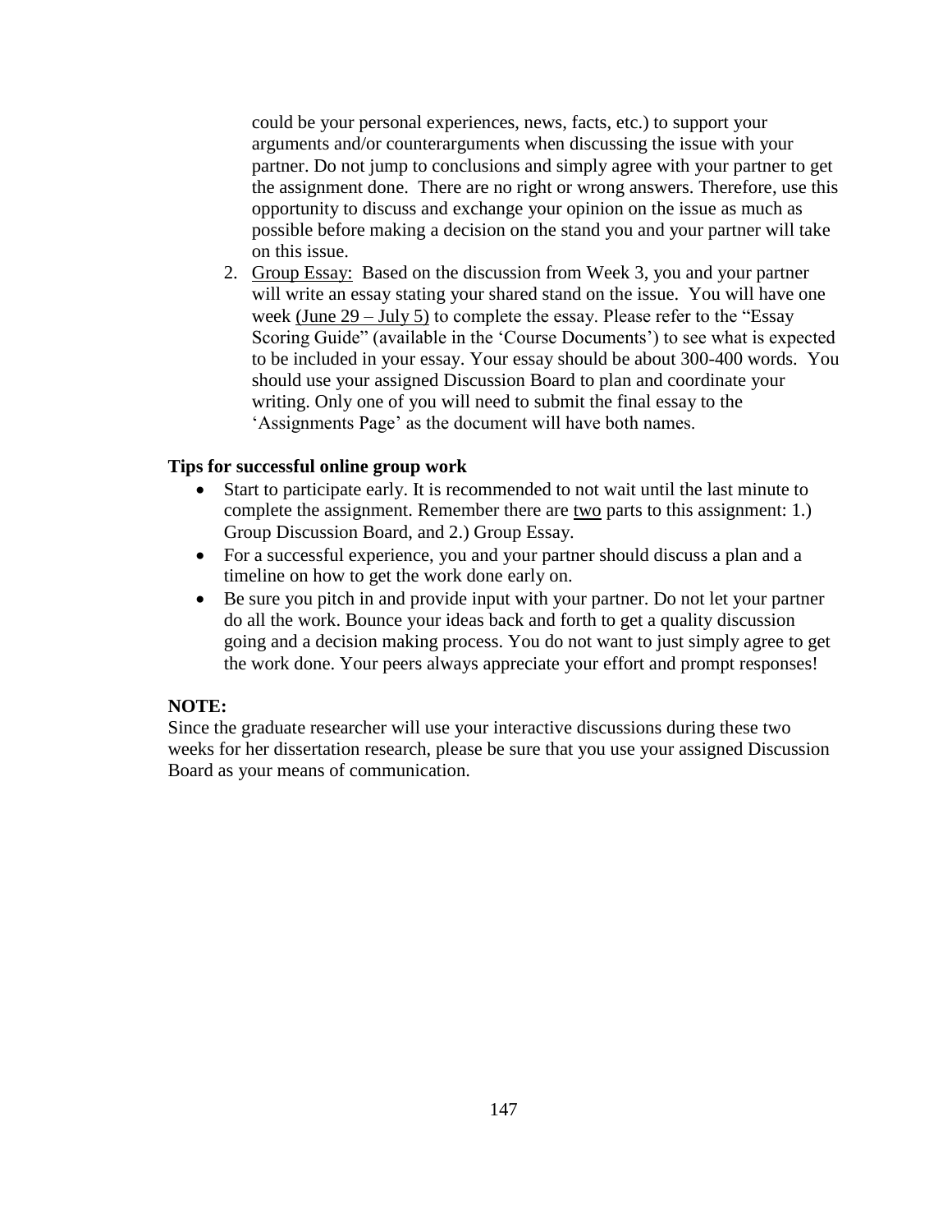could be your personal experiences, news, facts, etc.) to support your arguments and/or counterarguments when discussing the issue with your partner. Do not jump to conclusions and simply agree with your partner to get the assignment done. There are no right or wrong answers. Therefore, use this opportunity to discuss and exchange your opinion on the issue as much as possible before making a decision on the stand you and your partner will take on this issue.

2. Group Essay: Based on the discussion from Week 3, you and your partner will write an essay stating your shared stand on the issue. You will have one week (June 29 – July 5) to complete the essay. Please refer to the "Essay Scoring Guide" (available in the 'Course Documents') to see what is expected to be included in your essay. Your essay should be about 300-400 words. You should use your assigned Discussion Board to plan and coordinate your writing. Only one of you will need to submit the final essay to the 'Assignments Page' as the document will have both names.

**Tips for successful online group work**

- Start to participate early. It is recommended to not wait until the last minute to complete the assignment. Remember there are two parts to this assignment: 1.) Group Discussion Board, and 2.) Group Essay.
- For a successful experience, you and your partner should discuss a plan and a timeline on how to get the work done early on.
- Be sure you pitch in and provide input with your partner. Do not let your partner do all the work. Bounce your ideas back and forth to get a quality discussion going and a decision making process. You do not want to just simply agree to get the work done. Your peers always appreciate your effort and prompt responses!

**NOTE:**

Since the graduate researcher will use your interactive discussions during these two weeks for her dissertation research, please be sure that you use your assigned Discussion Board as your means of communication.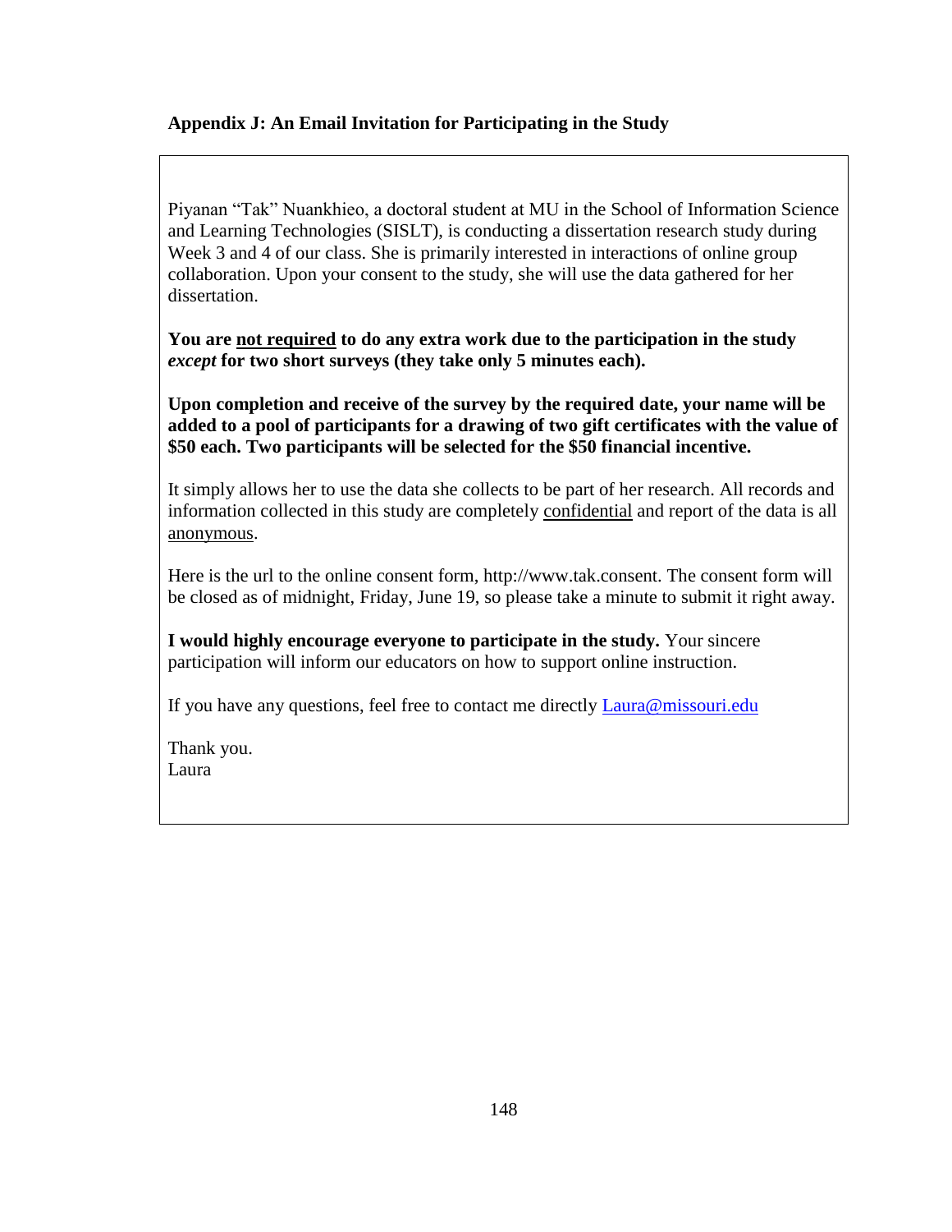**Appendix J: An Email Invitation for Participating in the Study**

Piyanan "Tak" Nuankhieo, a doctoral student at MU in the School of Information Science and Learning Technologies (SISLT), is conducting a dissertation research study during Week 3 and 4 of our class. She is primarily interested in interactions of online group collaboration. Upon your consent to the study, she will use the data gathered for her dissertation.

**You are <u>not required</u> to do any extra work due to the participation in the study *except* for two short surveys (they take only 5 minutes each).**

**Upon completion and receive of the survey by the required date, your name will be added to a pool of participants for a drawing of two gift certificates with the value of $50 each. Two participants will be selected for the $50 financial incentive.**

It simply allows her to use the data she collects to be part of her research. All records and information collected in this study are completely <u>confidential</u> and report of the data is all <u>anonymous</u>.

Here is the url to the online consent form, http://www.tak.consent. The consent form will be closed as of midnight, Friday, June 19, so please take a minute to submit it right away.

**I would highly encourage everyone to participate in the study.** Your sincere participation will inform our educators on how to support online instruction.

If you have any questions, feel free to contact me directly Laura@missouri.edu

Thank you.
Laura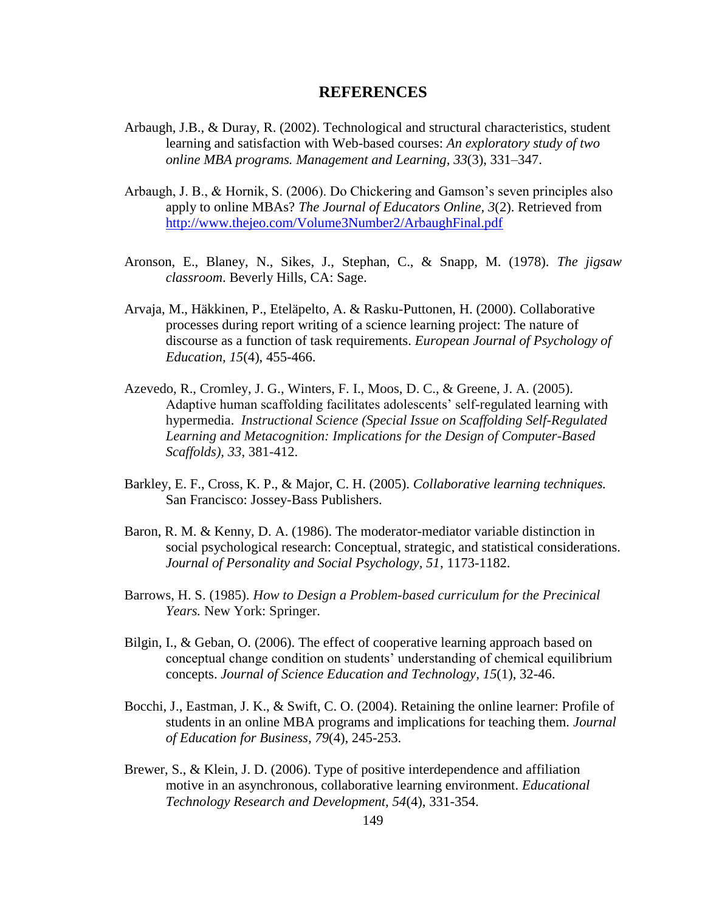# REFERENCES

Arbaugh, J.B., & Duray, R. (2002). Technological and structural characteristics, student learning and satisfaction with Web-based courses: *An exploratory study of two online MBA programs. Management and Learning, 33*(3), 331–347.

Arbaugh, J. B., & Hornik, S. (2006). Do Chickering and Gamson's seven principles also apply to online MBAs? *The Journal of Educators Online, 3*(2). Retrieved from http://www.thejeo.com/Volume3Number2/ArbaughFinal.pdf

Aronson, E., Blaney, N., Sikes, J., Stephan, C., & Snapp, M. (1978). *The jigsaw classroom*. Beverly Hills, CA: Sage.

Arvaja, M., Häkkinen, P., Eteläpelto, A. & Rasku-Puttonen, H. (2000). Collaborative processes during report writing of a science learning project: The nature of discourse as a function of task requirements. *European Journal of Psychology of Education, 15*(4), 455-466.

Azevedo, R., Cromley, J. G., Winters, F. I., Moos, D. C., & Greene, J. A. (2005). Adaptive human scaffolding facilitates adolescents' self-regulated learning with hypermedia. *Instructional Science (Special Issue on Scaffolding Self-Regulated Learning and Metacognition: Implications for the Design of Computer-Based Scaffolds), 33*, 381-412.

Barkley, E. F., Cross, K. P., & Major, C. H. (2005). *Collaborative learning techniques.* San Francisco: Jossey-Bass Publishers.

Baron, R. M. & Kenny, D. A. (1986). The moderator-mediator variable distinction in social psychological research: Conceptual, strategic, and statistical considerations. *Journal of Personality and Social Psychology, 51*, 1173-1182.

Barrows, H. S. (1985). *How to Design a Problem-based curriculum for the Precinical Years.* New York: Springer.

Bilgin, I., & Geban, O. (2006). The effect of cooperative learning approach based on conceptual change condition on students' understanding of chemical equilibrium concepts. *Journal of Science Education and Technology, 15*(1), 32-46.

Bocchi, J., Eastman, J. K., & Swift, C. O. (2004). Retaining the online learner: Profile of students in an online MBA programs and implications for teaching them. *Journal of Education for Business, 79*(4), 245-253.

Brewer, S., & Klein, J. D. (2006). Type of positive interdependence and affiliation motive in an asynchronous, collaborative learning environment. *Educational Technology Research and Development, 54*(4), 331-354.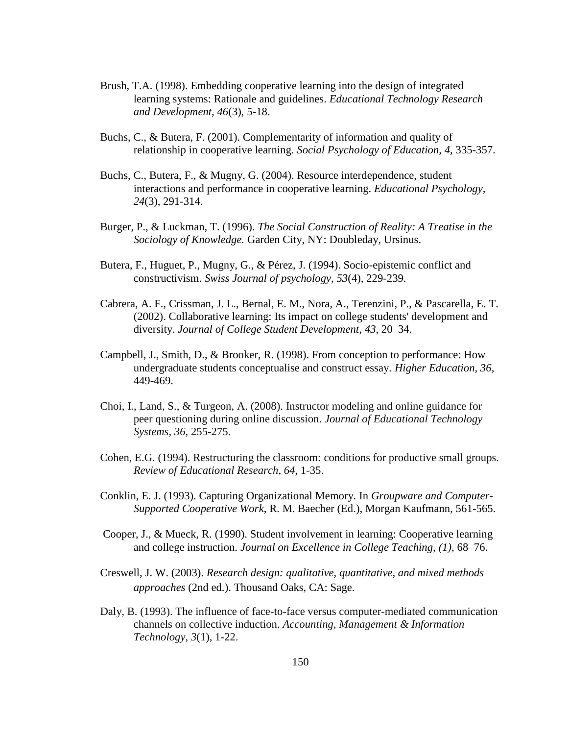Brush, T.A. (1998). Embedding cooperative learning into the design of integrated learning systems: Rationale and guidelines. *Educational Technology Research and Development, 46*(3), 5-18.

Buchs, C., & Butera, F. (2001). Complementarity of information and quality of relationship in cooperative learning. *Social Psychology of Education, 4,* 335-357.

Buchs, C., Butera, F., & Mugny, G. (2004). Resource interdependence, student interactions and performance in cooperative learning. *Educational Psychology, 24*(3), 291-314.

Burger, P., & Luckman, T. (1996). *The Social Construction of Reality: A Treatise in the Sociology of Knowledge.* Garden City, NY: Doubleday, Ursinus.

Butera, F., Huguet, P., Mugny, G., & Pérez, J. (1994). Socio-epistemic conflict and constructivism. *Swiss Journal of psychology, 53*(4), 229-239.

Cabrera, A. F., Crissman, J. L., Bernal, E. M., Nora, A., Terenzini, P., & Pascarella, E. T. (2002). Collaborative learning: Its impact on college students' development and diversity. *Journal of College Student Development*, *43*, 20–34.

Campbell, J., Smith, D., & Brooker, R. (1998). From conception to performance: How undergraduate students conceptualise and construct essay. *Higher Education, 36*, 449-469.

Choi, I., Land, S., & Turgeon, A. (2008). Instructor modeling and online guidance for peer questioning during online discussion. *Journal of Educational Technology Systems, 36*, 255-275.

Cohen, E.G. (1994). Restructuring the classroom: conditions for productive small groups. *Review of Educational Research*, *64*, 1-35.

Conklin, E. J. (1993). Capturing Organizational Memory. In *Groupware and Computer-Supported Cooperative Work*, R. M. Baecher (Ed.), Morgan Kaufmann, 561-565.

Cooper, J., & Mueck, R. (1990). Student involvement in learning: Cooperative learning and college instruction. *Journal on Excellence in College Teaching, (1)*, 68–76.

Creswell, J. W. (2003). *Research design: qualitative, quantitative, and mixed methods approaches* (2nd ed.). Thousand Oaks, CA: Sage.

Daly, B. (1993). The influence of face-to-face versus computer-mediated communication channels on collective induction. *Accounting, Management & Information Technology, 3*(1), 1-22.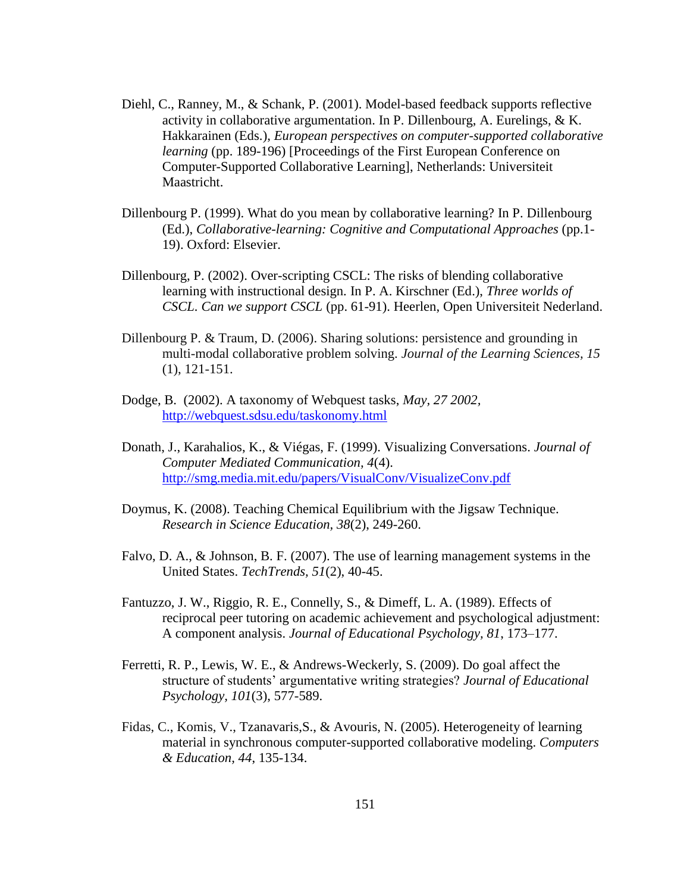Diehl, C., Ranney, M., & Schank, P. (2001). Model-based feedback supports reflective activity in collaborative argumentation. In P. Dillenbourg, A. Eurelings, & K. Hakkarainen (Eds.), *European perspectives on computer-supported collaborative learning* (pp. 189-196) [Proceedings of the First European Conference on Computer-Supported Collaborative Learning], Netherlands: Universiteit Maastricht.

Dillenbourg P. (1999). What do you mean by collaborative learning? In P. Dillenbourg (Ed.), *Collaborative-learning: Cognitive and Computational Approaches* (pp.1-19). Oxford: Elsevier.

Dillenbourg, P. (2002). Over-scripting CSCL: The risks of blending collaborative learning with instructional design. In P. A. Kirschner (Ed.), *Three worlds of CSCL. Can we support CSCL* (pp. 61-91). Heerlen, Open Universiteit Nederland.

Dillenbourg P. & Traum, D. (2006). Sharing solutions: persistence and grounding in multi-modal collaborative problem solving. *Journal of the Learning Sciences, 15* (1), 121-151.

Dodge, B. (2002). A taxonomy of Webquest tasks, *May, 27 2002*, http://webquest.sdsu.edu/taskonomy.html

Donath, J., Karahalios, K., & Viégas, F. (1999). Visualizing Conversations. *Journal of Computer Mediated Communication, 4*(4). http://smg.media.mit.edu/papers/VisualConv/VisualizeConv.pdf

Doymus, K. (2008). Teaching Chemical Equilibrium with the Jigsaw Technique. *Research in Science Education, 38*(2), 249-260.

Falvo, D. A., & Johnson, B. F. (2007). The use of learning management systems in the United States. *TechTrends, 51*(2), 40-45.

Fantuzzo, J. W., Riggio, R. E., Connelly, S., & Dimeff, L. A. (1989). Effects of reciprocal peer tutoring on academic achievement and psychological adjustment: A component analysis. *Journal of Educational Psychology, 81*, 173–177.

Ferretti, R. P., Lewis, W. E., & Andrews-Weckerly, S. (2009). Do goal affect the structure of students' argumentative writing strategies? *Journal of Educational Psychology, 101*(3), 577-589.

Fidas, C., Komis, V., Tzanavaris,S., & Avouris, N. (2005). Heterogeneity of learning material in synchronous computer-supported collaborative modeling. *Computers & Education, 44*, 135-134.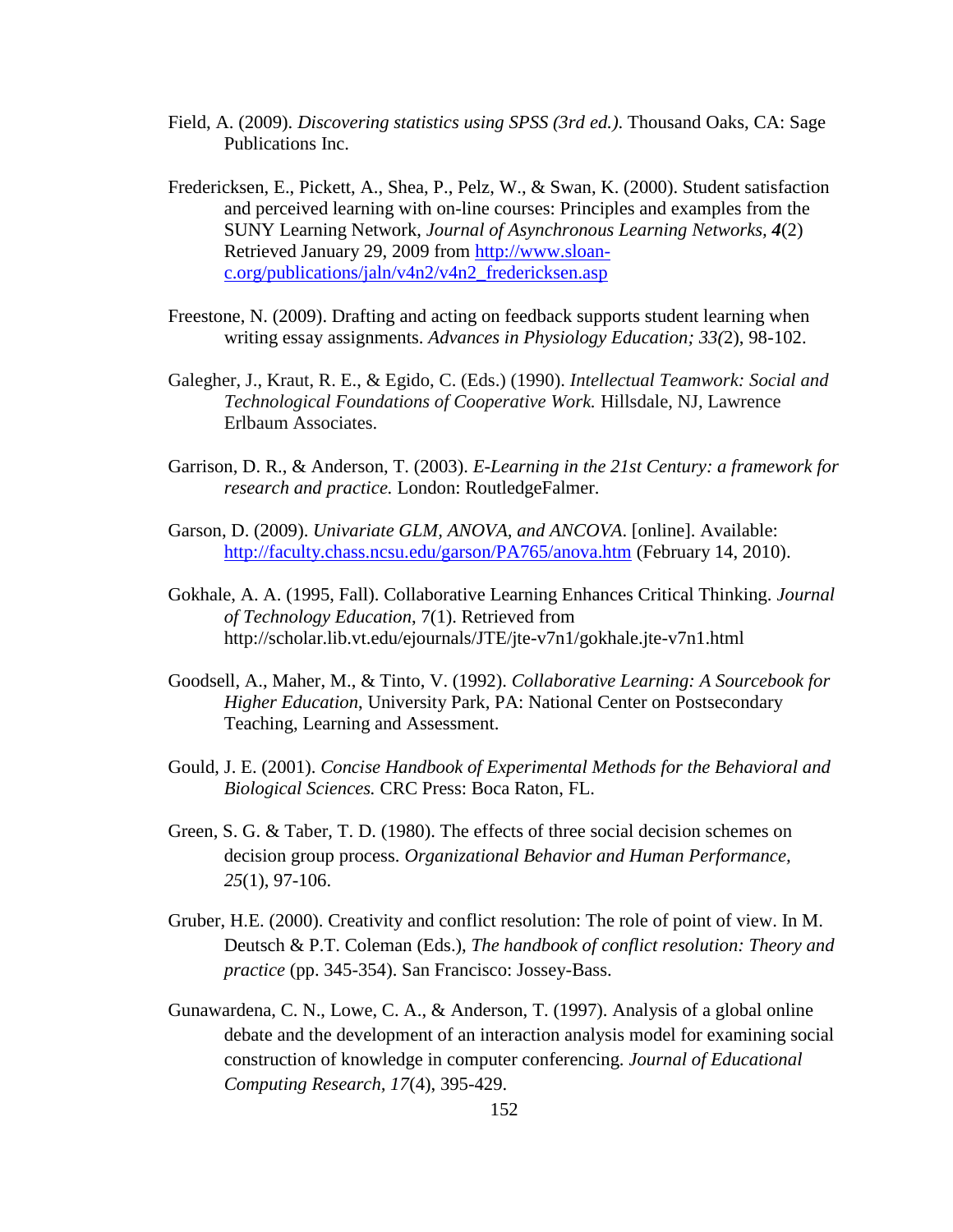Field, A. (2009). *Discovering statistics using SPSS (3rd ed.)*. Thousand Oaks, CA: Sage Publications Inc.

Fredericksen, E., Pickett, A., Shea, P., Pelz, W., & Swan, K. (2000). Student satisfaction and perceived learning with on-line courses: Principles and examples from the SUNY Learning Network, *Journal of Asynchronous Learning Networks*, ***4***(2) Retrieved January 29, 2009 from http://www.sloan-c.org/publications/jaln/v4n2/v4n2_fredericksen.asp

Freestone, N. (2009). Drafting and acting on feedback supports student learning when writing essay assignments. *Advances in Physiology Education; 33(*2), 98-102.

Galegher, J., Kraut, R. E., & Egido, C. (Eds.) (1990). *Intellectual Teamwork: Social and Technological Foundations of Cooperative Work.* Hillsdale, NJ, Lawrence Erlbaum Associates.

Garrison, D. R., & Anderson, T. (2003). *E-Learning in the 21st Century: a framework for research and practice.* London: RoutledgeFalmer.

Garson, D. (2009). *Univariate GLM, ANOVA, and ANCOVA*. [online]. Available: http://faculty.chass.ncsu.edu/garson/PA765/anova.htm (February 14, 2010).

Gokhale, A. A. (1995, Fall). Collaborative Learning Enhances Critical Thinking. *Journal of Technology Education*, 7(1). Retrieved from http://scholar.lib.vt.edu/ejournals/JTE/jte-v7n1/gokhale.jte-v7n1.html

Goodsell, A., Maher, M., & Tinto, V. (1992). *Collaborative Learning: A Sourcebook for Higher Education*, University Park, PA: National Center on Postsecondary Teaching, Learning and Assessment.

Gould, J. E. (2001). *Concise Handbook of Experimental Methods for the Behavioral and Biological Sciences.* CRC Press: Boca Raton, FL.

Green, S. G. & Taber, T. D. (1980). The effects of three social decision schemes on decision group process. *Organizational Behavior and Human Performance, 25*(1), 97-106.

Gruber, H.E. (2000). Creativity and conflict resolution: The role of point of view. In M. Deutsch & P.T. Coleman (Eds.), *The handbook of conflict resolution: Theory and practice* (pp. 345-354). San Francisco: Jossey-Bass.

Gunawardena, C. N., Lowe, C. A., & Anderson, T. (1997). Analysis of a global online debate and the development of an interaction analysis model for examining social construction of knowledge in computer conferencing. *Journal of Educational Computing Research*, *17*(4), 395-429.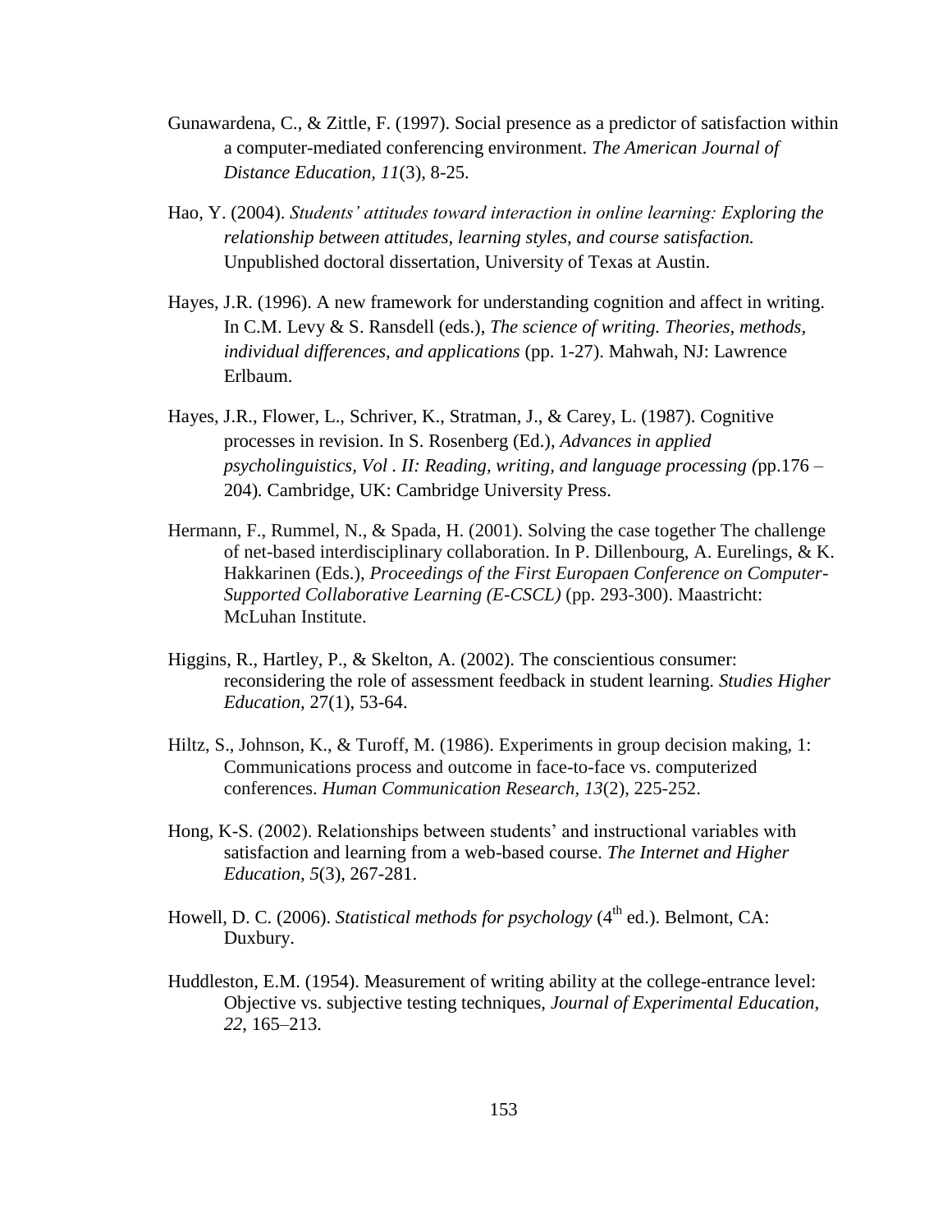Gunawardena, C., & Zittle, F. (1997). Social presence as a predictor of satisfaction within a computer-mediated conferencing environment. *The American Journal of Distance Education, 11*(3), 8-25.

Hao, Y. (2004). *Students' attitudes toward interaction in online learning: Exploring the relationship between attitudes, learning styles, and course satisfaction.* Unpublished doctoral dissertation, University of Texas at Austin.

Hayes, J.R. (1996). A new framework for understanding cognition and affect in writing. In C.M. Levy & S. Ransdell (eds.), *The science of writing. Theories, methods, individual differences, and applications* (pp. 1-27). Mahwah, NJ: Lawrence Erlbaum.

Hayes, J.R., Flower, L., Schriver, K., Stratman, J., & Carey, L. (1987). Cognitive processes in revision. In S. Rosenberg (Ed.), *Advances in applied psycholinguistics, Vol . II: Reading, writing, and language processing (*pp.176 – 204). Cambridge, UK: Cambridge University Press.

Hermann, F., Rummel, N., & Spada, H. (2001). Solving the case together The challenge of net-based interdisciplinary collaboration. In P. Dillenbourg, A. Eurelings, & K. Hakkarinen (Eds.), *Proceedings of the First Europaen Conference on Computer-Supported Collaborative Learning (E-CSCL)* (pp. 293-300). Maastricht: McLuhan Institute.

Higgins, R., Hartley, P., & Skelton, A. (2002). The conscientious consumer: reconsidering the role of assessment feedback in student learning. *Studies Higher Education,* 27(1), 53-64.

Hiltz, S., Johnson, K., & Turoff, M. (1986). Experiments in group decision making, 1: Communications process and outcome in face-to-face vs. computerized conferences. *Human Communication Research, 13*(2), 225-252.

Hong, K-S. (2002). Relationships between students' and instructional variables with satisfaction and learning from a web-based course. *The Internet and Higher Education, 5*(3), 267-281.

Howell, D. C. (2006). *Statistical methods for psychology* (4th ed.). Belmont, CA: Duxbury.

Huddleston, E.M. (1954). Measurement of writing ability at the college-entrance level: Objective vs. subjective testing techniques, *Journal of Experimental Education*, *22*, 165–213.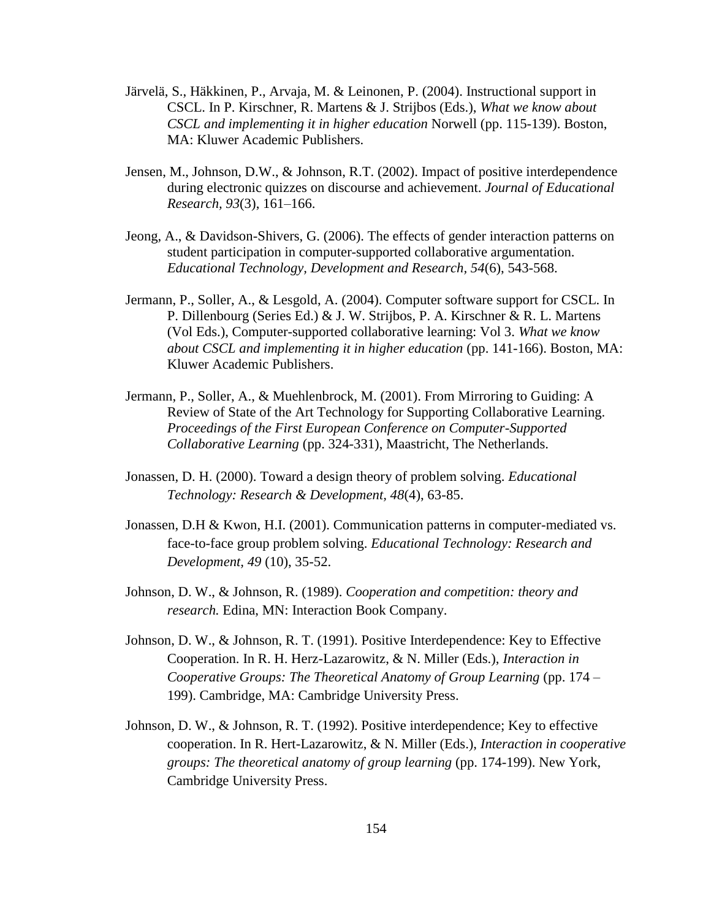Järvelä, S., Häkkinen, P., Arvaja, M. & Leinonen, P. (2004). Instructional support in CSCL. In P. Kirschner, R. Martens & J. Strijbos (Eds.), *What we know about CSCL and implementing it in higher education* Norwell (pp. 115-139). Boston, MA: Kluwer Academic Publishers.

Jensen, M., Johnson, D.W., & Johnson, R.T. (2002). Impact of positive interdependence during electronic quizzes on discourse and achievement. *Journal of Educational Research, 93*(3), 161–166.

Jeong, A., & Davidson-Shivers, G. (2006). The effects of gender interaction patterns on student participation in computer-supported collaborative argumentation. *Educational Technology, Development and Research, 54*(6), 543-568.

Jermann, P., Soller, A., & Lesgold, A. (2004). Computer software support for CSCL. In P. Dillenbourg (Series Ed.) & J. W. Strijbos, P. A. Kirschner & R. L. Martens (Vol Eds.), Computer-supported collaborative learning: Vol 3. *What we know about CSCL and implementing it in higher education* (pp. 141-166). Boston, MA: Kluwer Academic Publishers.

Jermann, P., Soller, A., & Muehlenbrock, M. (2001). From Mirroring to Guiding: A Review of State of the Art Technology for Supporting Collaborative Learning. *Proceedings of the First European Conference on Computer-Supported Collaborative Learning* (pp. 324-331), Maastricht, The Netherlands.

Jonassen, D. H. (2000). Toward a design theory of problem solving. *Educational Technology: Research & Development, 48*(4), 63-85.

Jonassen, D.H & Kwon, H.I. (2001). Communication patterns in computer-mediated vs. face-to-face group problem solving. *Educational Technology: Research and Development, 49* (10), 35-52.

Johnson, D. W., & Johnson, R. (1989). *Cooperation and competition: theory and research.* Edina, MN: Interaction Book Company.

Johnson, D. W., & Johnson, R. T. (1991). Positive Interdependence: Key to Effective Cooperation. In R. H. Herz-Lazarowitz, & N. Miller (Eds.), *Interaction in Cooperative Groups: The Theoretical Anatomy of Group Learning* (pp. 174 – 199). Cambridge, MA: Cambridge University Press.

Johnson, D. W., & Johnson, R. T. (1992). Positive interdependence; Key to effective cooperation. In R. Hert-Lazarowitz, & N. Miller (Eds.), *Interaction in cooperative groups: The theoretical anatomy of group learning* (pp. 174-199). New York, Cambridge University Press.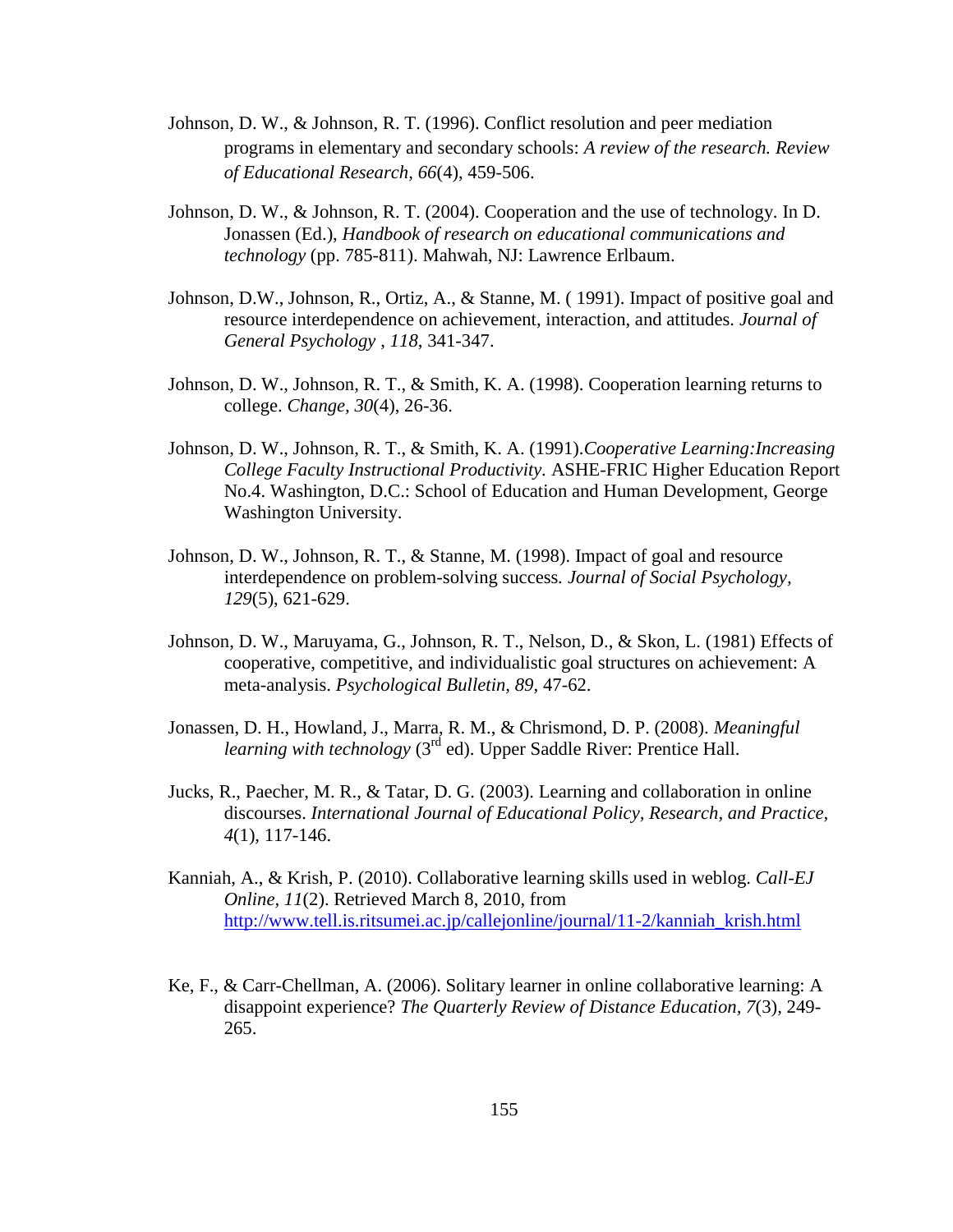Johnson, D. W., & Johnson, R. T. (1996). Conflict resolution and peer mediation programs in elementary and secondary schools: *A review of the research. Review of Educational Research*, *66*(4), 459-506.

Johnson, D. W., & Johnson, R. T. (2004). Cooperation and the use of technology. In D. Jonassen (Ed.), *Handbook of research on educational communications and technology* (pp. 785-811). Mahwah, NJ: Lawrence Erlbaum.

Johnson, D.W., Johnson, R., Ortiz, A., & Stanne, M. ( 1991). Impact of positive goal and resource interdependence on achievement, interaction, and attitudes. *Journal of General Psychology* , *118*, 341-347.

Johnson, D. W., Johnson, R. T., & Smith, K. A. (1998). Cooperation learning returns to college. *Change*, *30*(4), 26-36.

Johnson, D. W., Johnson, R. T., & Smith, K. A. (1991).*Cooperative Learning:Increasing College Faculty Instructional Productivity.* ASHE-FRIC Higher Education Report No.4. Washington, D.C.: School of Education and Human Development, George Washington University.

Johnson, D. W., Johnson, R. T., & Stanne, M. (1998). Impact of goal and resource interdependence on problem-solving success. *Journal of Social Psychology*, *129*(5), 621-629.

Johnson, D. W., Maruyama, G., Johnson, R. T., Nelson, D., & Skon, L. (1981) Effects of cooperative, competitive, and individualistic goal structures on achievement: A meta-analysis. *Psychological Bulletin, 89*, 47-62.

Jonassen, D. H., Howland, J., Marra, R. M., & Chrismond, D. P. (2008). *Meaningful learning with technology* (3rd ed). Upper Saddle River: Prentice Hall.

Jucks, R., Paecher, M. R., & Tatar, D. G. (2003). Learning and collaboration in online discourses. *International Journal of Educational Policy, Research, and Practice, 4*(1), 117-146.

Kanniah, A., & Krish, P. (2010). Collaborative learning skills used in weblog. *Call-EJ Online, 11*(2). Retrieved March 8, 2010, from http://www.tell.is.ritsumei.ac.jp/callejonline/journal/11-2/kanniah_krish.html

Ke, F., & Carr-Chellman, A. (2006). Solitary learner in online collaborative learning: A disappoint experience? *The Quarterly Review of Distance Education, 7*(3), 249-265.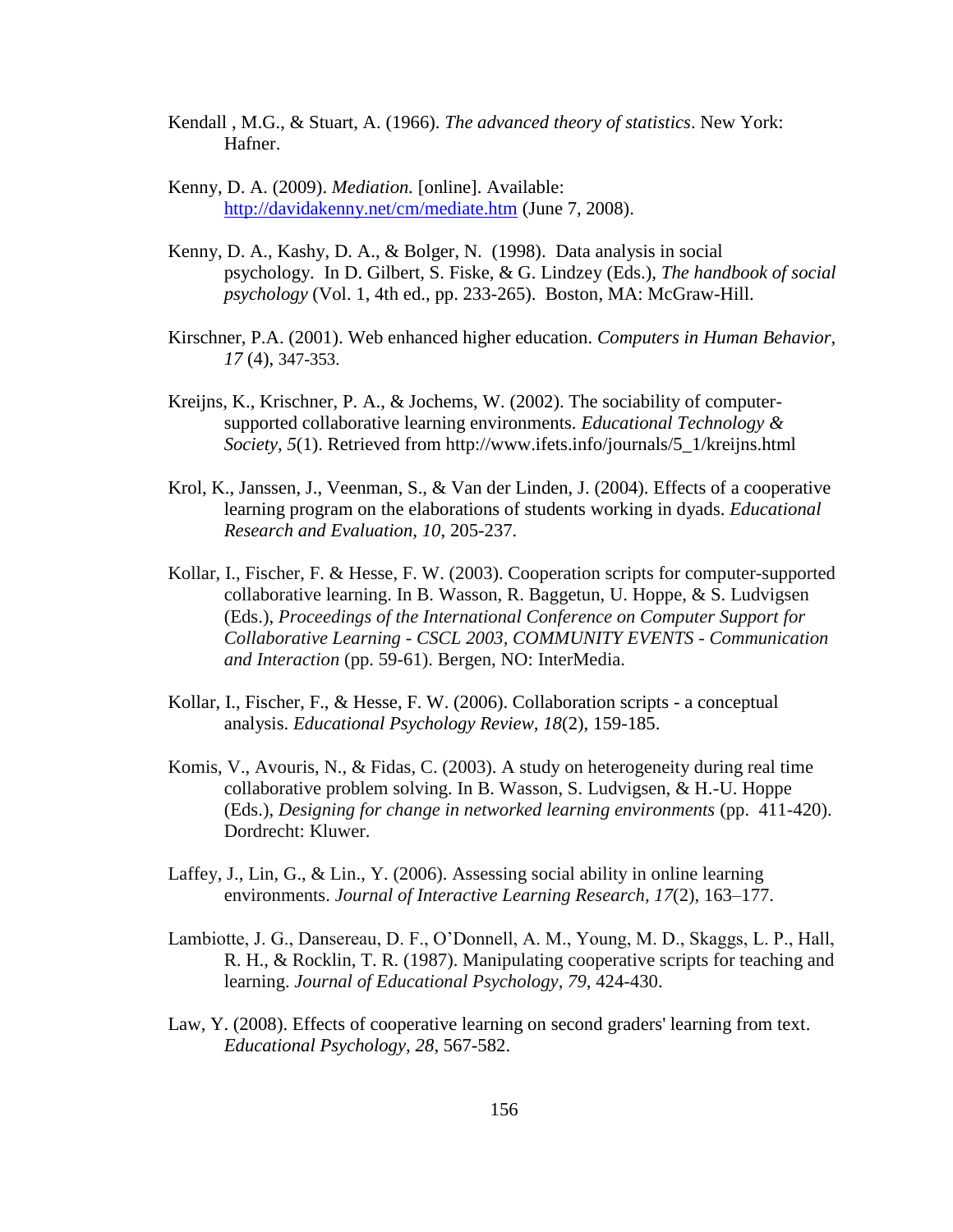Kendall , M.G., & Stuart, A. (1966). *The advanced theory of statistics*. New York: Hafner.

Kenny, D. A. (2009). *Mediation.* [online]. Available: http://davidakenny.net/cm/mediate.htm (June 7, 2008).

Kenny, D. A., Kashy, D. A., & Bolger, N. (1998). Data analysis in social psychology. In D. Gilbert, S. Fiske, & G. Lindzey (Eds.), *The handbook of social psychology* (Vol. 1, 4th ed., pp. 233-265). Boston, MA: McGraw-Hill.

Kirschner, P.A. (2001). Web enhanced higher education. *Computers in Human Behavior, 17* (4), 347-353.

Kreijns, K., Krischner, P. A., & Jochems, W. (2002). The sociability of computer-supported collaborative learning environments. *Educational Technology & Society, 5*(1). Retrieved from http://www.ifets.info/journals/5_1/kreijns.html

Krol, K., Janssen, J., Veenman, S., & Van der Linden, J. (2004). Effects of a cooperative learning program on the elaborations of students working in dyads. *Educational Research and Evaluation, 10*, 205-237.

Kollar, I., Fischer, F. & Hesse, F. W. (2003). Cooperation scripts for computer-supported collaborative learning. In B. Wasson, R. Baggetun, U. Hoppe, & S. Ludvigsen (Eds.), *Proceedings of the International Conference on Computer Support for Collaborative Learning - CSCL 2003, COMMUNITY EVENTS - Communication and Interaction* (pp. 59-61). Bergen, NO: InterMedia.

Kollar, I., Fischer, F., & Hesse, F. W. (2006). Collaboration scripts - a conceptual analysis. *Educational Psychology Review*, *18*(2), 159-185.

Komis, V., Avouris, N., & Fidas, C. (2003). A study on heterogeneity during real time collaborative problem solving. In B. Wasson, S. Ludvigsen, & H.-U. Hoppe (Eds.), *Designing for change in networked learning environments* (pp. 411-420). Dordrecht: Kluwer.

Laffey, J., Lin, G., & Lin., Y. (2006). Assessing social ability in online learning environments. *Journal of Interactive Learning Research, 17*(2), 163–177.

Lambiotte, J. G., Dansereau, D. F., O'Donnell, A. M., Young, M. D., Skaggs, L. P., Hall, R. H., & Rocklin, T. R. (1987). Manipulating cooperative scripts for teaching and learning. *Journal of Educational Psychology, 79*, 424-430.

Law, Y. (2008). Effects of cooperative learning on second graders' learning from text. *Educational Psychology, 28*, 567-582.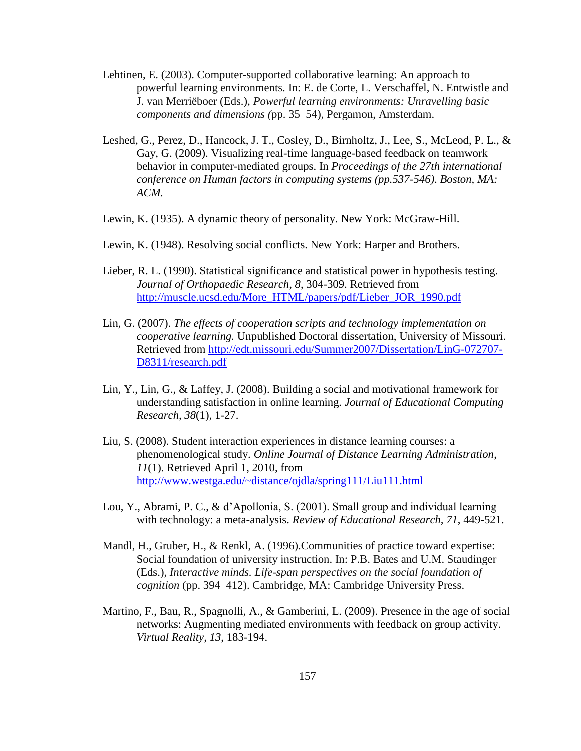Lehtinen, E. (2003). Computer-supported collaborative learning: An approach to powerful learning environments. In: E. de Corte, L. Verschaffel, N. Entwistle and J. van Merriëboer (Eds.), *Powerful learning environments: Unravelling basic components and dimensions (*pp. 35–54), Pergamon, Amsterdam.

Leshed, G., Perez, D., Hancock, J. T., Cosley, D., Birnholtz, J., Lee, S., McLeod, P. L., & Gay, G. (2009). Visualizing real-time language-based feedback on teamwork behavior in computer-mediated groups. In *Proceedings of the 27th international conference on Human factors in computing systems (pp.537-546). Boston, MA: ACM.*

Lewin, K. (1935). A dynamic theory of personality. New York: McGraw-Hill.

Lewin, K. (1948). Resolving social conflicts. New York: Harper and Brothers.

Lieber, R. L. (1990). Statistical significance and statistical power in hypothesis testing. *Journal of Orthopaedic Research, 8*, 304-309. Retrieved from http://muscle.ucsd.edu/More_HTML/papers/pdf/Lieber_JOR_1990.pdf

Lin, G. (2007). *The effects of cooperation scripts and technology implementation on cooperative learning.* Unpublished Doctoral dissertation, University of Missouri. Retrieved from http://edt.missouri.edu/Summer2007/Dissertation/LinG-072707-D8311/research.pdf

Lin, Y., Lin, G., & Laffey, J. (2008). Building a social and motivational framework for understanding satisfaction in online learning. *Journal of Educational Computing Research, 38*(1), 1-27.

Liu, S. (2008). Student interaction experiences in distance learning courses: a phenomenological study. *Online Journal of Distance Learning Administration*, *11*(1). Retrieved April 1, 2010, from http://www.westga.edu/~distance/ojdla/spring111/Liu111.html

Lou, Y., Abrami, P. C., & d'Apollonia, S. (2001). Small group and individual learning with technology: a meta-analysis. *Review of Educational Research, 71*, 449-521.

Mandl, H., Gruber, H., & Renkl, A. (1996).Communities of practice toward expertise: Social foundation of university instruction. In: P.B. Bates and U.M. Staudinger (Eds.), *Interactive minds. Life-span perspectives on the social foundation of cognition* (pp. 394–412). Cambridge, MA: Cambridge University Press.

Martino, F., Bau, R., Spagnolli, A., & Gamberini, L. (2009). Presence in the age of social networks: Augmenting mediated environments with feedback on group activity. *Virtual Reality, 13*, 183-194.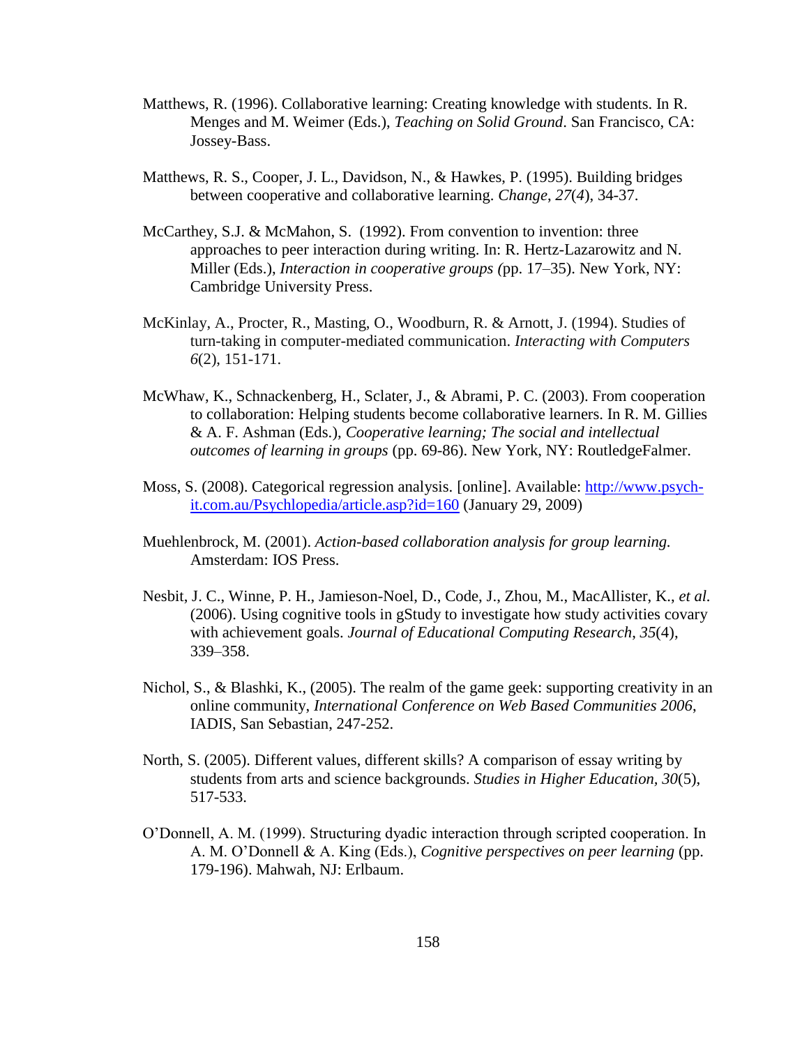Matthews, R. (1996). Collaborative learning: Creating knowledge with students. In R. Menges and M. Weimer (Eds.), *Teaching on Solid Ground*. San Francisco, CA: Jossey-Bass.

Matthews, R. S., Cooper, J. L., Davidson, N., & Hawkes, P. (1995). Building bridges between cooperative and collaborative learning. *Change*, *27*(*4*), 34-37.

McCarthey, S.J. & McMahon, S. (1992). From convention to invention: three approaches to peer interaction during writing. In: R. Hertz-Lazarowitz and N. Miller (Eds.), *Interaction in cooperative groups (*pp. 17–35). New York, NY: Cambridge University Press.

McKinlay, A., Procter, R., Masting, O., Woodburn, R. & Arnott, J. (1994). Studies of turn-taking in computer-mediated communication. *Interacting with Computers 6*(2), 151-171.

McWhaw, K., Schnackenberg, H., Sclater, J., & Abrami, P. C. (2003). From cooperation to collaboration: Helping students become collaborative learners. In R. M. Gillies & A. F. Ashman (Eds.), *Cooperative learning; The social and intellectual outcomes of learning in groups* (pp. 69-86). New York, NY: RoutledgeFalmer.

Moss, S. (2008). Categorical regression analysis. [online]. Available: [http://www.psych-it.com.au/Psychlopedia/article.asp?id=160](http://www.psych-it.com.au/Psychlopedia/article.asp?id=160) (January 29, 2009)

Muehlenbrock, M. (2001). *Action-based collaboration analysis for group learning.* Amsterdam: IOS Press.

Nesbit, J. C., Winne, P. H., Jamieson-Noel, D., Code, J., Zhou, M., MacAllister, K., *et al.* (2006). Using cognitive tools in gStudy to investigate how study activities covary with achievement goals. *Journal of Educational Computing Research*, *35*(4), 339–358.

Nichol, S., & Blashki, K., (2005). The realm of the game geek: supporting creativity in an online community, *International Conference on Web Based Communities 2006*, IADIS, San Sebastian, 247-252.

North, S. (2005). Different values, different skills? A comparison of essay writing by students from arts and science backgrounds. *Studies in Higher Education*, *30*(5), 517-533.

O'Donnell, A. M. (1999). Structuring dyadic interaction through scripted cooperation. In A. M. O'Donnell & A. King (Eds.), *Cognitive perspectives on peer learning* (pp. 179-196). Mahwah, NJ: Erlbaum.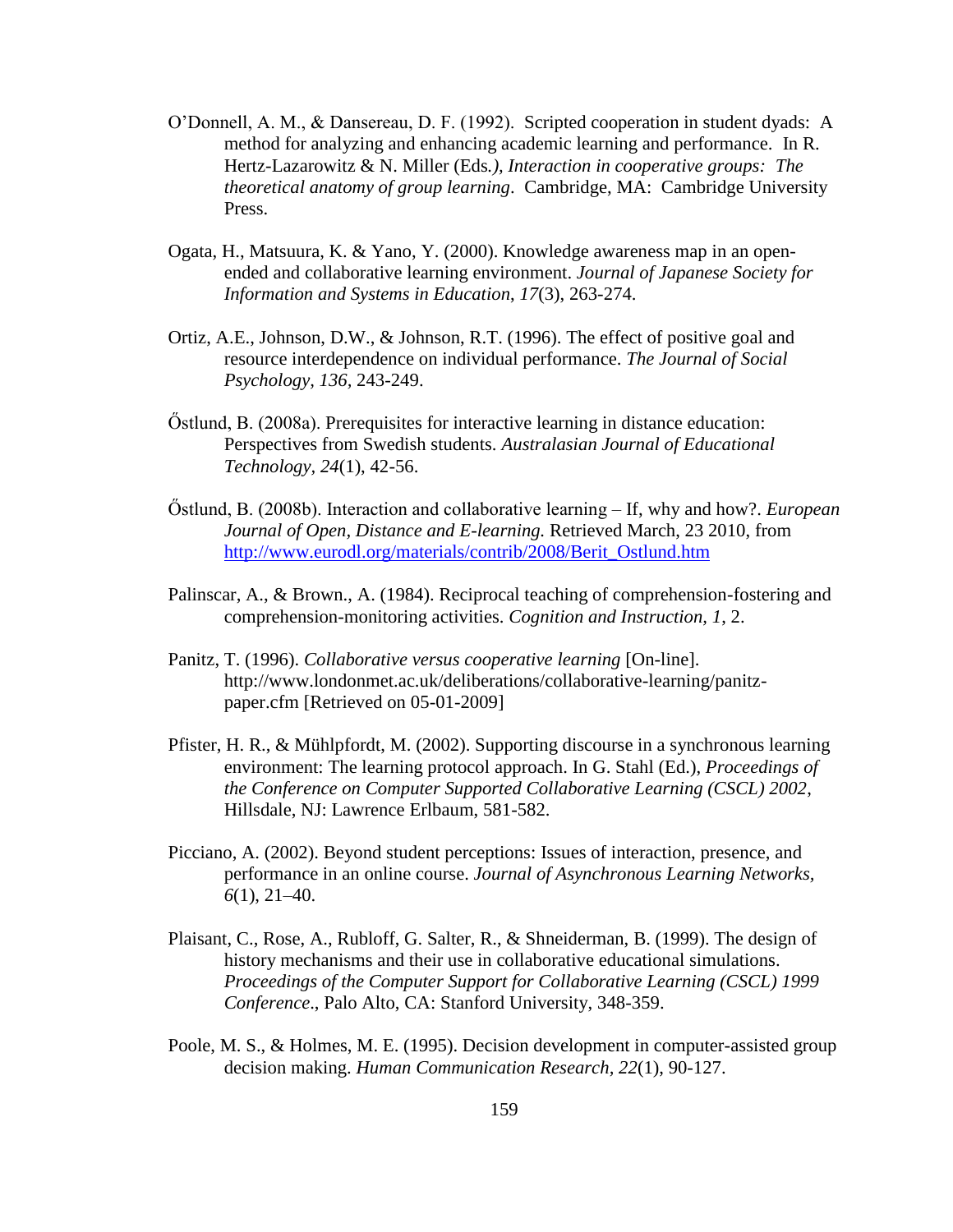O'Donnell, A. M., & Dansereau, D. F. (1992). Scripted cooperation in student dyads: A method for analyzing and enhancing academic learning and performance. In R. Hertz-Lazarowitz & N. Miller (Eds*.), Interaction in cooperative groups: The theoretical anatomy of group learning*. Cambridge, MA: Cambridge University Press.

Ogata, H., Matsuura, K. & Yano, Y. (2000). Knowledge awareness map in an open-ended and collaborative learning environment. *Journal of Japanese Society for Information and Systems in Education*, *17*(3), 263-274.

Ortiz, A.E., Johnson, D.W., & Johnson, R.T. (1996). The effect of positive goal and resource interdependence on individual performance. *The Journal of Social Psychology*, *136*, 243-249.

Őstlund, B. (2008a). Prerequisites for interactive learning in distance education: Perspectives from Swedish students. *Australasian Journal of Educational Technology, 24*(1), 42-56.

Őstlund, B. (2008b). Interaction and collaborative learning – If, why and how?. *European Journal of Open, Distance and E-learning.* Retrieved March, 23 2010, from http://www.eurodl.org/materials/contrib/2008/Berit_Ostlund.htm

Palinscar, A., & Brown., A. (1984). Reciprocal teaching of comprehension-fostering and comprehension-monitoring activities. *Cognition and Instruction, 1*, 2.

Panitz, T. (1996). *Collaborative versus cooperative learning* [On-line]. http://www.londonmet.ac.uk/deliberations/collaborative-learning/panitz-paper.cfm [Retrieved on 05-01-2009]

Pfister, H. R., & Mühlpfordt, M. (2002). Supporting discourse in a synchronous learning environment: The learning protocol approach. In G. Stahl (Ed.), *Proceedings of the Conference on Computer Supported Collaborative Learning (CSCL) 2002*, Hillsdale, NJ: Lawrence Erlbaum, 581-582.

Picciano, A. (2002). Beyond student perceptions: Issues of interaction, presence, and performance in an online course. *Journal of Asynchronous Learning Networks, 6*(1), 21–40.

Plaisant, C., Rose, A., Rubloff, G. Salter, R., & Shneiderman, B. (1999). The design of history mechanisms and their use in collaborative educational simulations. *Proceedings of the Computer Support for Collaborative Learning (CSCL) 1999 Conference*., Palo Alto, CA: Stanford University, 348-359.

Poole, M. S., & Holmes, M. E. (1995). Decision development in computer-assisted group decision making. *Human Communication Research, 22*(1), 90-127.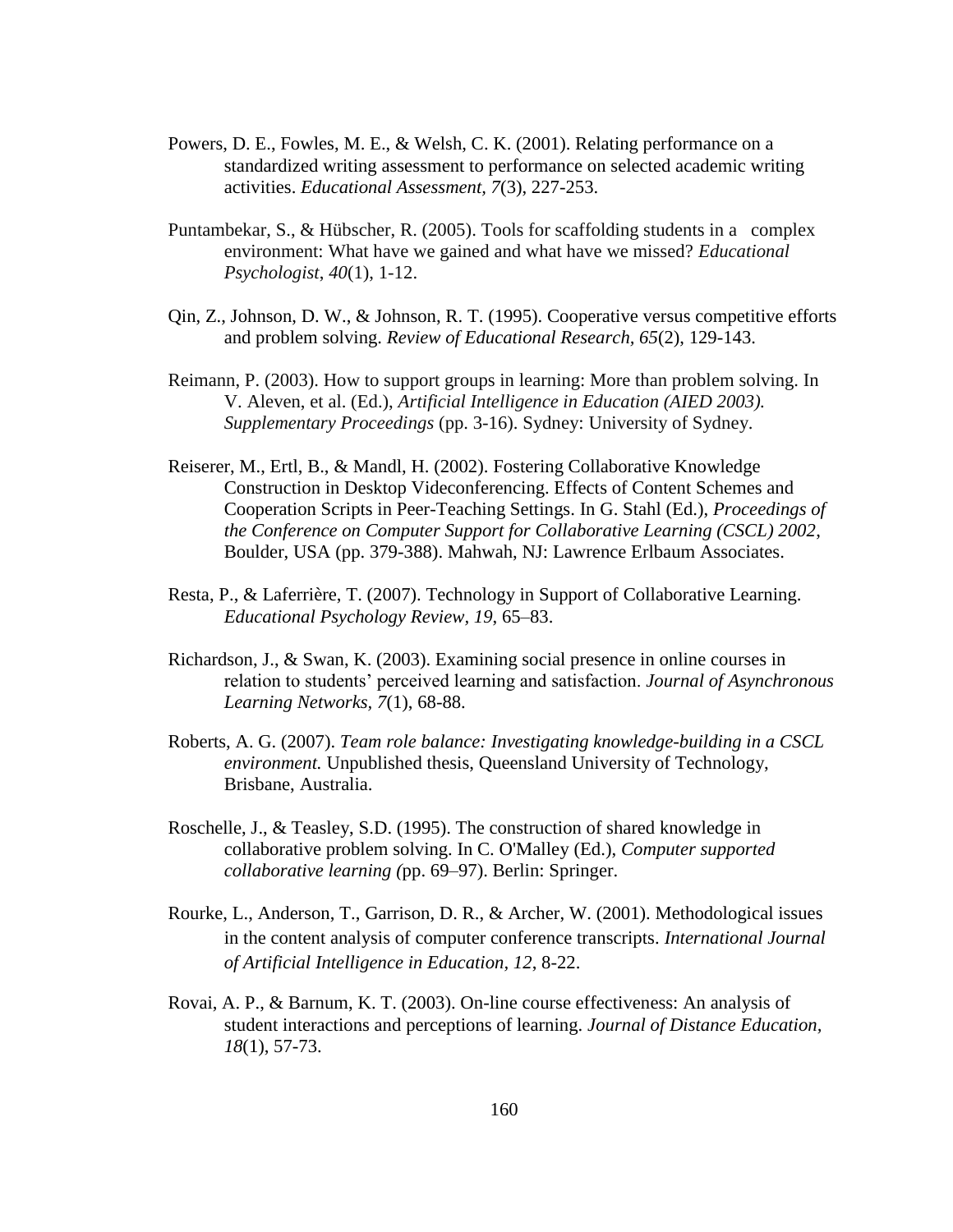Powers, D. E., Fowles, M. E., & Welsh, C. K. (2001). Relating performance on a standardized writing assessment to performance on selected academic writing activities. *Educational Assessment, 7*(3), 227-253.

Puntambekar, S., & Hübscher, R. (2005). Tools for scaffolding students in a complex environment: What have we gained and what have we missed? *Educational Psychologist*, *40*(1), 1-12.

Qin, Z., Johnson, D. W., & Johnson, R. T. (1995). Cooperative versus competitive efforts and problem solving. *Review of Educational Research, 65*(2), 129-143.

Reimann, P. (2003). How to support groups in learning: More than problem solving. In V. Aleven, et al. (Ed.), *Artificial Intelligence in Education (AIED 2003). Supplementary Proceedings* (pp. 3-16). Sydney: University of Sydney.

Reiserer, M., Ertl, B., & Mandl, H. (2002). Fostering Collaborative Knowledge Construction in Desktop Videoconferencing. Effects of Content Schemes and Cooperation Scripts in Peer-Teaching Settings. In G. Stahl (Ed.), *Proceedings of the Conference on Computer Support for Collaborative Learning (CSCL) 2002*, Boulder, USA (pp. 379-388). Mahwah, NJ: Lawrence Erlbaum Associates.

Resta, P., & Laferrière, T. (2007). Technology in Support of Collaborative Learning. *Educational Psychology Review, 19*, 65–83.

Richardson, J., & Swan, K. (2003). Examining social presence in online courses in relation to students' perceived learning and satisfaction. *Journal of Asynchronous Learning Networks, 7*(1), 68-88.

Roberts, A. G. (2007). *Team role balance: Investigating knowledge-building in a CSCL environment.* Unpublished thesis, Queensland University of Technology, Brisbane, Australia.

Roschelle, J., & Teasley, S.D. (1995). The construction of shared knowledge in collaborative problem solving. In C. O'Malley (Ed.), *Computer supported collaborative learning (*pp. 69–97). Berlin: Springer.

Rourke, L., Anderson, T., Garrison, D. R., & Archer, W. (2001). Methodological issues in the content analysis of computer conference transcripts. *International Journal of Artificial Intelligence in Education, 12*, 8-22.

Rovai, A. P., & Barnum, K. T. (2003). On-line course effectiveness: An analysis of student interactions and perceptions of learning. *Journal of Distance Education, 18*(1), 57-73.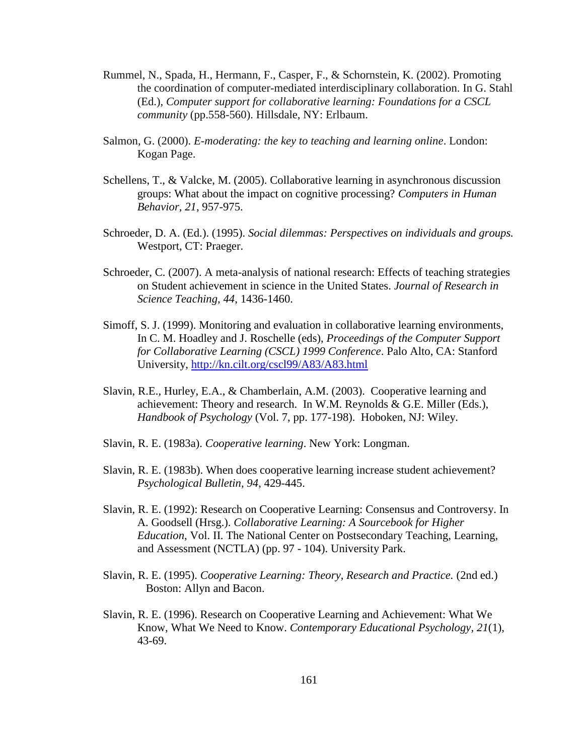Rummel, N., Spada, H., Hermann, F., Casper, F., & Schornstein, K. (2002). Promoting the coordination of computer-mediated interdisciplinary collaboration. In G. Stahl (Ed.), *Computer support for collaborative learning: Foundations for a CSCL community* (pp.558-560). Hillsdale, NY: Erlbaum.

Salmon, G. (2000). *E-moderating: the key to teaching and learning online*. London: Kogan Page.

Schellens, T., & Valcke, M. (2005). Collaborative learning in asynchronous discussion groups: What about the impact on cognitive processing? *Computers in Human Behavior, 21*, 957-975.

Schroeder, D. A. (Ed.). (1995). *Social dilemmas: Perspectives on individuals and groups.* Westport, CT: Praeger.

Schroeder, C. (2007). A meta-analysis of national research: Effects of teaching strategies on Student achievement in science in the United States. *Journal of Research in Science Teaching, 44*, 1436-1460.

Simoff, S. J. (1999). Monitoring and evaluation in collaborative learning environments, In C. M. Hoadley and J. Roschelle (eds), *Proceedings of the Computer Support for Collaborative Learning (CSCL) 1999 Conference*. Palo Alto, CA: Stanford University, http://kn.cilt.org/cscl99/A83/A83.html

Slavin, R.E., Hurley, E.A., & Chamberlain, A.M. (2003). Cooperative learning and achievement: Theory and research. In W.M. Reynolds & G.E. Miller (Eds.), *Handbook of Psychology* (Vol. 7, pp. 177-198). Hoboken, NJ: Wiley.

Slavin, R. E. (1983a). *Cooperative learning*. New York: Longman.

Slavin, R. E. (1983b). When does cooperative learning increase student achievement? *Psychological Bulletin, 94*, 429-445.

Slavin, R. E. (1992): Research on Cooperative Learning: Consensus and Controversy. In A. Goodsell (Hrsg.). *Collaborative Learning: A Sourcebook for Higher Education*, Vol. II. The National Center on Postsecondary Teaching, Learning, and Assessment (NCTLA) (pp. 97 - 104). University Park.

Slavin, R. E. (1995). *Cooperative Learning: Theory, Research and Practice.* (2nd ed.) Boston: Allyn and Bacon.

Slavin, R. E. (1996). Research on Cooperative Learning and Achievement: What We Know, What We Need to Know. *Contemporary Educational Psychology, 21*(1), 43-69.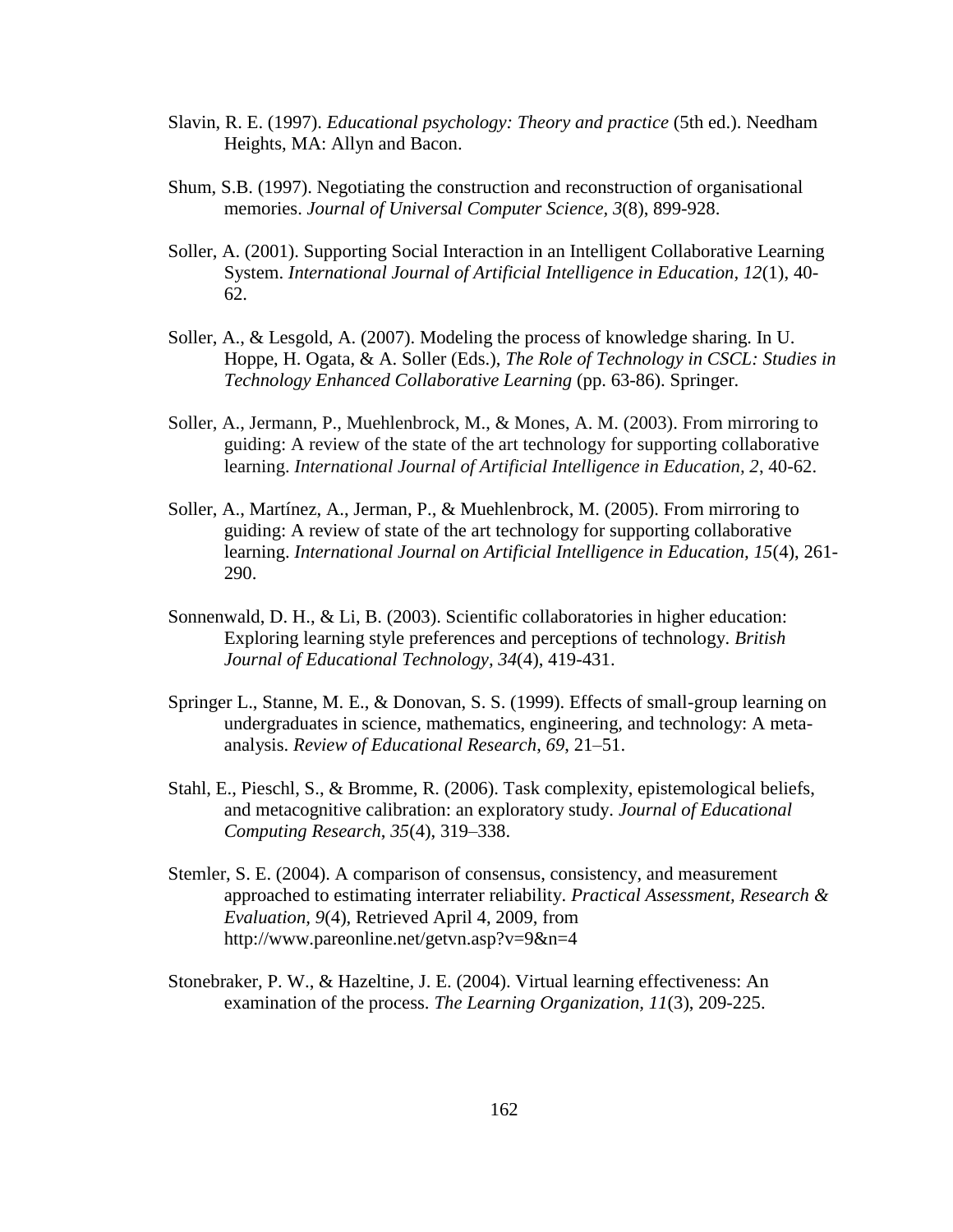Slavin, R. E. (1997). *Educational psychology: Theory and practice* (5th ed.). Needham Heights, MA: Allyn and Bacon.

Shum, S.B. (1997). Negotiating the construction and reconstruction of organisational memories. *Journal of Universal Computer Science*, *3*(8), 899-928.

Soller, A. (2001). Supporting Social Interaction in an Intelligent Collaborative Learning System. *International Journal of Artificial Intelligence in Education, 12*(1), 40-62.

Soller, A., & Lesgold, A. (2007). Modeling the process of knowledge sharing. In U. Hoppe, H. Ogata, & A. Soller (Eds.), *The Role of Technology in CSCL: Studies in Technology Enhanced Collaborative Learning* (pp. 63-86). Springer.

Soller, A., Jermann, P., Muehlenbrock, M., & Mones, A. M. (2003). From mirroring to guiding: A review of the state of the art technology for supporting collaborative learning. *International Journal of Artificial Intelligence in Education, 2*, 40-62.

Soller, A., Martínez, A., Jerman, P., & Muehlenbrock, M. (2005). From mirroring to guiding: A review of state of the art technology for supporting collaborative learning. *International Journal on Artificial Intelligence in Education*, *15*(4), 261-290.

Sonnenwald, D. H., & Li, B. (2003). Scientific collaboratories in higher education: Exploring learning style preferences and perceptions of technology. *British Journal of Educational Technology, 34*(4), 419-431.

Springer L., Stanne, M. E., & Donovan, S. S. (1999). Effects of small-group learning on undergraduates in science, mathematics, engineering, and technology: A meta-analysis. *Review of Educational Research*, *69*, 21–51.

Stahl, E., Pieschl, S., & Bromme, R. (2006). Task complexity, epistemological beliefs, and metacognitive calibration: an exploratory study. *Journal of Educational Computing Research*, *35*(4), 319–338.

Stemler, S. E. (2004). A comparison of consensus, consistency, and measurement approached to estimating interrater reliability. *Practical Assessment, Research & Evaluation*, *9*(4), Retrieved April 4, 2009, from http://www.pareonline.net/getvn.asp?v=9&n=4

Stonebraker, P. W., & Hazeltine, J. E. (2004). Virtual learning effectiveness: An examination of the process. *The Learning Organization*, *11*(3), 209-225.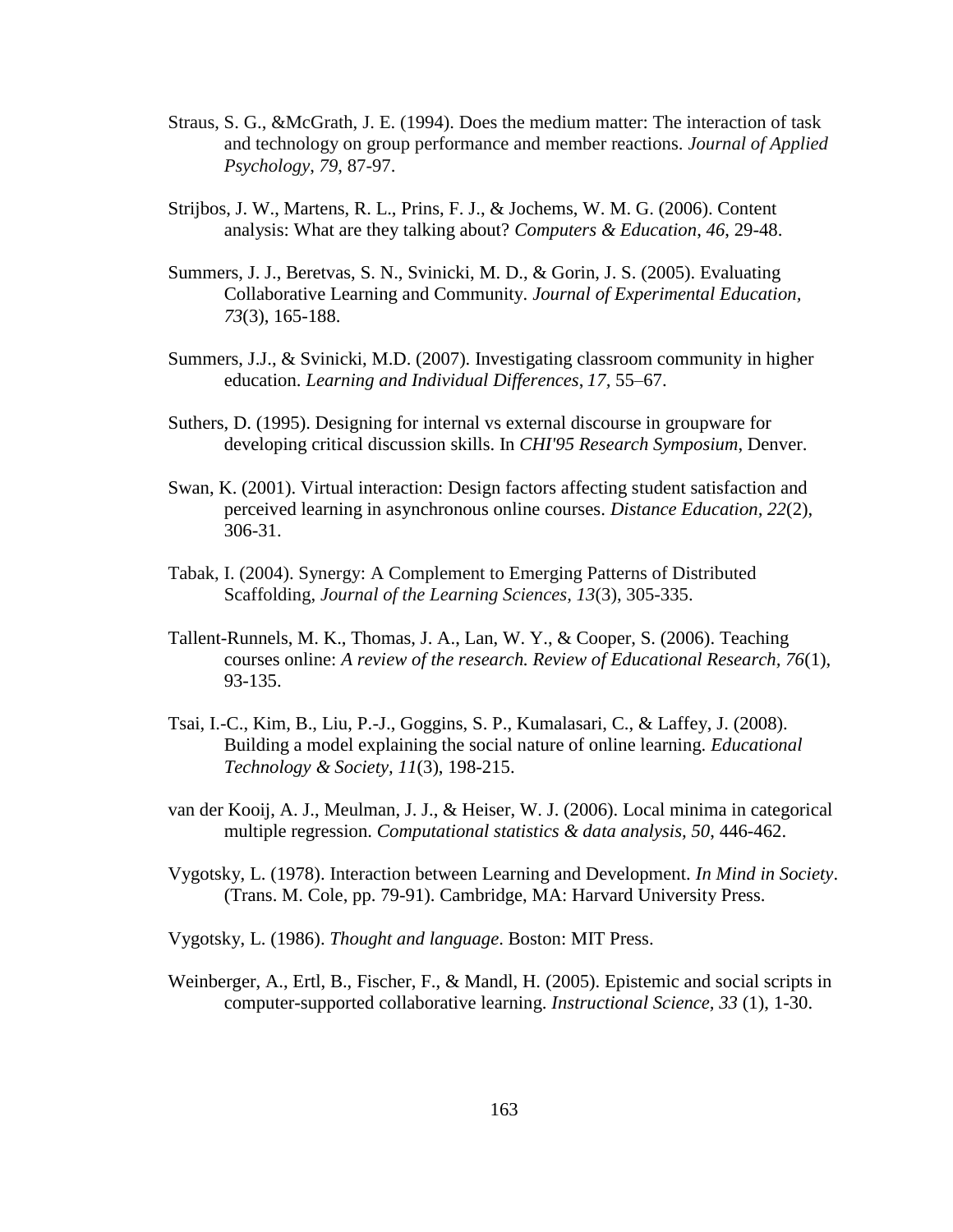Straus, S. G., &McGrath, J. E. (1994). Does the medium matter: The interaction of task and technology on group performance and member reactions. *Journal of Applied Psychology*, *79*, 87-97.

Strijbos, J. W., Martens, R. L., Prins, F. J., & Jochems, W. M. G. (2006). Content analysis: What are they talking about? *Computers & Education*, *46*, 29-48.

Summers, J. J., Beretvas, S. N., Svinicki, M. D., & Gorin, J. S. (2005). Evaluating Collaborative Learning and Community. *Journal of Experimental Education, 73*(3), 165-188.

Summers, J.J., & Svinicki, M.D. (2007). Investigating classroom community in higher education. *Learning and Individual Differences*, *17*, 55–67.

Suthers, D. (1995). Designing for internal vs external discourse in groupware for developing critical discussion skills. In *CHI'95 Research Symposium*, Denver.

Swan, K. (2001). Virtual interaction: Design factors affecting student satisfaction and perceived learning in asynchronous online courses. *Distance Education, 22*(2), 306-31.

Tabak, I. (2004). Synergy: A Complement to Emerging Patterns of Distributed Scaffolding, *Journal of the Learning Sciences, 13*(3), 305-335.

Tallent-Runnels, M. K., Thomas, J. A., Lan, W. Y., & Cooper, S. (2006). Teaching courses online: *A review of the research. Review of Educational Research, 76*(1), 93-135.

Tsai, I.-C., Kim, B., Liu, P.-J., Goggins, S. P., Kumalasari, C., & Laffey, J. (2008). Building a model explaining the social nature of online learning. *Educational Technology & Society, 11*(3), 198-215.

van der Kooij, A. J., Meulman, J. J., & Heiser, W. J. (2006). Local minima in categorical multiple regression. *Computational statistics & data analysis, 50*, 446-462.

Vygotsky, L. (1978). Interaction between Learning and Development. *In Mind in Society*. (Trans. M. Cole, pp. 79-91). Cambridge, MA: Harvard University Press.

Vygotsky, L. (1986). *Thought and language*. Boston: MIT Press.

Weinberger, A., Ertl, B., Fischer, F., & Mandl, H. (2005). Epistemic and social scripts in computer-supported collaborative learning. *Instructional Science, 33* (1), 1-30.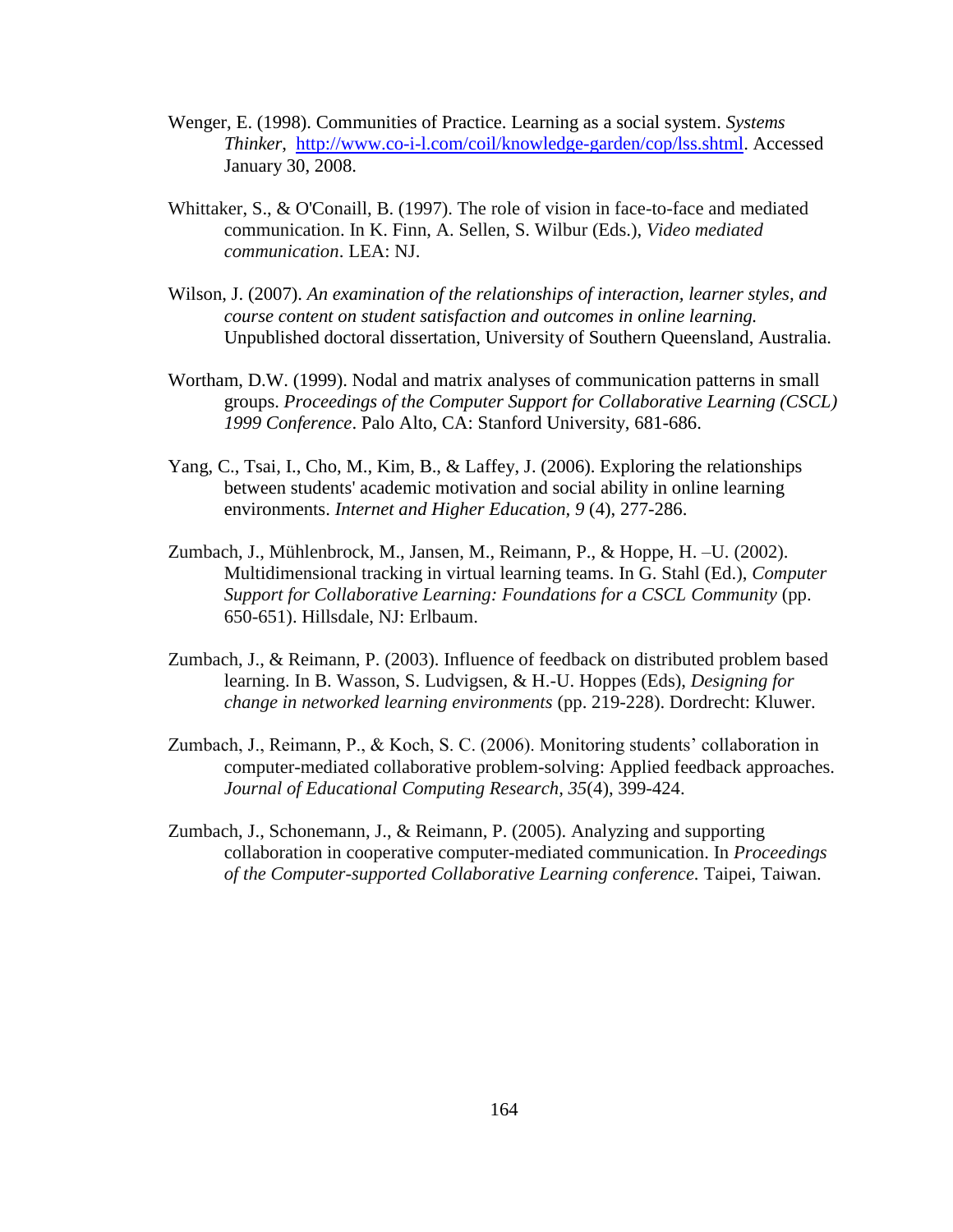Wenger, E. (1998). Communities of Practice. Learning as a social system. *Systems Thinker*, [http://www.co-i-l.com/coil/knowledge-garden/cop/lss.shtml](http://www.co-i-l.com/coil/knowledge-garden/cop/lss.shtml). Accessed January 30, 2008.

Whittaker, S., & O'Conaill, B. (1997). The role of vision in face-to-face and mediated communication. In K. Finn, A. Sellen, S. Wilbur (Eds.), *Video mediated communication*. LEA: NJ.

Wilson, J. (2007). *An examination of the relationships of interaction, learner styles, and course content on student satisfaction and outcomes in online learning.* Unpublished doctoral dissertation, University of Southern Queensland, Australia.

Wortham, D.W. (1999). Nodal and matrix analyses of communication patterns in small groups. *Proceedings of the Computer Support for Collaborative Learning (CSCL) 1999 Conference*. Palo Alto, CA: Stanford University, 681-686.

Yang, C., Tsai, I., Cho, M., Kim, B., & Laffey, J. (2006). Exploring the relationships between students' academic motivation and social ability in online learning environments. *Internet and Higher Education, 9* (4), 277-286.

Zumbach, J., Mühlenbrock, M., Jansen, M., Reimann, P., & Hoppe, H. –U. (2002). Multidimensional tracking in virtual learning teams. In G. Stahl (Ed.), *Computer Support for Collaborative Learning: Foundations for a CSCL Community* (pp. 650-651). Hillsdale, NJ: Erlbaum.

Zumbach, J., & Reimann, P. (2003). Influence of feedback on distributed problem based learning. In B. Wasson, S. Ludvigsen, & H.-U. Hoppes (Eds), *Designing for change in networked learning environments* (pp. 219-228). Dordrecht: Kluwer.

Zumbach, J., Reimann, P., & Koch, S. C. (2006). Monitoring students' collaboration in computer-mediated collaborative problem-solving: Applied feedback approaches. *Journal of Educational Computing Research, 35*(4), 399-424.

Zumbach, J., Schonemann, J., & Reimann, P. (2005). Analyzing and supporting collaboration in cooperative computer-mediated communication. In *Proceedings of the Computer-supported Collaborative Learning conference.* Taipei, Taiwan.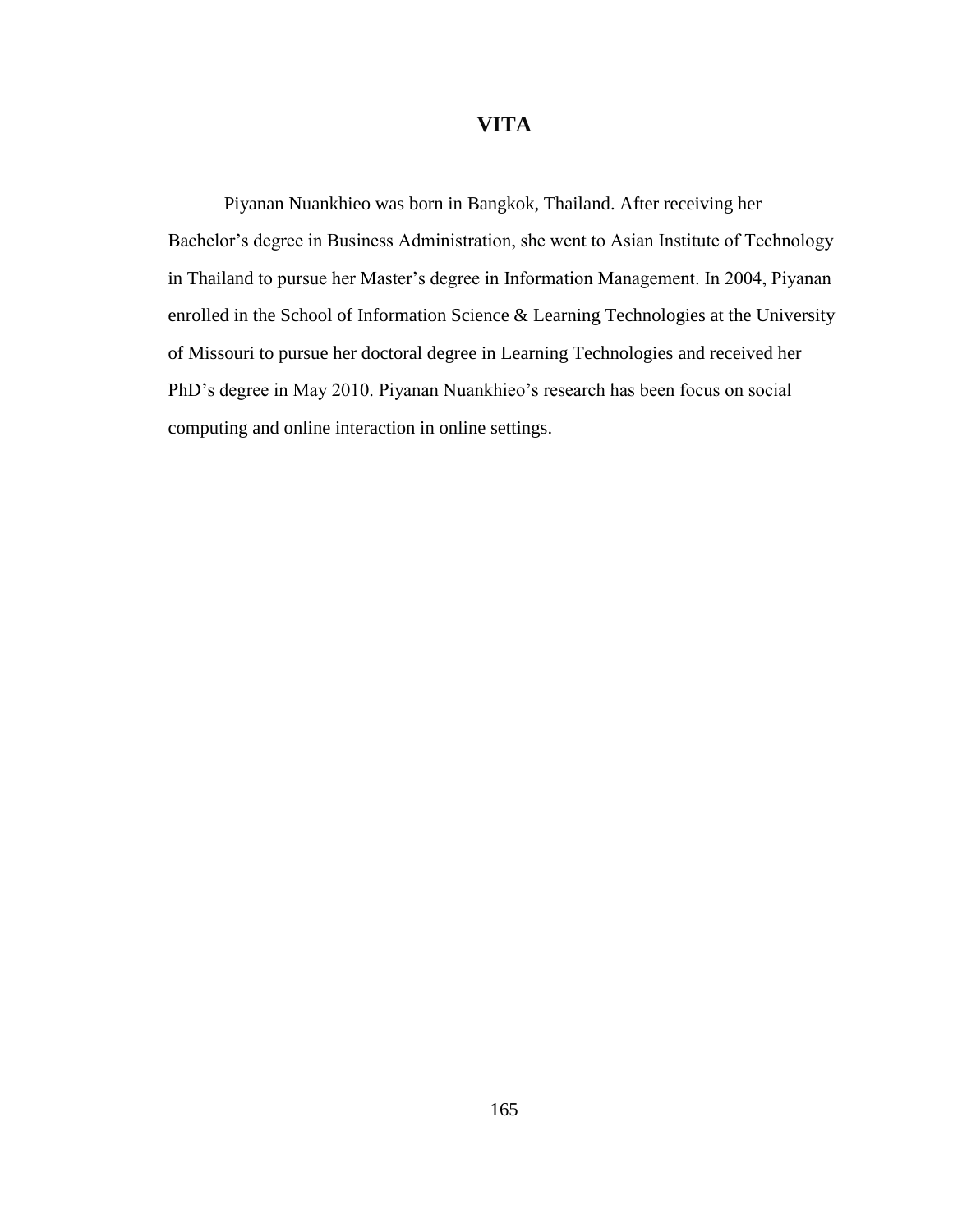# VITA

Piyanan Nuankhieo was born in Bangkok, Thailand. After receiving her Bachelor's degree in Business Administration, she went to Asian Institute of Technology in Thailand to pursue her Master's degree in Information Management. In 2004, Piyanan enrolled in the School of Information Science & Learning Technologies at the University of Missouri to pursue her doctoral degree in Learning Technologies and received her PhD's degree in May 2010. Piyanan Nuankhieo's research has been focus on social computing and online interaction in online settings.